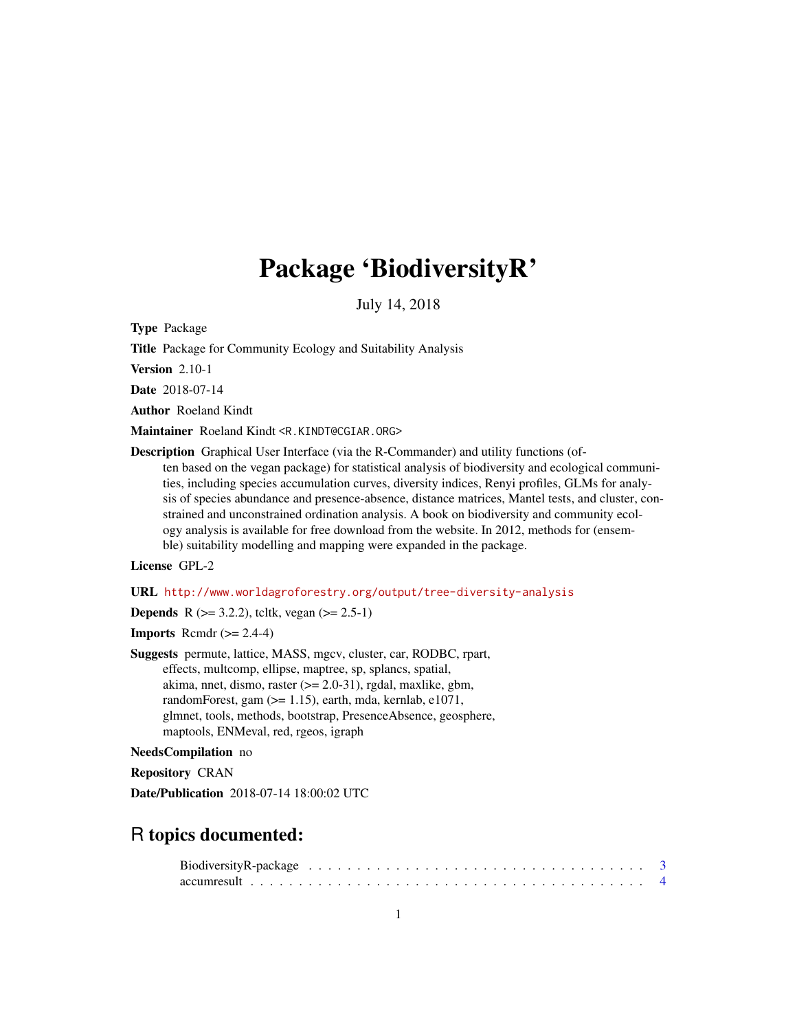# Package 'BiodiversityR'

July 14, 2018

**Type** Package

**Title** Package for Community Ecology and Suitability Analysis

**Version** 2.10-1

**Date** 2018-07-14

**Author** Roeland Kindt

**Maintainer** Roeland Kindt <R.KINDT@CGIAR.ORG>

**Description** Graphical User Interface (via the R-Commander) and utility functions (often based on the vegan package) for statistical analysis of biodiversity and ecological communities, including species accumulation curves, diversity indices, Renyi profiles, GLMs for analysis of species abundance and presence-absence, distance matrices, Mantel tests, and cluster, constrained and unconstrained ordination analysis. A book on biodiversity and community ecology analysis is available for free download from the website. In 2012, methods for (ensemble) suitability modelling and mapping were expanded in the package.

**License** GPL-2

**URL** http://www.worldagroforestry.org/output/tree-diversity-analysis

**Depends** R (>= 3.2.2), tcltk, vegan (>= 2.5-1)

**Imports** Rcmdr (>= 2.4-4)

**Suggests** permute, lattice, MASS, mgcv, cluster, car, RODBC, rpart, effects, multcomp, ellipse, maptree, sp, splancs, spatial, akima, nnet, dismo, raster (>= 2.0-31), rgdal, maxlike, gbm, randomForest, gam (>= 1.15), earth, mda, kernlab, e1071, glmnet, tools, methods, bootstrap, PresenceAbsence, geosphere, maptools, ENMeval, red, rgeos, igraph

**NeedsCompilation** no

**Repository** CRAN

**Date/Publication** 2018-07-14 18:00:02 UTC

## R topics documented:

BiodiversityR-package . . . . . . . . . . . . . . . . . . . . . . . . . . . . . . . . . . 3
accumresult . . . . . . . . . . . . . . . . . . . . . . . . . . . . . . . . . . . . . . . . 4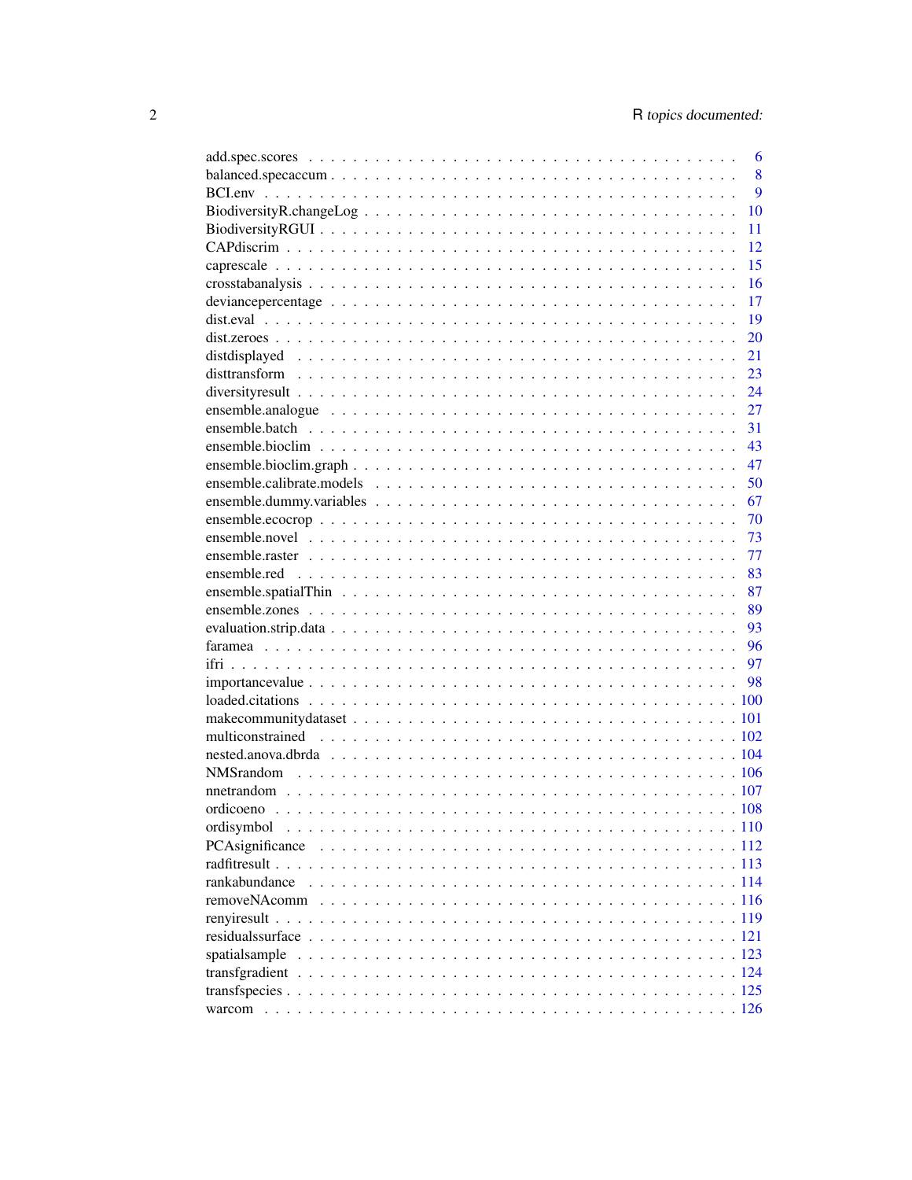| | |
|---|---|
| add.spec.scores | 6 |
| balanced.specaccum | 8 |
| BCI.env | 9 |
| BiodiversityR.changeLog | 10 |
| BiodiversityRGUI | 11 |
| CAPdiscrim | 12 |
| caprescale | 15 |
| crosstabanalysis | 16 |
| deviancepercentage | 17 |
| dist.eval | 19 |
| dist.zeroes | 20 |
| distdisplayed | 21 |
| disttransform | 23 |
| diversityresult | 24 |
| ensemble.analogue | 27 |
| ensemble.batch | 31 |
| ensemble.bioclim | 43 |
| ensemble.bioclim.graph | 47 |
| ensemble.calibrate.models | 50 |
| ensemble.dummy.variables | 67 |
| ensemble.ecocrop | 70 |
| ensemble.novel | 73 |
| ensemble.raster | 77 |
| ensemble.red | 83 |
| ensemble.spatialThin | 87 |
| ensemble.zones | 89 |
| evaluation.strip.data | 93 |
| faramea | 96 |
| ifri | 97 |
| importancevalue | 98 |
| loaded.citations | 100 |
| makecommunitydataset | 101 |
| multiconstrained | 102 |
| nested.anova.dbrda | 104 |
| NMSrandom | 106 |
| nnetrandom | 107 |
| ordicoeno | 108 |
| ordisymbol | 110 |
| PCAsignificance | 112 |
| radfitresult | 113 |
| rankabundance | 114 |
| removeNAcomm | 116 |
| renyiresult | 119 |
| residualssurface | 121 |
| spatialsample | 123 |
| transfgradient | 124 |
| transfspecies | 125 |
| warcom | 126 |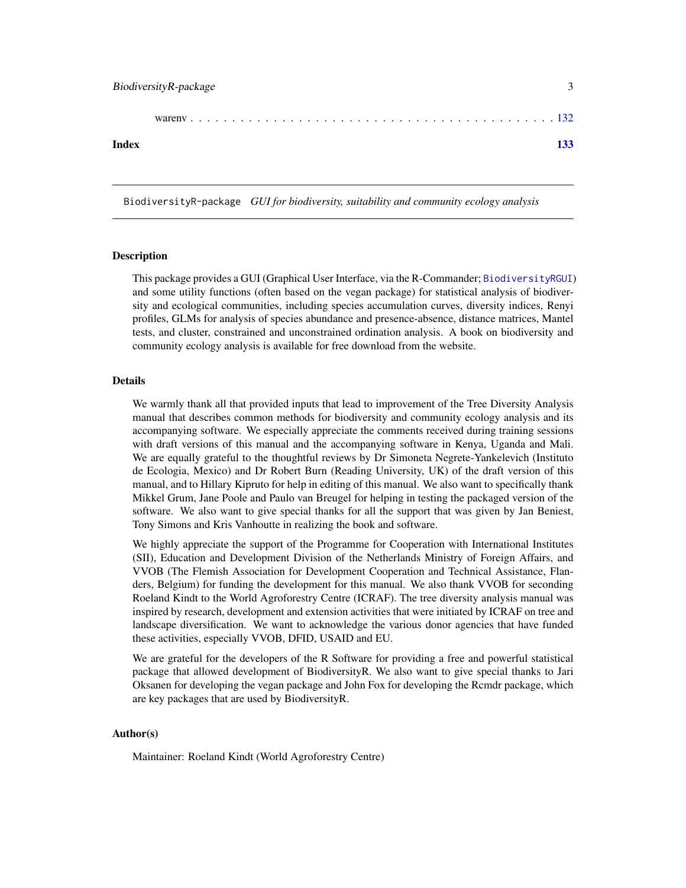warenv . . . . . . . . . . . . . . . . . . . . . . . . . . . . . . . . . . . . . . . . . . . 132

**Index** **133**

---

BiodiversityR-package *GUI for biodiversity, suitability and community ecology analysis*

---

## Description

This package provides a GUI (Graphical User Interface, via the R-Commander; BiodiversityRGUI) and some utility functions (often based on the vegan package) for statistical analysis of biodiversity and ecological communities, including species accumulation curves, diversity indices, Renyi profiles, GLMs for analysis of species abundance and presence-absence, distance matrices, Mantel tests, and cluster, constrained and unconstrained ordination analysis. A book on biodiversity and community ecology analysis is available for free download from the website.

## Details

We warmly thank all that provided inputs that lead to improvement of the Tree Diversity Analysis manual that describes common methods for biodiversity and community ecology analysis and its accompanying software. We especially appreciate the comments received during training sessions with draft versions of this manual and the accompanying software in Kenya, Uganda and Mali. We are equally grateful to the thoughtful reviews by Dr Simoneta Negrete-Yankelevich (Instituto de Ecologia, Mexico) and Dr Robert Burn (Reading University, UK) of the draft version of this manual, and to Hillary Kipruto for help in editing of this manual. We also want to specifically thank Mikkel Grum, Jane Poole and Paulo van Breugel for helping in testing the packaged version of the software. We also want to give special thanks for all the support that was given by Jan Beniest, Tony Simons and Kris Vanhoutte in realizing the book and software.

We highly appreciate the support of the Programme for Cooperation with International Institutes (SII), Education and Development Division of the Netherlands Ministry of Foreign Affairs, and VVOB (The Flemish Association for Development Cooperation and Technical Assistance, Flanders, Belgium) for funding the development for this manual. We also thank VVOB for seconding Roeland Kindt to the World Agroforestry Centre (ICRAF). The tree diversity analysis manual was inspired by research, development and extension activities that were initiated by ICRAF on tree and landscape diversification. We want to acknowledge the various donor agencies that have funded these activities, especially VVOB, DFID, USAID and EU.

We are grateful for the developers of the R Software for providing a free and powerful statistical package that allowed development of BiodiversityR. We also want to give special thanks to Jari Oksanen for developing the vegan package and John Fox for developing the Rcmdr package, which are key packages that are used by BiodiversityR.

## Author(s)

Maintainer: Roeland Kindt (World Agroforestry Centre)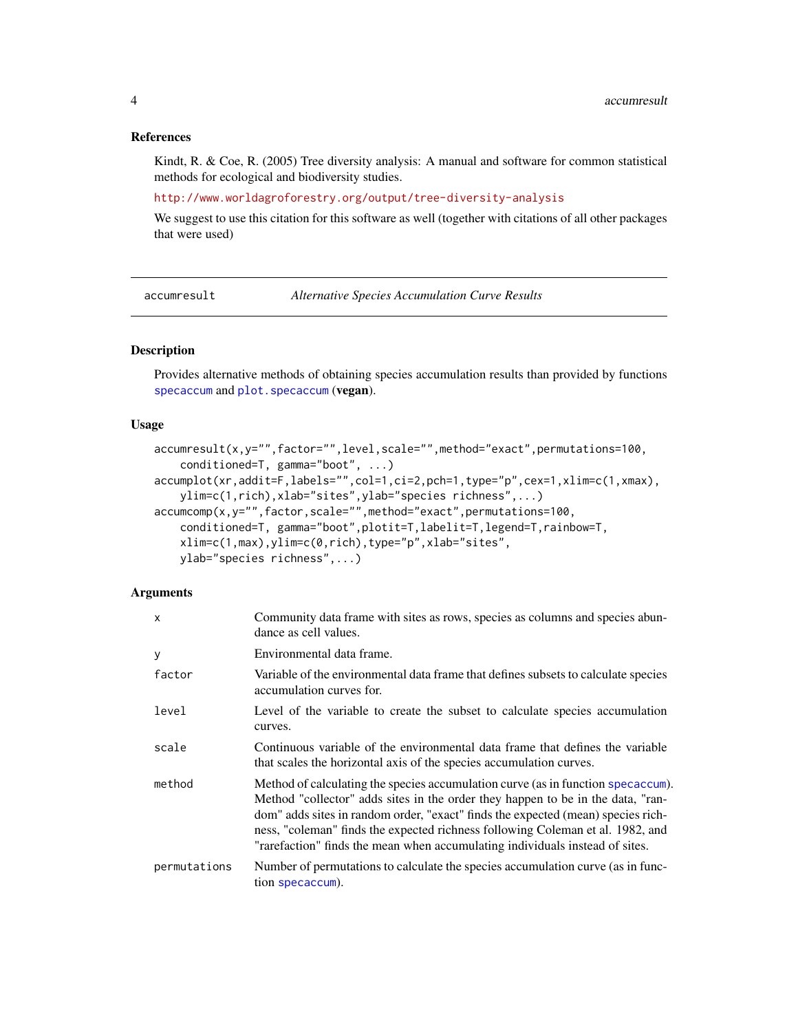### References

Kindt, R. & Coe, R. (2005) Tree diversity analysis: A manual and software for common statistical methods for ecological and biodiversity studies.

http://www.worldagroforestry.org/output/tree-diversity-analysis

We suggest to use this citation for this software as well (together with citations of all other packages that were used)

---

## accumresult — *Alternative Species Accumulation Curve Results*

---

### Description

Provides alternative methods of obtaining species accumulation results than provided by functions specaccum and plot.specaccum (**vegan**).

### Usage

```
accumresult(x,y="",factor="",level,scale="",method="exact",permutations=100,
    conditioned=T, gamma="boot", ...)
accumplot(xr,addit=F,labels="",col=1,ci=2,pch=1,type="p",cex=1,xlim=c(1,xmax),
    ylim=c(1,rich),xlab="sites",ylab="species richness",...)
accumcomp(x,y="",factor,scale="",method="exact",permutations=100,
    conditioned=T, gamma="boot",plotit=T,labelit=T,legend=T,rainbow=T,
    xlim=c(1,max),ylim=c(0,rich),type="p",xlab="sites",
    ylab="species richness",...)
```

### Arguments

| | |
|---|---|
| `x` | Community data frame with sites as rows, species as columns and species abundance as cell values. |
| `y` | Environmental data frame. |
| `factor` | Variable of the environmental data frame that defines subsets to calculate species accumulation curves for. |
| `level` | Level of the variable to create the subset to calculate species accumulation curves. |
| `scale` | Continuous variable of the environmental data frame that defines the variable that scales the horizontal axis of the species accumulation curves. |
| `method` | Method of calculating the species accumulation curve (as in function specaccum). Method "collector" adds sites in the order they happen to be in the data, "random" adds sites in random order, "exact" finds the expected (mean) species richness, "coleman" finds the expected richness following Coleman et al. 1982, and "rarefaction" finds the mean when accumulating individuals instead of sites. |
| `permutations` | Number of permutations to calculate the species accumulation curve (as in function specaccum). |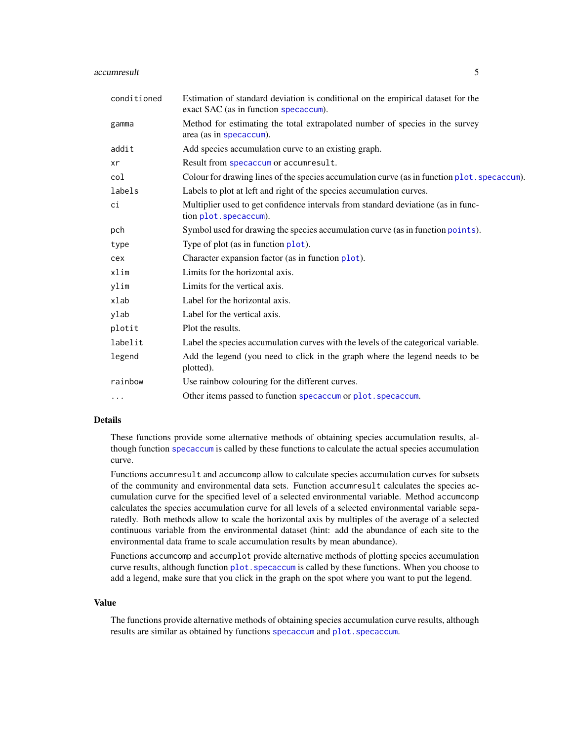| | |
|---|---|
| `conditioned` | Estimation of standard deviation is conditional on the empirical dataset for the exact SAC (as in function `specaccum`). |
| `gamma` | Method for estimating the total extrapolated number of species in the survey area (as in `specaccum`). |
| `addit` | Add species accumulation curve to an existing graph. |
| `xr` | Result from `specaccum` or `accumresult`. |
| `col` | Colour for drawing lines of the species accumulation curve (as in function `plot.specaccum`). |
| `labels` | Labels to plot at left and right of the species accumulation curves. |
| `ci` | Multiplier used to get confidence intervals from standard deviatione (as in function `plot.specaccum`). |
| `pch` | Symbol used for drawing the species accumulation curve (as in function `points`). |
| `type` | Type of plot (as in function `plot`). |
| `cex` | Character expansion factor (as in function `plot`). |
| `xlim` | Limits for the horizontal axis. |
| `ylim` | Limits for the vertical axis. |
| `xlab` | Label for the horizontal axis. |
| `ylab` | Label for the vertical axis. |
| `plotit` | Plot the results. |
| `labelit` | Label the species accumulation curves with the levels of the categorical variable. |
| `legend` | Add the legend (you need to click in the graph where the legend needs to be plotted). |
| `rainbow` | Use rainbow colouring for the different curves. |
| `...` | Other items passed to function `specaccum` or `plot.specaccum`. |

### Details

These functions provide some alternative methods of obtaining species accumulation results, although function `specaccum` is called by these functions to calculate the actual species accumulation curve.

Functions `accumresult` and `accumcomp` allow to calculate species accumulation curves for subsets of the community and environmental data sets. Function `accumresult` calculates the species accumulation curve for the specified level of a selected environmental variable. Method `accumcomp` calculates the species accumulation curve for all levels of a selected environmental variable separatedly. Both methods allow to scale the horizontal axis by multiples of the average of a selected continuous variable from the environmental dataset (hint: add the abundance of each site to the environmental data frame to scale accumulation results by mean abundance).

Functions `accumcomp` and `accumplot` provide alternative methods of plotting species accumulation curve results, although function `plot.specaccum` is called by these functions. When you choose to add a legend, make sure that you click in the graph on the spot where you want to put the legend.

### Value

The functions provide alternative methods of obtaining species accumulation curve results, although results are similar as obtained by functions `specaccum` and `plot.specaccum`.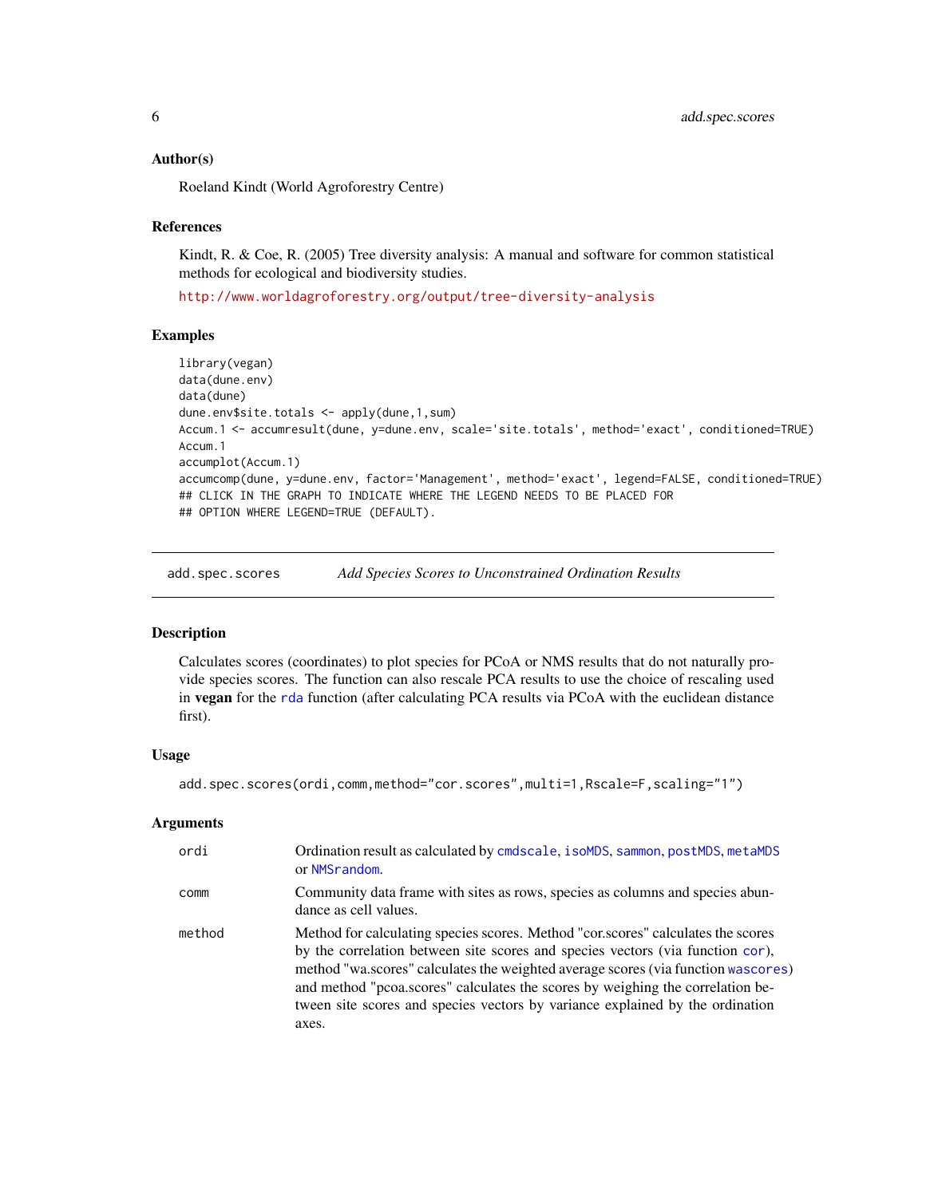### Author(s)

Roeland Kindt (World Agroforestry Centre)

### References

Kindt, R. & Coe, R. (2005) Tree diversity analysis: A manual and software for common statistical methods for ecological and biodiversity studies.

http://www.worldagroforestry.org/output/tree-diversity-analysis

### Examples

```
library(vegan)
data(dune.env)
data(dune)
dune.env$site.totals <- apply(dune,1,sum)
Accum.1 <- accumresult(dune, y=dune.env, scale='site.totals', method='exact', conditioned=TRUE)
Accum.1
accumplot(Accum.1)
accumcomp(dune, y=dune.env, factor='Management', method='exact', legend=FALSE, conditioned=TRUE)
## CLICK IN THE GRAPH TO INDICATE WHERE THE LEGEND NEEDS TO BE PLACED FOR
## OPTION WHERE LEGEND=TRUE (DEFAULT).
```

---

## add.spec.scores — *Add Species Scores to Unconstrained Ordination Results*

---

### Description

Calculates scores (coordinates) to plot species for PCoA or NMS results that do not naturally provide species scores. The function can also rescale PCA results to use the choice of rescaling used in **vegan** for the rda function (after calculating PCA results via PCoA with the euclidean distance first).

### Usage

```
add.spec.scores(ordi,comm,method="cor.scores",multi=1,Rscale=F,scaling="1")
```

### Arguments

| | |
|---|---|
| ordi | Ordination result as calculated by cmdscale, isoMDS, sammon, postMDS, metaMDS or NMSrandom. |
| comm | Community data frame with sites as rows, species as columns and species abundance as cell values. |
| method | Method for calculating species scores. Method "cor.scores" calculates the scores by the correlation between site scores and species vectors (via function cor), method "wa.scores" calculates the weighted average scores (via function wascores) and method "pcoa.scores" calculates the scores by weighing the correlation between site scores and species vectors by variance explained by the ordination axes. |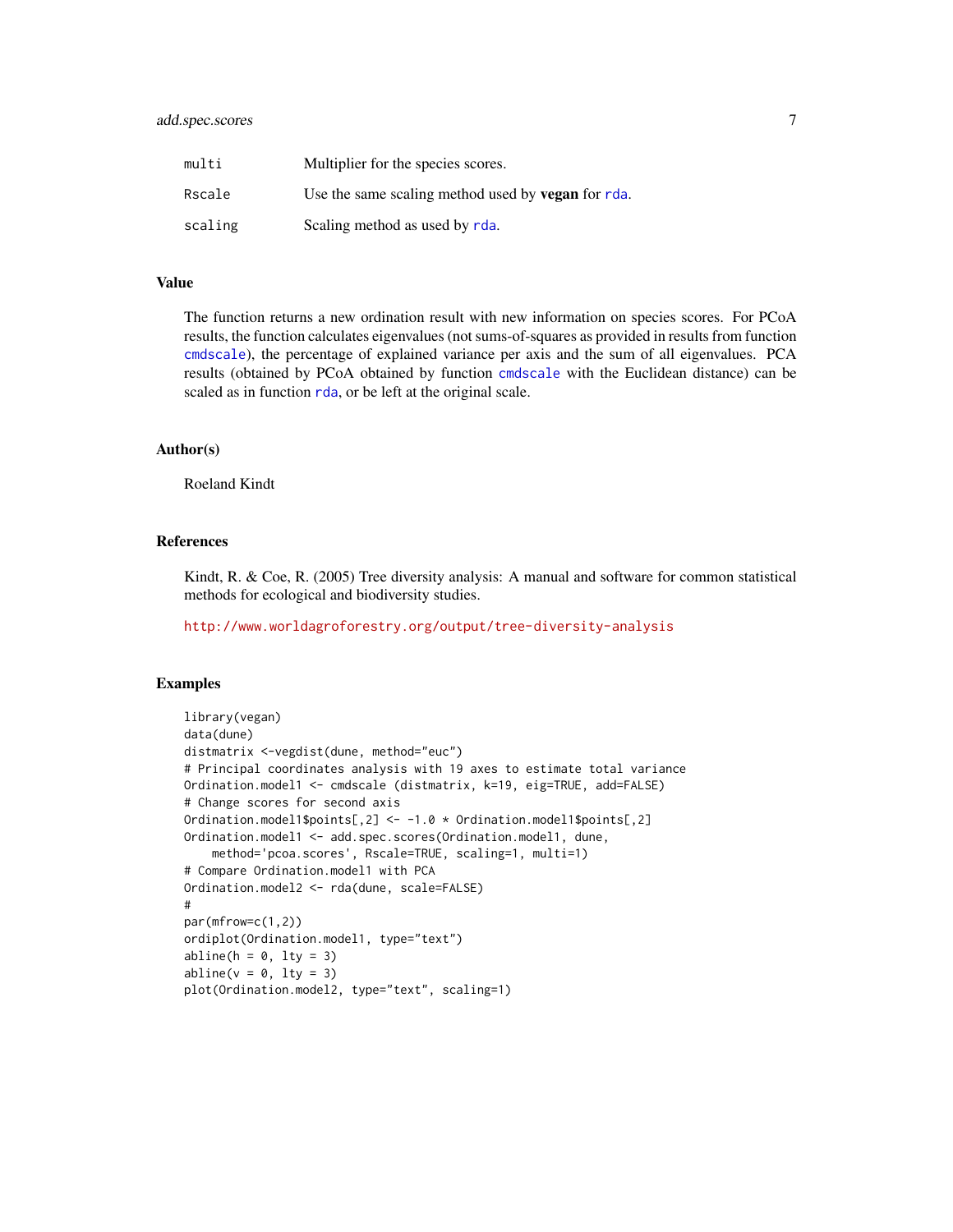| | |
|---|---|
| multi | Multiplier for the species scores. |
| Rscale | Use the same scaling method used by **vegan** for rda. |
| scaling | Scaling method as used by rda. |

### Value

The function returns a new ordination result with new information on species scores. For PCoA results, the function calculates eigenvalues (not sums-of-squares as provided in results from function cmdscale), the percentage of explained variance per axis and the sum of all eigenvalues. PCA results (obtained by PCoA obtained by function cmdscale with the Euclidean distance) can be scaled as in function rda, or be left at the original scale.

### Author(s)

Roeland Kindt

### References

Kindt, R. & Coe, R. (2005) Tree diversity analysis: A manual and software for common statistical methods for ecological and biodiversity studies.

http://www.worldagroforestry.org/output/tree-diversity-analysis

### Examples

```
library(vegan)
data(dune)
distmatrix <-vegdist(dune, method="euc")
# Principal coordinates analysis with 19 axes to estimate total variance
Ordination.model1 <- cmdscale (distmatrix, k=19, eig=TRUE, add=FALSE)
# Change scores for second axis
Ordination.model1$points[,2] <- -1.0 * Ordination.model1$points[,2]
Ordination.model1 <- add.spec.scores(Ordination.model1, dune,
    method='pcoa.scores', Rscale=TRUE, scaling=1, multi=1)
# Compare Ordination.model1 with PCA
Ordination.model2 <- rda(dune, scale=FALSE)
#
par(mfrow=c(1,2))
ordiplot(Ordination.model1, type="text")
abline(h = 0, lty = 3)
abline(v = 0, lty = 3)
plot(Ordination.model2, type="text", scaling=1)
```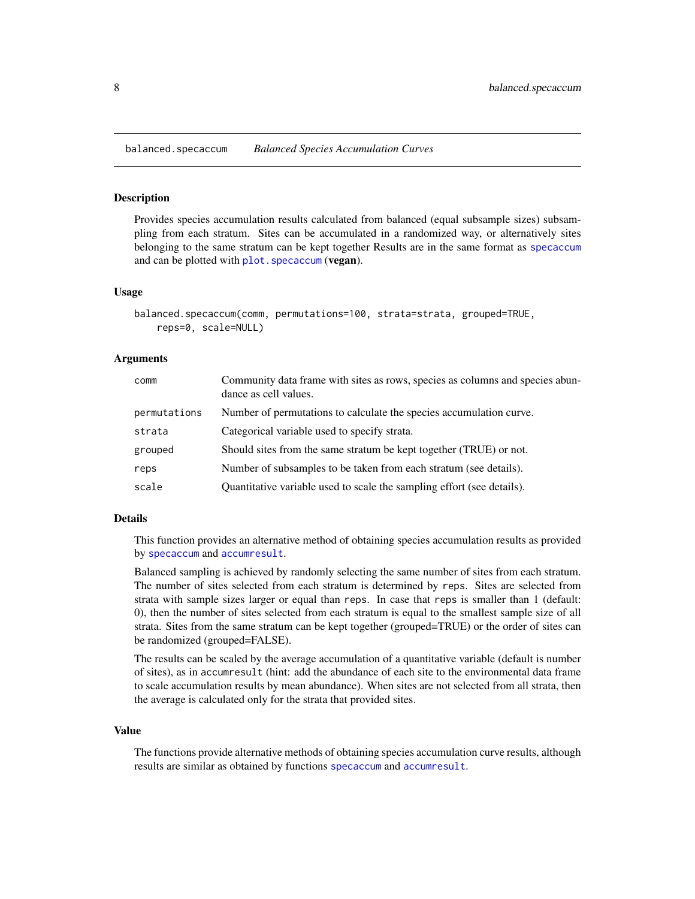balanced.specaccum *Balanced Species Accumulation Curves*

## Description

Provides species accumulation results calculated from balanced (equal subsample sizes) subsampling from each stratum. Sites can be accumulated in a randomized way, or alternatively sites belonging to the same stratum can be kept together Results are in the same format as `specaccum` and can be plotted with `plot.specaccum` (**vegan**).

## Usage

```
balanced.specaccum(comm, permutations=100, strata=strata, grouped=TRUE,
    reps=0, scale=NULL)
```

## Arguments

| | |
|---|---|
| `comm` | Community data frame with sites as rows, species as columns and species abundance as cell values. |
| `permutations` | Number of permutations to calculate the species accumulation curve. |
| `strata` | Categorical variable used to specify strata. |
| `grouped` | Should sites from the same stratum be kept together (TRUE) or not. |
| `reps` | Number of subsamples to be taken from each stratum (see details). |
| `scale` | Quantitative variable used to scale the sampling effort (see details). |

## Details

This function provides an alternative method of obtaining species accumulation results as provided by `specaccum` and `accumresult`.

Balanced sampling is achieved by randomly selecting the same number of sites from each stratum. The number of sites selected from each stratum is determined by `reps`. Sites are selected from strata with sample sizes larger or equal than `reps`. In case that `reps` is smaller than 1 (default: 0), then the number of sites selected from each stratum is equal to the smallest sample size of all strata. Sites from the same stratum can be kept together (grouped=TRUE) or the order of sites can be randomized (grouped=FALSE).

The results can be scaled by the average accumulation of a quantitative variable (default is number of sites), as in `accumresult` (hint: add the abundance of each site to the environmental data frame to scale accumulation results by mean abundance). When sites are not selected from all strata, then the average is calculated only for the strata that provided sites.

## Value

The functions provide alternative methods of obtaining species accumulation curve results, although results are similar as obtained by functions `specaccum` and `accumresult`.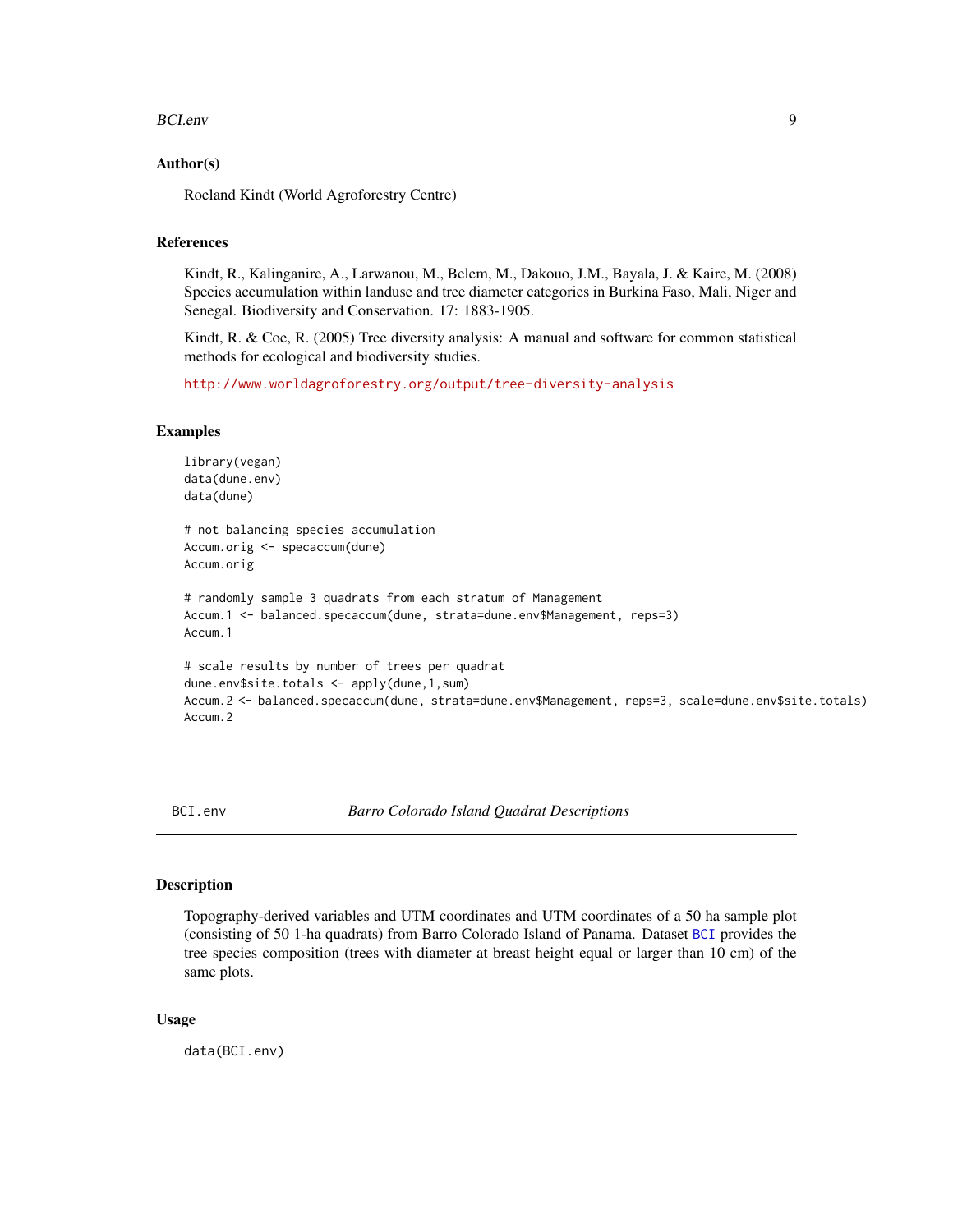### Author(s)

Roeland Kindt (World Agroforestry Centre)

### References

Kindt, R., Kalinganire, A., Larwanou, M., Belem, M., Dakouo, J.M., Bayala, J. & Kaire, M. (2008) Species accumulation within landuse and tree diameter categories in Burkina Faso, Mali, Niger and Senegal. Biodiversity and Conservation. 17: 1883-1905.

Kindt, R. & Coe, R. (2005) Tree diversity analysis: A manual and software for common statistical methods for ecological and biodiversity studies.

http://www.worldagroforestry.org/output/tree-diversity-analysis

### Examples

```
library(vegan)
data(dune.env)
data(dune)

# not balancing species accumulation
Accum.orig <- specaccum(dune)
Accum.orig

# randomly sample 3 quadrats from each stratum of Management
Accum.1 <- balanced.specaccum(dune, strata=dune.env$Management, reps=3)
Accum.1

# scale results by number of trees per quadrat
dune.env$site.totals <- apply(dune,1,sum)
Accum.2 <- balanced.specaccum(dune, strata=dune.env$Management, reps=3, scale=dune.env$site.totals)
Accum.2
```

---

## BCI.env *Barro Colorado Island Quadrat Descriptions*

### Description

Topography-derived variables and UTM coordinates and UTM coordinates of a 50 ha sample plot (consisting of 50 1-ha quadrats) from Barro Colorado Island of Panama. Dataset BCI provides the tree species composition (trees with diameter at breast height equal or larger than 10 cm) of the same plots.

### Usage

```
data(BCI.env)
```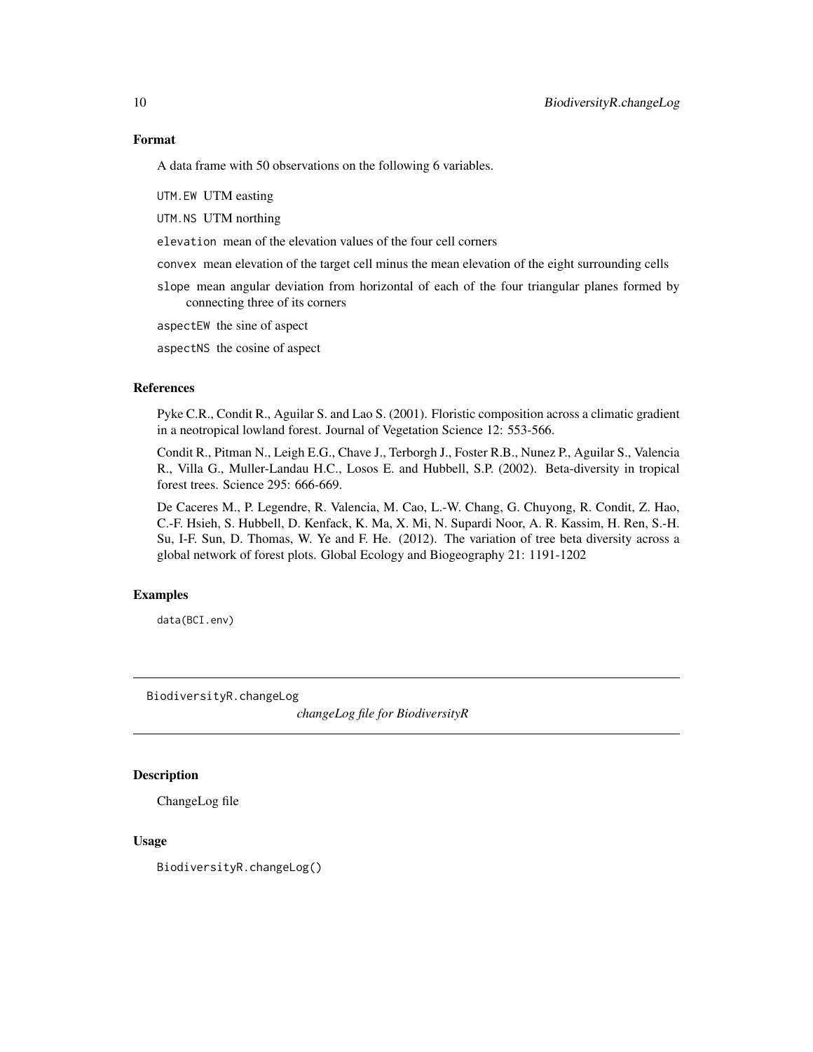### Format

A data frame with 50 observations on the following 6 variables.

`UTM.EW` UTM easting

`UTM.NS` UTM northing

`elevation` mean of the elevation values of the four cell corners

`convex` mean elevation of the target cell minus the mean elevation of the eight surrounding cells

`slope` mean angular deviation from horizontal of each of the four triangular planes formed by connecting three of its corners

`aspectEW` the sine of aspect

`aspectNS` the cosine of aspect

### References

Pyke C.R., Condit R., Aguilar S. and Lao S. (2001). Floristic composition across a climatic gradient in a neotropical lowland forest. Journal of Vegetation Science 12: 553-566.

Condit R., Pitman N., Leigh E.G., Chave J., Terborgh J., Foster R.B., Nunez P., Aguilar S., Valencia R., Villa G., Muller-Landau H.C., Losos E. and Hubbell, S.P. (2002). Beta-diversity in tropical forest trees. Science 295: 666-669.

De Caceres M., P. Legendre, R. Valencia, M. Cao, L.-W. Chang, G. Chuyong, R. Condit, Z. Hao, C.-F. Hsieh, S. Hubbell, D. Kenfack, K. Ma, X. Mi, N. Supardi Noor, A. R. Kassim, H. Ren, S.-H. Su, I-F. Sun, D. Thomas, W. Ye and F. He. (2012). The variation of tree beta diversity across a global network of forest plots. Global Ecology and Biogeography 21: 1191-1202

### Examples

```
data(BCI.env)
```

---

## BiodiversityR.changeLog — *changeLog file for BiodiversityR*

### Description

ChangeLog file

### Usage

```
BiodiversityR.changeLog()
```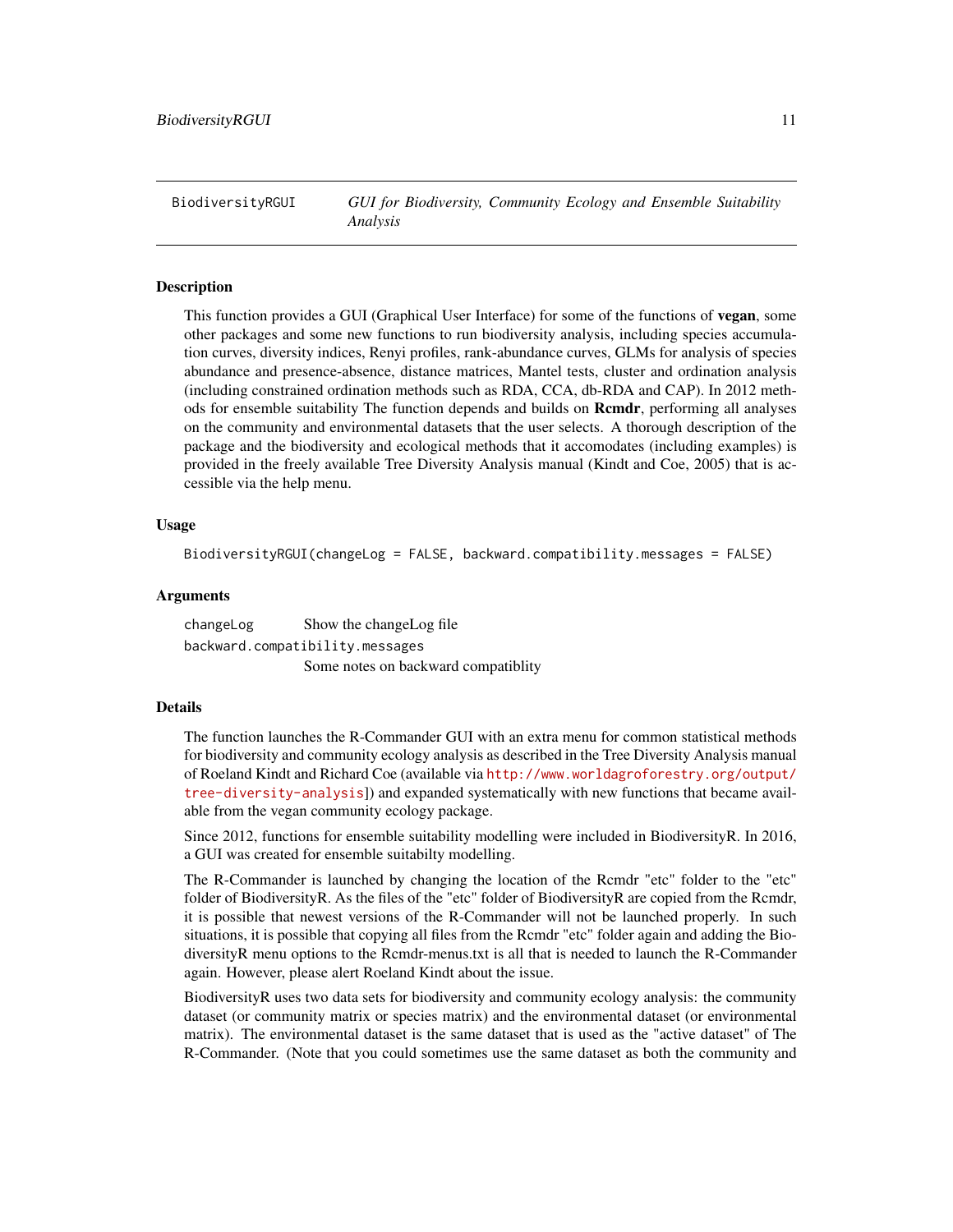## BiodiversityRGUI — *GUI for Biodiversity, Community Ecology and Ensemble Suitability Analysis*

### Description

This function provides a GUI (Graphical User Interface) for some of the functions of **vegan**, some other packages and some new functions to run biodiversity analysis, including species accumulation curves, diversity indices, Renyi profiles, rank-abundance curves, GLMs for analysis of species abundance and presence-absence, distance matrices, Mantel tests, cluster and ordination analysis (including constrained ordination methods such as RDA, CCA, db-RDA and CAP). In 2012 methods for ensemble suitability The function depends and builds on **Rcmdr**, performing all analyses on the community and environmental datasets that the user selects. A thorough description of the package and the biodiversity and ecological methods that it accomodates (including examples) is provided in the freely available Tree Diversity Analysis manual (Kindt and Coe, 2005) that is accessible via the help menu.

### Usage

```
BiodiversityRGUI(changeLog = FALSE, backward.compatibility.messages = FALSE)
```

### Arguments

| | |
|---|---|
| `changeLog` | Show the changeLog file |
| `backward.compatibility.messages` | Some notes on backward compatiblity |

### Details

The function launches the R-Commander GUI with an extra menu for common statistical methods for biodiversity and community ecology analysis as described in the Tree Diversity Analysis manual of Roeland Kindt and Richard Coe (available via http://www.worldagroforestry.org/output/tree-diversity-analysis]) and expanded systematically with new functions that became available from the vegan community ecology package.

Since 2012, functions for ensemble suitability modelling were included in BiodiversityR. In 2016, a GUI was created for ensemble suitabilty modelling.

The R-Commander is launched by changing the location of the Rcmdr "etc" folder to the "etc" folder of BiodiversityR. As the files of the "etc" folder of BiodiversityR are copied from the Rcmdr, it is possible that newest versions of the R-Commander will not be launched properly. In such situations, it is possible that copying all files from the Rcmdr "etc" folder again and adding the BiodiversityR menu options to the Rcmdr-menus.txt is all that is needed to launch the R-Commander again. However, please alert Roeland Kindt about the issue.

BiodiversityR uses two data sets for biodiversity and community ecology analysis: the community dataset (or community matrix or species matrix) and the environmental dataset (or environmental matrix). The environmental dataset is the same dataset that is used as the "active dataset" of The R-Commander. (Note that you could sometimes use the same dataset as both the community and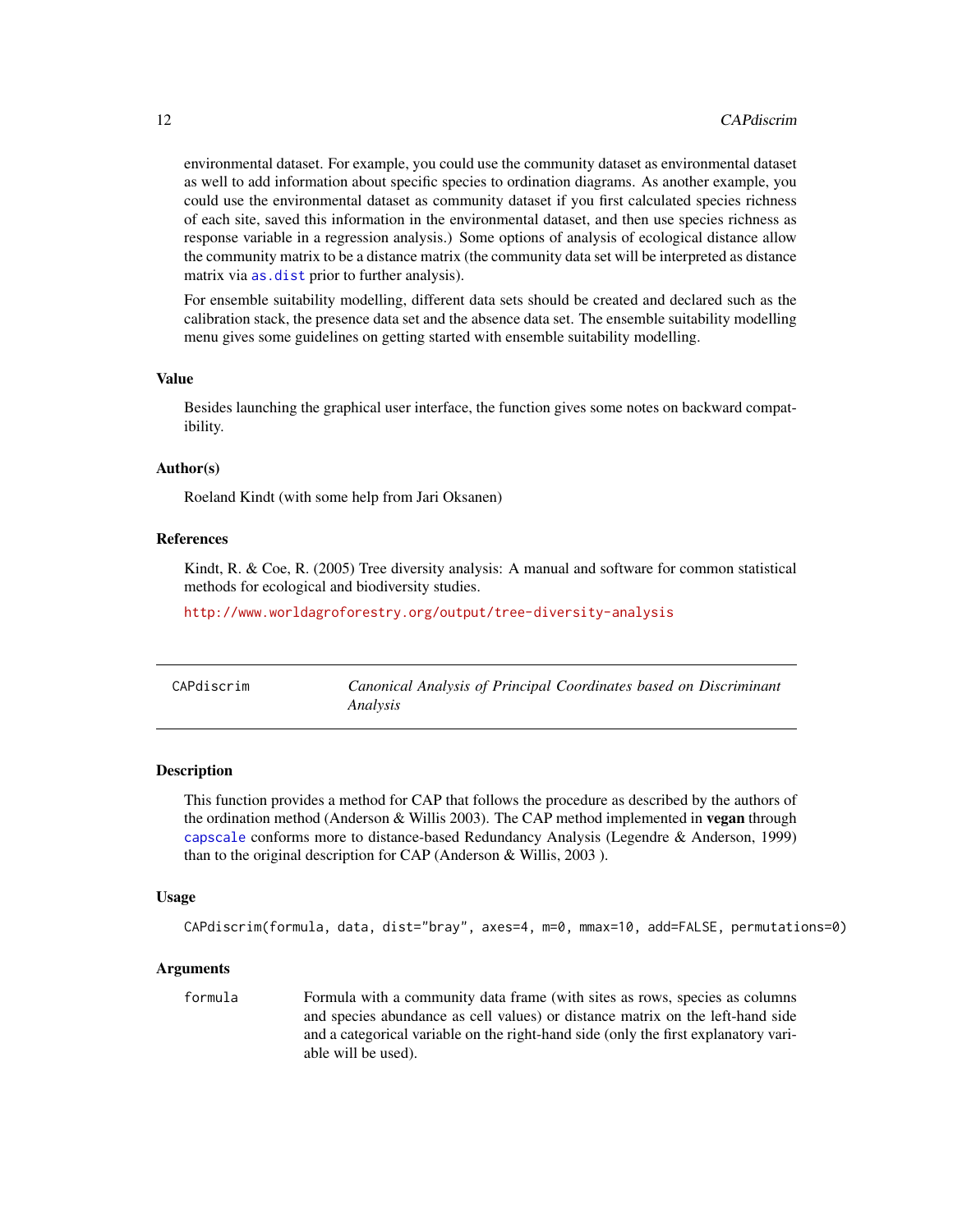environmental dataset. For example, you could use the community dataset as environmental dataset as well to add information about specific species to ordination diagrams. As another example, you could use the environmental dataset as community dataset if you first calculated species richness of each site, saved this information in the environmental dataset, and then use species richness as response variable in a regression analysis.) Some options of analysis of ecological distance allow the community matrix to be a distance matrix (the community data set will be interpreted as distance matrix via `as.dist` prior to further analysis).

For ensemble suitability modelling, different data sets should be created and declared such as the calibration stack, the presence data set and the absence data set. The ensemble suitability modelling menu gives some guidelines on getting started with ensemble suitability modelling.

### Value

Besides launching the graphical user interface, the function gives some notes on backward compatibility.

### Author(s)

Roeland Kindt (with some help from Jari Oksanen)

### References

Kindt, R. & Coe, R. (2005) Tree diversity analysis: A manual and software for common statistical methods for ecological and biodiversity studies.

http://www.worldagroforestry.org/output/tree-diversity-analysis

---

## CAPdiscrim — *Canonical Analysis of Principal Coordinates based on Discriminant Analysis*

### Description

This function provides a method for CAP that follows the procedure as described by the authors of the ordination method (Anderson & Willis 2003). The CAP method implemented in **vegan** through `capscale` conforms more to distance-based Redundancy Analysis (Legendre & Anderson, 1999) than to the original description for CAP (Anderson & Willis, 2003 ).

### Usage

```
CAPdiscrim(formula, data, dist="bray", axes=4, m=0, mmax=10, add=FALSE, permutations=0)
```

### Arguments

| | |
|---|---|
| `formula` | Formula with a community data frame (with sites as rows, species as columns and species abundance as cell values) or distance matrix on the left-hand side and a categorical variable on the right-hand side (only the first explanatory variable will be used). |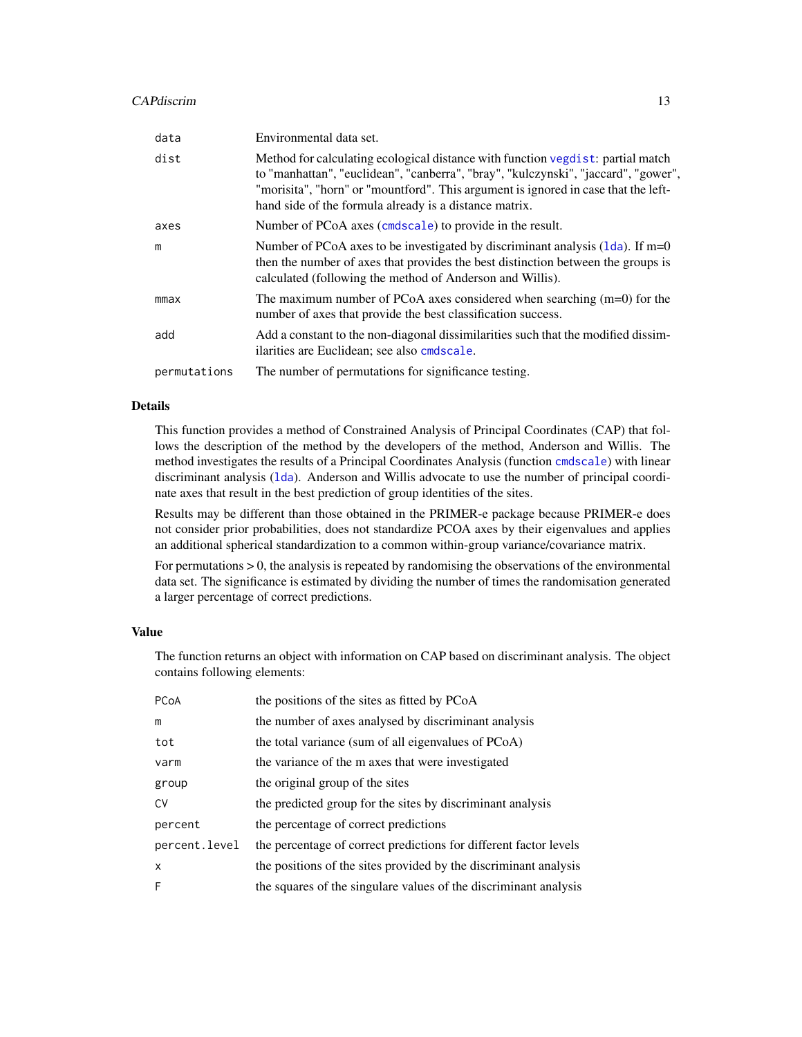| | |
|---|---|
| `data` | Environmental data set. |
| `dist` | Method for calculating ecological distance with function `vegdist`: partial match to "manhattan", "euclidean", "canberra", "bray", "kulczynski", "jaccard", "gower", "morisita", "horn" or "mountford". This argument is ignored in case that the left-hand side of the formula already is a distance matrix. |
| `axes` | Number of PCoA axes (`cmdscale`) to provide in the result. |
| `m` | Number of PCoA axes to be investigated by discriminant analysis (`lda`). If m=0 then the number of axes that provides the best distinction between the groups is calculated (following the method of Anderson and Willis). |
| `mmax` | The maximum number of PCoA axes considered when searching (m=0) for the number of axes that provide the best classification success. |
| `add` | Add a constant to the non-diagonal dissimilarities such that the modified dissimilarities are Euclidean; see also `cmdscale`. |
| `permutations` | The number of permutations for significance testing. |

## Details

This function provides a method of Constrained Analysis of Principal Coordinates (CAP) that follows the description of the method by the developers of the method, Anderson and Willis. The method investigates the results of a Principal Coordinates Analysis (function `cmdscale`) with linear discriminant analysis (`lda`). Anderson and Willis advocate to use the number of principal coordinate axes that result in the best prediction of group identities of the sites.

Results may be different than those obtained in the PRIMER-e package because PRIMER-e does not consider prior probabilities, does not standardize PCOA axes by their eigenvalues and applies an additional spherical standardization to a common within-group variance/covariance matrix.

For permutations > 0, the analysis is repeated by randomising the observations of the environmental data set. The significance is estimated by dividing the number of times the randomisation generated a larger percentage of correct predictions.

## Value

The function returns an object with information on CAP based on discriminant analysis. The object contains following elements:

| | |
|---|---|
| `PCoA` | the positions of the sites as fitted by PCoA |
| `m` | the number of axes analysed by discriminant analysis |
| `tot` | the total variance (sum of all eigenvalues of PCoA) |
| `varm` | the variance of the m axes that were investigated |
| `group` | the original group of the sites |
| `CV` | the predicted group for the sites by discriminant analysis |
| `percent` | the percentage of correct predictions |
| `percent.level` | the percentage of correct predictions for different factor levels |
| `x` | the positions of the sites provided by the discriminant analysis |
| `F` | the squares of the singulare values of the discriminant analysis |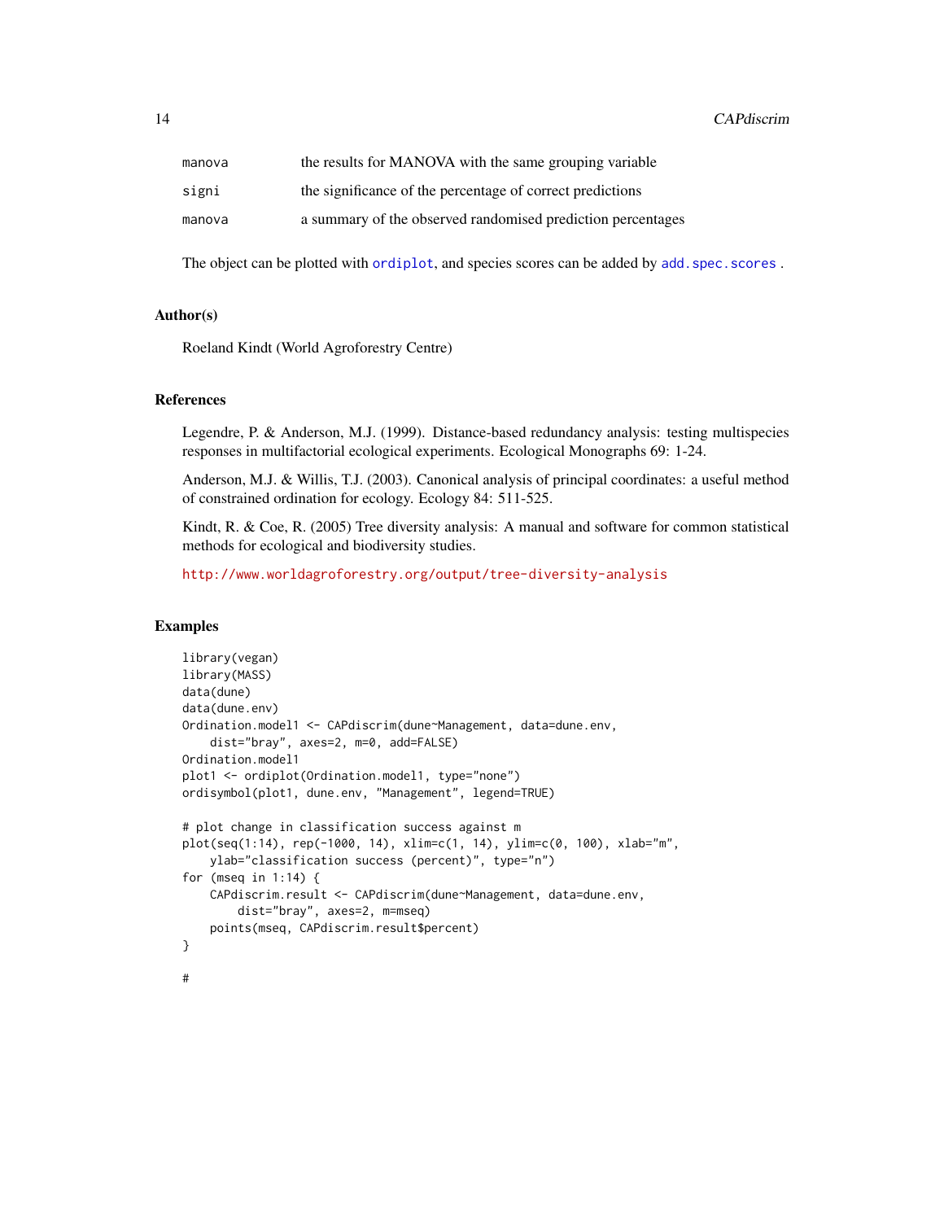| | |
|---|---|
| manova | the results for MANOVA with the same grouping variable |
| signi | the significance of the percentage of correct predictions |
| manova | a summary of the observed randomised prediction percentages |

The object can be plotted with `ordiplot`, and species scores can be added by `add.spec.scores` .

### Author(s)

Roeland Kindt (World Agroforestry Centre)

### References

Legendre, P. & Anderson, M.J. (1999). Distance-based redundancy analysis: testing multispecies responses in multifactorial ecological experiments. Ecological Monographs 69: 1-24.

Anderson, M.J. & Willis, T.J. (2003). Canonical analysis of principal coordinates: a useful method of constrained ordination for ecology. Ecology 84: 511-525.

Kindt, R. & Coe, R. (2005) Tree diversity analysis: A manual and software for common statistical methods for ecological and biodiversity studies.

http://www.worldagroforestry.org/output/tree-diversity-analysis

### Examples

```
library(vegan)
library(MASS)
data(dune)
data(dune.env)
Ordination.model1 <- CAPdiscrim(dune~Management, data=dune.env,
    dist="bray", axes=2, m=0, add=FALSE)
Ordination.model1
plot1 <- ordiplot(Ordination.model1, type="none")
ordisymbol(plot1, dune.env, "Management", legend=TRUE)

# plot change in classification success against m
plot(seq(1:14), rep(-1000, 14), xlim=c(1, 14), ylim=c(0, 100), xlab="m",
    ylab="classification success (percent)", type="n")
for (mseq in 1:14) {
    CAPdiscrim.result <- CAPdiscrim(dune~Management, data=dune.env,
        dist="bray", axes=2, m=mseq)
    points(mseq, CAPdiscrim.result$percent)
}

#
```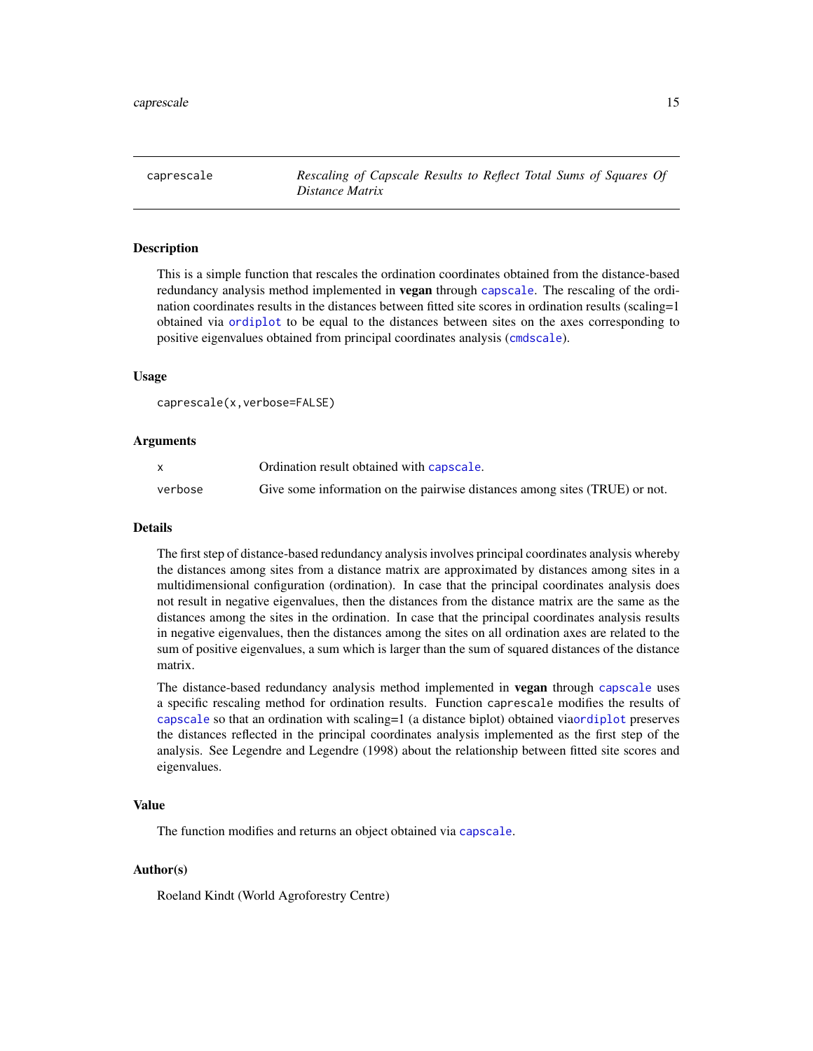## caprescale — *Rescaling of Capscale Results to Reflect Total Sums of Squares Of Distance Matrix*

### Description

This is a simple function that rescales the ordination coordinates obtained from the distance-based redundancy analysis method implemented in **vegan** through capscale. The rescaling of the ordination coordinates results in the distances between fitted site scores in ordination results (scaling=1 obtained via ordiplot to be equal to the distances between sites on the axes corresponding to positive eigenvalues obtained from principal coordinates analysis (cmdscale).

### Usage

```
caprescale(x,verbose=FALSE)
```

### Arguments

| | |
|---|---|
| x | Ordination result obtained with capscale. |
| verbose | Give some information on the pairwise distances among sites (TRUE) or not. |

### Details

The first step of distance-based redundancy analysis involves principal coordinates analysis whereby the distances among sites from a distance matrix are approximated by distances among sites in a multidimensional configuration (ordination). In case that the principal coordinates analysis does not result in negative eigenvalues, then the distances from the distance matrix are the same as the distances among the sites in the ordination. In case that the principal coordinates analysis results in negative eigenvalues, then the distances among the sites on all ordination axes are related to the sum of positive eigenvalues, a sum which is larger than the sum of squared distances of the distance matrix.

The distance-based redundancy analysis method implemented in **vegan** through capscale uses a specific rescaling method for ordination results. Function caprescale modifies the results of capscale so that an ordination with scaling=1 (a distance biplot) obtained viaordiplot preserves the distances reflected in the principal coordinates analysis implemented as the first step of the analysis. See Legendre and Legendre (1998) about the relationship between fitted site scores and eigenvalues.

### Value

The function modifies and returns an object obtained via capscale.

### Author(s)

Roeland Kindt (World Agroforestry Centre)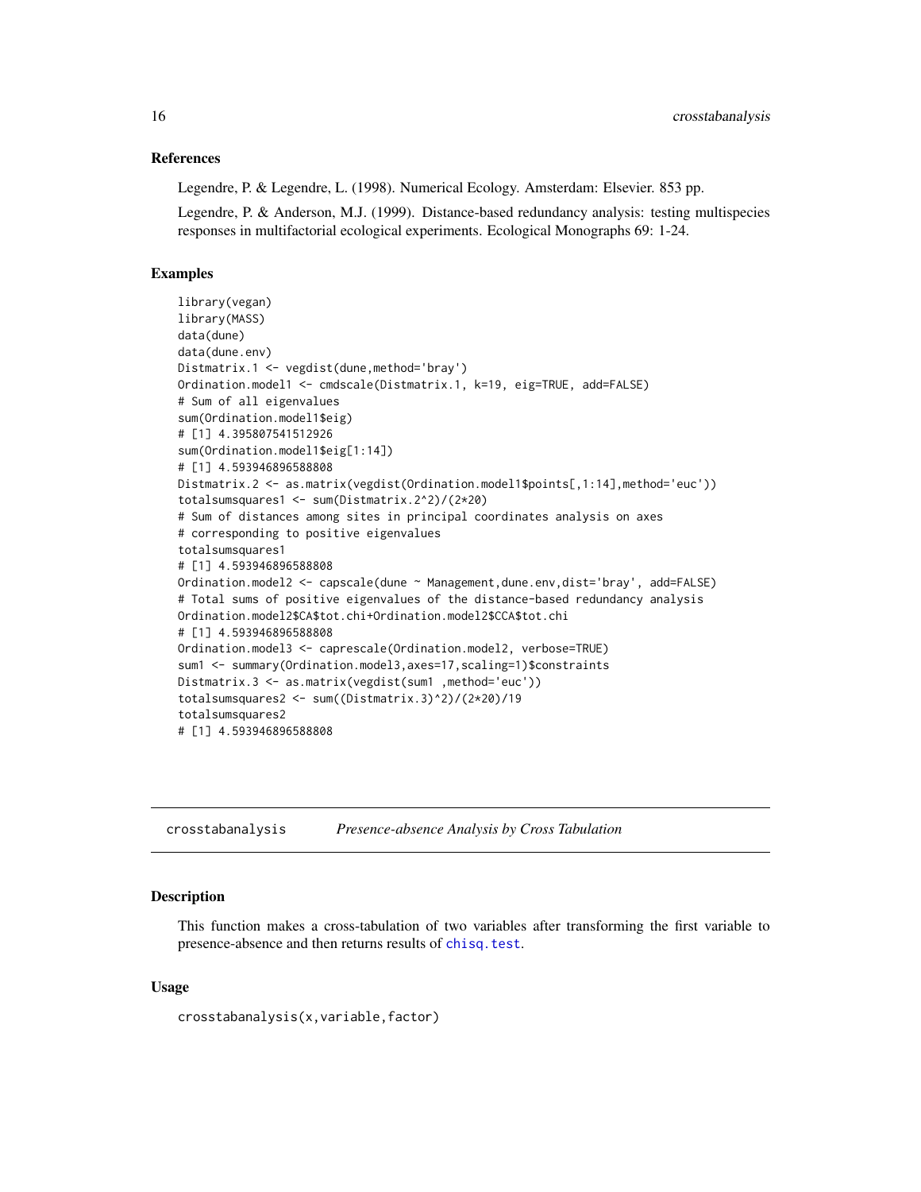### References

Legendre, P. & Legendre, L. (1998). Numerical Ecology. Amsterdam: Elsevier. 853 pp.

Legendre, P. & Anderson, M.J. (1999). Distance-based redundancy analysis: testing multispecies responses in multifactorial ecological experiments. Ecological Monographs 69: 1-24.

### Examples

```
library(vegan)
library(MASS)
data(dune)
data(dune.env)
Distmatrix.1 <- vegdist(dune,method='bray')
Ordination.model1 <- cmdscale(Distmatrix.1, k=19, eig=TRUE, add=FALSE)
# Sum of all eigenvalues
sum(Ordination.model1$eig)
# [1] 4.395807541512926
sum(Ordination.model1$eig[1:14])
# [1] 4.593946896588808
Distmatrix.2 <- as.matrix(vegdist(Ordination.model1$points[,1:14],method='euc'))
totalsumsquares1 <- sum(Distmatrix.2^2)/(2*20)
# Sum of distances among sites in principal coordinates analysis on axes
# corresponding to positive eigenvalues
totalsumsquares1
# [1] 4.593946896588808
Ordination.model2 <- capscale(dune ~ Management,dune.env,dist='bray', add=FALSE)
# Total sums of positive eigenvalues of the distance-based redundancy analysis
Ordination.model2$CA$tot.chi+Ordination.model2$CCA$tot.chi
# [1] 4.593946896588808
Ordination.model3 <- caprescale(Ordination.model2, verbose=TRUE)
sum1 <- summary(Ordination.model3,axes=17,scaling=1)$constraints
Distmatrix.3 <- as.matrix(vegdist(sum1 ,method='euc'))
totalsumsquares2 <- sum((Distmatrix.3)^2)/(2*20)/19
totalsumsquares2
# [1] 4.593946896588808
```

---

## crosstabanalysis *Presence-absence Analysis by Cross Tabulation*

### Description

This function makes a cross-tabulation of two variables after transforming the first variable to presence-absence and then returns results of `chisq.test`.

### Usage

```
crosstabanalysis(x,variable,factor)
```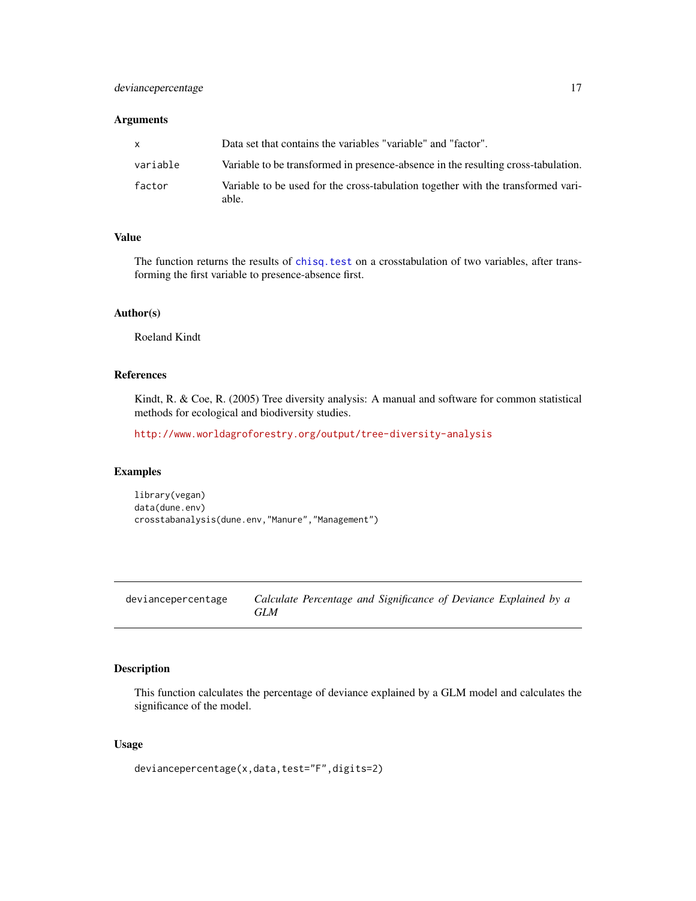### Arguments

| | |
|---|---|
| x | Data set that contains the variables "variable" and "factor". |
| variable | Variable to be transformed in presence-absence in the resulting cross-tabulation. |
| factor | Variable to be used for the cross-tabulation together with the transformed variable. |

### Value

The function returns the results of `chisq.test` on a crosstabulation of two variables, after transforming the first variable to presence-absence first.

### Author(s)

Roeland Kindt

### References

Kindt, R. & Coe, R. (2005) Tree diversity analysis: A manual and software for common statistical methods for ecological and biodiversity studies.

http://www.worldagroforestry.org/output/tree-diversity-analysis

### Examples

```
library(vegan)
data(dune.env)
crosstabanalysis(dune.env,"Manure","Management")
```

---

## deviancepercentage — *Calculate Percentage and Significance of Deviance Explained by a GLM*

---

### Description

This function calculates the percentage of deviance explained by a GLM model and calculates the significance of the model.

### Usage

```
deviancepercentage(x,data,test="F",digits=2)
```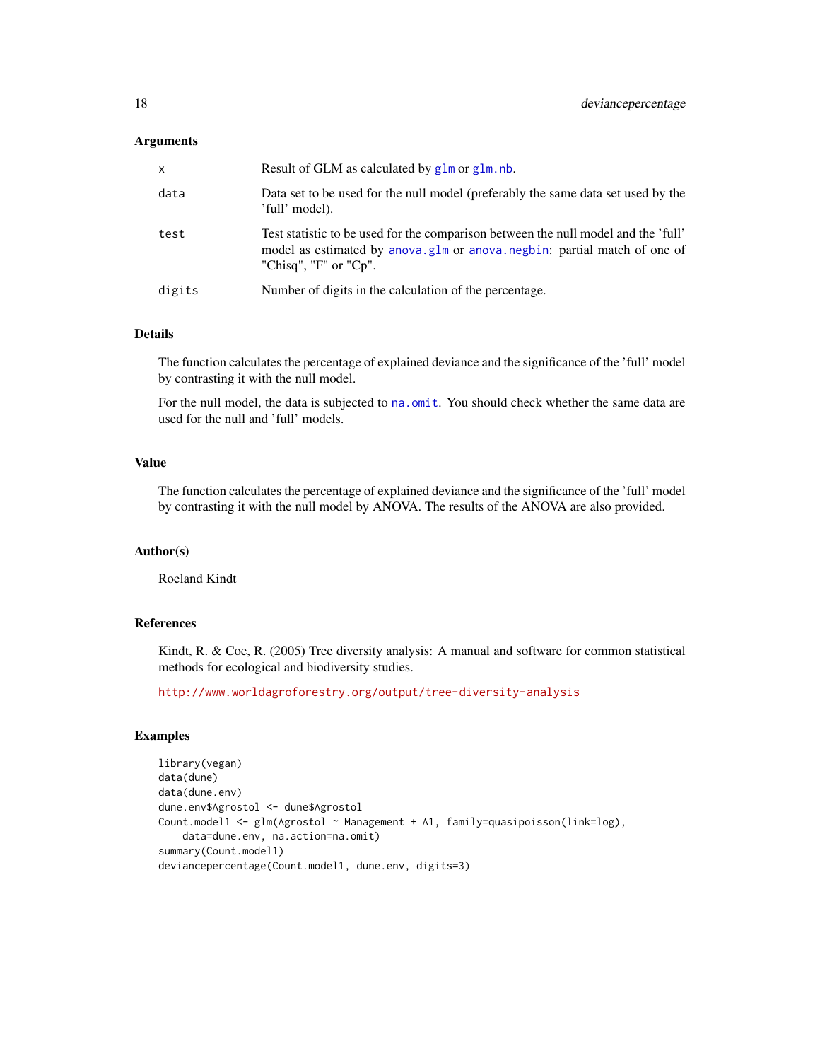### Arguments

| | |
|---|---|
| x | Result of GLM as calculated by glm or glm.nb. |
| data | Data set to be used for the null model (preferably the same data set used by the 'full' model). |
| test | Test statistic to be used for the comparison between the null model and the 'full' model as estimated by anova.glm or anova.negbin: partial match of one of "Chisq", "F" or "Cp". |
| digits | Number of digits in the calculation of the percentage. |

### Details

The function calculates the percentage of explained deviance and the significance of the 'full' model by contrasting it with the null model.

For the null model, the data is subjected to na.omit. You should check whether the same data are used for the null and 'full' models.

### Value

The function calculates the percentage of explained deviance and the significance of the 'full' model by contrasting it with the null model by ANOVA. The results of the ANOVA are also provided.

### Author(s)

Roeland Kindt

### References

Kindt, R. & Coe, R. (2005) Tree diversity analysis: A manual and software for common statistical methods for ecological and biodiversity studies.

http://www.worldagroforestry.org/output/tree-diversity-analysis

### Examples

```
library(vegan)
data(dune)
data(dune.env)
dune.env$Agrostol <- dune$Agrostol
Count.model1 <- glm(Agrostol ~ Management + A1, family=quasipoisson(link=log),
    data=dune.env, na.action=na.omit)
summary(Count.model1)
deviancepercentage(Count.model1, dune.env, digits=3)
```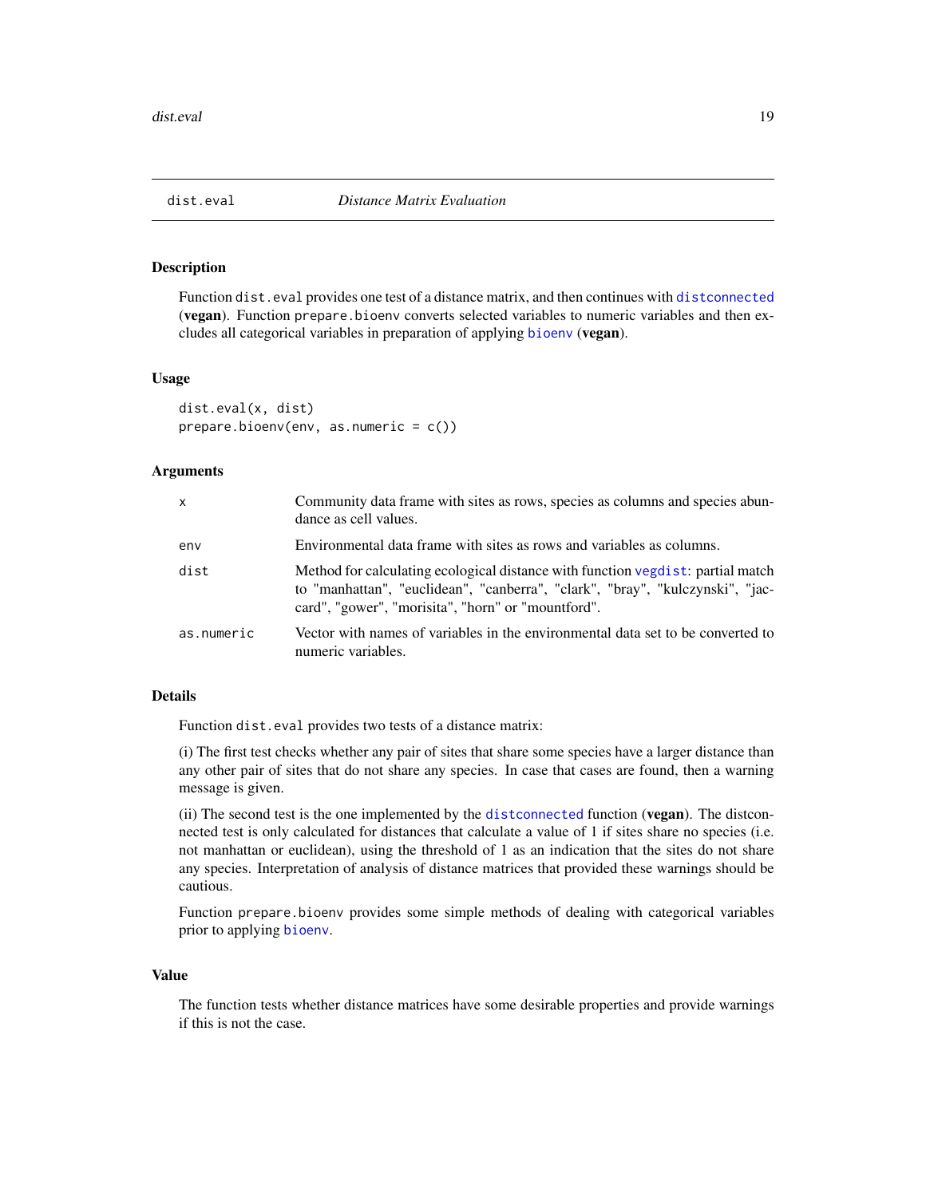## dist.eval — *Distance Matrix Evaluation*

### Description

Function `dist.eval` provides one test of a distance matrix, and then continues with `distconnected` (**vegan**). Function `prepare.bioenv` converts selected variables to numeric variables and then excludes all categorical variables in preparation of applying `bioenv` (**vegan**).

### Usage

```
dist.eval(x, dist)
prepare.bioenv(env, as.numeric = c())
```

### Arguments

| | |
|---|---|
| `x` | Community data frame with sites as rows, species as columns and species abundance as cell values. |
| `env` | Environmental data frame with sites as rows and variables as columns. |
| `dist` | Method for calculating ecological distance with function `vegdist`: partial match to "manhattan", "euclidean", "canberra", "clark", "bray", "kulczynski", "jaccard", "gower", "morisita", "horn" or "mountford". |
| `as.numeric` | Vector with names of variables in the environmental data set to be converted to numeric variables. |

### Details

Function `dist.eval` provides two tests of a distance matrix:

(i) The first test checks whether any pair of sites that share some species have a larger distance than any other pair of sites that do not share any species. In case that cases are found, then a warning message is given.

(ii) The second test is the one implemented by the `distconnected` function (**vegan**). The distconnected test is only calculated for distances that calculate a value of 1 if sites share no species (i.e. not manhattan or euclidean), using the threshold of 1 as an indication that the sites do not share any species. Interpretation of analysis of distance matrices that provided these warnings should be cautious.

Function `prepare.bioenv` provides some simple methods of dealing with categorical variables prior to applying `bioenv`.

### Value

The function tests whether distance matrices have some desirable properties and provide warnings if this is not the case.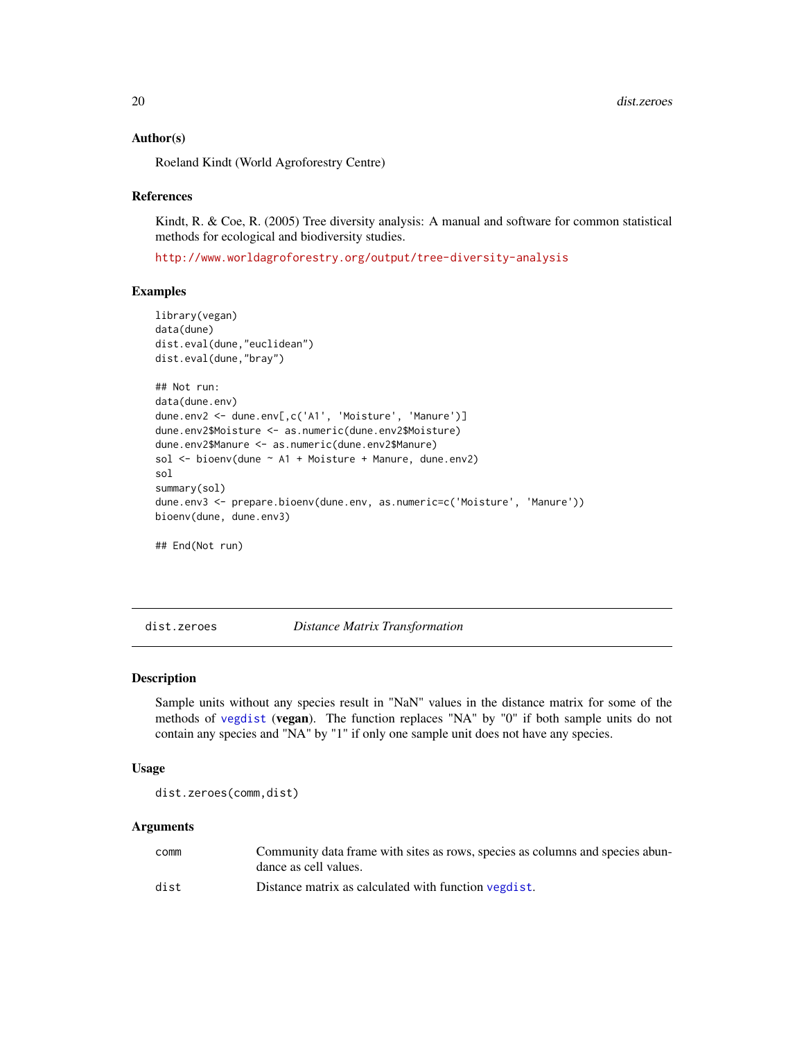### Author(s)

Roeland Kindt (World Agroforestry Centre)

### References

Kindt, R. & Coe, R. (2005) Tree diversity analysis: A manual and software for common statistical methods for ecological and biodiversity studies.

http://www.worldagroforestry.org/output/tree-diversity-analysis

### Examples

```
library(vegan)
data(dune)
dist.eval(dune,"euclidean")
dist.eval(dune,"bray")

## Not run:
data(dune.env)
dune.env2 <- dune.env[,c('A1', 'Moisture', 'Manure')]
dune.env2$Moisture <- as.numeric(dune.env2$Moisture)
dune.env2$Manure <- as.numeric(dune.env2$Manure)
sol <- bioenv(dune ~ A1 + Moisture + Manure, dune.env2)
sol
summary(sol)
dune.env3 <- prepare.bioenv(dune.env, as.numeric=c('Moisture', 'Manure'))
bioenv(dune, dune.env3)

## End(Not run)
```

---

## dist.zeroes *Distance Matrix Transformation*

### Description

Sample units without any species result in "NaN" values in the distance matrix for some of the methods of vegdist (**vegan**). The function replaces "NA" by "0" if both sample units do not contain any species and "NA" by "1" if only one sample unit does not have any species.

### Usage

```
dist.zeroes(comm,dist)
```

### Arguments

| | |
|---|---|
| comm | Community data frame with sites as rows, species as columns and species abundance as cell values. |
| dist | Distance matrix as calculated with function vegdist. |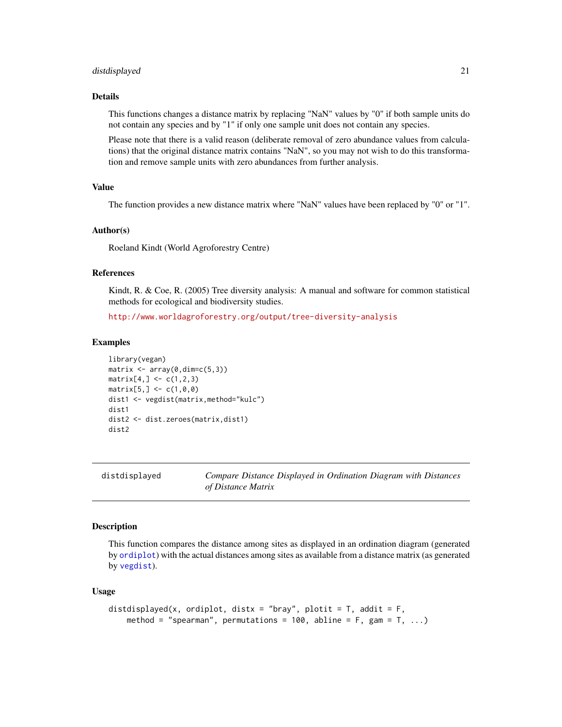### Details

This functions changes a distance matrix by replacing "NaN" values by "0" if both sample units do not contain any species and by "1" if only one sample unit does not contain any species.

Please note that there is a valid reason (deliberate removal of zero abundance values from calculations) that the original distance matrix contains "NaN", so you may not wish to do this transformation and remove sample units with zero abundances from further analysis.

### Value

The function provides a new distance matrix where "NaN" values have been replaced by "0" or "1".

### Author(s)

Roeland Kindt (World Agroforestry Centre)

### References

Kindt, R. & Coe, R. (2005) Tree diversity analysis: A manual and software for common statistical methods for ecological and biodiversity studies.

http://www.worldagroforestry.org/output/tree-diversity-analysis

### Examples

```
library(vegan)
matrix <- array(0,dim=c(5,3))
matrix[4,] <- c(1,2,3)
matrix[5,] <- c(1,0,0)
dist1 <- vegdist(matrix,method="kulc")
dist1
dist2 <- dist.zeroes(matrix,dist1)
dist2
```

---

## distdisplayed — *Compare Distance Displayed in Ordination Diagram with Distances of Distance Matrix*

### Description

This function compares the distance among sites as displayed in an ordination diagram (generated by ordiplot) with the actual distances among sites as available from a distance matrix (as generated by vegdist).

### Usage

```
distdisplayed(x, ordiplot, distx = "bray", plotit = T, addit = F,
    method = "spearman", permutations = 100, abline = F, gam = T, ...)
```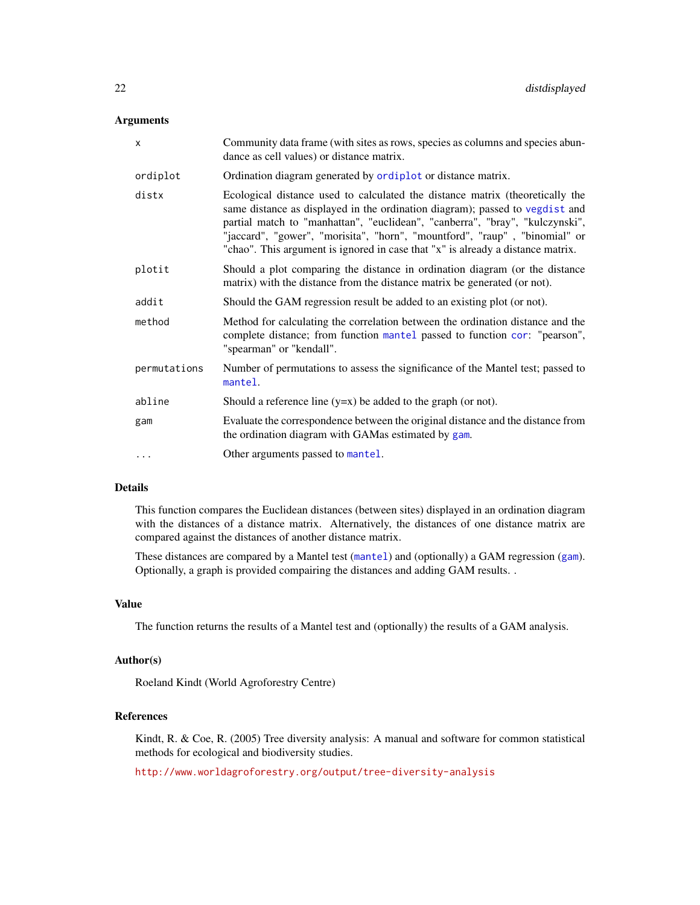## Arguments

| | |
|---|---|
| `x` | Community data frame (with sites as rows, species as columns and species abundance as cell values) or distance matrix. |
| `ordiplot` | Ordination diagram generated by `ordiplot` or distance matrix. |
| `distx` | Ecological distance used to calculated the distance matrix (theoretically the same distance as displayed in the ordination diagram); passed to `vegdist` and partial match to "manhattan", "euclidean", "canberra", "bray", "kulczynski", "jaccard", "gower", "morisita", "horn", "mountford", "raup" , "binomial" or "chao". This argument is ignored in case that "x" is already a distance matrix. |
| `plotit` | Should a plot comparing the distance in ordination diagram (or the distance matrix) with the distance from the distance matrix be generated (or not). |
| `addit` | Should the GAM regression result be added to an existing plot (or not). |
| `method` | Method for calculating the correlation between the ordination distance and the complete distance; from function `mantel` passed to function `cor`: "pearson", "spearman" or "kendall". |
| `permutations` | Number of permutations to assess the significance of the Mantel test; passed to `mantel`. |
| `abline` | Should a reference line (y=x) be added to the graph (or not). |
| `gam` | Evaluate the correspondence between the original distance and the distance from the ordination diagram with GAMas estimated by `gam`. |
| `...` | Other arguments passed to `mantel`. |

## Details

This function compares the Euclidean distances (between sites) displayed in an ordination diagram with the distances of a distance matrix. Alternatively, the distances of one distance matrix are compared against the distances of another distance matrix.

These distances are compared by a Mantel test (`mantel`) and (optionally) a GAM regression (`gam`). Optionally, a graph is provided compairing the distances and adding GAM results. .

## Value

The function returns the results of a Mantel test and (optionally) the results of a GAM analysis.

## Author(s)

Roeland Kindt (World Agroforestry Centre)

## References

Kindt, R. & Coe, R. (2005) Tree diversity analysis: A manual and software for common statistical methods for ecological and biodiversity studies.

http://www.worldagroforestry.org/output/tree-diversity-analysis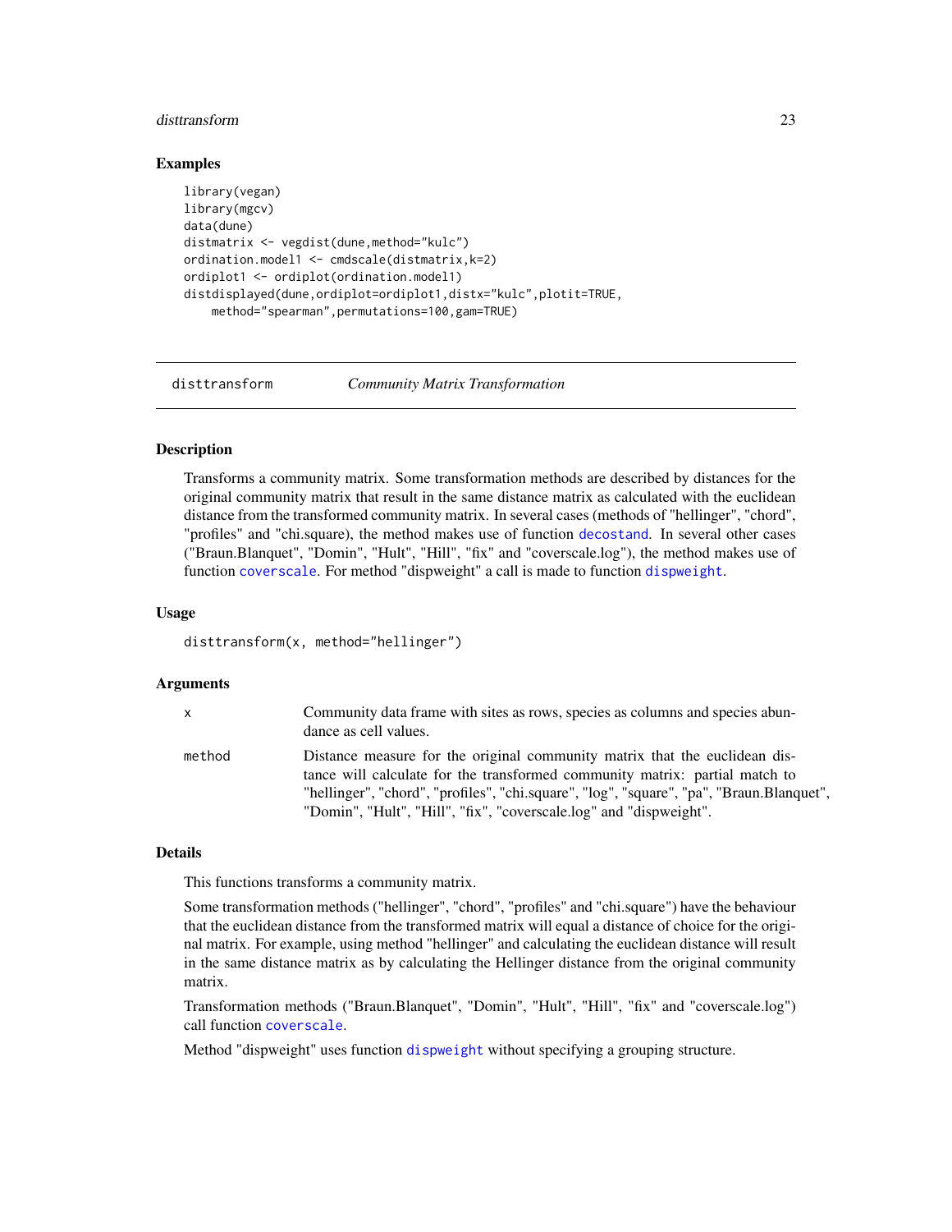## Examples

```
library(vegan)
library(mgcv)
data(dune)
distmatrix <- vegdist(dune,method="kulc")
ordination.model1 <- cmdscale(distmatrix,k=2)
ordiplot1 <- ordiplot(ordination.model1)
distdisplayed(dune,ordiplot=ordiplot1,distx="kulc",plotit=TRUE,
    method="spearman",permutations=100,gam=TRUE)
```

---

# distransform — *Community Matrix Transformation*

## Description

Transforms a community matrix. Some transformation methods are described by distances for the original community matrix that result in the same distance matrix as calculated with the euclidean distance from the transformed community matrix. In several cases (methods of "hellinger", "chord", "profiles" and "chi.square), the method makes use of function decostand. In several other cases ("Braun.Blanquet", "Domin", "Hult", "Hill", "fix" and "coverscale.log"), the method makes use of function coverscale. For method "dispweight" a call is made to function dispweight.

## Usage

```
disttransform(x, method="hellinger")
```

## Arguments

| | |
|---|---|
| x | Community data frame with sites as rows, species as columns and species abundance as cell values. |
| method | Distance measure for the original community matrix that the euclidean distance will calculate for the transformed community matrix: partial match to "hellinger", "chord", "profiles", "chi.square", "log", "square", "pa", "Braun.Blanquet", "Domin", "Hult", "Hill", "fix", "coverscale.log" and "dispweight". |

## Details

This functions transforms a community matrix.

Some transformation methods ("hellinger", "chord", "profiles" and "chi.square") have the behaviour that the euclidean distance from the transformed matrix will equal a distance of choice for the original matrix. For example, using method "hellinger" and calculating the euclidean distance will result in the same distance matrix as by calculating the Hellinger distance from the original community matrix.

Transformation methods ("Braun.Blanquet", "Domin", "Hult", "Hill", "fix" and "coverscale.log") call function coverscale.

Method "dispweight" uses function dispweight without specifying a grouping structure.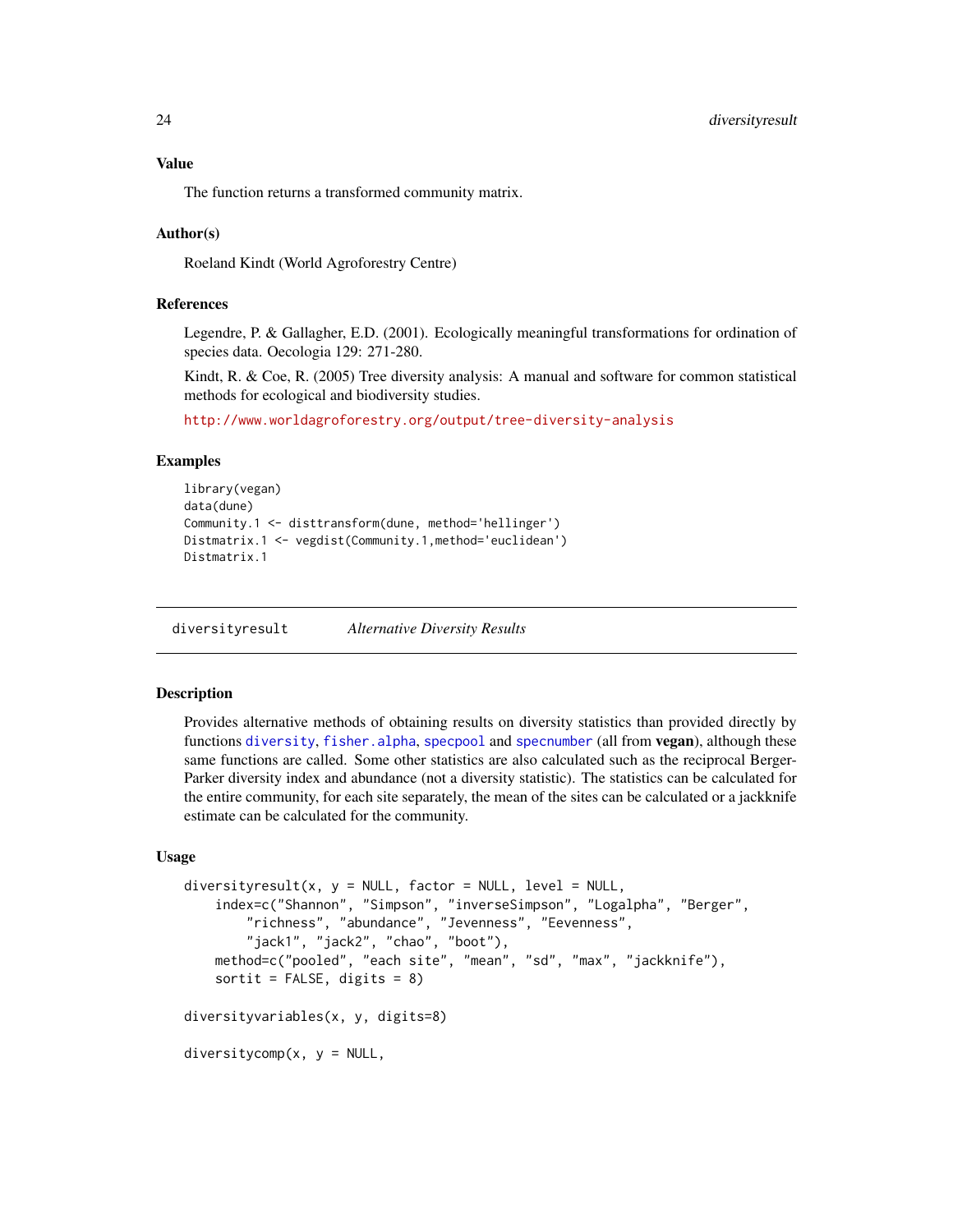### Value

The function returns a transformed community matrix.

### Author(s)

Roeland Kindt (World Agroforestry Centre)

### References

Legendre, P. & Gallagher, E.D. (2001). Ecologically meaningful transformations for ordination of species data. Oecologia 129: 271-280.

Kindt, R. & Coe, R. (2005) Tree diversity analysis: A manual and software for common statistical methods for ecological and biodiversity studies.

http://www.worldagroforestry.org/output/tree-diversity-analysis

### Examples

```
library(vegan)
data(dune)
Community.1 <- disttransform(dune, method='hellinger')
Distmatrix.1 <- vegdist(Community.1,method='euclidean')
Distmatrix.1
```

---

## diversityresult *Alternative Diversity Results*

### Description

Provides alternative methods of obtaining results on diversity statistics than provided directly by functions diversity, fisher.alpha, specpool and specnumber (all from **vegan**), although these same functions are called. Some other statistics are also calculated such as the reciprocal Berger-Parker diversity index and abundance (not a diversity statistic). The statistics can be calculated for the entire community, for each site separately, the mean of the sites can be calculated or a jackknife estimate can be calculated for the community.

### Usage

```
diversityresult(x, y = NULL, factor = NULL, level = NULL,
    index=c("Shannon", "Simpson", "inverseSimpson", "Logalpha", "Berger",
        "richness", "abundance", "Jevenness", "Eevenness",
        "jack1", "jack2", "chao", "boot"),
    method=c("pooled", "each site", "mean", "sd", "max", "jackknife"),
    sortit = FALSE, digits = 8)

diversityvariables(x, y, digits=8)

diversitycomp(x, y = NULL,
```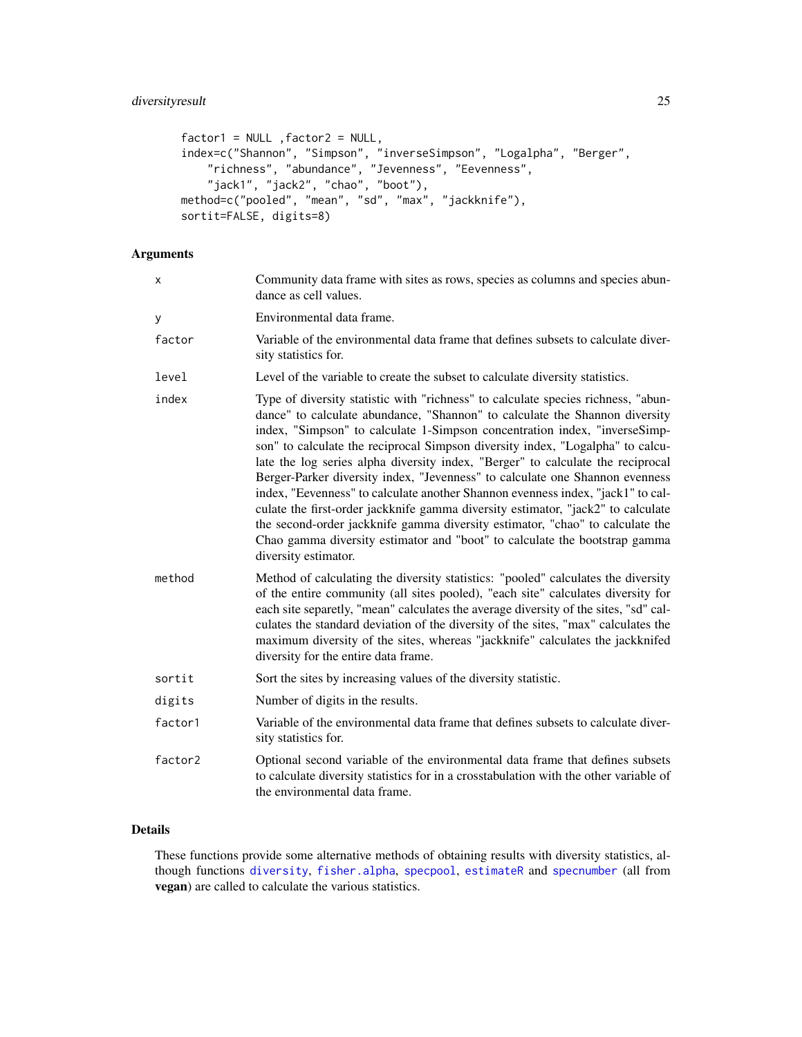```
    factor1 = NULL ,factor2 = NULL,
    index=c("Shannon", "Simpson", "inverseSimpson", "Logalpha", "Berger",
        "richness", "abundance", "Jevenness", "Eevenness",
        "jack1", "jack2", "chao", "boot"),
    method=c("pooled", "mean", "sd", "max", "jackknife"),
    sortit=FALSE, digits=8)
```

## Arguments

| | |
|---|---|
| `x` | Community data frame with sites as rows, species as columns and species abundance as cell values. |
| `y` | Environmental data frame. |
| `factor` | Variable of the environmental data frame that defines subsets to calculate diversity statistics for. |
| `level` | Level of the variable to create the subset to calculate diversity statistics. |
| `index` | Type of diversity statistic with "richness" to calculate species richness, "abundance" to calculate abundance, "Shannon" to calculate the Shannon diversity index, "Simpson" to calculate 1-Simpson concentration index, "inverseSimpson" to calculate the reciprocal Simpson diversity index, "Logalpha" to calculate the log series alpha diversity index, "Berger" to calculate the reciprocal Berger-Parker diversity index, "Jevenness" to calculate one Shannon evenness index, "Eevenness" to calculate another Shannon evenness index, "jack1" to calculate the first-order jackknife gamma diversity estimator, "jack2" to calculate the second-order jackknife gamma diversity estimator, "chao" to calculate the Chao gamma diversity estimator and "boot" to calculate the bootstrap gamma diversity estimator. |
| `method` | Method of calculating the diversity statistics: "pooled" calculates the diversity of the entire community (all sites pooled), "each site" calculates diversity for each site separetly, "mean" calculates the average diversity of the sites, "sd" calculates the standard deviation of the diversity of the sites, "max" calculates the maximum diversity of the sites, whereas "jackknife" calculates the jackknifed diversity for the entire data frame. |
| `sortit` | Sort the sites by increasing values of the diversity statistic. |
| `digits` | Number of digits in the results. |
| `factor1` | Variable of the environmental data frame that defines subsets to calculate diversity statistics for. |
| `factor2` | Optional second variable of the environmental data frame that defines subsets to calculate diversity statistics for in a crosstabulation with the other variable of the environmental data frame. |

## Details

These functions provide some alternative methods of obtaining results with diversity statistics, although functions `diversity`, `fisher.alpha`, `specpool`, `estimateR` and `specnumber` (all from **vegan**) are called to calculate the various statistics.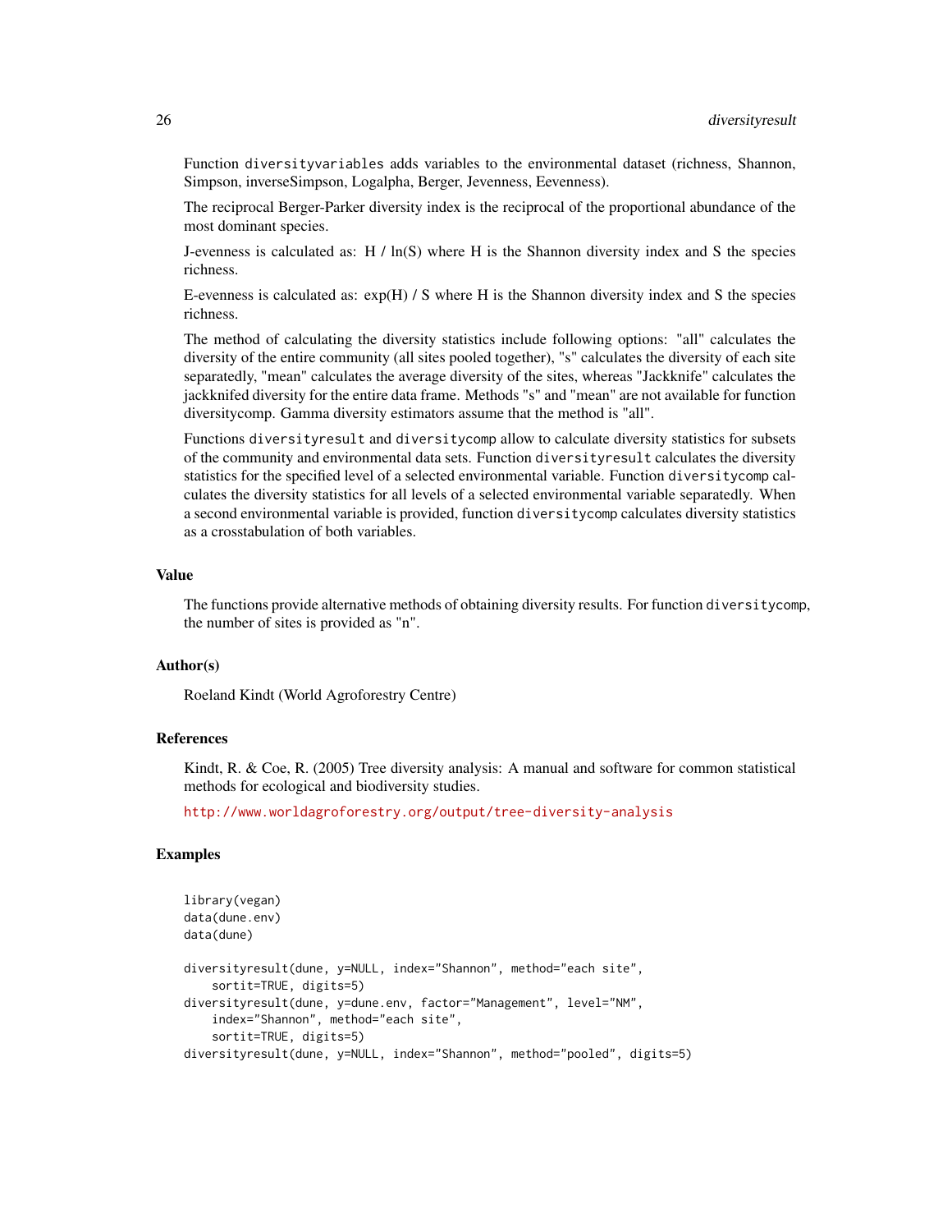Function diversityvariables adds variables to the environmental dataset (richness, Shannon, Simpson, inverseSimpson, Logalpha, Berger, Jevenness, Eevenness).

The reciprocal Berger-Parker diversity index is the reciprocal of the proportional abundance of the most dominant species.

J-evenness is calculated as: H / ln(S) where H is the Shannon diversity index and S the species richness.

E-evenness is calculated as: exp(H) / S where H is the Shannon diversity index and S the species richness.

The method of calculating the diversity statistics include following options: "all" calculates the diversity of the entire community (all sites pooled together), "s" calculates the diversity of each site separatedly, "mean" calculates the average diversity of the sites, whereas "Jackknife" calculates the jackknifed diversity for the entire data frame. Methods "s" and "mean" are not available for function diversitycomp. Gamma diversity estimators assume that the method is "all".

Functions diversityresult and diversitycomp allow to calculate diversity statistics for subsets of the community and environmental data sets. Function diversityresult calculates the diversity statistics for the specified level of a selected environmental variable. Function diversitycomp calculates the diversity statistics for all levels of a selected environmental variable separatedly. When a second environmental variable is provided, function diversitycomp calculates diversity statistics as a crosstabulation of both variables.

### Value

The functions provide alternative methods of obtaining diversity results. For function diversitycomp, the number of sites is provided as "n".

### Author(s)

Roeland Kindt (World Agroforestry Centre)

### References

Kindt, R. & Coe, R. (2005) Tree diversity analysis: A manual and software for common statistical methods for ecological and biodiversity studies.

http://www.worldagroforestry.org/output/tree-diversity-analysis

### Examples

```
library(vegan)
data(dune.env)
data(dune)

diversityresult(dune, y=NULL, index="Shannon", method="each site",
    sortit=TRUE, digits=5)
diversityresult(dune, y=dune.env, factor="Management", level="NM",
    index="Shannon", method="each site",
    sortit=TRUE, digits=5)
diversityresult(dune, y=NULL, index="Shannon", method="pooled", digits=5)
```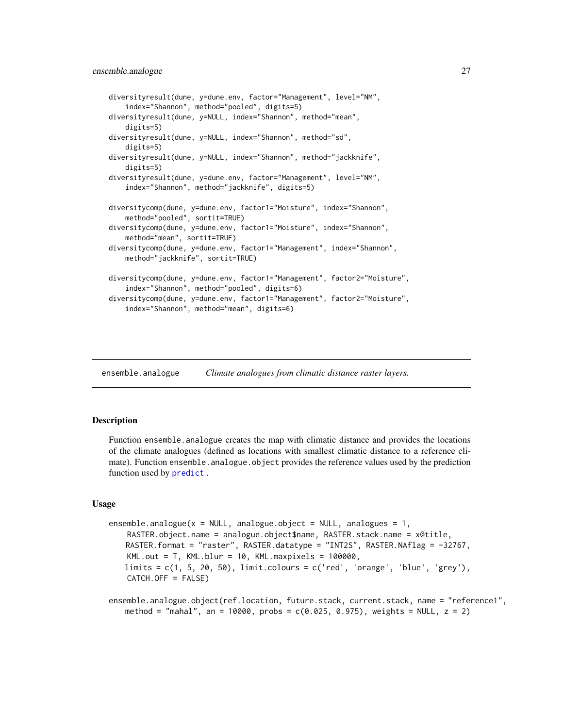```
diversityresult(dune, y=dune.env, factor="Management", level="NM",
    index="Shannon", method="pooled", digits=5)
diversityresult(dune, y=NULL, index="Shannon", method="mean",
    digits=5)
diversityresult(dune, y=NULL, index="Shannon", method="sd",
    digits=5)
diversityresult(dune, y=NULL, index="Shannon", method="jackknife",
    digits=5)
diversityresult(dune, y=dune.env, factor="Management", level="NM",
    index="Shannon", method="jackknife", digits=5)

diversitycomp(dune, y=dune.env, factor1="Moisture", index="Shannon",
    method="pooled", sortit=TRUE)
diversitycomp(dune, y=dune.env, factor1="Moisture", index="Shannon",
    method="mean", sortit=TRUE)
diversitycomp(dune, y=dune.env, factor1="Management", index="Shannon",
    method="jackknife", sortit=TRUE)

diversitycomp(dune, y=dune.env, factor1="Management", factor2="Moisture",
    index="Shannon", method="pooled", digits=6)
diversitycomp(dune, y=dune.env, factor1="Management", factor2="Moisture",
    index="Shannon", method="mean", digits=6)
```

---

## ensemble.analogue *Climate analogues from climatic distance raster layers.*

### Description

Function ensemble.analogue creates the map with climatic distance and provides the locations of the climate analogues (defined as locations with smallest climatic distance to a reference climate). Function ensemble.analogue.object provides the reference values used by the prediction function used by predict .

### Usage

```
ensemble.analogue(x = NULL, analogue.object = NULL, analogues = 1,
    RASTER.object.name = analogue.object$name, RASTER.stack.name = x@title,
    RASTER.format = "raster", RASTER.datatype = "INT2S", RASTER.NAflag = -32767,
    KML.out = T, KML.blur = 10, KML.maxpixels = 100000,
    limits = c(1, 5, 20, 50), limit.colours = c('red', 'orange', 'blue', 'grey'),
    CATCH.OFF = FALSE)

ensemble.analogue.object(ref.location, future.stack, current.stack, name = "reference1",
    method = "mahal", an = 10000, probs = c(0.025, 0.975), weights = NULL, z = 2)
```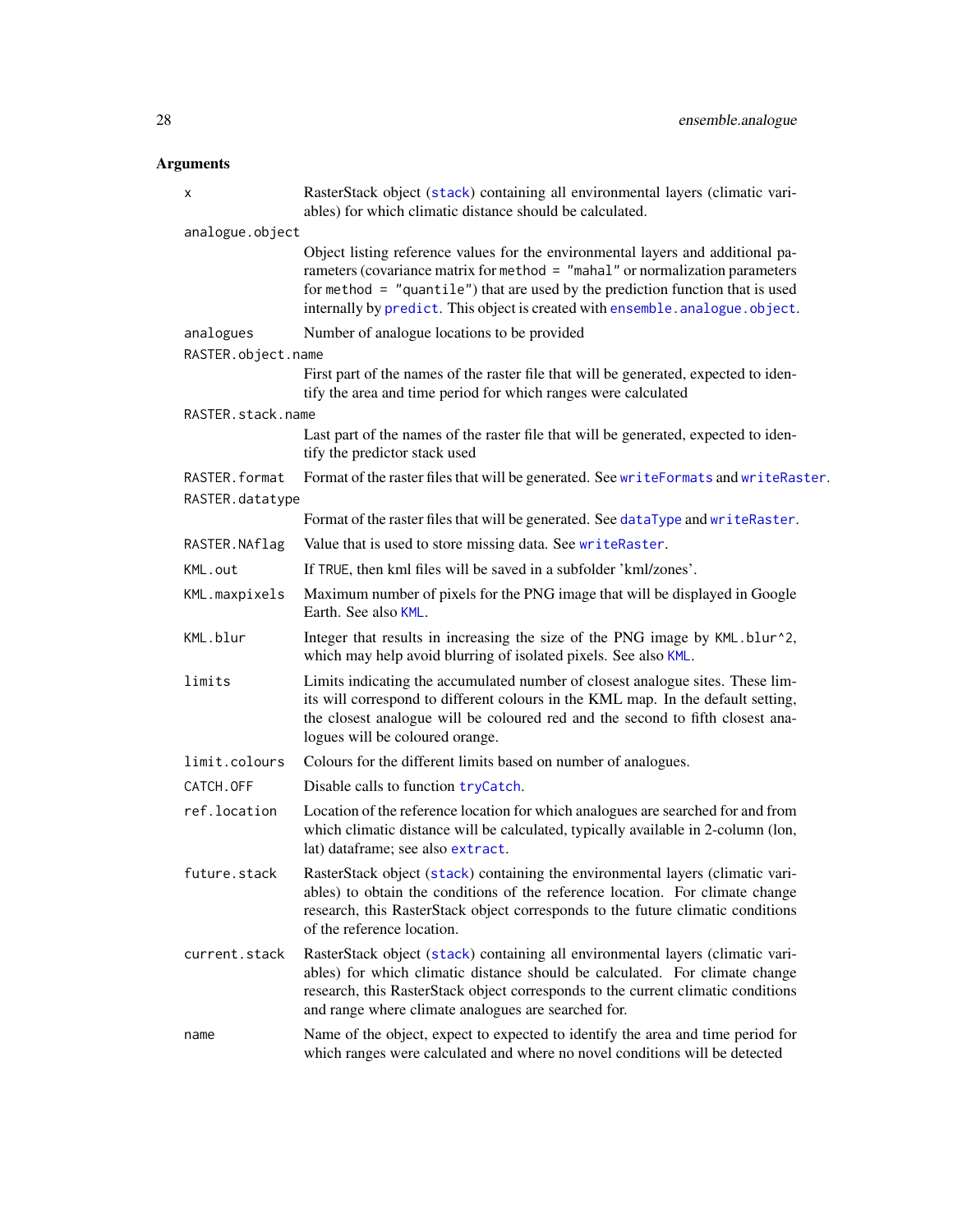## Arguments

`x` RasterStack object (`stack`) containing all environmental layers (climatic variables) for which climatic distance should be calculated.

`analogue.object` Object listing reference values for the environmental layers and additional parameters (covariance matrix for `method = "mahal"` or normalization parameters for `method = "quantile"`) that are used by the prediction function that is used internally by `predict`. This object is created with `ensemble.analogue.object`.

`analogues` Number of analogue locations to be provided

`RASTER.object.name` First part of the names of the raster file that will be generated, expected to identify the area and time period for which ranges were calculated

`RASTER.stack.name` Last part of the names of the raster file that will be generated, expected to identify the predictor stack used

`RASTER.format` Format of the raster files that will be generated. See `writeFormats` and `writeRaster`.

`RASTER.datatype` Format of the raster files that will be generated. See `dataType` and `writeRaster`.

`RASTER.NAflag` Value that is used to store missing data. See `writeRaster`.

`KML.out` If `TRUE`, then kml files will be saved in a subfolder 'kml/zones'.

`KML.maxpixels` Maximum number of pixels for the PNG image that will be displayed in Google Earth. See also `KML`.

`KML.blur` Integer that results in increasing the size of the PNG image by `KML.blur^2`, which may help avoid blurring of isolated pixels. See also `KML`.

`limits` Limits indicating the accumulated number of closest analogue sites. These limits will correspond to different colours in the KML map. In the default setting, the closest analogue will be coloured red and the second to fifth closest analogues will be coloured orange.

`limit.colours` Colours for the different limits based on number of analogues.

`CATCH.OFF` Disable calls to function `tryCatch`.

`ref.location` Location of the reference location for which analogues are searched for and from which climatic distance will be calculated, typically available in 2-column (lon, lat) dataframe; see also `extract`.

`future.stack` RasterStack object (`stack`) containing the environmental layers (climatic variables) to obtain the conditions of the reference location. For climate change research, this RasterStack object corresponds to the future climatic conditions of the reference location.

`current.stack` RasterStack object (`stack`) containing all environmental layers (climatic variables) for which climatic distance should be calculated. For climate change research, this RasterStack object corresponds to the current climatic conditions and range where climate analogues are searched for.

`name` Name of the object, expect to expected to identify the area and time period for which ranges were calculated and where no novel conditions will be detected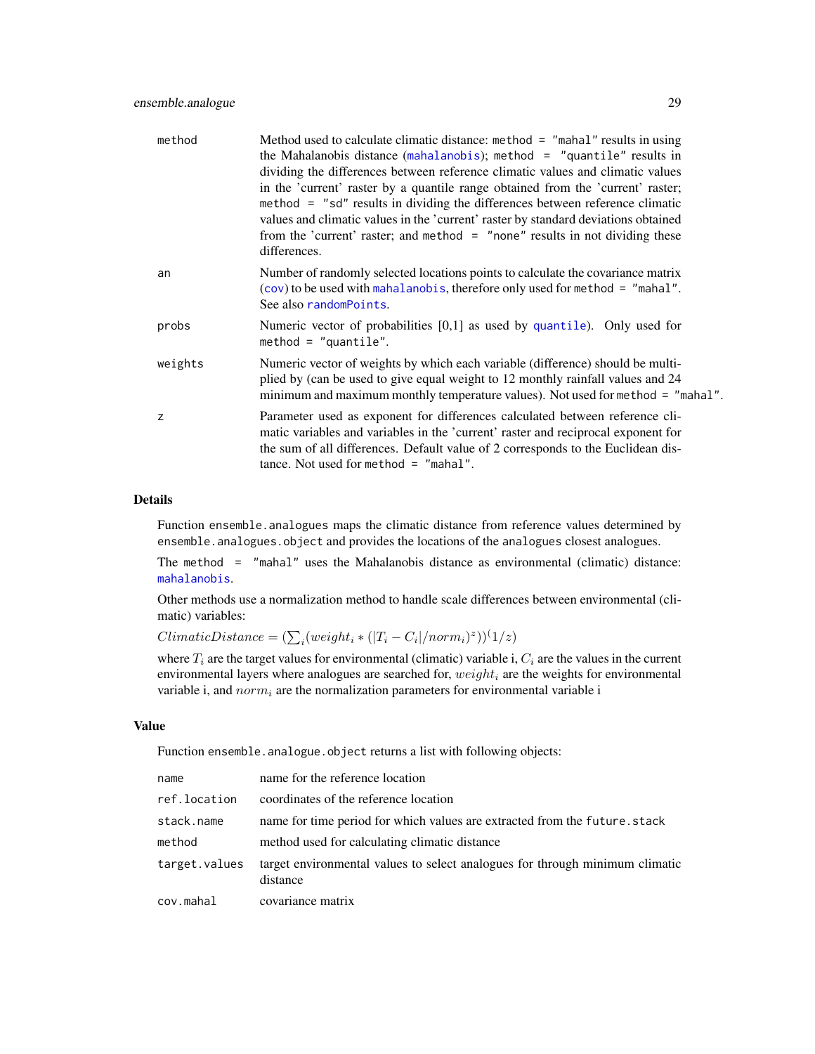| | |
|---|---|
| method | Method used to calculate climatic distance: `method = "mahal"` results in using the Mahalanobis distance (`mahalanobis`); `method = "quantile"` results in dividing the differences between reference climatic values and climatic values in the 'current' raster by a quantile range obtained from the 'current' raster; `method = "sd"` results in dividing the differences between reference climatic values and climatic values in the 'current' raster by standard deviations obtained from the 'current' raster; and `method = "none"` results in not dividing these differences. |
| an | Number of randomly selected locations points to calculate the covariance matrix (`cov`) to be used with `mahalanobis`, therefore only used for `method = "mahal"`. See also `randomPoints`. |
| probs | Numeric vector of probabilities [0,1] as used by `quantile`). Only used for `method = "quantile"`. |
| weights | Numeric vector of weights by which each variable (difference) should be multiplied by (can be used to give equal weight to 12 monthly rainfall values and 24 minimum and maximum monthly temperature values). Not used for `method = "mahal"`. |
| z | Parameter used as exponent for differences calculated between reference climatic variables and variables in the 'current' raster and reciprocal exponent for the sum of all differences. Default value of 2 corresponds to the Euclidean distance. Not used for `method = "mahal"`. |

## Details

Function `ensemble.analogues` maps the climatic distance from reference values determined by `ensemble.analogues.object` and provides the locations of the `analogues` closest analogues.

The `method = "mahal"` uses the Mahalanobis distance as environmental (climatic) distance: `mahalanobis`.

Other methods use a normalization method to handle scale differences between environmental (climatic) variables:

$ClimaticDistance = (\sum_i (weight_i * (|T_i - C_i|/norm_i)^z))^(1/z)$

where $T_i$ are the target values for environmental (climatic) variable i, $C_i$ are the values in the current environmental layers where analogues are searched for, $weight_i$ are the weights for environmental variable i, and $norm_i$ are the normalization parameters for environmental variable i

## Value

Function `ensemble.analogue.object` returns a list with following objects:

| | |
|---|---|
| name | name for the reference location |
| ref.location | coordinates of the reference location |
| stack.name | name for time period for which values are extracted from the `future.stack` |
| method | method used for calculating climatic distance |
| target.values | target environmental values to select analogues for through minimum climatic distance |
| cov.mahal | covariance matrix |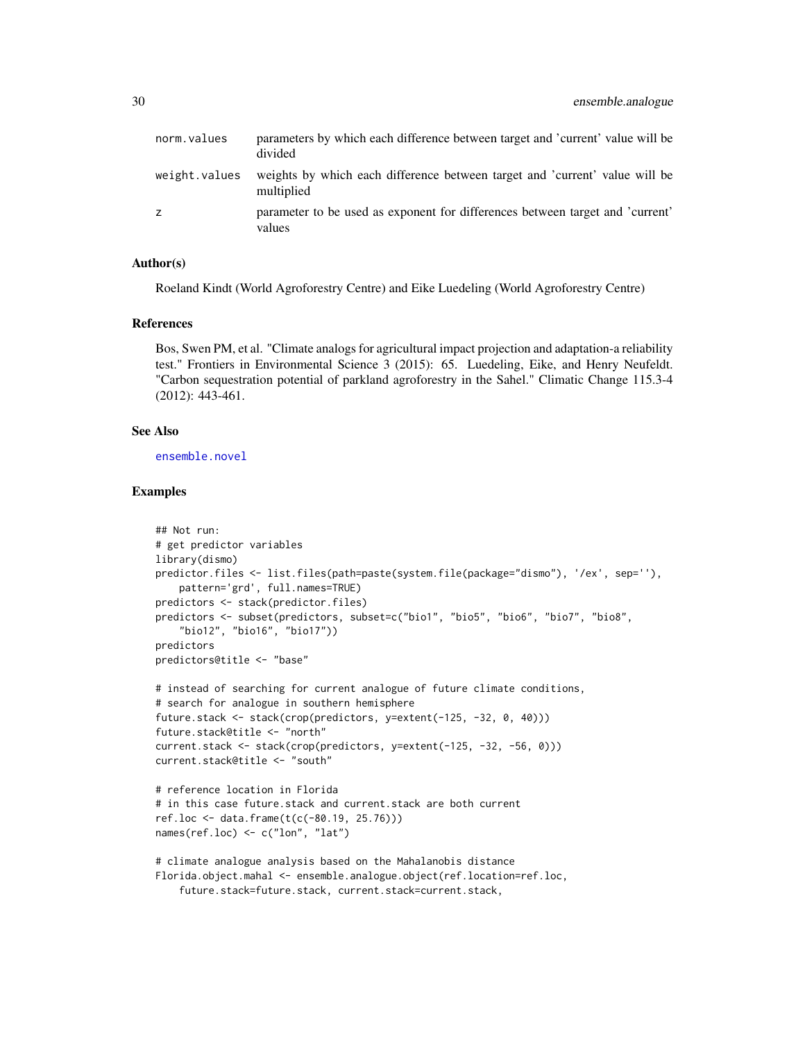| | |
|---|---|
| norm.values | parameters by which each difference between target and 'current' value will be divided |
| weight.values | weights by which each difference between target and 'current' value will be multiplied |
| z | parameter to be used as exponent for differences between target and 'current' values |

### Author(s)

Roeland Kindt (World Agroforestry Centre) and Eike Luedeling (World Agroforestry Centre)

### References

Bos, Swen PM, et al. "Climate analogs for agricultural impact projection and adaptation-a reliability test." Frontiers in Environmental Science 3 (2015): 65. Luedeling, Eike, and Henry Neufeldt. "Carbon sequestration potential of parkland agroforestry in the Sahel." Climatic Change 115.3-4 (2012): 443-461.

### See Also

ensemble.novel

### Examples

```
## Not run:
# get predictor variables
library(dismo)
predictor.files <- list.files(path=paste(system.file(package="dismo"), '/ex', sep=''),
    pattern='grd', full.names=TRUE)
predictors <- stack(predictor.files)
predictors <- subset(predictors, subset=c("bio1", "bio5", "bio6", "bio7", "bio8",
    "bio12", "bio16", "bio17"))
predictors
predictors@title <- "base"

# instead of searching for current analogue of future climate conditions,
# search for analogue in southern hemisphere
future.stack <- stack(crop(predictors, y=extent(-125, -32, 0, 40)))
future.stack@title <- "north"
current.stack <- stack(crop(predictors, y=extent(-125, -32, -56, 0)))
current.stack@title <- "south"

# reference location in Florida
# in this case future.stack and current.stack are both current
ref.loc <- data.frame(t(c(-80.19, 25.76)))
names(ref.loc) <- c("lon", "lat")

# climate analogue analysis based on the Mahalanobis distance
Florida.object.mahal <- ensemble.analogue.object(ref.location=ref.loc,
    future.stack=future.stack, current.stack=current.stack,
```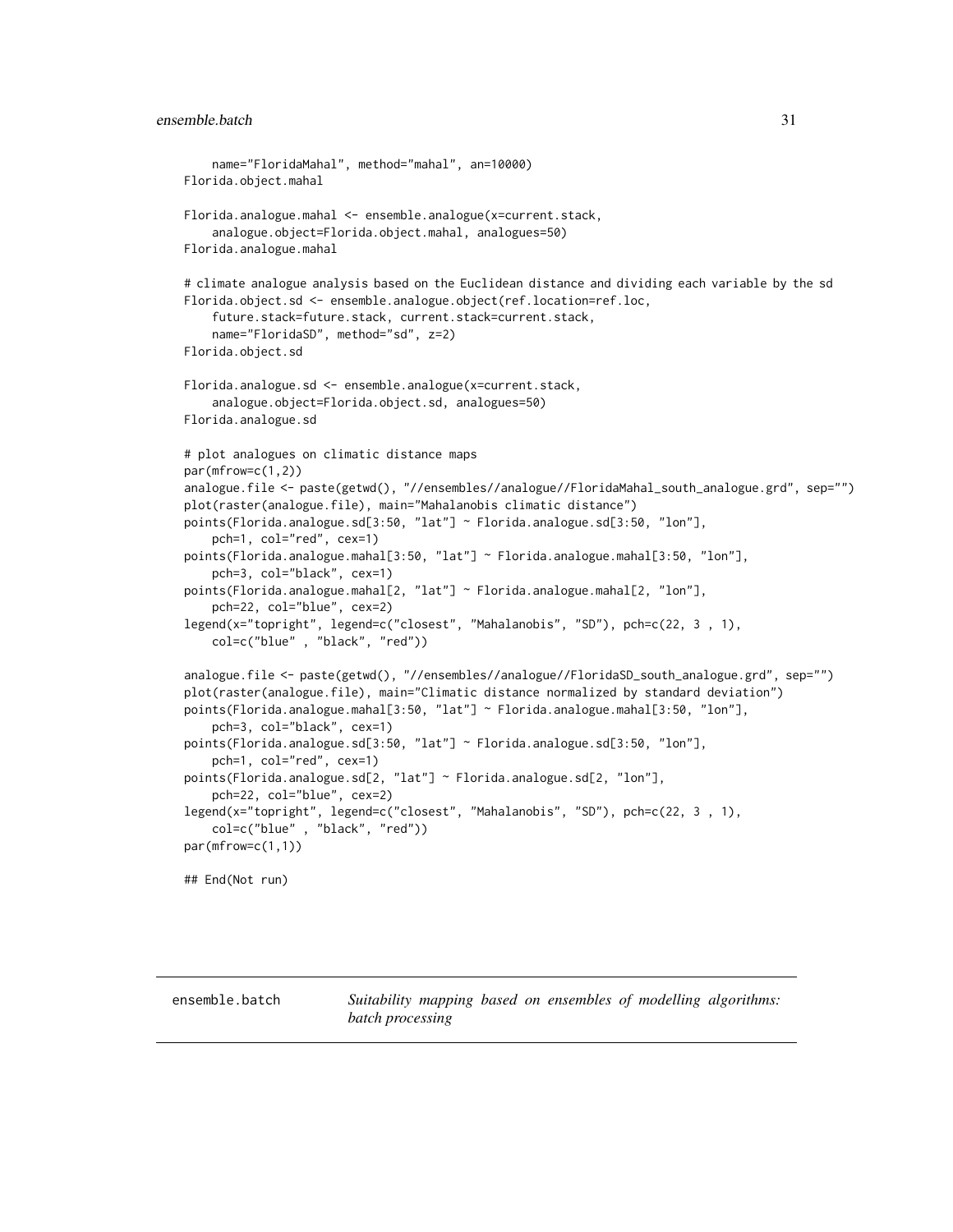```
    name="FloridaMahal", method="mahal", an=10000)
Florida.object.mahal

Florida.analogue.mahal <- ensemble.analogue(x=current.stack,
    analogue.object=Florida.object.mahal, analogues=50)
Florida.analogue.mahal

# climate analogue analysis based on the Euclidean distance and dividing each variable by the sd
Florida.object.sd <- ensemble.analogue.object(ref.location=ref.loc,
    future.stack=future.stack, current.stack=current.stack,
    name="FloridaSD", method="sd", z=2)
Florida.object.sd

Florida.analogue.sd <- ensemble.analogue(x=current.stack,
    analogue.object=Florida.object.sd, analogues=50)
Florida.analogue.sd

# plot analogues on climatic distance maps
par(mfrow=c(1,2))
analogue.file <- paste(getwd(), "//ensembles//analogue//FloridaMahal_south_analogue.grd", sep="")
plot(raster(analogue.file), main="Mahalanobis climatic distance")
points(Florida.analogue.sd[3:50, "lat"] ~ Florida.analogue.sd[3:50, "lon"],
    pch=1, col="red", cex=1)
points(Florida.analogue.mahal[3:50, "lat"] ~ Florida.analogue.mahal[3:50, "lon"],
    pch=3, col="black", cex=1)
points(Florida.analogue.mahal[2, "lat"] ~ Florida.analogue.mahal[2, "lon"],
    pch=22, col="blue", cex=2)
legend(x="topright", legend=c("closest", "Mahalanobis", "SD"), pch=c(22, 3 , 1),
    col=c("blue" , "black", "red"))

analogue.file <- paste(getwd(), "//ensembles//analogue//FloridaSD_south_analogue.grd", sep="")
plot(raster(analogue.file), main="Climatic distance normalized by standard deviation")
points(Florida.analogue.mahal[3:50, "lat"] ~ Florida.analogue.mahal[3:50, "lon"],
    pch=3, col="black", cex=1)
points(Florida.analogue.sd[3:50, "lat"] ~ Florida.analogue.sd[3:50, "lon"],
    pch=1, col="red", cex=1)
points(Florida.analogue.sd[2, "lat"] ~ Florida.analogue.sd[2, "lon"],
    pch=22, col="blue", cex=2)
legend(x="topright", legend=c("closest", "Mahalanobis", "SD"), pch=c(22, 3 , 1),
    col=c("blue" , "black", "red"))
par(mfrow=c(1,1))

## End(Not run)
```

---

`ensemble.batch` *Suitability mapping based on ensembles of modelling algorithms: batch processing*

---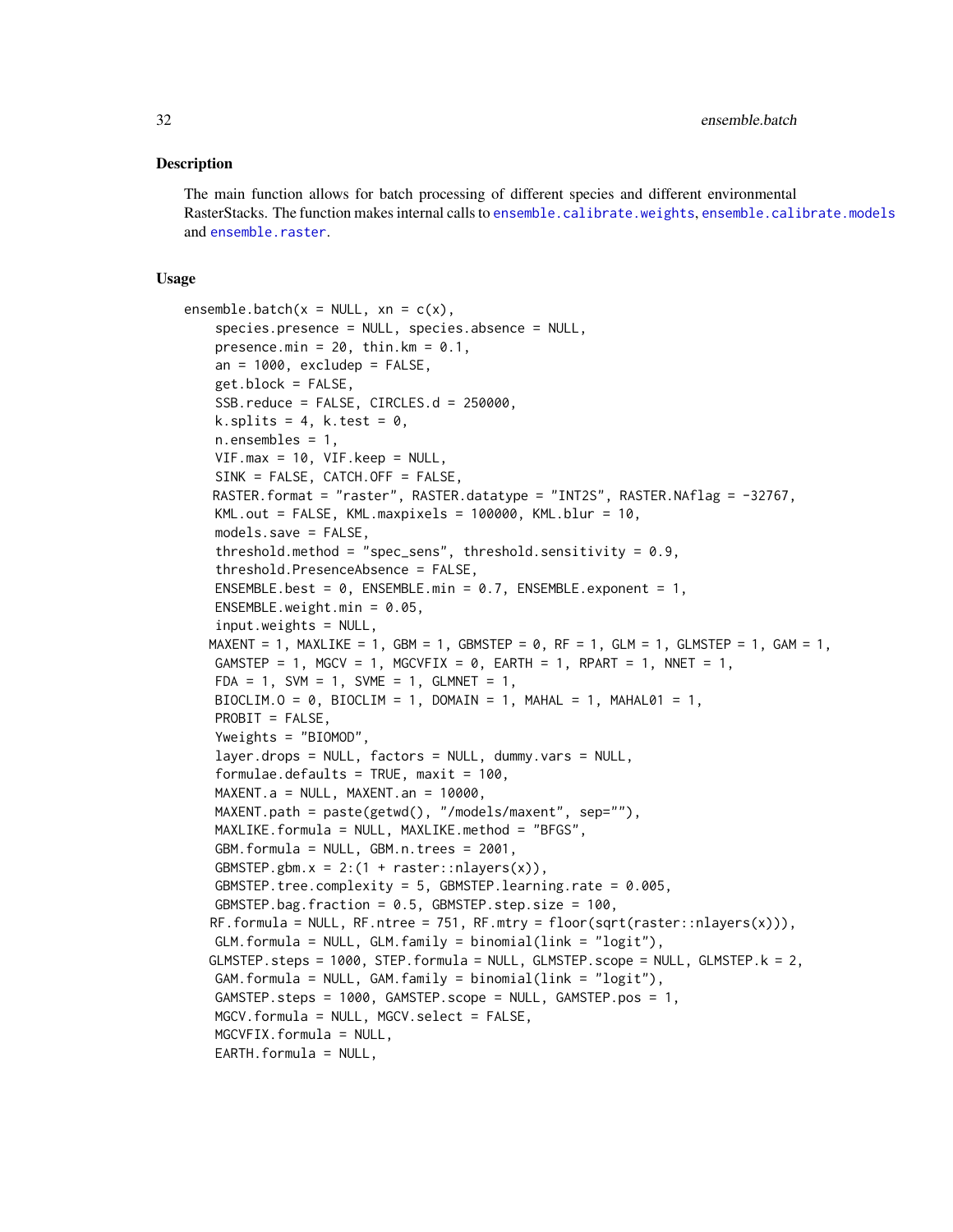## Description

The main function allows for batch processing of different species and different environmental RasterStacks. The function makes internal calls to `ensemble.calibrate.weights`, `ensemble.calibrate.models` and `ensemble.raster`.

## Usage

```
ensemble.batch(x = NULL, xn = c(x),
    species.presence = NULL, species.absence = NULL,
    presence.min = 20, thin.km = 0.1,
    an = 1000, excludep = FALSE,
    get.block = FALSE,
    SSB.reduce = FALSE, CIRCLES.d = 250000,
    k.splits = 4, k.test = 0,
    n.ensembles = 1,
    VIF.max = 10, VIF.keep = NULL,
    SINK = FALSE, CATCH.OFF = FALSE,
    RASTER.format = "raster", RASTER.datatype = "INT2S", RASTER.NAflag = -32767,
    KML.out = FALSE, KML.maxpixels = 100000, KML.blur = 10,
    models.save = FALSE,
    threshold.method = "spec_sens", threshold.sensitivity = 0.9,
    threshold.PresenceAbsence = FALSE,
    ENSEMBLE.best = 0, ENSEMBLE.min = 0.7, ENSEMBLE.exponent = 1,
    ENSEMBLE.weight.min = 0.05,
    input.weights = NULL,
    MAXENT = 1, MAXLIKE = 1, GBM = 1, GBMSTEP = 0, RF = 1, GLM = 1, GLMSTEP = 1, GAM = 1,
    GAMSTEP = 1, MGCV = 1, MGCVFIX = 0, EARTH = 1, RPART = 1, NNET = 1,
    FDA = 1, SVM = 1, SVME = 1, GLMNET = 1,
    BIOCLIM.O = 0, BIOCLIM = 1, DOMAIN = 1, MAHAL = 1, MAHAL01 = 1,
    PROBIT = FALSE,
    Yweights = "BIOMOD",
    layer.drops = NULL, factors = NULL, dummy.vars = NULL,
    formulae.defaults = TRUE, maxit = 100,
    MAXENT.a = NULL, MAXENT.an = 10000,
    MAXENT.path = paste(getwd(), "/models/maxent", sep=""),
    MAXLIKE.formula = NULL, MAXLIKE.method = "BFGS",
    GBM.formula = NULL, GBM.n.trees = 2001,
    GBMSTEP.gbm.x = 2:(1 + raster::nlayers(x)),
    GBMSTEP.tree.complexity = 5, GBMSTEP.learning.rate = 0.005,
    GBMSTEP.bag.fraction = 0.5, GBMSTEP.step.size = 100,
    RF.formula = NULL, RF.ntree = 751, RF.mtry = floor(sqrt(raster::nlayers(x))),
    GLM.formula = NULL, GLM.family = binomial(link = "logit"),
    GLMSTEP.steps = 1000, STEP.formula = NULL, GLMSTEP.scope = NULL, GLMSTEP.k = 2,
    GAM.formula = NULL, GAM.family = binomial(link = "logit"),
    GAMSTEP.steps = 1000, GAMSTEP.scope = NULL, GAMSTEP.pos = 1,
    MGCV.formula = NULL, MGCV.select = FALSE,
    MGCVFIX.formula = NULL,
    EARTH.formula = NULL,
```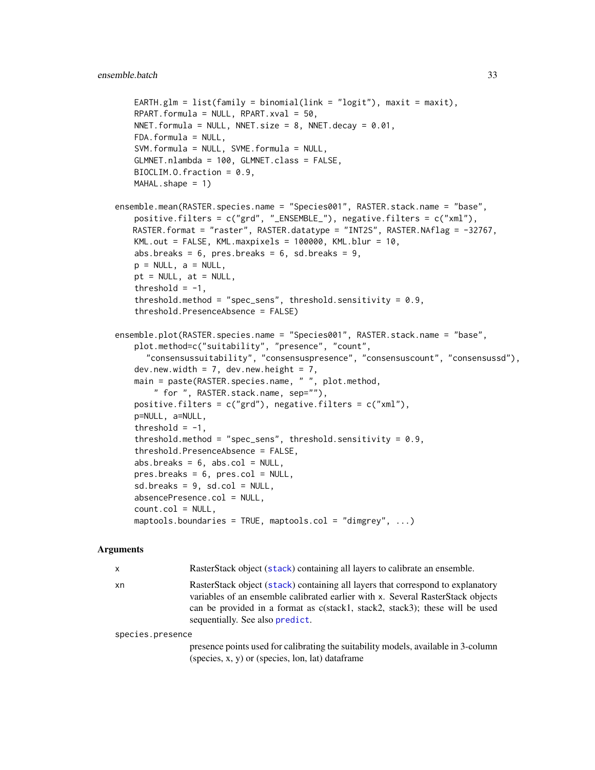```
    EARTH.glm = list(family = binomial(link = "logit"), maxit = maxit),
    RPART.formula = NULL, RPART.xval = 50,
    NNET.formula = NULL, NNET.size = 8, NNET.decay = 0.01,
    FDA.formula = NULL,
    SVM.formula = NULL, SVME.formula = NULL,
    GLMNET.nlambda = 100, GLMNET.class = FALSE,
    BIOCLIM.O.fraction = 0.9,
    MAHAL.shape = 1)

ensemble.mean(RASTER.species.name = "Species001", RASTER.stack.name = "base",
    positive.filters = c("grd", "_ENSEMBLE_"), negative.filters = c("xml"),
    RASTER.format = "raster", RASTER.datatype = "INT2S", RASTER.NAflag = -32767,
    KML.out = FALSE, KML.maxpixels = 100000, KML.blur = 10,
    abs.breaks = 6, pres.breaks = 6, sd.breaks = 9,
    p = NULL, a = NULL,
    pt = NULL, at = NULL,
    threshold = -1,
    threshold.method = "spec_sens", threshold.sensitivity = 0.9,
    threshold.PresenceAbsence = FALSE)

ensemble.plot(RASTER.species.name = "Species001", RASTER.stack.name = "base",
    plot.method=c("suitability", "presence", "count",
      "consensussuitability", "consensuspresence", "consensuscount", "consensussd"),
    dev.new.width = 7, dev.new.height = 7,
    main = paste(RASTER.species.name, " ", plot.method,
        " for ", RASTER.stack.name, sep=""),
    positive.filters = c("grd"), negative.filters = c("xml"),
    p=NULL, a=NULL,
    threshold = -1,
    threshold.method = "spec_sens", threshold.sensitivity = 0.9,
    threshold.PresenceAbsence = FALSE,
    abs.breaks = 6, abs.col = NULL,
    pres.breaks = 6, pres.col = NULL,
    sd.breaks = 9, sd.col = NULL,
    absencePresence.col = NULL,
    count.col = NULL,
    maptools.boundaries = TRUE, maptools.col = "dimgrey", ...)
```

## Arguments

`x` RasterStack object (stack) containing all layers to calibrate an ensemble.

`xn` RasterStack object (stack) containing all layers that correspond to explanatory variables of an ensemble calibrated earlier with x. Several RasterStack objects can be provided in a format as c(stack1, stack2, stack3); these will be used sequentially. See also predict.

`species.presence` presence points used for calibrating the suitability models, available in 3-column (species, x, y) or (species, lon, lat) dataframe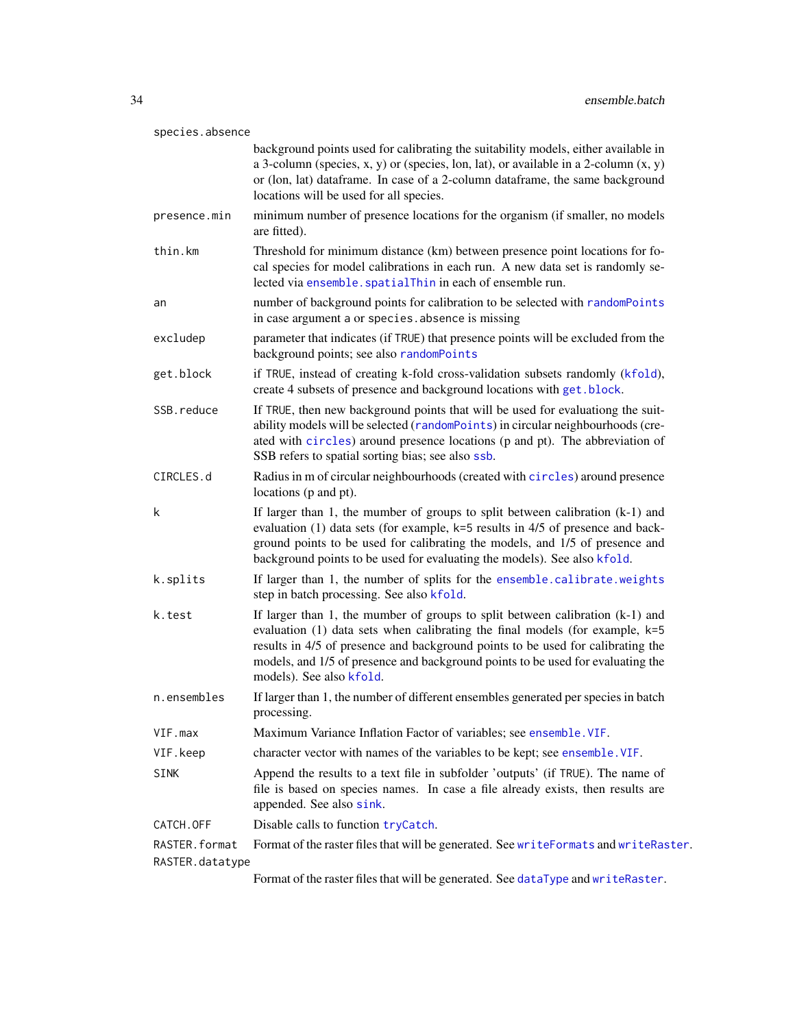`species.absence`
: background points used for calibrating the suitability models, either available in a 3-column (species, x, y) or (species, lon, lat), or available in a 2-column (x, y) or (lon, lat) dataframe. In case of a 2-column dataframe, the same background locations will be used for all species.

`presence.min`
: minimum number of presence locations for the organism (if smaller, no models are fitted).

`thin.km`
: Threshold for minimum distance (km) between presence point locations for focal species for model calibrations in each run. A new data set is randomly selected via `ensemble.spatialThin` in each of ensemble run.

`an`
: number of background points for calibration to be selected with `randomPoints` in case argument `a` or `species.absence` is missing

`excludep`
: parameter that indicates (if `TRUE`) that presence points will be excluded from the background points; see also `randomPoints`

`get.block`
: if `TRUE`, instead of creating k-fold cross-validation subsets randomly (`kfold`), create 4 subsets of presence and background locations with `get.block`.

`SSB.reduce`
: If `TRUE`, then new background points that will be used for evaluationg the suitability models will be selected (`randomPoints`) in circular neighbourhoods (created with `circles`) around presence locations (p and pt). The abbreviation of SSB refers to spatial sorting bias; see also `ssb`.

`CIRCLES.d`
: Radius in m of circular neighbourhoods (created with `circles`) around presence locations (p and pt).

`k`
: If larger than 1, the number of groups to split between calibration (k-1) and evaluation (1) data sets (for example, k=5 results in 4/5 of presence and background points to be used for calibrating the models, and 1/5 of presence and background points to be used for evaluating the models). See also `kfold`.

`k.splits`
: If larger than 1, the number of splits for the `ensemble.calibrate.weights` step in batch processing. See also `kfold`.

`k.test`
: If larger than 1, the number of groups to split between calibration (k-1) and evaluation (1) data sets when calibrating the final models (for example, k=5 results in 4/5 of presence and background points to be used for calibrating the models, and 1/5 of presence and background points to be used for evaluating the models). See also `kfold`.

`n.ensembles`
: If larger than 1, the number of different ensembles generated per species in batch processing.

`VIF.max`
: Maximum Variance Inflation Factor of variables; see `ensemble.VIF`.

`VIF.keep`
: character vector with names of the variables to be kept; see `ensemble.VIF`.

`SINK`
: Append the results to a text file in subfolder 'outputs' (if `TRUE`). The name of file is based on species names. In case a file already exists, then results are appended. See also `sink`.

`CATCH.OFF`
: Disable calls to function `tryCatch`.

`RASTER.format`
: Format of the raster files that will be generated. See `writeFormats` and `writeRaster`.

`RASTER.datatype`
: Format of the raster files that will be generated. See `dataType` and `writeRaster`.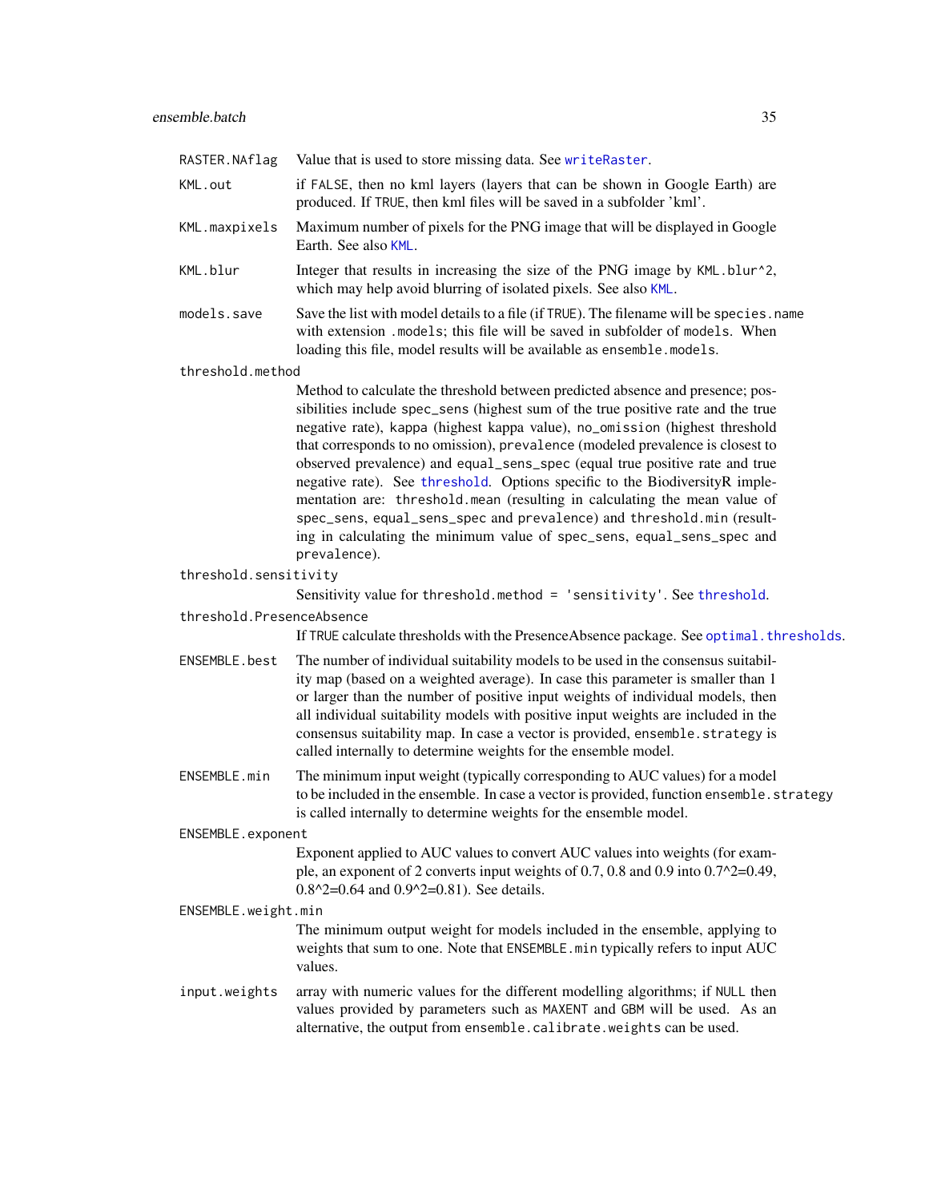RASTER.NAflag Value that is used to store missing data. See writeRaster.

KML.out if FALSE, then no kml layers (layers that can be shown in Google Earth) are produced. If TRUE, then kml files will be saved in a subfolder 'kml'.

KML.maxpixels Maximum number of pixels for the PNG image that will be displayed in Google Earth. See also KML.

KML.blur Integer that results in increasing the size of the PNG image by KML.blur^2, which may help avoid blurring of isolated pixels. See also KML.

models.save Save the list with model details to a file (if TRUE). The filename will be species.name with extension .models; this file will be saved in subfolder of models. When loading this file, model results will be available as ensemble.models.

threshold.method
: Method to calculate the threshold between predicted absence and presence; possibilities include spec_sens (highest sum of the true positive rate and the true negative rate), kappa (highest kappa value), no_omission (highest threshold that corresponds to no omission), prevalence (modeled prevalence is closest to observed prevalence) and equal_sens_spec (equal true positive rate and true negative rate). See threshold. Options specific to the BiodiversityR implementation are: threshold.mean (resulting in calculating the mean value of spec_sens, equal_sens_spec and prevalence) and threshold.min (resulting in calculating the minimum value of spec_sens, equal_sens_spec and prevalence).

threshold.sensitivity
: Sensitivity value for threshold.method = 'sensitivity'. See threshold.

threshold.PresenceAbsence
: If TRUE calculate thresholds with the PresenceAbsence package. See optimal.thresholds.

ENSEMBLE.best The number of individual suitability models to be used in the consensus suitability map (based on a weighted average). In case this parameter is smaller than 1 or larger than the number of positive input weights of individual models, then all individual suitability models with positive input weights are included in the consensus suitability map. In case a vector is provided, ensemble.strategy is called internally to determine weights for the ensemble model.

ENSEMBLE.min The minimum input weight (typically corresponding to AUC values) for a model to be included in the ensemble. In case a vector is provided, function ensemble.strategy is called internally to determine weights for the ensemble model.

ENSEMBLE.exponent
: Exponent applied to AUC values to convert AUC values into weights (for example, an exponent of 2 converts input weights of 0.7, 0.8 and 0.9 into 0.7^2=0.49, 0.8^2=0.64 and 0.9^2=0.81). See details.

ENSEMBLE.weight.min
: The minimum output weight for models included in the ensemble, applying to weights that sum to one. Note that ENSEMBLE.min typically refers to input AUC values.

input.weights array with numeric values for the different modelling algorithms; if NULL then values provided by parameters such as MAXENT and GBM will be used. As an alternative, the output from ensemble.calibrate.weights can be used.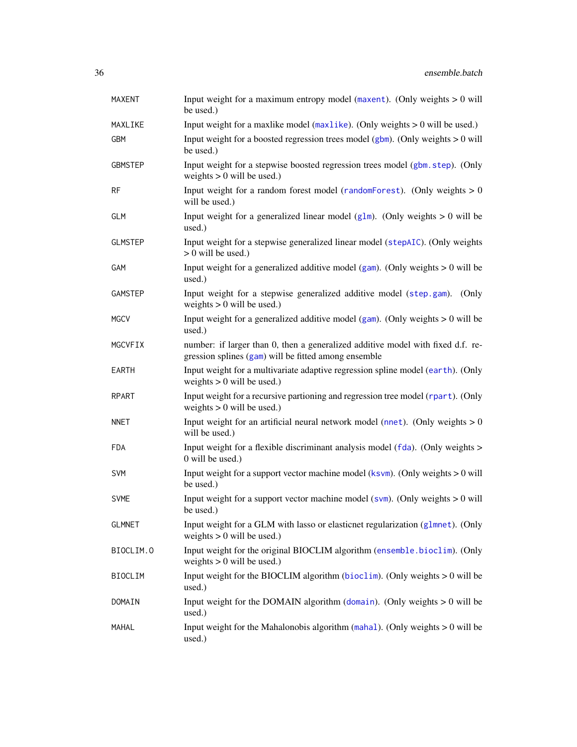| | |
|---|---|
| MAXENT | Input weight for a maximum entropy model (maxent). (Only weights > 0 will be used.) |
| MAXLIKE | Input weight for a maxlike model (maxlike). (Only weights > 0 will be used.) |
| GBM | Input weight for a boosted regression trees model (gbm). (Only weights > 0 will be used.) |
| GBMSTEP | Input weight for a stepwise boosted regression trees model (gbm.step). (Only weights > 0 will be used.) |
| RF | Input weight for a random forest model (randomForest). (Only weights > 0 will be used.) |
| GLM | Input weight for a generalized linear model (glm). (Only weights > 0 will be used.) |
| GLMSTEP | Input weight for a stepwise generalized linear model (stepAIC). (Only weights > 0 will be used.) |
| GAM | Input weight for a generalized additive model (gam). (Only weights > 0 will be used.) |
| GAMSTEP | Input weight for a stepwise generalized additive model (step.gam). (Only weights > 0 will be used.) |
| MGCV | Input weight for a generalized additive model (gam). (Only weights > 0 will be used.) |
| MGCVFIX | number: if larger than 0, then a generalized additive model with fixed d.f. regression splines (gam) will be fitted among ensemble |
| EARTH | Input weight for a multivariate adaptive regression spline model (earth). (Only weights > 0 will be used.) |
| RPART | Input weight for a recursive partioning and regression tree model (rpart). (Only weights > 0 will be used.) |
| NNET | Input weight for an artificial neural network model (nnet). (Only weights > 0 will be used.) |
| FDA | Input weight for a flexible discriminant analysis model (fda). (Only weights > 0 will be used.) |
| SVM | Input weight for a support vector machine model (ksvm). (Only weights > 0 will be used.) |
| SVME | Input weight for a support vector machine model (svm). (Only weights > 0 will be used.) |
| GLMNET | Input weight for a GLM with lasso or elasticnet regularization (glmnet). (Only weights > 0 will be used.) |
| BIOCLIM.O | Input weight for the original BIOCLIM algorithm (ensemble.bioclim). (Only weights > 0 will be used.) |
| BIOCLIM | Input weight for the BIOCLIM algorithm (bioclim). (Only weights > 0 will be used.) |
| DOMAIN | Input weight for the DOMAIN algorithm (domain). (Only weights > 0 will be used.) |
| MAHAL | Input weight for the Mahalonobis algorithm (mahal). (Only weights > 0 will be used.) |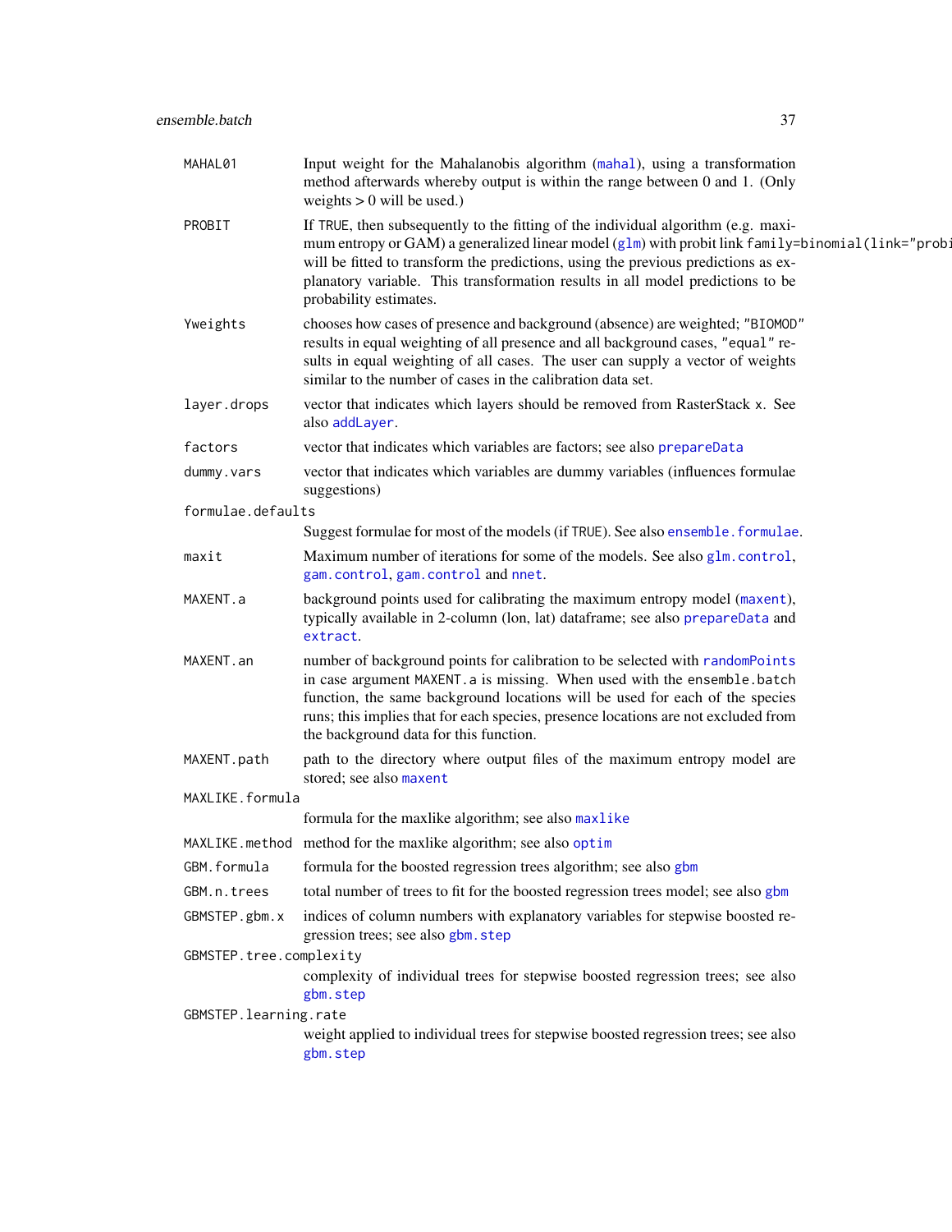MAHAL01
: Input weight for the Mahalanobis algorithm (`mahal`), using a transformation method afterwards whereby output is within the range between 0 and 1. (Only weights > 0 will be used.)

PROBIT
: If `TRUE`, then subsequently to the fitting of the individual algorithm (e.g. maximum entropy or GAM) a generalized linear model (`glm`) with probit link `family=binomial(link="probit")` will be fitted to transform the predictions, using the previous predictions as explanatory variable. This transformation results in all model predictions to be probability estimates.

Yweights
: chooses how cases of presence and background (absence) are weighted; `"BIOMOD"` results in equal weighting of all presence and all background cases, `"equal"` results in equal weighting of all cases. The user can supply a vector of weights similar to the number of cases in the calibration data set.

layer.drops
: vector that indicates which layers should be removed from RasterStack `x`. See also `addLayer`.

factors
: vector that indicates which variables are factors; see also `prepareData`

dummy.vars
: vector that indicates which variables are dummy variables (influences formulae suggestions)

formulae.defaults
: Suggest formulae for most of the models (if `TRUE`). See also `ensemble.formulae`.

maxit
: Maximum number of iterations for some of the models. See also `glm.control`, `gam.control`, `gam.control` and `nnet`.

MAXENT.a
: background points used for calibrating the maximum entropy model (`maxent`), typically available in 2-column (lon, lat) dataframe; see also `prepareData` and `extract`.

MAXENT.an
: number of background points for calibration to be selected with `randomPoints` in case argument `MAXENT.a` is missing. When used with the `ensemble.batch` function, the same background locations will be used for each of the species runs; this implies that for each species, presence locations are not excluded from the background data for this function.

MAXENT.path
: path to the directory where output files of the maximum entropy model are stored; see also `maxent`

MAXLIKE.formula
: formula for the maxlike algorithm; see also `maxlike`

MAXLIKE.method
: method for the maxlike algorithm; see also `optim`

GBM.formula
: formula for the boosted regression trees algorithm; see also `gbm`

GBM.n.trees
: total number of trees to fit for the boosted regression trees model; see also `gbm`

GBMSTEP.gbm.x
: indices of column numbers with explanatory variables for stepwise boosted regression trees; see also `gbm.step`

GBMSTEP.tree.complexity
: complexity of individual trees for stepwise boosted regression trees; see also `gbm.step`

GBMSTEP.learning.rate
: weight applied to individual trees for stepwise boosted regression trees; see also `gbm.step`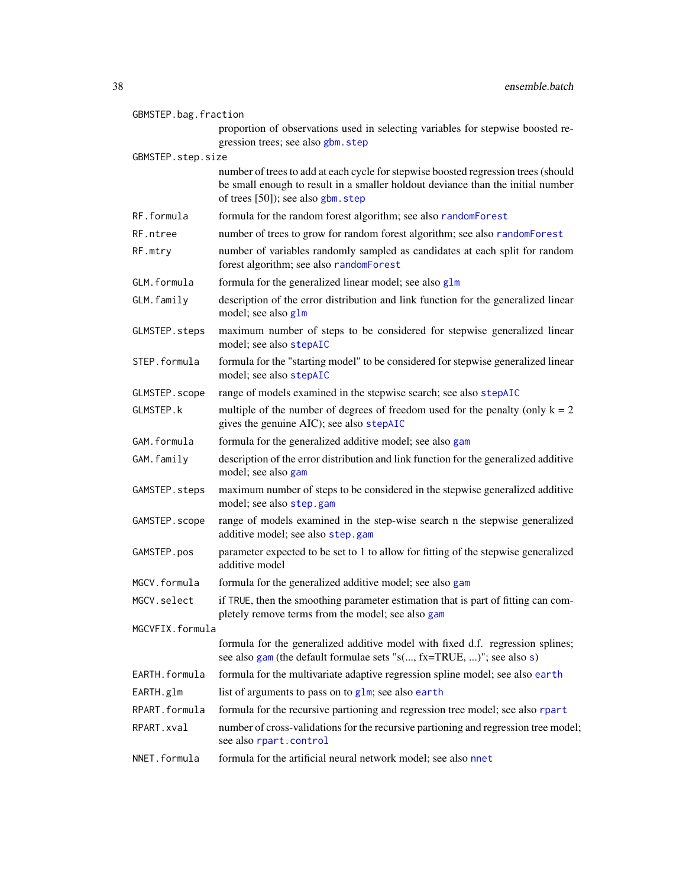`GBMSTEP.bag.fraction`
: proportion of observations used in selecting variables for stepwise boosted regression trees; see also `gbm.step`

`GBMSTEP.step.size`
: number of trees to add at each cycle for stepwise boosted regression trees (should be small enough to result in a smaller holdout deviance than the initial number of trees [50]); see also `gbm.step`

`RF.formula`
: formula for the random forest algorithm; see also `randomForest`

`RF.ntree`
: number of trees to grow for random forest algorithm; see also `randomForest`

`RF.mtry`
: number of variables randomly sampled as candidates at each split for random forest algorithm; see also `randomForest`

`GLM.formula`
: formula for the generalized linear model; see also `glm`

`GLM.family`
: description of the error distribution and link function for the generalized linear model; see also `glm`

`GLMSTEP.steps`
: maximum number of steps to be considered for stepwise generalized linear model; see also `stepAIC`

`STEP.formula`
: formula for the "starting model" to be considered for stepwise generalized linear model; see also `stepAIC`

`GLMSTEP.scope`
: range of models examined in the stepwise search; see also `stepAIC`

`GLMSTEP.k`
: multiple of the number of degrees of freedom used for the penalty (only k = 2 gives the genuine AIC); see also `stepAIC`

`GAM.formula`
: formula for the generalized additive model; see also `gam`

`GAM.family`
: description of the error distribution and link function for the generalized additive model; see also `gam`

`GAMSTEP.steps`
: maximum number of steps to be considered in the stepwise generalized additive model; see also `step.gam`

`GAMSTEP.scope`
: range of models examined in the step-wise search n the stepwise generalized additive model; see also `step.gam`

`GAMSTEP.pos`
: parameter expected to be set to 1 to allow for fitting of the stepwise generalized additive model

`MGCV.formula`
: formula for the generalized additive model; see also `gam`

`MGCV.select`
: if `TRUE`, then the smoothing parameter estimation that is part of fitting can completely remove terms from the model; see also `gam`

`MGCVFIX.formula`
: formula for the generalized additive model with fixed d.f. regression splines; see also `gam` (the default formulae sets "s(..., fx=TRUE, ...)"; see also `s`)

`EARTH.formula`
: formula for the multivariate adaptive regression spline model; see also `earth`

`EARTH.glm`
: list of arguments to pass on to `glm`; see also `earth`

`RPART.formula`
: formula for the recursive partioning and regression tree model; see also `rpart`

`RPART.xval`
: number of cross-validations for the recursive partioning and regression tree model; see also `rpart.control`

`NNET.formula`
: formula for the artificial neural network model; see also `nnet`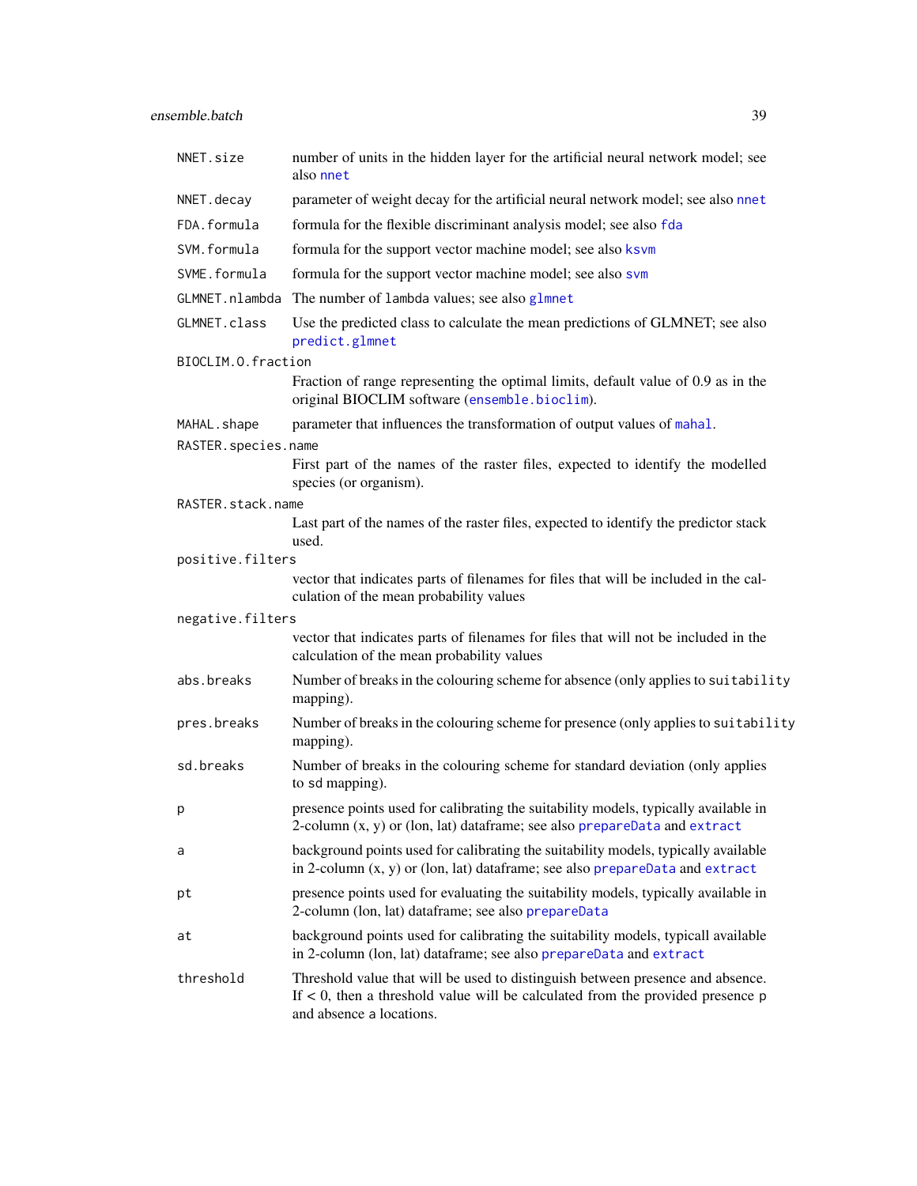`NNET.size` number of units in the hidden layer for the artificial neural network model; see also `nnet`

`NNET.decay` parameter of weight decay for the artificial neural network model; see also `nnet`

`FDA.formula` formula for the flexible discriminant analysis model; see also `fda`

`SVM.formula` formula for the support vector machine model; see also `ksvm`

`SVME.formula` formula for the support vector machine model; see also `svm`

`GLMNET.nlambda` The number of `lambda` values; see also `glmnet`

`GLMNET.class` Use the predicted class to calculate the mean predictions of GLMNET; see also `predict.glmnet`

`BIOCLIM.O.fraction`
Fraction of range representing the optimal limits, default value of 0.9 as in the original BIOCLIM software (`ensemble.bioclim`).

`MAHAL.shape` parameter that influences the transformation of output values of `mahal`.

`RASTER.species.name`
First part of the names of the raster files, expected to identify the modelled species (or organism).

`RASTER.stack.name`
Last part of the names of the raster files, expected to identify the predictor stack used.

`positive.filters`
vector that indicates parts of filenames for files that will be included in the calculation of the mean probability values

`negative.filters`
vector that indicates parts of filenames for files that will not be included in the calculation of the mean probability values

`abs.breaks` Number of breaks in the colouring scheme for absence (only applies to `suitability` mapping).

`pres.breaks` Number of breaks in the colouring scheme for presence (only applies to `suitability` mapping).

`sd.breaks` Number of breaks in the colouring scheme for standard deviation (only applies to `sd` mapping).

`p` presence points used for calibrating the suitability models, typically available in 2-column (x, y) or (lon, lat) dataframe; see also `prepareData` and `extract`

`a` background points used for calibrating the suitability models, typically available in 2-column (x, y) or (lon, lat) dataframe; see also `prepareData` and `extract`

`pt` presence points used for evaluating the suitability models, typically available in 2-column (lon, lat) dataframe; see also `prepareData`

`at` background points used for calibrating the suitability models, typicall available in 2-column (lon, lat) dataframe; see also `prepareData` and `extract`

`threshold` Threshold value that will be used to distinguish between presence and absence. If < 0, then a threshold value will be calculated from the provided presence `p` and absence `a` locations.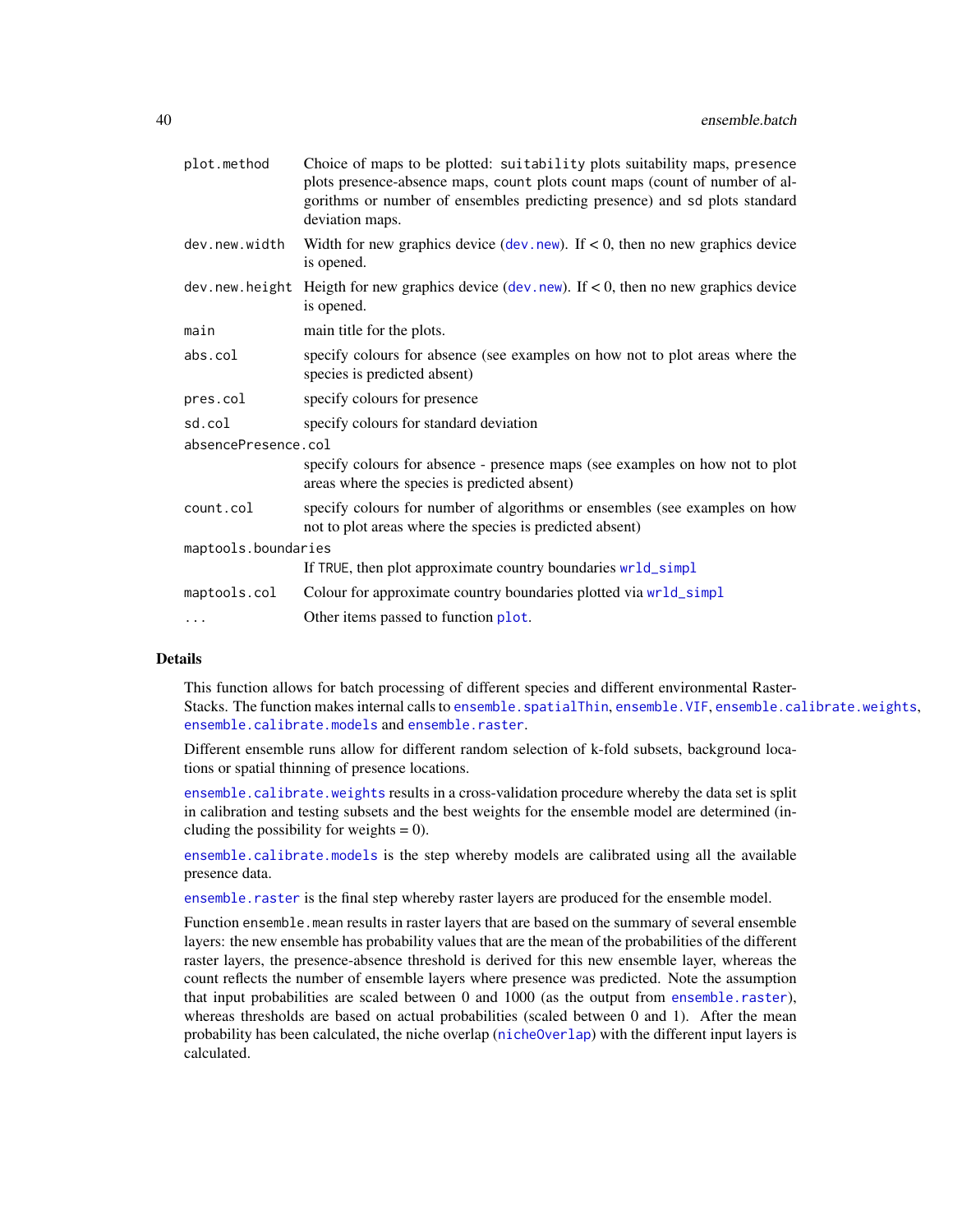| | |
|---|---|
| `plot.method` | Choice of maps to be plotted: `suitability` plots suitability maps, `presence` plots presence-absence maps, `count` plots count maps (count of number of algorithms or number of ensembles predicting presence) and `sd` plots standard deviation maps. |
| `dev.new.width` | Width for new graphics device (`dev.new`). If < 0, then no new graphics device is opened. |
| `dev.new.height` | Heigth for new graphics device (`dev.new`). If < 0, then no new graphics device is opened. |
| `main` | main title for the plots. |
| `abs.col` | specify colours for absence (see examples on how not to plot areas where the species is predicted absent) |
| `pres.col` | specify colours for presence |
| `sd.col` | specify colours for standard deviation |
| `absencePresence.col` | specify colours for absence - presence maps (see examples on how not to plot areas where the species is predicted absent) |
| `count.col` | specify colours for number of algorithms or ensembles (see examples on how not to plot areas where the species is predicted absent) |
| `maptools.boundaries` | If `TRUE`, then plot approximate country boundaries `wrld_simpl` |
| `maptools.col` | Colour for approximate country boundaries plotted via `wrld_simpl` |
| `...` | Other items passed to function `plot`. |

## Details

This function allows for batch processing of different species and different environmental RasterStacks. The function makes internal calls to `ensemble.spatialThin`, `ensemble.VIF`, `ensemble.calibrate.weights`, `ensemble.calibrate.models` and `ensemble.raster`.

Different ensemble runs allow for different random selection of k-fold subsets, background locations or spatial thinning of presence locations.

`ensemble.calibrate.weights` results in a cross-validation procedure whereby the data set is split in calibration and testing subsets and the best weights for the ensemble model are determined (including the possibility for weights = 0).

`ensemble.calibrate.models` is the step whereby models are calibrated using all the available presence data.

`ensemble.raster` is the final step whereby raster layers are produced for the ensemble model.

Function `ensemble.mean` results in raster layers that are based on the summary of several ensemble layers: the new ensemble has probability values that are the mean of the probabilities of the different raster layers, the presence-absence threshold is derived for this new ensemble layer, whereas the count reflects the number of ensemble layers where presence was predicted. Note the assumption that input probabilities are scaled between 0 and 1000 (as the output from `ensemble.raster`), whereas thresholds are based on actual probabilities (scaled between 0 and 1). After the mean probability has been calculated, the niche overlap (`nicheOverlap`) with the different input layers is calculated.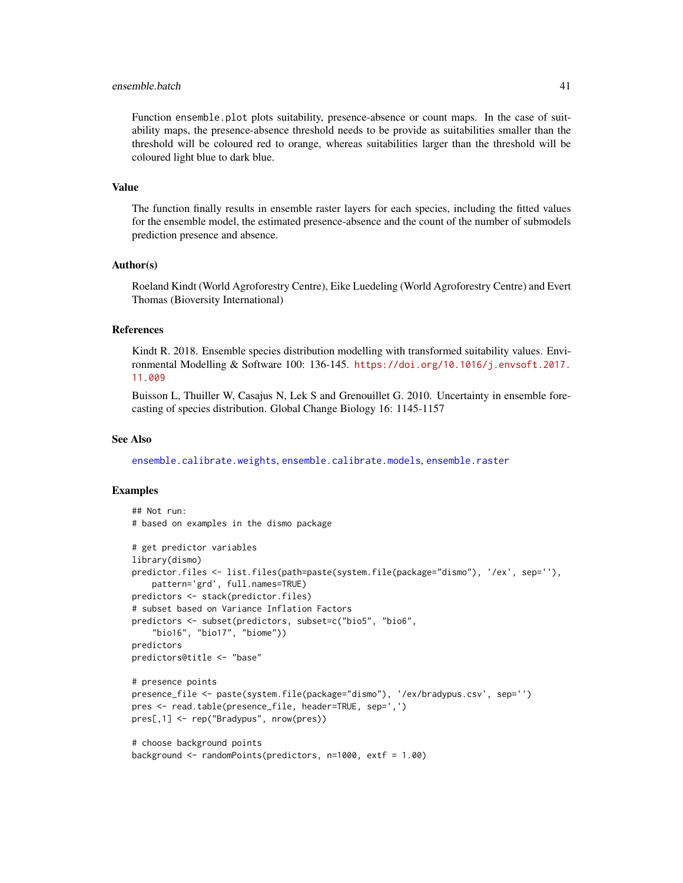Function ensemble.plot plots suitability, presence-absence or count maps. In the case of suitability maps, the presence-absence threshold needs to be provide as suitabilities smaller than the threshold will be coloured red to orange, whereas suitabilities larger than the threshold will be coloured light blue to dark blue.

### Value

The function finally results in ensemble raster layers for each species, including the fitted values for the ensemble model, the estimated presence-absence and the count of the number of submodels prediction presence and absence.

### Author(s)

Roeland Kindt (World Agroforestry Centre), Eike Luedeling (World Agroforestry Centre) and Evert Thomas (Bioversity International)

### References

Kindt R. 2018. Ensemble species distribution modelling with transformed suitability values. Environmental Modelling & Software 100: 136-145. https://doi.org/10.1016/j.envsoft.2017.11.009

Buisson L, Thuiller W, Casajus N, Lek S and Grenouillet G. 2010. Uncertainty in ensemble forecasting of species distribution. Global Change Biology 16: 1145-1157

### See Also

ensemble.calibrate.weights, ensemble.calibrate.models, ensemble.raster

### Examples

```
## Not run:
# based on examples in the dismo package

# get predictor variables
library(dismo)
predictor.files <- list.files(path=paste(system.file(package="dismo"), '/ex', sep=''),
    pattern='grd', full.names=TRUE)
predictors <- stack(predictor.files)
# subset based on Variance Inflation Factors
predictors <- subset(predictors, subset=c("bio5", "bio6",
    "bio16", "bio17", "biome"))
predictors
predictors@title <- "base"

# presence points
presence_file <- paste(system.file(package="dismo"), '/ex/bradypus.csv', sep='')
pres <- read.table(presence_file, header=TRUE, sep=',')
pres[,1] <- rep("Bradypus", nrow(pres))

# choose background points
background <- randomPoints(predictors, n=1000, extf = 1.00)
```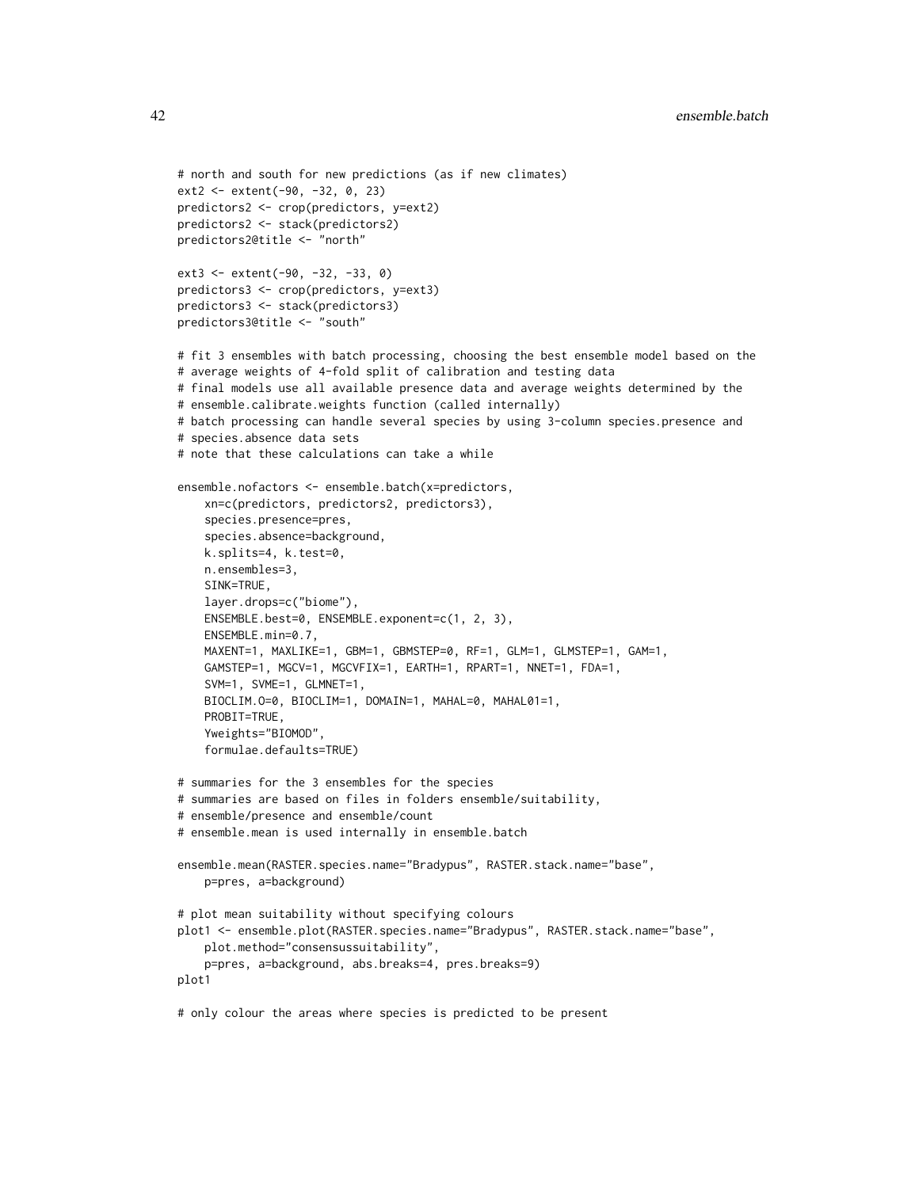```
# north and south for new predictions (as if new climates)
ext2 <- extent(-90, -32, 0, 23)
predictors2 <- crop(predictors, y=ext2)
predictors2 <- stack(predictors2)
predictors2@title <- "north"

ext3 <- extent(-90, -32, -33, 0)
predictors3 <- crop(predictors, y=ext3)
predictors3 <- stack(predictors3)
predictors3@title <- "south"

# fit 3 ensembles with batch processing, choosing the best ensemble model based on the
# average weights of 4-fold split of calibration and testing data
# final models use all available presence data and average weights determined by the
# ensemble.calibrate.weights function (called internally)
# batch processing can handle several species by using 3-column species.presence and
# species.absence data sets
# note that these calculations can take a while

ensemble.nofactors <- ensemble.batch(x=predictors,
    xn=c(predictors, predictors2, predictors3),
    species.presence=pres,
    species.absence=background,
    k.splits=4, k.test=0,
    n.ensembles=3,
    SINK=TRUE,
    layer.drops=c("biome"),
    ENSEMBLE.best=0, ENSEMBLE.exponent=c(1, 2, 3),
    ENSEMBLE.min=0.7,
    MAXENT=1, MAXLIKE=1, GBM=1, GBMSTEP=0, RF=1, GLM=1, GLMSTEP=1, GAM=1,
    GAMSTEP=1, MGCV=1, MGCVFIX=1, EARTH=1, RPART=1, NNET=1, FDA=1,
    SVM=1, SVME=1, GLMNET=1,
    BIOCLIM.O=0, BIOCLIM=1, DOMAIN=1, MAHAL=0, MAHAL01=1,
    PROBIT=TRUE,
    Yweights="BIOMOD",
    formulae.defaults=TRUE)

# summaries for the 3 ensembles for the species
# summaries are based on files in folders ensemble/suitability,
# ensemble/presence and ensemble/count
# ensemble.mean is used internally in ensemble.batch

ensemble.mean(RASTER.species.name="Bradypus", RASTER.stack.name="base",
    p=pres, a=background)

# plot mean suitability without specifying colours
plot1 <- ensemble.plot(RASTER.species.name="Bradypus", RASTER.stack.name="base",
    plot.method="consensussuitability",
    p=pres, a=background, abs.breaks=4, pres.breaks=9)
plot1

# only colour the areas where species is predicted to be present
```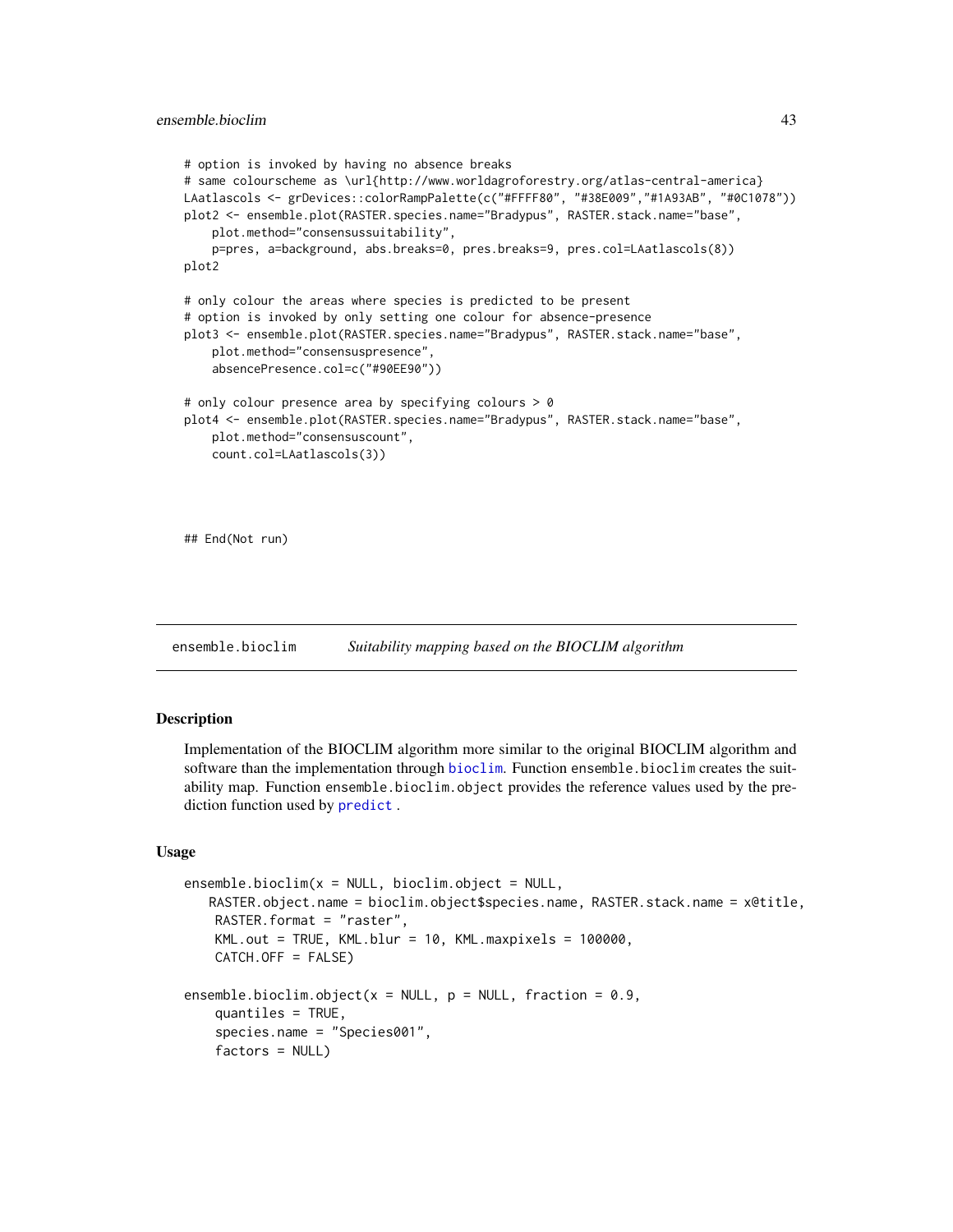```
# option is invoked by having no absence breaks
# same colourscheme as \url{http://www.worldagroforestry.org/atlas-central-america}
LAatlascols <- grDevices::colorRampPalette(c("#FFFF80", "#38E009","#1A93AB", "#0C1078"))
plot2 <- ensemble.plot(RASTER.species.name="Bradypus", RASTER.stack.name="base",
    plot.method="consensussuitability",
    p=pres, a=background, abs.breaks=0, pres.breaks=9, pres.col=LAatlascols(8))
plot2

# only colour the areas where species is predicted to be present
# option is invoked by only setting one colour for absence-presence
plot3 <- ensemble.plot(RASTER.species.name="Bradypus", RASTER.stack.name="base",
    plot.method="consensuspresence",
    absencePresence.col=c("#90EE90"))

# only colour presence area by specifying colours > 0
plot4 <- ensemble.plot(RASTER.species.name="Bradypus", RASTER.stack.name="base",
    plot.method="consensuscount",
    count.col=LAatlascols(3))



## End(Not run)
```

## ensemble.bioclim *Suitability mapping based on the BIOCLIM algorithm*

### Description

Implementation of the BIOCLIM algorithm more similar to the original BIOCLIM algorithm and software than the implementation through bioclim. Function ensemble.bioclim creates the suitability map. Function ensemble.bioclim.object provides the reference values used by the prediction function used by predict .

### Usage

```
ensemble.bioclim(x = NULL, bioclim.object = NULL,
    RASTER.object.name = bioclim.object$species.name, RASTER.stack.name = x@title,
    RASTER.format = "raster",
    KML.out = TRUE, KML.blur = 10, KML.maxpixels = 100000,
    CATCH.OFF = FALSE)

ensemble.bioclim.object(x = NULL, p = NULL, fraction = 0.9,
    quantiles = TRUE,
    species.name = "Species001",
    factors = NULL)
```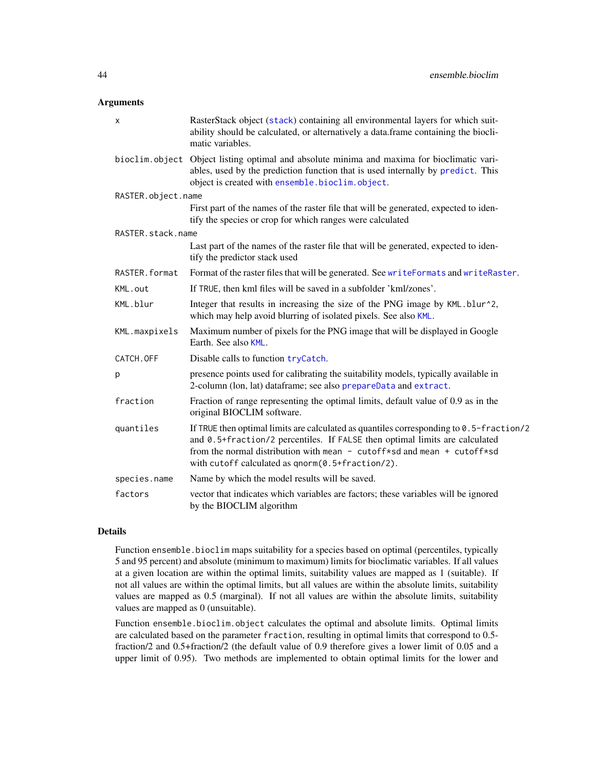## Arguments

| | |
|---|---|
| `x` | RasterStack object (`stack`) containing all environmental layers for which suitability should be calculated, or alternatively a data.frame containing the bioclimatic variables. |
| `bioclim.object` | Object listing optimal and absolute minima and maxima for bioclimatic variables, used by the prediction function that is used internally by `predict`. This object is created with `ensemble.bioclim.object`. |
| `RASTER.object.name` | First part of the names of the raster file that will be generated, expected to identify the species or crop for which ranges were calculated |
| `RASTER.stack.name` | Last part of the names of the raster file that will be generated, expected to identify the predictor stack used |
| `RASTER.format` | Format of the raster files that will be generated. See `writeFormats` and `writeRaster`. |
| `KML.out` | If `TRUE`, then kml files will be saved in a subfolder 'kml/zones'. |
| `KML.blur` | Integer that results in increasing the size of the PNG image by `KML.blur^2`, which may help avoid blurring of isolated pixels. See also `KML`. |
| `KML.maxpixels` | Maximum number of pixels for the PNG image that will be displayed in Google Earth. See also `KML`. |
| `CATCH.OFF` | Disable calls to function `tryCatch`. |
| `p` | presence points used for calibrating the suitability models, typically available in 2-column (lon, lat) dataframe; see also `prepareData` and `extract`. |
| `fraction` | Fraction of range representing the optimal limits, default value of 0.9 as in the original BIOCLIM software. |
| `quantiles` | If `TRUE` then optimal limits are calculated as quantiles corresponding to `0.5-fraction/2` and `0.5+fraction/2` percentiles. If `FALSE` then optimal limits are calculated from the normal distribution with `mean - cutoff*sd` and `mean + cutoff*sd` with `cutoff` calculated as `qnorm(0.5+fraction/2)`. |
| `species.name` | Name by which the model results will be saved. |
| `factors` | vector that indicates which variables are factors; these variables will be ignored by the BIOCLIM algorithm |

## Details

Function `ensemble.bioclim` maps suitability for a species based on optimal (percentiles, typically 5 and 95 percent) and absolute (minimum to maximum) limits for bioclimatic variables. If all values at a given location are within the optimal limits, suitability values are mapped as 1 (suitable). If not all values are within the optimal limits, but all values are within the absolute limits, suitability values are mapped as 0.5 (marginal). If not all values are within the absolute limits, suitability values are mapped as 0 (unsuitable).

Function `ensemble.bioclim.object` calculates the optimal and absolute limits. Optimal limits are calculated based on the parameter `fraction`, resulting in optimal limits that correspond to 0.5-fraction/2 and 0.5+fraction/2 (the default value of 0.9 therefore gives a lower limit of 0.05 and a upper limit of 0.95). Two methods are implemented to obtain optimal limits for the lower and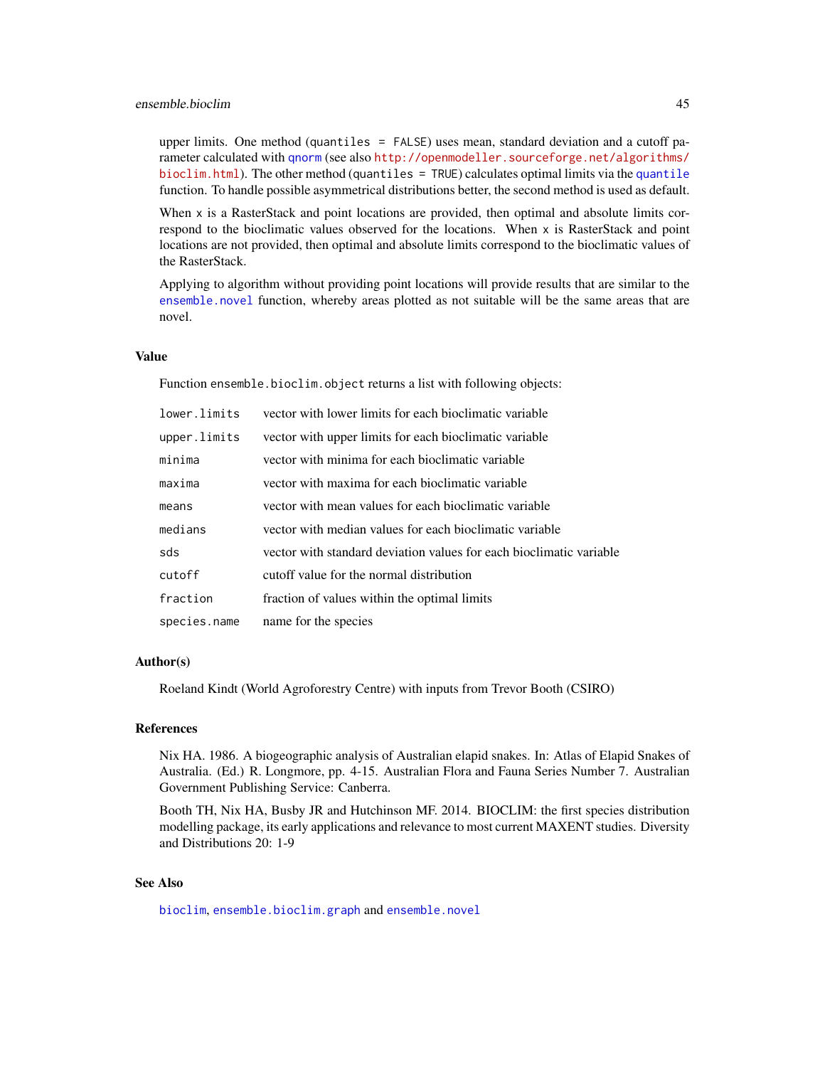upper limits. One method (`quantiles = FALSE`) uses mean, standard deviation and a cutoff parameter calculated with `qnorm` (see also http://openmodeller.sourceforge.net/algorithms/bioclim.html). The other method (`quantiles = TRUE`) calculates optimal limits via the `quantile` function. To handle possible asymmetrical distributions better, the second method is used as default.

When `x` is a RasterStack and point locations are provided, then optimal and absolute limits correspond to the bioclimatic values observed for the locations. When `x` is RasterStack and point locations are not provided, then optimal and absolute limits correspond to the bioclimatic values of the RasterStack.

Applying to algorithm without providing point locations will provide results that are similar to the `ensemble.novel` function, whereby areas plotted as not suitable will be the same areas that are novel.

## Value

Function `ensemble.bioclim.object` returns a list with following objects:

| | |
|---|---|
| `lower.limits` | vector with lower limits for each bioclimatic variable |
| `upper.limits` | vector with upper limits for each bioclimatic variable |
| `minima` | vector with minima for each bioclimatic variable |
| `maxima` | vector with maxima for each bioclimatic variable |
| `means` | vector with mean values for each bioclimatic variable |
| `medians` | vector with median values for each bioclimatic variable |
| `sds` | vector with standard deviation values for each bioclimatic variable |
| `cutoff` | cutoff value for the normal distribution |
| `fraction` | fraction of values within the optimal limits |
| `species.name` | name for the species |

## Author(s)

Roeland Kindt (World Agroforestry Centre) with inputs from Trevor Booth (CSIRO)

## References

Nix HA. 1986. A biogeographic analysis of Australian elapid snakes. In: Atlas of Elapid Snakes of Australia. (Ed.) R. Longmore, pp. 4-15. Australian Flora and Fauna Series Number 7. Australian Government Publishing Service: Canberra.

Booth TH, Nix HA, Busby JR and Hutchinson MF. 2014. BIOCLIM: the first species distribution modelling package, its early applications and relevance to most current MAXENT studies. Diversity and Distributions 20: 1-9

## See Also

`bioclim`, `ensemble.bioclim.graph` and `ensemble.novel`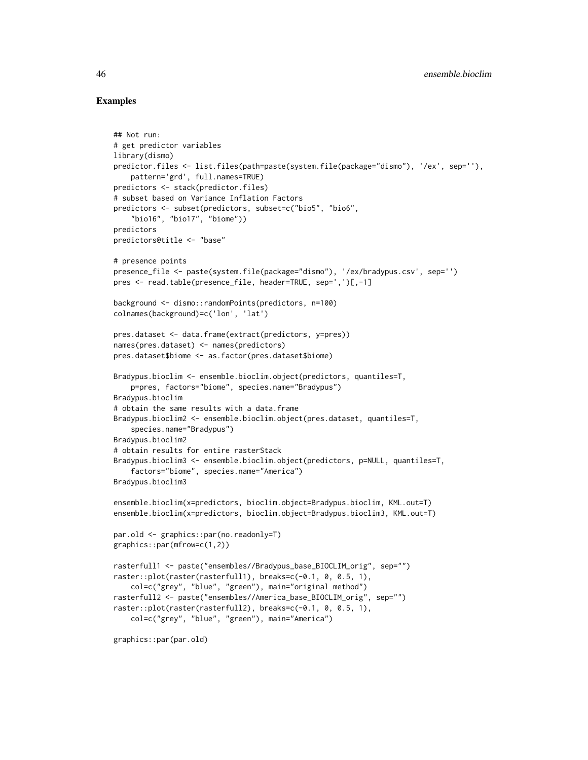## Examples

```
## Not run:
# get predictor variables
library(dismo)
predictor.files <- list.files(path=paste(system.file(package="dismo"), '/ex', sep=''),
    pattern='grd', full.names=TRUE)
predictors <- stack(predictor.files)
# subset based on Variance Inflation Factors
predictors <- subset(predictors, subset=c("bio5", "bio6",
    "bio16", "bio17", "biome"))
predictors
predictors@title <- "base"

# presence points
presence_file <- paste(system.file(package="dismo"), '/ex/bradypus.csv', sep='')
pres <- read.table(presence_file, header=TRUE, sep=',')[,-1]

background <- dismo::randomPoints(predictors, n=100)
colnames(background)=c('lon', 'lat')

pres.dataset <- data.frame(extract(predictors, y=pres))
names(pres.dataset) <- names(predictors)
pres.dataset$biome <- as.factor(pres.dataset$biome)

Bradypus.bioclim <- ensemble.bioclim.object(predictors, quantiles=T,
    p=pres, factors="biome", species.name="Bradypus")
Bradypus.bioclim
# obtain the same results with a data.frame
Bradypus.bioclim2 <- ensemble.bioclim.object(pres.dataset, quantiles=T,
    species.name="Bradypus")
Bradypus.bioclim2
# obtain results for entire rasterStack
Bradypus.bioclim3 <- ensemble.bioclim.object(predictors, p=NULL, quantiles=T,
    factors="biome", species.name="America")
Bradypus.bioclim3

ensemble.bioclim(x=predictors, bioclim.object=Bradypus.bioclim, KML.out=T)
ensemble.bioclim(x=predictors, bioclim.object=Bradypus.bioclim3, KML.out=T)

par.old <- graphics::par(no.readonly=T)
graphics::par(mfrow=c(1,2))

rasterfull1 <- paste("ensembles//Bradypus_base_BIOCLIM_orig", sep="")
raster::plot(raster(rasterfull1), breaks=c(-0.1, 0, 0.5, 1),
    col=c("grey", "blue", "green"), main="original method")
rasterfull2 <- paste("ensembles//America_base_BIOCLIM_orig", sep="")
raster::plot(raster(rasterfull2), breaks=c(-0.1, 0, 0.5, 1),
    col=c("grey", "blue", "green"), main="America")

graphics::par(par.old)
```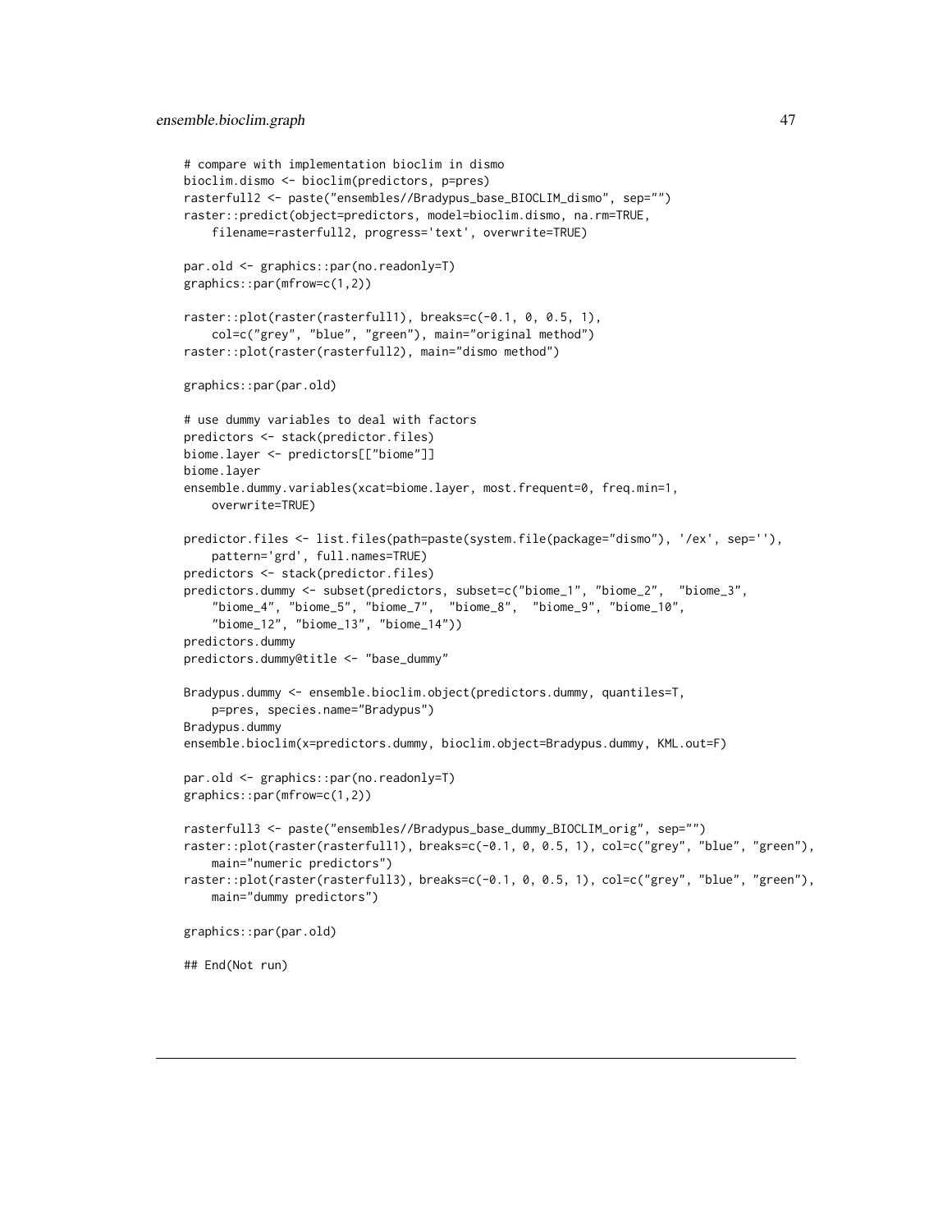```
# compare with implementation bioclim in dismo
bioclim.dismo <- bioclim(predictors, p=pres)
rasterfull2 <- paste("ensembles//Bradypus_base_BIOCLIM_dismo", sep="")
raster::predict(object=predictors, model=bioclim.dismo, na.rm=TRUE,
    filename=rasterfull2, progress='text', overwrite=TRUE)

par.old <- graphics::par(no.readonly=T)
graphics::par(mfrow=c(1,2))

raster::plot(raster(rasterfull1), breaks=c(-0.1, 0, 0.5, 1),
    col=c("grey", "blue", "green"), main="original method")
raster::plot(raster(rasterfull2), main="dismo method")

graphics::par(par.old)

# use dummy variables to deal with factors
predictors <- stack(predictor.files)
biome.layer <- predictors[["biome"]]
biome.layer
ensemble.dummy.variables(xcat=biome.layer, most.frequent=0, freq.min=1,
    overwrite=TRUE)

predictor.files <- list.files(path=paste(system.file(package="dismo"), '/ex', sep=''),
    pattern='grd', full.names=TRUE)
predictors <- stack(predictor.files)
predictors.dummy <- subset(predictors, subset=c("biome_1", "biome_2",  "biome_3",
    "biome_4", "biome_5", "biome_7",  "biome_8",  "biome_9", "biome_10",
    "biome_12", "biome_13", "biome_14"))
predictors.dummy
predictors.dummy@title <- "base_dummy"

Bradypus.dummy <- ensemble.bioclim.object(predictors.dummy, quantiles=T,
    p=pres, species.name="Bradypus")
Bradypus.dummy
ensemble.bioclim(x=predictors.dummy, bioclim.object=Bradypus.dummy, KML.out=F)

par.old <- graphics::par(no.readonly=T)
graphics::par(mfrow=c(1,2))

rasterfull3 <- paste("ensembles//Bradypus_base_dummy_BIOCLIM_orig", sep="")
raster::plot(raster(rasterfull1), breaks=c(-0.1, 0, 0.5, 1), col=c("grey", "blue", "green"),
    main="numeric predictors")
raster::plot(raster(rasterfull3), breaks=c(-0.1, 0, 0.5, 1), col=c("grey", "blue", "green"),
    main="dummy predictors")

graphics::par(par.old)

## End(Not run)
```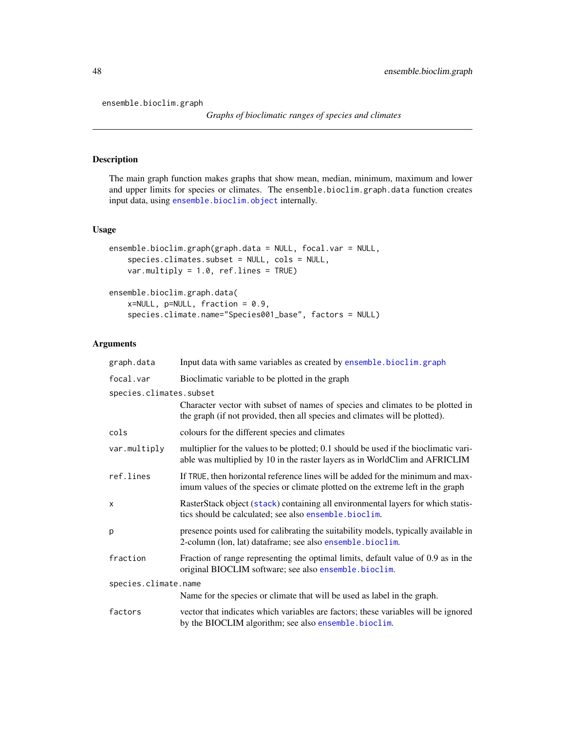ensemble.bioclim.graph

*Graphs of bioclimatic ranges of species and climates*

## Description

The main graph function makes graphs that show mean, median, minimum, maximum and lower and upper limits for species or climates. The `ensemble.bioclim.graph.data` function creates input data, using `ensemble.bioclim.object` internally.

## Usage

```
ensemble.bioclim.graph(graph.data = NULL, focal.var = NULL,
    species.climates.subset = NULL, cols = NULL,
    var.multiply = 1.0, ref.lines = TRUE)

ensemble.bioclim.graph.data(
    x=NULL, p=NULL, fraction = 0.9,
    species.climate.name="Species001_base", factors = NULL)
```

## Arguments

| Argument | Description |
|---|---|
| `graph.data` | Input data with same variables as created by `ensemble.bioclim.graph` |
| `focal.var` | Bioclimatic variable to be plotted in the graph |
| `species.climates.subset` | Character vector with subset of names of species and climates to be plotted in the graph (if not provided, then all species and climates will be plotted). |
| `cols` | colours for the different species and climates |
| `var.multiply` | multiplier for the values to be plotted; 0.1 should be used if the bioclimatic variable was multiplied by 10 in the raster layers as in WorldClim and AFRICLIM |
| `ref.lines` | If `TRUE`, then horizontal reference lines will be added for the minimum and maximum values of the species or climate plotted on the extreme left in the graph |
| `x` | RasterStack object (`stack`) containing all environmental layers for which statistics should be calculated; see also `ensemble.bioclim`. |
| `p` | presence points used for calibrating the suitability models, typically available in 2-column (lon, lat) dataframe; see also `ensemble.bioclim`. |
| `fraction` | Fraction of range representing the optimal limits, default value of 0.9 as in the original BIOCLIM software; see also `ensemble.bioclim`. |
| `species.climate.name` | Name for the species or climate that will be used as label in the graph. |
| `factors` | vector that indicates which variables are factors; these variables will be ignored by the BIOCLIM algorithm; see also `ensemble.bioclim`. |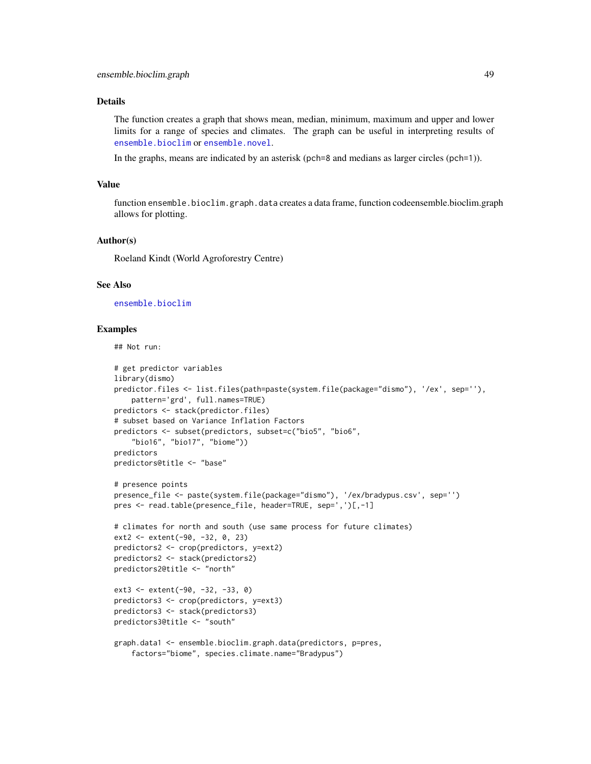## Details

The function creates a graph that shows mean, median, minimum, maximum and upper and lower limits for a range of species and climates. The graph can be useful in interpreting results of ensemble.bioclim or ensemble.novel.

In the graphs, means are indicated by an asterisk (pch=8 and medians as larger circles (pch=1)).

## Value

function ensemble.bioclim.graph.data creates a data frame, function codeensemble.bioclim.graph allows for plotting.

## Author(s)

Roeland Kindt (World Agroforestry Centre)

## See Also

ensemble.bioclim

## Examples

```
## Not run:

# get predictor variables
library(dismo)
predictor.files <- list.files(path=paste(system.file(package="dismo"), '/ex', sep=''),
    pattern='grd', full.names=TRUE)
predictors <- stack(predictor.files)
# subset based on Variance Inflation Factors
predictors <- subset(predictors, subset=c("bio5", "bio6",
    "bio16", "bio17", "biome"))
predictors
predictors@title <- "base"

# presence points
presence_file <- paste(system.file(package="dismo"), '/ex/bradypus.csv', sep='')
pres <- read.table(presence_file, header=TRUE, sep=',')[,-1]

# climates for north and south (use same process for future climates)
ext2 <- extent(-90, -32, 0, 23)
predictors2 <- crop(predictors, y=ext2)
predictors2 <- stack(predictors2)
predictors2@title <- "north"

ext3 <- extent(-90, -32, -33, 0)
predictors3 <- crop(predictors, y=ext3)
predictors3 <- stack(predictors3)
predictors3@title <- "south"

graph.data1 <- ensemble.bioclim.graph.data(predictors, p=pres,
    factors="biome", species.climate.name="Bradypus")
```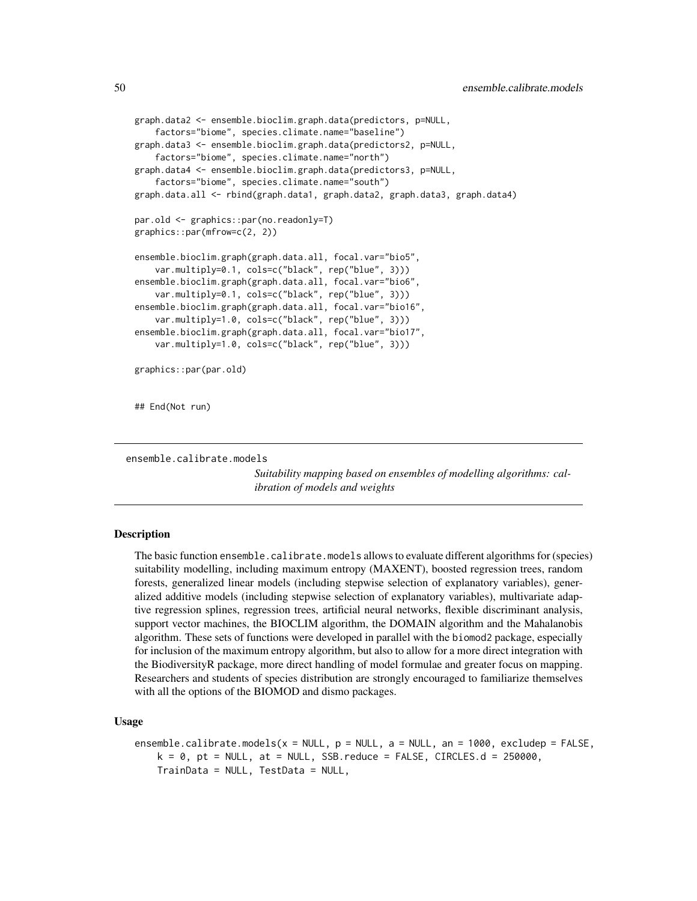```
graph.data2 <- ensemble.bioclim.graph.data(predictors, p=NULL,
    factors="biome", species.climate.name="baseline")
graph.data3 <- ensemble.bioclim.graph.data(predictors2, p=NULL,
    factors="biome", species.climate.name="north")
graph.data4 <- ensemble.bioclim.graph.data(predictors3, p=NULL,
    factors="biome", species.climate.name="south")
graph.data.all <- rbind(graph.data1, graph.data2, graph.data3, graph.data4)

par.old <- graphics::par(no.readonly=T)
graphics::par(mfrow=c(2, 2))

ensemble.bioclim.graph(graph.data.all, focal.var="bio5",
    var.multiply=0.1, cols=c("black", rep("blue", 3)))
ensemble.bioclim.graph(graph.data.all, focal.var="bio6",
    var.multiply=0.1, cols=c("black", rep("blue", 3)))
ensemble.bioclim.graph(graph.data.all, focal.var="bio16",
    var.multiply=1.0, cols=c("black", rep("blue", 3)))
ensemble.bioclim.graph(graph.data.all, focal.var="bio17",
    var.multiply=1.0, cols=c("black", rep("blue", 3)))

graphics::par(par.old)

## End(Not run)
```

---

ensemble.calibrate.models

*Suitability mapping based on ensembles of modelling algorithms: calibration of models and weights*

---

### Description

The basic function `ensemble.calibrate.models` allows to evaluate different algorithms for (species) suitability modelling, including maximum entropy (MAXENT), boosted regression trees, random forests, generalized linear models (including stepwise selection of explanatory variables), generalized additive models (including stepwise selection of explanatory variables), multivariate adaptive regression splines, regression trees, artificial neural networks, flexible discriminant analysis, support vector machines, the BIOCLIM algorithm, the DOMAIN algorithm and the Mahalanobis algorithm. These sets of functions were developed in parallel with the `biomod2` package, especially for inclusion of the maximum entropy algorithm, but also to allow for a more direct integration with the BiodiversityR package, more direct handling of model formulae and greater focus on mapping. Researchers and students of species distribution are strongly encouraged to familiarize themselves with all the options of the BIOMOD and dismo packages.

### Usage

```
ensemble.calibrate.models(x = NULL, p = NULL, a = NULL, an = 1000, excludep = FALSE,
    k = 0, pt = NULL, at = NULL, SSB.reduce = FALSE, CIRCLES.d = 250000,
    TrainData = NULL, TestData = NULL,
```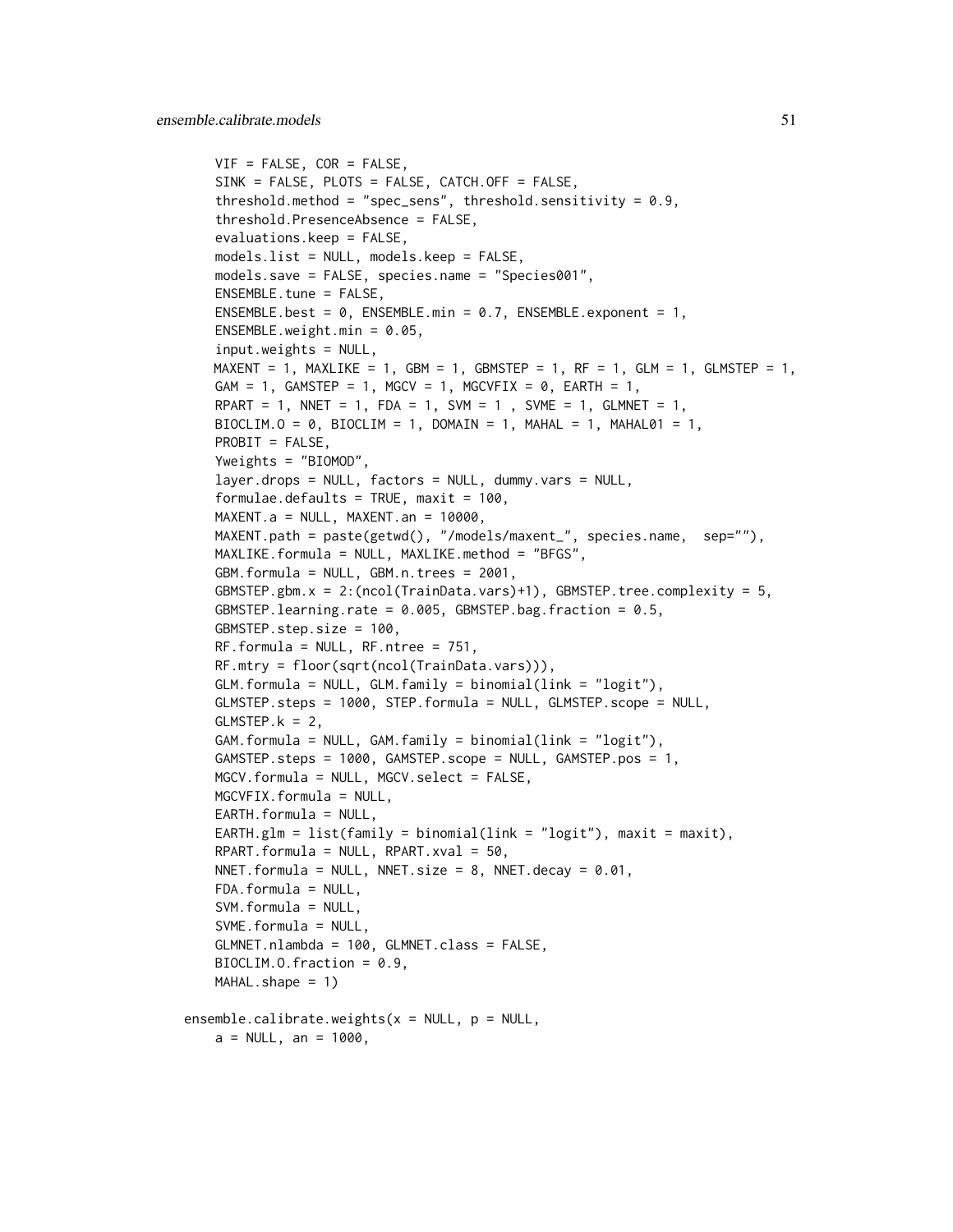```
    VIF = FALSE, COR = FALSE,
    SINK = FALSE, PLOTS = FALSE, CATCH.OFF = FALSE,
    threshold.method = "spec_sens", threshold.sensitivity = 0.9,
    threshold.PresenceAbsence = FALSE,
    evaluations.keep = FALSE,
    models.list = NULL, models.keep = FALSE,
    models.save = FALSE, species.name = "Species001",
    ENSEMBLE.tune = FALSE,
    ENSEMBLE.best = 0, ENSEMBLE.min = 0.7, ENSEMBLE.exponent = 1,
    ENSEMBLE.weight.min = 0.05,
    input.weights = NULL,
    MAXENT = 1, MAXLIKE = 1, GBM = 1, GBMSTEP = 1, RF = 1, GLM = 1, GLMSTEP = 1,
    GAM = 1, GAMSTEP = 1, MGCV = 1, MGCVFIX = 0, EARTH = 1,
    RPART = 1, NNET = 1, FDA = 1, SVM = 1 , SVME = 1, GLMNET = 1,
    BIOCLIM.O = 0, BIOCLIM = 1, DOMAIN = 1, MAHAL = 1, MAHAL01 = 1,
    PROBIT = FALSE,
    Yweights = "BIOMOD",
    layer.drops = NULL, factors = NULL, dummy.vars = NULL,
    formulae.defaults = TRUE, maxit = 100,
    MAXENT.a = NULL, MAXENT.an = 10000,
    MAXENT.path = paste(getwd(), "/models/maxent_", species.name,  sep=""),
    MAXLIKE.formula = NULL, MAXLIKE.method = "BFGS",
    GBM.formula = NULL, GBM.n.trees = 2001,
    GBMSTEP.gbm.x = 2:(ncol(TrainData.vars)+1), GBMSTEP.tree.complexity = 5,
    GBMSTEP.learning.rate = 0.005, GBMSTEP.bag.fraction = 0.5,
    GBMSTEP.step.size = 100,
    RF.formula = NULL, RF.ntree = 751,
    RF.mtry = floor(sqrt(ncol(TrainData.vars))),
    GLM.formula = NULL, GLM.family = binomial(link = "logit"),
    GLMSTEP.steps = 1000, STEP.formula = NULL, GLMSTEP.scope = NULL,
    GLMSTEP.k = 2,
    GAM.formula = NULL, GAM.family = binomial(link = "logit"),
    GAMSTEP.steps = 1000, GAMSTEP.scope = NULL, GAMSTEP.pos = 1,
    MGCV.formula = NULL, MGCV.select = FALSE,
    MGCVFIX.formula = NULL,
    EARTH.formula = NULL,
    EARTH.glm = list(family = binomial(link = "logit"), maxit = maxit),
    RPART.formula = NULL, RPART.xval = 50,
    NNET.formula = NULL, NNET.size = 8, NNET.decay = 0.01,
    FDA.formula = NULL,
    SVM.formula = NULL,
    SVME.formula = NULL,
    GLMNET.nlambda = 100, GLMNET.class = FALSE,
    BIOCLIM.O.fraction = 0.9,
    MAHAL.shape = 1)

ensemble.calibrate.weights(x = NULL, p = NULL,
    a = NULL, an = 1000,
```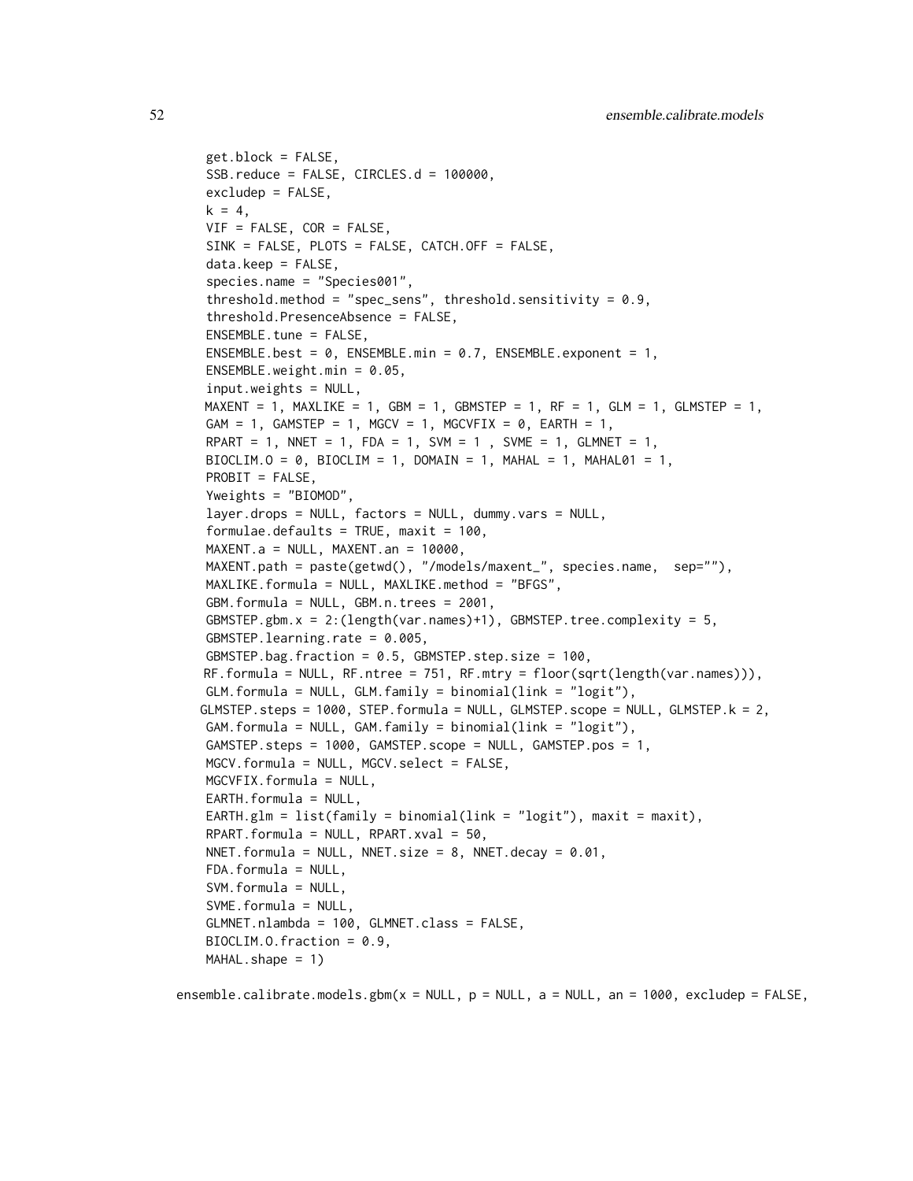```
    get.block = FALSE,
    SSB.reduce = FALSE, CIRCLES.d = 100000,
    excludep = FALSE,
    k = 4,
    VIF = FALSE, COR = FALSE,
    SINK = FALSE, PLOTS = FALSE, CATCH.OFF = FALSE,
    data.keep = FALSE,
    species.name = "Species001",
    threshold.method = "spec_sens", threshold.sensitivity = 0.9,
    threshold.PresenceAbsence = FALSE,
    ENSEMBLE.tune = FALSE,
    ENSEMBLE.best = 0, ENSEMBLE.min = 0.7, ENSEMBLE.exponent = 1,
    ENSEMBLE.weight.min = 0.05,
    input.weights = NULL,
    MAXENT = 1, MAXLIKE = 1, GBM = 1, GBMSTEP = 1, RF = 1, GLM = 1, GLMSTEP = 1,
    GAM = 1, GAMSTEP = 1, MGCV = 1, MGCVFIX = 0, EARTH = 1,
    RPART = 1, NNET = 1, FDA = 1, SVM = 1 , SVME = 1, GLMNET = 1,
    BIOCLIM.O = 0, BIOCLIM = 1, DOMAIN = 1, MAHAL = 1, MAHAL01 = 1,
    PROBIT = FALSE,
    Yweights = "BIOMOD",
    layer.drops = NULL, factors = NULL, dummy.vars = NULL,
    formulae.defaults = TRUE, maxit = 100,
    MAXENT.a = NULL, MAXENT.an = 10000,
    MAXENT.path = paste(getwd(), "/models/maxent_", species.name,  sep=""),
    MAXLIKE.formula = NULL, MAXLIKE.method = "BFGS",
    GBM.formula = NULL, GBM.n.trees = 2001,
    GBMSTEP.gbm.x = 2:(length(var.names)+1), GBMSTEP.tree.complexity = 5,
    GBMSTEP.learning.rate = 0.005,
    GBMSTEP.bag.fraction = 0.5, GBMSTEP.step.size = 100,
    RF.formula = NULL, RF.ntree = 751, RF.mtry = floor(sqrt(length(var.names))),
    GLM.formula = NULL, GLM.family = binomial(link = "logit"),
    GLMSTEP.steps = 1000, STEP.formula = NULL, GLMSTEP.scope = NULL, GLMSTEP.k = 2,
    GAM.formula = NULL, GAM.family = binomial(link = "logit"),
    GAMSTEP.steps = 1000, GAMSTEP.scope = NULL, GAMSTEP.pos = 1,
    MGCV.formula = NULL, MGCV.select = FALSE,
    MGCVFIX.formula = NULL,
    EARTH.formula = NULL,
    EARTH.glm = list(family = binomial(link = "logit"), maxit = maxit),
    RPART.formula = NULL, RPART.xval = 50,
    NNET.formula = NULL, NNET.size = 8, NNET.decay = 0.01,
    FDA.formula = NULL,
    SVM.formula = NULL,
    SVME.formula = NULL,
    GLMNET.nlambda = 100, GLMNET.class = FALSE,
    BIOCLIM.O.fraction = 0.9,
    MAHAL.shape = 1)

ensemble.calibrate.models.gbm(x = NULL, p = NULL, a = NULL, an = 1000, excludep = FALSE,
```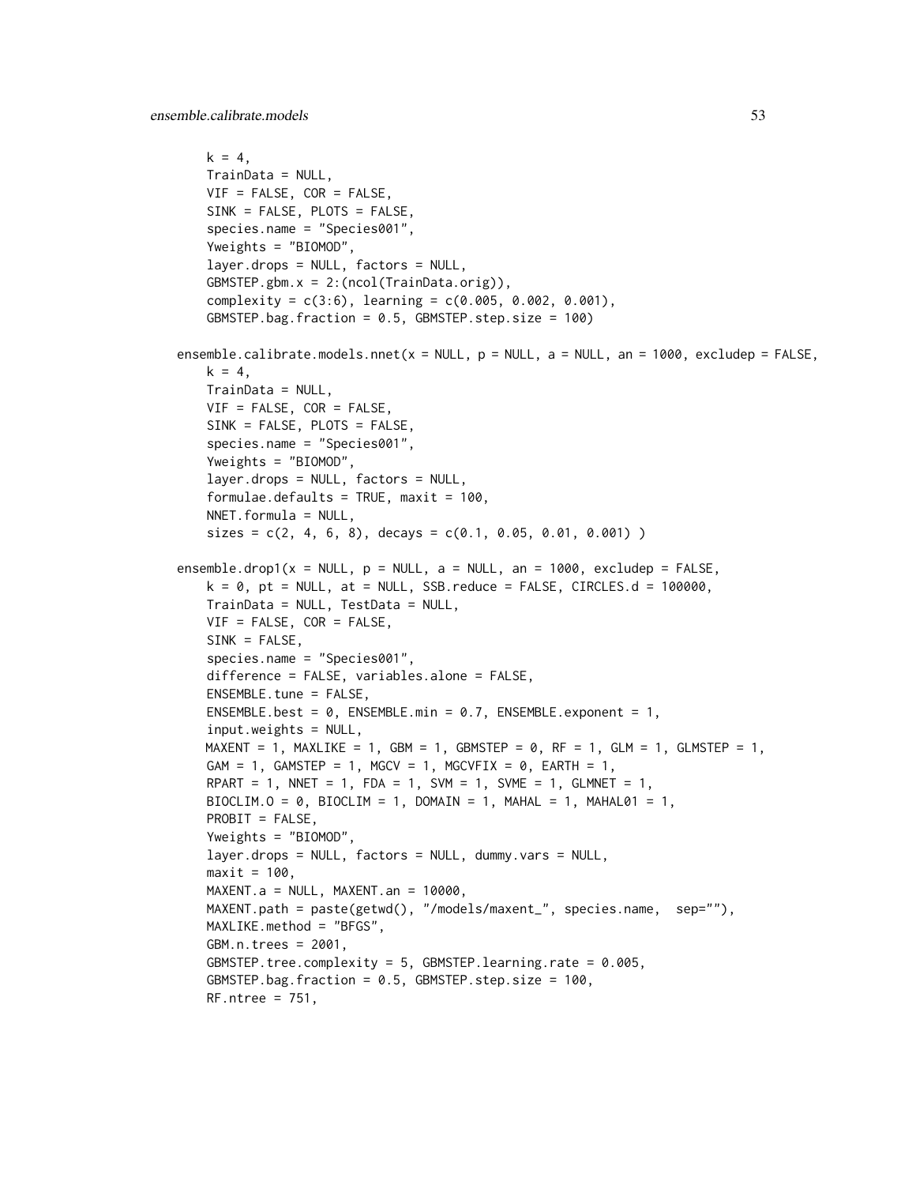```
    k = 4,
    TrainData = NULL,
    VIF = FALSE, COR = FALSE,
    SINK = FALSE, PLOTS = FALSE,
    species.name = "Species001",
    Yweights = "BIOMOD",
    layer.drops = NULL, factors = NULL,
    GBMSTEP.gbm.x = 2:(ncol(TrainData.orig)),
    complexity = c(3:6), learning = c(0.005, 0.002, 0.001),
    GBMSTEP.bag.fraction = 0.5, GBMSTEP.step.size = 100)

ensemble.calibrate.models.nnet(x = NULL, p = NULL, a = NULL, an = 1000, excludep = FALSE,
    k = 4,
    TrainData = NULL,
    VIF = FALSE, COR = FALSE,
    SINK = FALSE, PLOTS = FALSE,
    species.name = "Species001",
    Yweights = "BIOMOD",
    layer.drops = NULL, factors = NULL,
    formulae.defaults = TRUE, maxit = 100,
    NNET.formula = NULL,
    sizes = c(2, 4, 6, 8), decays = c(0.1, 0.05, 0.01, 0.001) )

ensemble.drop1(x = NULL, p = NULL, a = NULL, an = 1000, excludep = FALSE,
    k = 0, pt = NULL, at = NULL, SSB.reduce = FALSE, CIRCLES.d = 100000,
    TrainData = NULL, TestData = NULL,
    VIF = FALSE, COR = FALSE,
    SINK = FALSE,
    species.name = "Species001",
    difference = FALSE, variables.alone = FALSE,
    ENSEMBLE.tune = FALSE,
    ENSEMBLE.best = 0, ENSEMBLE.min = 0.7, ENSEMBLE.exponent = 1,
    input.weights = NULL,
    MAXENT = 1, MAXLIKE = 1, GBM = 1, GBMSTEP = 0, RF = 1, GLM = 1, GLMSTEP = 1,
    GAM = 1, GAMSTEP = 1, MGCV = 1, MGCVFIX = 0, EARTH = 1,
    RPART = 1, NNET = 1, FDA = 1, SVM = 1, SVME = 1, GLMNET = 1,
    BIOCLIM.O = 0, BIOCLIM = 1, DOMAIN = 1, MAHAL = 1, MAHAL01 = 1,
    PROBIT = FALSE,
    Yweights = "BIOMOD",
    layer.drops = NULL, factors = NULL, dummy.vars = NULL,
    maxit = 100,
    MAXENT.a = NULL, MAXENT.an = 10000,
    MAXENT.path = paste(getwd(), "/models/maxent_", species.name,  sep=""),
    MAXLIKE.method = "BFGS",
    GBM.n.trees = 2001,
    GBMSTEP.tree.complexity = 5, GBMSTEP.learning.rate = 0.005,
    GBMSTEP.bag.fraction = 0.5, GBMSTEP.step.size = 100,
    RF.ntree = 751,
```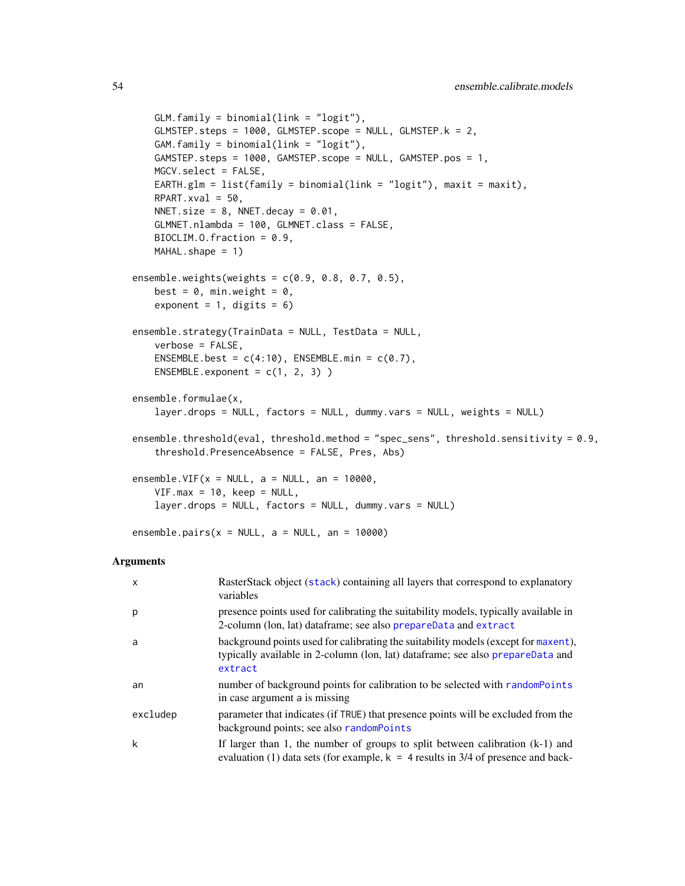```
    GLM.family = binomial(link = "logit"),
    GLMSTEP.steps = 1000, GLMSTEP.scope = NULL, GLMSTEP.k = 2,
    GAM.family = binomial(link = "logit"),
    GAMSTEP.steps = 1000, GAMSTEP.scope = NULL, GAMSTEP.pos = 1,
    MGCV.select = FALSE,
    EARTH.glm = list(family = binomial(link = "logit"), maxit = maxit),
    RPART.xval = 50,
    NNET.size = 8, NNET.decay = 0.01,
    GLMNET.nlambda = 100, GLMNET.class = FALSE,
    BIOCLIM.O.fraction = 0.9,
    MAHAL.shape = 1)

ensemble.weights(weights = c(0.9, 0.8, 0.7, 0.5),
    best = 0, min.weight = 0,
    exponent = 1, digits = 6)

ensemble.strategy(TrainData = NULL, TestData = NULL,
    verbose = FALSE,
    ENSEMBLE.best = c(4:10), ENSEMBLE.min = c(0.7),
    ENSEMBLE.exponent = c(1, 2, 3) )

ensemble.formulae(x,
    layer.drops = NULL, factors = NULL, dummy.vars = NULL, weights = NULL)

ensemble.threshold(eval, threshold.method = "spec_sens", threshold.sensitivity = 0.9,
    threshold.PresenceAbsence = FALSE, Pres, Abs)

ensemble.VIF(x = NULL, a = NULL, an = 10000,
    VIF.max = 10, keep = NULL,
    layer.drops = NULL, factors = NULL, dummy.vars = NULL)

ensemble.pairs(x = NULL, a = NULL, an = 10000)
```

## Arguments

| | |
|---|---|
| x | RasterStack object (stack) containing all layers that correspond to explanatory variables |
| p | presence points used for calibrating the suitability models, typically available in 2-column (lon, lat) dataframe; see also prepareData and extract |
| a | background points used for calibrating the suitability models (except for maxent), typically available in 2-column (lon, lat) dataframe; see also prepareData and extract |
| an | number of background points for calibration to be selected with randomPoints in case argument a is missing |
| excludep | parameter that indicates (if TRUE) that presence points will be excluded from the background points; see also randomPoints |
| k | If larger than 1, the number of groups to split between calibration (k-1) and evaluation (1) data sets (for example, k = 4 results in 3/4 of presence and back- |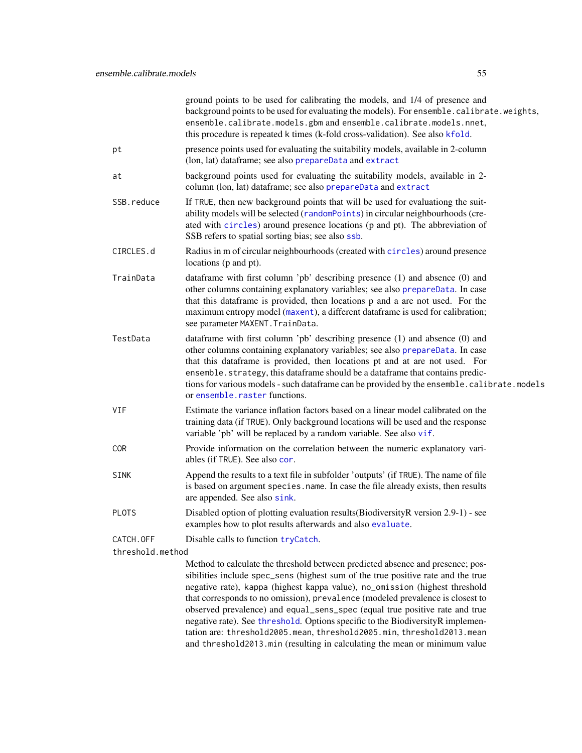ground points to be used for calibrating the models, and 1/4 of presence and background points to be used for evaluating the models). For `ensemble.calibrate.weights`, `ensemble.calibrate.models.gbm` and `ensemble.calibrate.models.nnet`, this procedure is repeated `k` times (k-fold cross-validation). See also `kfold`.

`pt`
: presence points used for evaluating the suitability models, available in 2-column (lon, lat) dataframe; see also `prepareData` and `extract`

`at`
: background points used for evaluating the suitability models, available in 2-column (lon, lat) dataframe; see also `prepareData` and `extract`

`SSB.reduce`
: If `TRUE`, then new background points that will be used for evaluationg the suitability models will be selected (`randomPoints`) in circular neighbourhoods (created with `circles`) around presence locations (p and pt). The abbreviation of SSB refers to spatial sorting bias; see also `ssb`.

`CIRCLES.d`
: Radius in m of circular neighbourhoods (created with `circles`) around presence locations (p and pt).

`TrainData`
: dataframe with first column 'pb' describing presence (1) and absence (0) and other columns containing explanatory variables; see also `prepareData`. In case that this dataframe is provided, then locations p and a are not used. For the maximum entropy model (`maxent`), a different dataframe is used for calibration; see parameter `MAXENT.TrainData`.

`TestData`
: dataframe with first column 'pb' describing presence (1) and absence (0) and other columns containing explanatory variables; see also `prepareData`. In case that this dataframe is provided, then locations pt and at are not used. For `ensemble.strategy`, this dataframe should be a dataframe that contains predictions for various models - such dataframe can be provided by the `ensemble.calibrate.models` or `ensemble.raster` functions.

`VIF`
: Estimate the variance inflation factors based on a linear model calibrated on the training data (if `TRUE`). Only background locations will be used and the response variable 'pb' will be replaced by a random variable. See also `vif`.

`COR`
: Provide information on the correlation between the numeric explanatory variables (if `TRUE`). See also `cor`.

`SINK`
: Append the results to a text file in subfolder 'outputs' (if `TRUE`). The name of file is based on argument `species.name`. In case the file already exists, then results are appended. See also `sink`.

`PLOTS`
: Disabled option of plotting evaluation results(BiodiversityR version 2.9-1) - see examples how to plot results afterwards and also `evaluate`.

`CATCH.OFF`
: Disable calls to function `tryCatch`.

`threshold.method`
: Method to calculate the threshold between predicted absence and presence; possibilities include `spec_sens` (highest sum of the true positive rate and the true negative rate), `kappa` (highest kappa value), `no_omission` (highest threshold that corresponds to no omission), `prevalence` (modeled prevalence is closest to observed prevalence) and `equal_sens_spec` (equal true positive rate and true negative rate). See `threshold`. Options specific to the BiodiversityR implementation are: `threshold2005.mean`, `threshold2005.min`, `threshold2013.mean` and `threshold2013.min` (resulting in calculating the mean or minimum value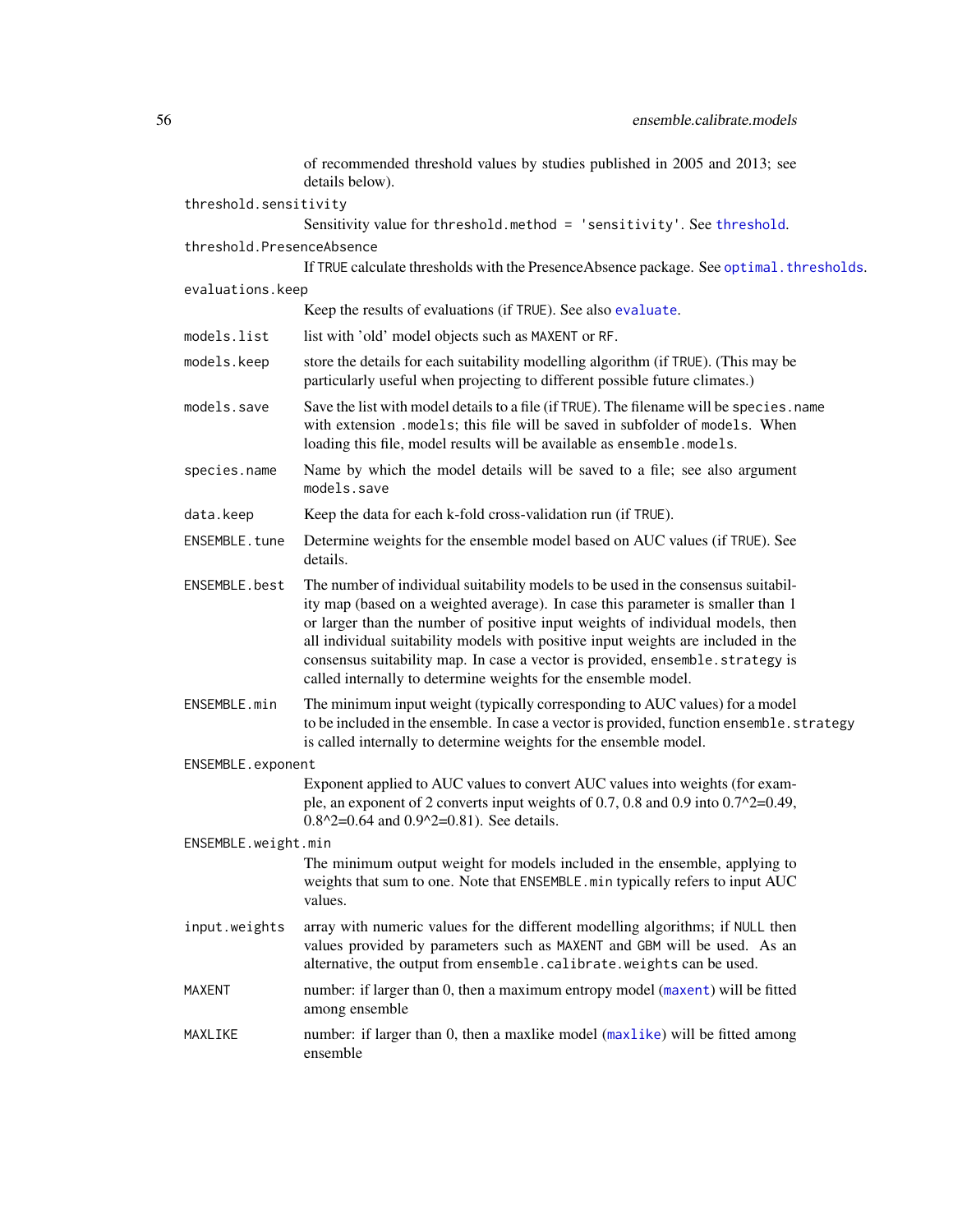of recommended threshold values by studies published in 2005 and 2013; see details below).

`threshold.sensitivity`
: Sensitivity value for `threshold.method = 'sensitivity'`. See `threshold`.

`threshold.PresenceAbsence`
: If `TRUE` calculate thresholds with the PresenceAbsence package. See `optimal.thresholds`.

`evaluations.keep`
: Keep the results of evaluations (if `TRUE`). See also `evaluate`.

`models.list`
: list with 'old' model objects such as `MAXENT` or `RF`.

`models.keep`
: store the details for each suitability modelling algorithm (if `TRUE`). (This may be particularly useful when projecting to different possible future climates.)

`models.save`
: Save the list with model details to a file (if `TRUE`). The filename will be `species.name` with extension `.models`; this file will be saved in subfolder of `models`. When loading this file, model results will be available as `ensemble.models`.

`species.name`
: Name by which the model details will be saved to a file; see also argument `models.save`

`data.keep`
: Keep the data for each k-fold cross-validation run (if `TRUE`).

`ENSEMBLE.tune`
: Determine weights for the ensemble model based on AUC values (if `TRUE`). See details.

`ENSEMBLE.best`
: The number of individual suitability models to be used in the consensus suitability map (based on a weighted average). In case this parameter is smaller than 1 or larger than the number of positive input weights of individual models, then all individual suitability models with positive input weights are included in the consensus suitability map. In case a vector is provided, `ensemble.strategy` is called internally to determine weights for the ensemble model.

`ENSEMBLE.min`
: The minimum input weight (typically corresponding to AUC values) for a model to be included in the ensemble. In case a vector is provided, function `ensemble.strategy` is called internally to determine weights for the ensemble model.

`ENSEMBLE.exponent`
: Exponent applied to AUC values to convert AUC values into weights (for example, an exponent of 2 converts input weights of 0.7, 0.8 and 0.9 into 0.7^2=0.49, 0.8^2=0.64 and 0.9^2=0.81). See details.

`ENSEMBLE.weight.min`
: The minimum output weight for models included in the ensemble, applying to weights that sum to one. Note that `ENSEMBLE.min` typically refers to input AUC values.

`input.weights`
: array with numeric values for the different modelling algorithms; if `NULL` then values provided by parameters such as `MAXENT` and `GBM` will be used. As an alternative, the output from `ensemble.calibrate.weights` can be used.

`MAXENT`
: number: if larger than 0, then a maximum entropy model (`maxent`) will be fitted among ensemble

`MAXLIKE`
: number: if larger than 0, then a maxlike model (`maxlike`) will be fitted among ensemble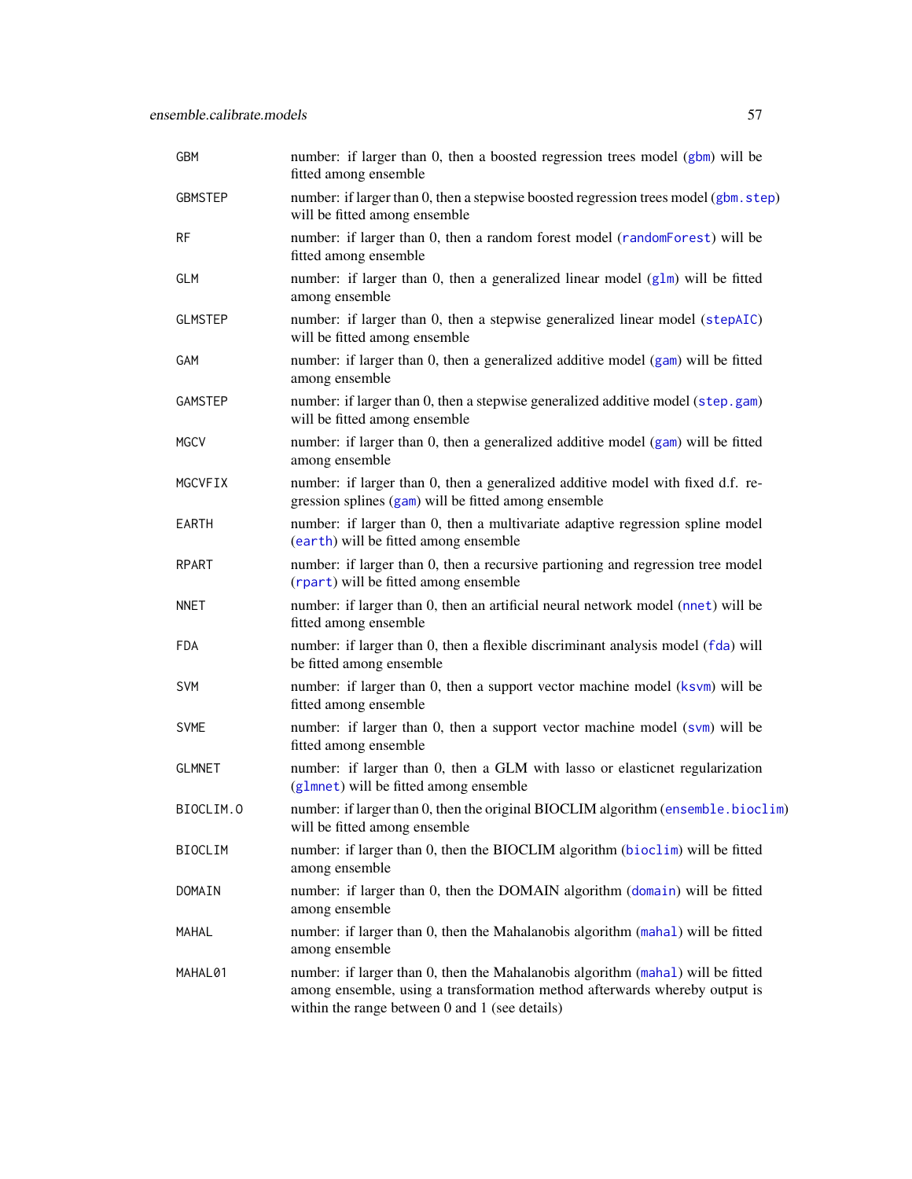| | |
|---|---|
| `GBM` | number: if larger than 0, then a boosted regression trees model (`gbm`) will be fitted among ensemble |
| `GBMSTEP` | number: if larger than 0, then a stepwise boosted regression trees model (`gbm.step`) will be fitted among ensemble |
| `RF` | number: if larger than 0, then a random forest model (`randomForest`) will be fitted among ensemble |
| `GLM` | number: if larger than 0, then a generalized linear model (`glm`) will be fitted among ensemble |
| `GLMSTEP` | number: if larger than 0, then a stepwise generalized linear model (`stepAIC`) will be fitted among ensemble |
| `GAM` | number: if larger than 0, then a generalized additive model (`gam`) will be fitted among ensemble |
| `GAMSTEP` | number: if larger than 0, then a stepwise generalized additive model (`step.gam`) will be fitted among ensemble |
| `MGCV` | number: if larger than 0, then a generalized additive model (`gam`) will be fitted among ensemble |
| `MGCVFIX` | number: if larger than 0, then a generalized additive model with fixed d.f. regression splines (`gam`) will be fitted among ensemble |
| `EARTH` | number: if larger than 0, then a multivariate adaptive regression spline model (`earth`) will be fitted among ensemble |
| `RPART` | number: if larger than 0, then a recursive partioning and regression tree model (`rpart`) will be fitted among ensemble |
| `NNET` | number: if larger than 0, then an artificial neural network model (`nnet`) will be fitted among ensemble |
| `FDA` | number: if larger than 0, then a flexible discriminant analysis model (`fda`) will be fitted among ensemble |
| `SVM` | number: if larger than 0, then a support vector machine model (`ksvm`) will be fitted among ensemble |
| `SVME` | number: if larger than 0, then a support vector machine model (`svm`) will be fitted among ensemble |
| `GLMNET` | number: if larger than 0, then a GLM with lasso or elasticnet regularization (`glmnet`) will be fitted among ensemble |
| `BIOCLIM.O` | number: if larger than 0, then the original BIOCLIM algorithm (`ensemble.bioclim`) will be fitted among ensemble |
| `BIOCLIM` | number: if larger than 0, then the BIOCLIM algorithm (`bioclim`) will be fitted among ensemble |
| `DOMAIN` | number: if larger than 0, then the DOMAIN algorithm (`domain`) will be fitted among ensemble |
| `MAHAL` | number: if larger than 0, then the Mahalanobis algorithm (`mahal`) will be fitted among ensemble |
| `MAHAL01` | number: if larger than 0, then the Mahalanobis algorithm (`mahal`) will be fitted among ensemble, using a transformation method afterwards whereby output is within the range between 0 and 1 (see details) |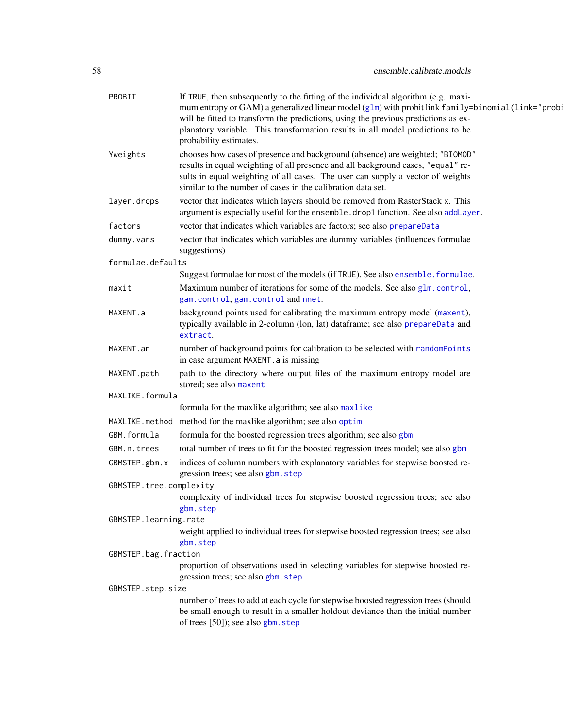| | |
|---|---|
| PROBIT | If TRUE, then subsequently to the fitting of the individual algorithm (e.g. maximum entropy or GAM) a generalized linear model (glm) with probit link family=binomial(link="probit") will be fitted to transform the predictions, using the previous predictions as explanatory variable. This transformation results in all model predictions to be probability estimates. |
| Yweights | chooses how cases of presence and background (absence) are weighted; "BIOMOD" results in equal weighting of all presence and all background cases, "equal" results in equal weighting of all cases. The user can supply a vector of weights similar to the number of cases in the calibration data set. |
| layer.drops | vector that indicates which layers should be removed from RasterStack x. This argument is especially useful for the ensemble.drop1 function. See also addLayer. |
| factors | vector that indicates which variables are factors; see also prepareData |
| dummy.vars | vector that indicates which variables are dummy variables (influences formulae suggestions) |
| formulae.defaults | Suggest formulae for most of the models (if TRUE). See also ensemble.formulae. |
| maxit | Maximum number of iterations for some of the models. See also glm.control, gam.control, gam.control and nnet. |
| MAXENT.a | background points used for calibrating the maximum entropy model (maxent), typically available in 2-column (lon, lat) dataframe; see also prepareData and extract. |
| MAXENT.an | number of background points for calibration to be selected with randomPoints in case argument MAXENT.a is missing |
| MAXENT.path | path to the directory where output files of the maximum entropy model are stored; see also maxent |
| MAXLIKE.formula | formula for the maxlike algorithm; see also maxlike |
| MAXLIKE.method | method for the maxlike algorithm; see also optim |
| GBM.formula | formula for the boosted regression trees algorithm; see also gbm |
| GBM.n.trees | total number of trees to fit for the boosted regression trees model; see also gbm |
| GBMSTEP.gbm.x | indices of column numbers with explanatory variables for stepwise boosted regression trees; see also gbm.step |
| GBMSTEP.tree.complexity | complexity of individual trees for stepwise boosted regression trees; see also gbm.step |
| GBMSTEP.learning.rate | weight applied to individual trees for stepwise boosted regression trees; see also gbm.step |
| GBMSTEP.bag.fraction | proportion of observations used in selecting variables for stepwise boosted regression trees; see also gbm.step |
| GBMSTEP.step.size | number of trees to add at each cycle for stepwise boosted regression trees (should be small enough to result in a smaller holdout deviance than the initial number of trees [50]); see also gbm.step |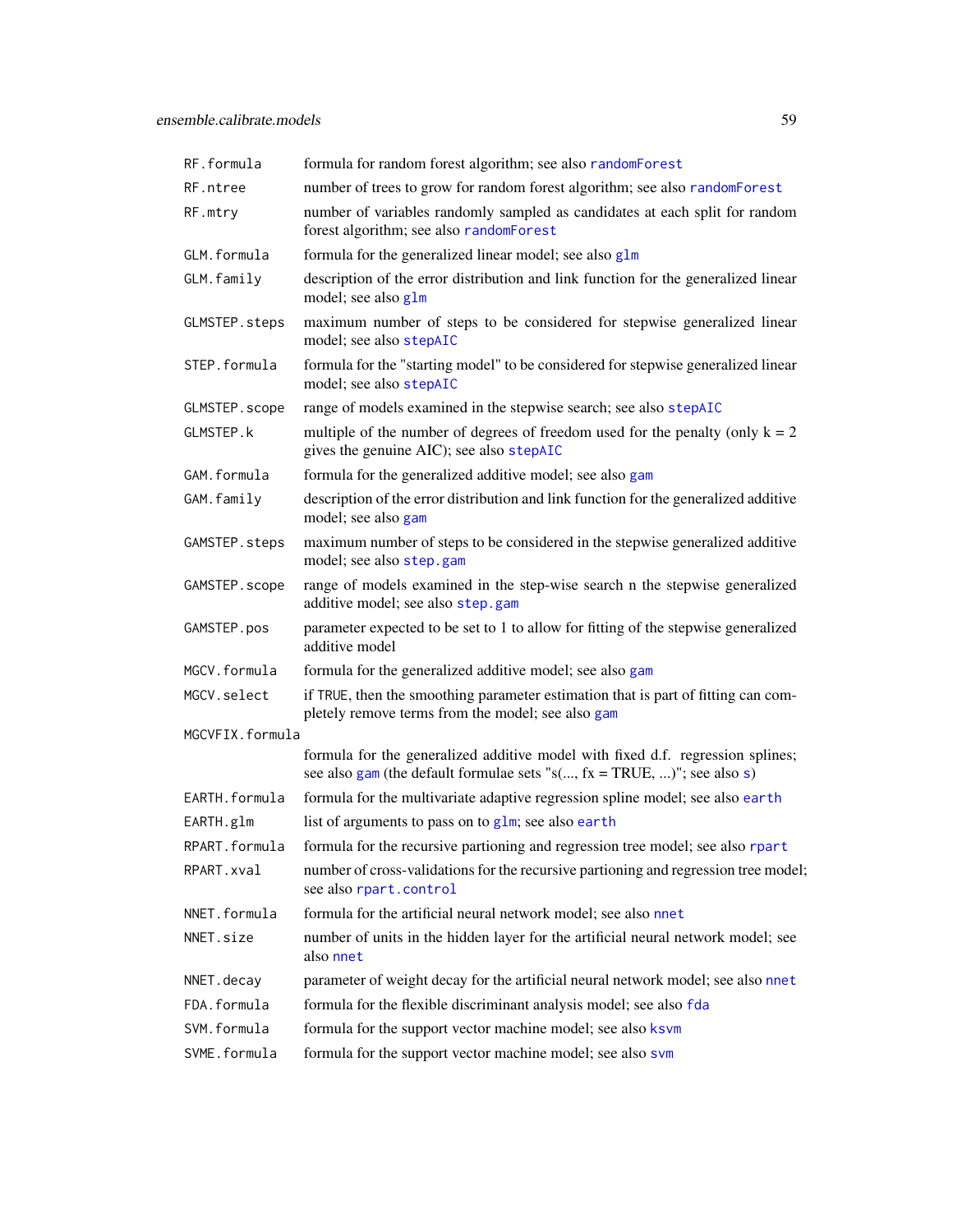| | |
|---|---|
| `RF.formula` | formula for random forest algorithm; see also `randomForest` |
| `RF.ntree` | number of trees to grow for random forest algorithm; see also `randomForest` |
| `RF.mtry` | number of variables randomly sampled as candidates at each split for random forest algorithm; see also `randomForest` |
| `GLM.formula` | formula for the generalized linear model; see also `glm` |
| `GLM.family` | description of the error distribution and link function for the generalized linear model; see also `glm` |
| `GLMSTEP.steps` | maximum number of steps to be considered for stepwise generalized linear model; see also `stepAIC` |
| `STEP.formula` | formula for the "starting model" to be considered for stepwise generalized linear model; see also `stepAIC` |
| `GLMSTEP.scope` | range of models examined in the stepwise search; see also `stepAIC` |
| `GLMSTEP.k` | multiple of the number of degrees of freedom used for the penalty (only k = 2 gives the genuine AIC); see also `stepAIC` |
| `GAM.formula` | formula for the generalized additive model; see also `gam` |
| `GAM.family` | description of the error distribution and link function for the generalized additive model; see also `gam` |
| `GAMSTEP.steps` | maximum number of steps to be considered in the stepwise generalized additive model; see also `step.gam` |
| `GAMSTEP.scope` | range of models examined in the step-wise search n the stepwise generalized additive model; see also `step.gam` |
| `GAMSTEP.pos` | parameter expected to be set to 1 to allow for fitting of the stepwise generalized additive model |
| `MGCV.formula` | formula for the generalized additive model; see also `gam` |
| `MGCV.select` | if `TRUE`, then the smoothing parameter estimation that is part of fitting can completely remove terms from the model; see also `gam` |
| `MGCVFIX.formula` | formula for the generalized additive model with fixed d.f. regression splines; see also `gam` (the default formulae sets "s(..., fx = TRUE, ...)"; see also `s`) |
| `EARTH.formula` | formula for the multivariate adaptive regression spline model; see also `earth` |
| `EARTH.glm` | list of arguments to pass on to `glm`; see also `earth` |
| `RPART.formula` | formula for the recursive partioning and regression tree model; see also `rpart` |
| `RPART.xval` | number of cross-validations for the recursive partioning and regression tree model; see also `rpart.control` |
| `NNET.formula` | formula for the artificial neural network model; see also `nnet` |
| `NNET.size` | number of units in the hidden layer for the artificial neural network model; see also `nnet` |
| `NNET.decay` | parameter of weight decay for the artificial neural network model; see also `nnet` |
| `FDA.formula` | formula for the flexible discriminant analysis model; see also `fda` |
| `SVM.formula` | formula for the support vector machine model; see also `ksvm` |
| `SVME.formula` | formula for the support vector machine model; see also `svm` |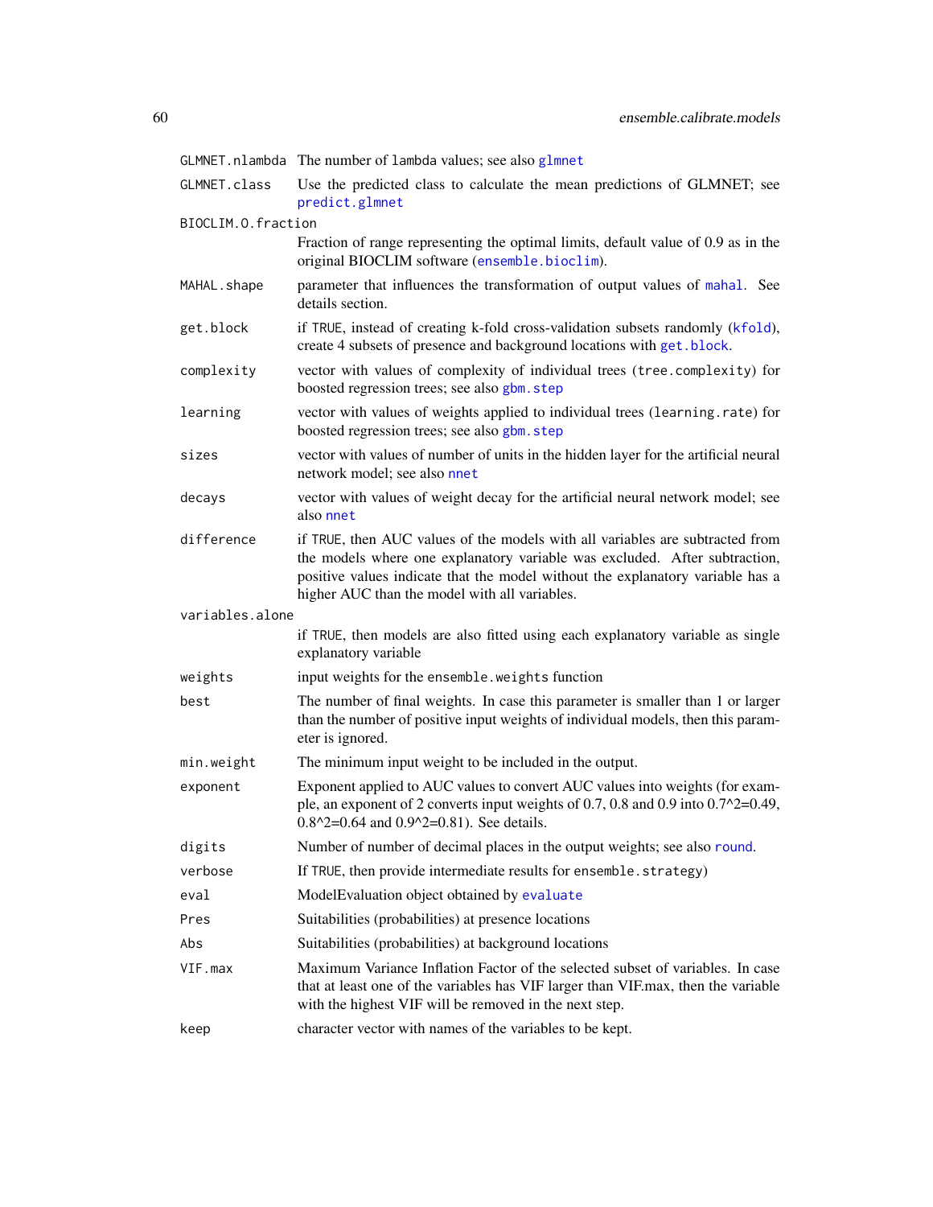| | |
|---|---|
| `GLMNET.nlambda` | The number of `lambda` values; see also `glmnet` |
| `GLMNET.class` | Use the predicted class to calculate the mean predictions of GLMNET; see `predict.glmnet` |
| `BIOCLIM.O.fraction` | Fraction of range representing the optimal limits, default value of 0.9 as in the original BIOCLIM software (`ensemble.bioclim`). |
| `MAHAL.shape` | parameter that influences the transformation of output values of `mahal`. See details section. |
| `get.block` | if `TRUE`, instead of creating k-fold cross-validation subsets randomly (`kfold`), create 4 subsets of presence and background locations with `get.block`. |
| `complexity` | vector with values of complexity of individual trees (`tree.complexity`) for boosted regression trees; see also `gbm.step` |
| `learning` | vector with values of weights applied to individual trees (`learning.rate`) for boosted regression trees; see also `gbm.step` |
| `sizes` | vector with values of number of units in the hidden layer for the artificial neural network model; see also `nnet` |
| `decays` | vector with values of weight decay for the artificial neural network model; see also `nnet` |
| `difference` | if `TRUE`, then AUC values of the models with all variables are subtracted from the models where one explanatory variable was excluded. After subtraction, positive values indicate that the model without the explanatory variable has a higher AUC than the model with all variables. |
| `variables.alone` | if `TRUE`, then models are also fitted using each explanatory variable as single explanatory variable |
| `weights` | input weights for the `ensemble.weights` function |
| `best` | The number of final weights. In case this parameter is smaller than 1 or larger than the number of positive input weights of individual models, then this parameter is ignored. |
| `min.weight` | The minimum input weight to be included in the output. |
| `exponent` | Exponent applied to AUC values to convert AUC values into weights (for example, an exponent of 2 converts input weights of 0.7, 0.8 and 0.9 into 0.7^2=0.49, 0.8^2=0.64 and 0.9^2=0.81). See details. |
| `digits` | Number of number of decimal places in the output weights; see also `round`. |
| `verbose` | If `TRUE`, then provide intermediate results for `ensemble.strategy`) |
| `eval` | ModelEvaluation object obtained by `evaluate` |
| `Pres` | Suitabilities (probabilities) at presence locations |
| `Abs` | Suitabilities (probabilities) at background locations |
| `VIF.max` | Maximum Variance Inflation Factor of the selected subset of variables. In case that at least one of the variables has VIF larger than VIF.max, then the variable with the highest VIF will be removed in the next step. |
| `keep` | character vector with names of the variables to be kept. |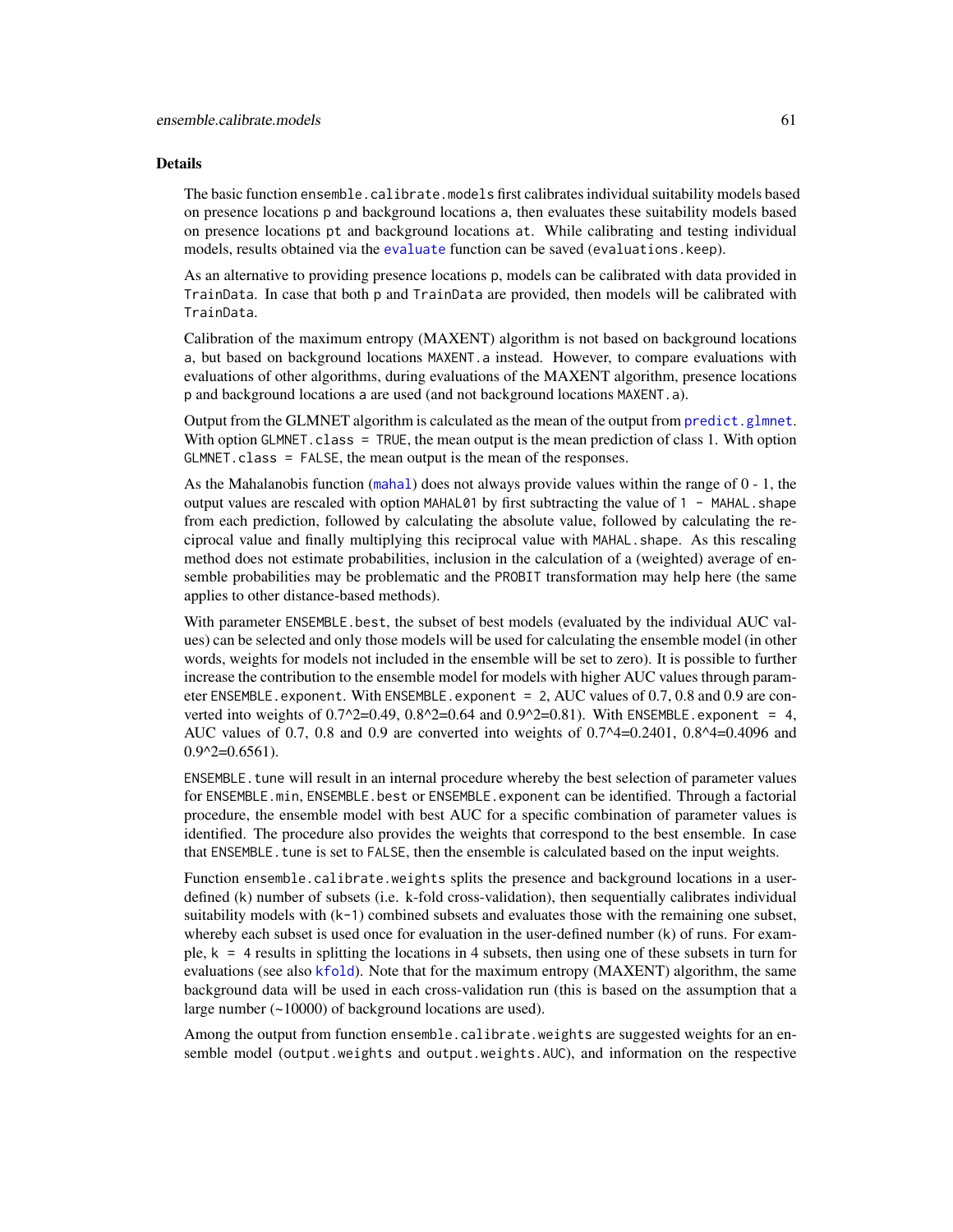## Details

The basic function `ensemble.calibrate.models` first calibrates individual suitability models based on presence locations `p` and background locations `a`, then evaluates these suitability models based on presence locations `pt` and background locations `at`. While calibrating and testing individual models, results obtained via the `evaluate` function can be saved (`evaluations.keep`).

As an alternative to providing presence locations `p`, models can be calibrated with data provided in `TrainData`. In case that both `p` and `TrainData` are provided, then models will be calibrated with `TrainData`.

Calibration of the maximum entropy (MAXENT) algorithm is not based on background locations `a`, but based on background locations `MAXENT.a` instead. However, to compare evaluations with evaluations of other algorithms, during evaluations of the MAXENT algorithm, presence locations `p` and background locations `a` are used (and not background locations `MAXENT.a`).

Output from the GLMNET algorithm is calculated as the mean of the output from `predict.glmnet`. With option `GLMNET.class = TRUE`, the mean output is the mean prediction of class 1. With option `GLMNET.class = FALSE`, the mean output is the mean of the responses.

As the Mahalanobis function (`mahal`) does not always provide values within the range of 0 - 1, the output values are rescaled with option `MAHAL01` by first subtracting the value of `1 - MAHAL.shape` from each prediction, followed by calculating the absolute value, followed by calculating the reciprocal value and finally multiplying this reciprocal value with `MAHAL.shape`. As this rescaling method does not estimate probabilities, inclusion in the calculation of a (weighted) average of ensemble probabilities may be problematic and the `PROBIT` transformation may help here (the same applies to other distance-based methods).

With parameter `ENSEMBLE.best`, the subset of best models (evaluated by the individual AUC values) can be selected and only those models will be used for calculating the ensemble model (in other words, weights for models not included in the ensemble will be set to zero). It is possible to further increase the contribution to the ensemble model for models with higher AUC values through parameter `ENSEMBLE.exponent`. With `ENSEMBLE.exponent = 2`, AUC values of 0.7, 0.8 and 0.9 are converted into weights of 0.7^2=0.49, 0.8^2=0.64 and 0.9^2=0.81). With `ENSEMBLE.exponent = 4`, AUC values of 0.7, 0.8 and 0.9 are converted into weights of 0.7^4=0.2401, 0.8^4=0.4096 and 0.9^2=0.6561).

`ENSEMBLE.tune` will result in an internal procedure whereby the best selection of parameter values for `ENSEMBLE.min`, `ENSEMBLE.best` or `ENSEMBLE.exponent` can be identified. Through a factorial procedure, the ensemble model with best AUC for a specific combination of parameter values is identified. The procedure also provides the weights that correspond to the best ensemble. In case that `ENSEMBLE.tune` is set to `FALSE`, then the ensemble is calculated based on the input weights.

Function `ensemble.calibrate.weights` splits the presence and background locations in a user-defined (`k`) number of subsets (i.e. k-fold cross-validation), then sequentially calibrates individual suitability models with (`k-1`) combined subsets and evaluates those with the remaining one subset, whereby each subset is used once for evaluation in the user-defined number (`k`) of runs. For example, `k = 4` results in splitting the locations in 4 subsets, then using one of these subsets in turn for evaluations (see also `kfold`). Note that for the maximum entropy (MAXENT) algorithm, the same background data will be used in each cross-validation run (this is based on the assumption that a large number (~10000) of background locations are used).

Among the output from function `ensemble.calibrate.weights` are suggested weights for an ensemble model (`output.weights` and `output.weights.AUC`), and information on the respective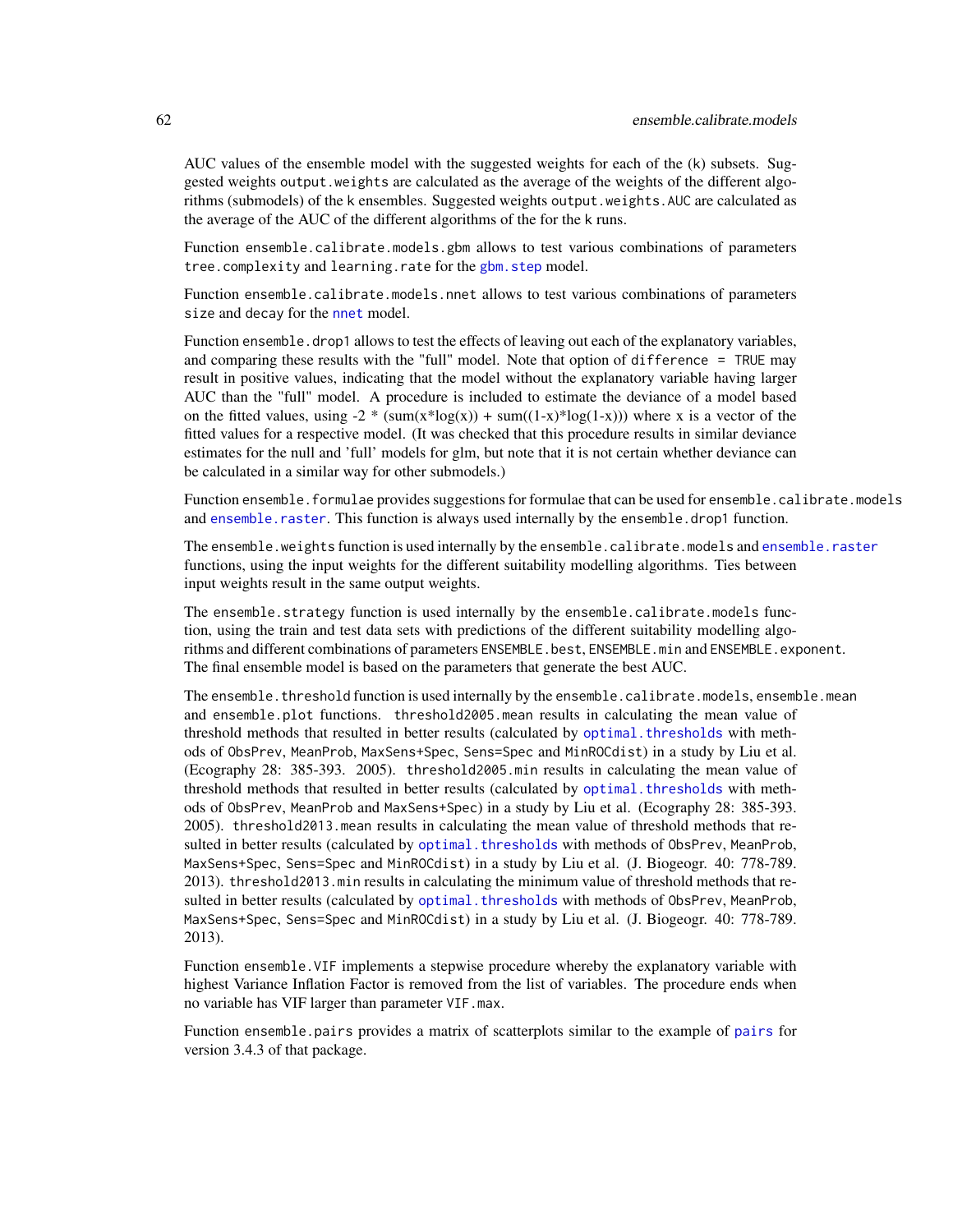AUC values of the ensemble model with the suggested weights for each of the (k) subsets. Suggested weights `output.weights` are calculated as the average of the weights of the different algorithms (submodels) of the k ensembles. Suggested weights `output.weights.AUC` are calculated as the average of the AUC of the different algorithms of the for the k runs.

Function `ensemble.calibrate.models.gbm` allows to test various combinations of parameters `tree.complexity` and `learning.rate` for the `gbm.step` model.

Function `ensemble.calibrate.models.nnet` allows to test various combinations of parameters `size` and `decay` for the `nnet` model.

Function `ensemble.drop1` allows to test the effects of leaving out each of the explanatory variables, and comparing these results with the "full" model. Note that option of `difference = TRUE` may result in positive values, indicating that the model without the explanatory variable having larger AUC than the "full" model. A procedure is included to estimate the deviance of a model based on the fitted values, using -2 * (sum(x*log(x)) + sum((1-x)*log(1-x))) where x is a vector of the fitted values for a respective model. (It was checked that this procedure results in similar deviance estimates for the null and 'full' models for glm, but note that it is not certain whether deviance can be calculated in a similar way for other submodels.)

Function `ensemble.formulae` provides suggestions for formulae that can be used for `ensemble.calibrate.models` and `ensemble.raster`. This function is always used internally by the `ensemble.drop1` function.

The `ensemble.weights` function is used internally by the `ensemble.calibrate.models` and `ensemble.raster` functions, using the input weights for the different suitability modelling algorithms. Ties between input weights result in the same output weights.

The `ensemble.strategy` function is used internally by the `ensemble.calibrate.models` function, using the train and test data sets with predictions of the different suitability modelling algorithms and different combinations of parameters `ENSEMBLE.best`, `ENSEMBLE.min` and `ENSEMBLE.exponent`. The final ensemble model is based on the parameters that generate the best AUC.

The `ensemble.threshold` function is used internally by the `ensemble.calibrate.models`, `ensemble.mean` and `ensemble.plot` functions. `threshold2005.mean` results in calculating the mean value of threshold methods that resulted in better results (calculated by `optimal.thresholds` with methods of `ObsPrev`, `MeanProb`, `MaxSens+Spec`, `Sens=Spec` and `MinROCdist`) in a study by Liu et al. (Ecography 28: 385-393. 2005). `threshold2005.min` results in calculating the mean value of threshold methods that resulted in better results (calculated by `optimal.thresholds` with methods of `ObsPrev`, `MeanProb` and `MaxSens+Spec`) in a study by Liu et al. (Ecography 28: 385-393. 2005). `threshold2013.mean` results in calculating the mean value of threshold methods that resulted in better results (calculated by `optimal.thresholds` with methods of `ObsPrev`, `MeanProb`, `MaxSens+Spec`, `Sens=Spec` and `MinROCdist`) in a study by Liu et al. (J. Biogeogr. 40: 778-789. 2013). `threshold2013.min` results in calculating the minimum value of threshold methods that resulted in better results (calculated by `optimal.thresholds` with methods of `ObsPrev`, `MeanProb`, `MaxSens+Spec`, `Sens=Spec` and `MinROCdist`) in a study by Liu et al. (J. Biogeogr. 40: 778-789. 2013).

Function `ensemble.VIF` implements a stepwise procedure whereby the explanatory variable with highest Variance Inflation Factor is removed from the list of variables. The procedure ends when no variable has VIF larger than parameter `VIF.max`.

Function `ensemble.pairs` provides a matrix of scatterplots similar to the example of `pairs` for version 3.4.3 of that package.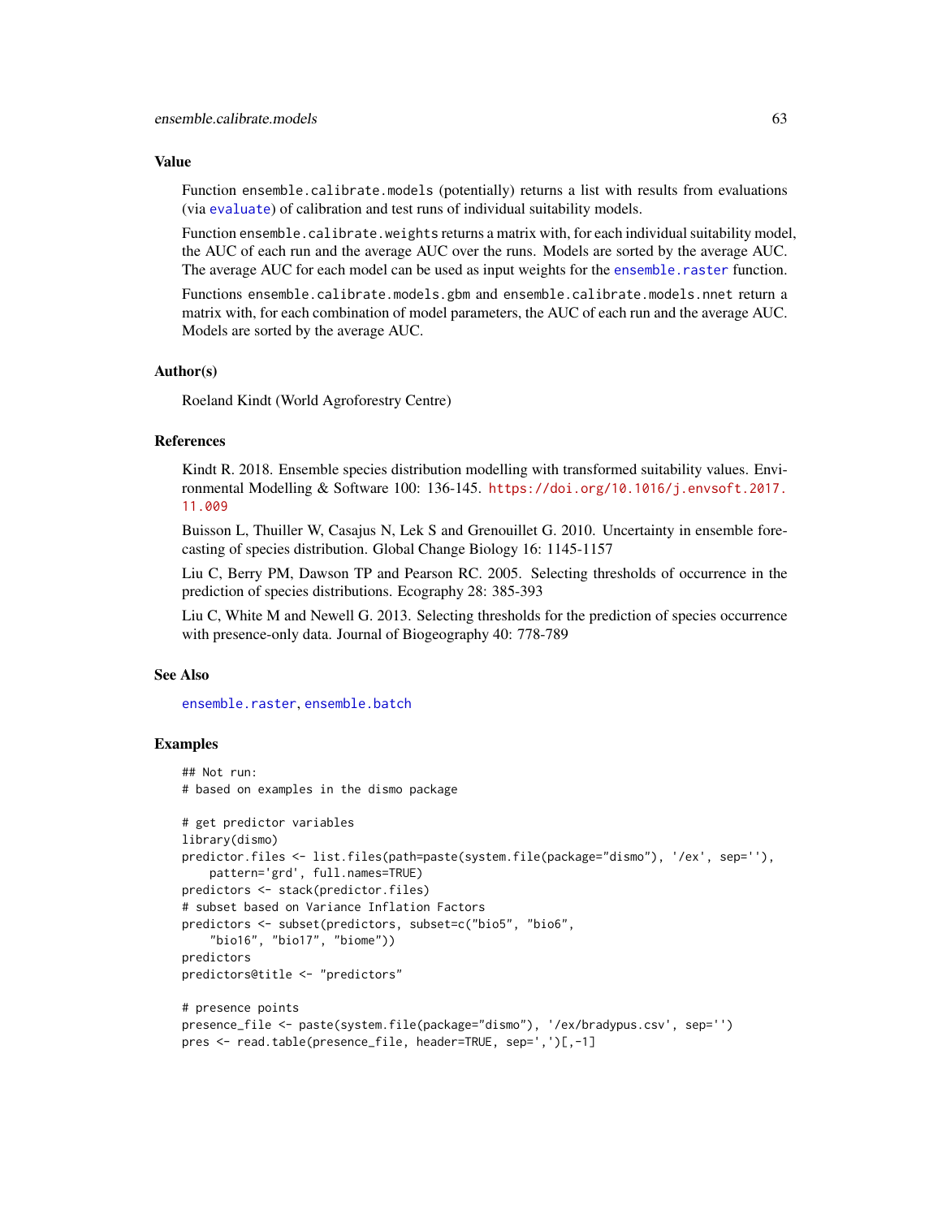## Value

Function ensemble.calibrate.models (potentially) returns a list with results from evaluations (via evaluate) of calibration and test runs of individual suitability models.

Function ensemble.calibrate.weights returns a matrix with, for each individual suitability model, the AUC of each run and the average AUC over the runs. Models are sorted by the average AUC. The average AUC for each model can be used as input weights for the ensemble.raster function.

Functions ensemble.calibrate.models.gbm and ensemble.calibrate.models.nnet return a matrix with, for each combination of model parameters, the AUC of each run and the average AUC. Models are sorted by the average AUC.

## Author(s)

Roeland Kindt (World Agroforestry Centre)

## References

Kindt R. 2018. Ensemble species distribution modelling with transformed suitability values. Environmental Modelling & Software 100: 136-145. https://doi.org/10.1016/j.envsoft.2017.11.009

Buisson L, Thuiller W, Casajus N, Lek S and Grenouillet G. 2010. Uncertainty in ensemble forecasting of species distribution. Global Change Biology 16: 1145-1157

Liu C, Berry PM, Dawson TP and Pearson RC. 2005. Selecting thresholds of occurrence in the prediction of species distributions. Ecography 28: 385-393

Liu C, White M and Newell G. 2013. Selecting thresholds for the prediction of species occurrence with presence-only data. Journal of Biogeography 40: 778-789

## See Also

ensemble.raster, ensemble.batch

## Examples

```
## Not run:
# based on examples in the dismo package

# get predictor variables
library(dismo)
predictor.files <- list.files(path=paste(system.file(package="dismo"), '/ex', sep=''),
    pattern='grd', full.names=TRUE)
predictors <- stack(predictor.files)
# subset based on Variance Inflation Factors
predictors <- subset(predictors, subset=c("bio5", "bio6",
    "bio16", "bio17", "biome"))
predictors
predictors@title <- "predictors"

# presence points
presence_file <- paste(system.file(package="dismo"), '/ex/bradypus.csv', sep='')
pres <- read.table(presence_file, header=TRUE, sep=',')[,-1]
```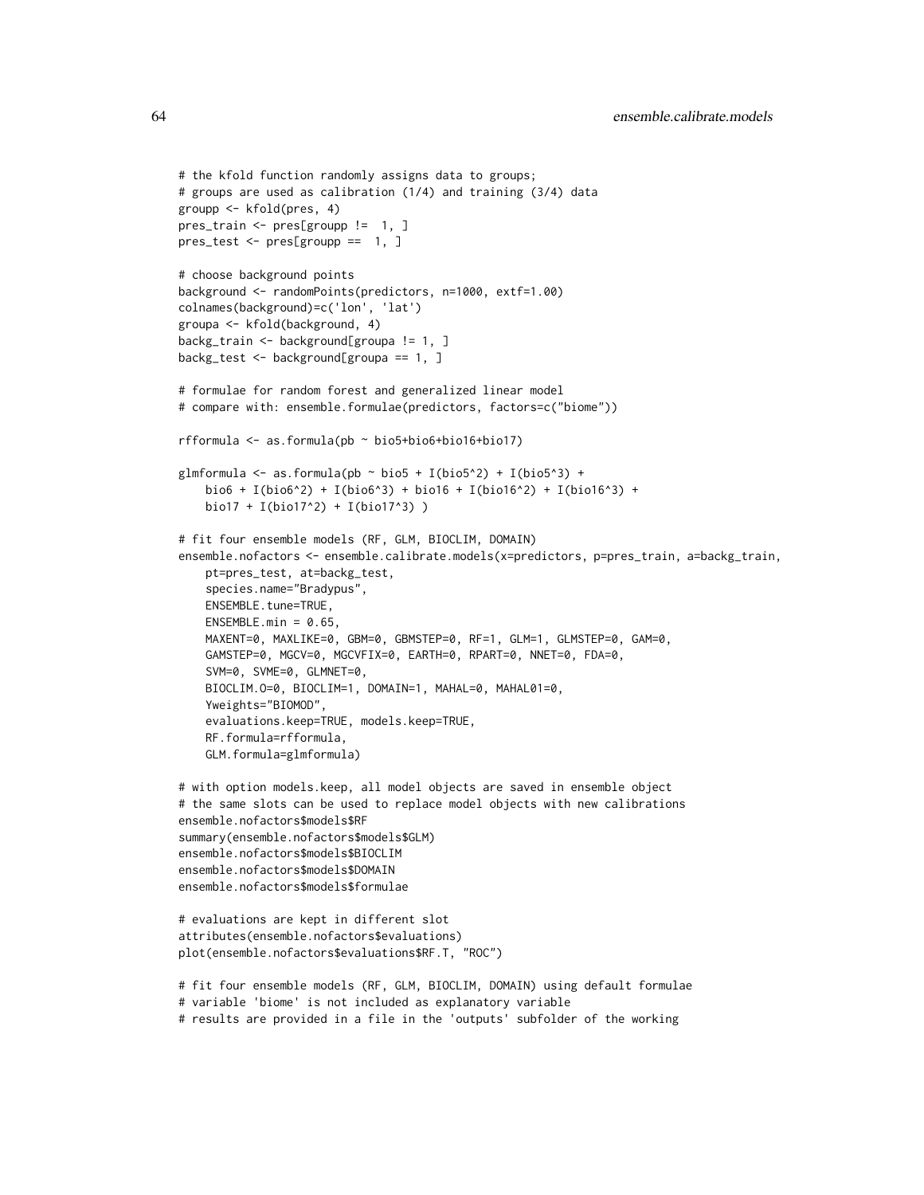```
# the kfold function randomly assigns data to groups;
# groups are used as calibration (1/4) and training (3/4) data
groupp <- kfold(pres, 4)
pres_train <- pres[groupp !=  1, ]
pres_test <- pres[groupp ==  1, ]

# choose background points
background <- randomPoints(predictors, n=1000, extf=1.00)
colnames(background)=c('lon', 'lat')
groupa <- kfold(background, 4)
backg_train <- background[groupa != 1, ]
backg_test <- background[groupa == 1, ]

# formulae for random forest and generalized linear model
# compare with: ensemble.formulae(predictors, factors=c("biome"))

rfformula <- as.formula(pb ~ bio5+bio6+bio16+bio17)

glmformula <- as.formula(pb ~ bio5 + I(bio5^2) + I(bio5^3) +
    bio6 + I(bio6^2) + I(bio6^3) + bio16 + I(bio16^2) + I(bio16^3) +
    bio17 + I(bio17^2) + I(bio17^3) )

# fit four ensemble models (RF, GLM, BIOCLIM, DOMAIN)
ensemble.nofactors <- ensemble.calibrate.models(x=predictors, p=pres_train, a=backg_train,
    pt=pres_test, at=backg_test,
    species.name="Bradypus",
    ENSEMBLE.tune=TRUE,
    ENSEMBLE.min = 0.65,
    MAXENT=0, MAXLIKE=0, GBM=0, GBMSTEP=0, RF=1, GLM=1, GLMSTEP=0, GAM=0,
    GAMSTEP=0, MGCV=0, MGCVFIX=0, EARTH=0, RPART=0, NNET=0, FDA=0,
    SVM=0, SVME=0, GLMNET=0,
    BIOCLIM.O=0, BIOCLIM=1, DOMAIN=1, MAHAL=0, MAHAL01=0,
    Yweights="BIOMOD",
    evaluations.keep=TRUE, models.keep=TRUE,
    RF.formula=rfformula,
    GLM.formula=glmformula)

# with option models.keep, all model objects are saved in ensemble object
# the same slots can be used to replace model objects with new calibrations
ensemble.nofactors$models$RF
summary(ensemble.nofactors$models$GLM)
ensemble.nofactors$models$BIOCLIM
ensemble.nofactors$models$DOMAIN
ensemble.nofactors$models$formulae

# evaluations are kept in different slot
attributes(ensemble.nofactors$evaluations)
plot(ensemble.nofactors$evaluations$RF.T, "ROC")

# fit four ensemble models (RF, GLM, BIOCLIM, DOMAIN) using default formulae
# variable 'biome' is not included as explanatory variable
# results are provided in a file in the 'outputs' subfolder of the working
```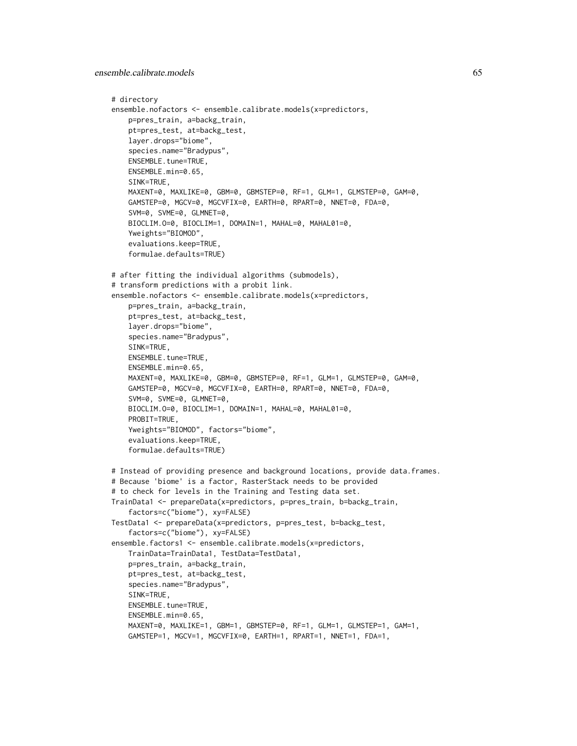```
# directory
ensemble.nofactors <- ensemble.calibrate.models(x=predictors,
    p=pres_train, a=backg_train,
    pt=pres_test, at=backg_test,
    layer.drops="biome",
    species.name="Bradypus",
    ENSEMBLE.tune=TRUE,
    ENSEMBLE.min=0.65,
    SINK=TRUE,
    MAXENT=0, MAXLIKE=0, GBM=0, GBMSTEP=0, RF=1, GLM=1, GLMSTEP=0, GAM=0,
    GAMSTEP=0, MGCV=0, MGCVFIX=0, EARTH=0, RPART=0, NNET=0, FDA=0,
    SVM=0, SVME=0, GLMNET=0,
    BIOCLIM.O=0, BIOCLIM=1, DOMAIN=1, MAHAL=0, MAHAL01=0,
    Yweights="BIOMOD",
    evaluations.keep=TRUE,
    formulae.defaults=TRUE)

# after fitting the individual algorithms (submodels),
# transform predictions with a probit link.
ensemble.nofactors <- ensemble.calibrate.models(x=predictors,
    p=pres_train, a=backg_train,
    pt=pres_test, at=backg_test,
    layer.drops="biome",
    species.name="Bradypus",
    SINK=TRUE,
    ENSEMBLE.tune=TRUE,
    ENSEMBLE.min=0.65,
    MAXENT=0, MAXLIKE=0, GBM=0, GBMSTEP=0, RF=1, GLM=1, GLMSTEP=0, GAM=0,
    GAMSTEP=0, MGCV=0, MGCVFIX=0, EARTH=0, RPART=0, NNET=0, FDA=0,
    SVM=0, SVME=0, GLMNET=0,
    BIOCLIM.O=0, BIOCLIM=1, DOMAIN=1, MAHAL=0, MAHAL01=0,
    PROBIT=TRUE,
    Yweights="BIOMOD", factors="biome",
    evaluations.keep=TRUE,
    formulae.defaults=TRUE)

# Instead of providing presence and background locations, provide data.frames.
# Because 'biome' is a factor, RasterStack needs to be provided
# to check for levels in the Training and Testing data set.
TrainData1 <- prepareData(x=predictors, p=pres_train, b=backg_train,
    factors=c("biome"), xy=FALSE)
TestData1 <- prepareData(x=predictors, p=pres_test, b=backg_test,
    factors=c("biome"), xy=FALSE)
ensemble.factors1 <- ensemble.calibrate.models(x=predictors,
    TrainData=TrainData1, TestData=TestData1,
    p=pres_train, a=backg_train,
    pt=pres_test, at=backg_test,
    species.name="Bradypus",
    SINK=TRUE,
    ENSEMBLE.tune=TRUE,
    ENSEMBLE.min=0.65,
    MAXENT=0, MAXLIKE=1, GBM=1, GBMSTEP=0, RF=1, GLM=1, GLMSTEP=1, GAM=1,
    GAMSTEP=1, MGCV=1, MGCVFIX=0, EARTH=1, RPART=1, NNET=1, FDA=1,
```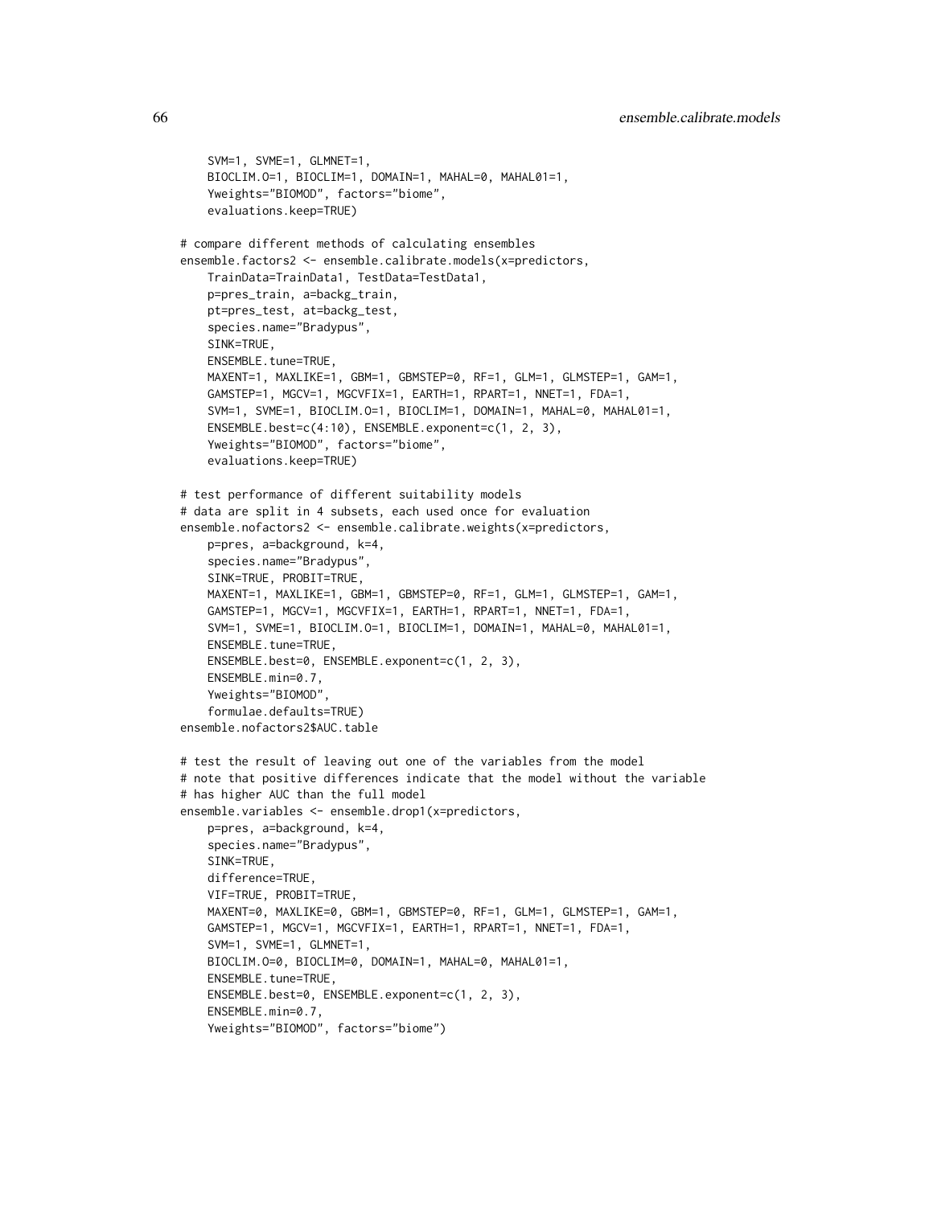```
    SVM=1, SVME=1, GLMNET=1,
    BIOCLIM.O=1, BIOCLIM=1, DOMAIN=1, MAHAL=0, MAHAL01=1,
    Yweights="BIOMOD", factors="biome",
    evaluations.keep=TRUE)

# compare different methods of calculating ensembles
ensemble.factors2 <- ensemble.calibrate.models(x=predictors,
    TrainData=TrainData1, TestData=TestData1,
    p=pres_train, a=backg_train,
    pt=pres_test, at=backg_test,
    species.name="Bradypus",
    SINK=TRUE,
    ENSEMBLE.tune=TRUE,
    MAXENT=1, MAXLIKE=1, GBM=1, GBMSTEP=0, RF=1, GLM=1, GLMSTEP=1, GAM=1,
    GAMSTEP=1, MGCV=1, MGCVFIX=1, EARTH=1, RPART=1, NNET=1, FDA=1,
    SVM=1, SVME=1, BIOCLIM.O=1, BIOCLIM=1, DOMAIN=1, MAHAL=0, MAHAL01=1,
    ENSEMBLE.best=c(4:10), ENSEMBLE.exponent=c(1, 2, 3),
    Yweights="BIOMOD", factors="biome",
    evaluations.keep=TRUE)

# test performance of different suitability models
# data are split in 4 subsets, each used once for evaluation
ensemble.nofactors2 <- ensemble.calibrate.weights(x=predictors,
    p=pres, a=background, k=4,
    species.name="Bradypus",
    SINK=TRUE, PROBIT=TRUE,
    MAXENT=1, MAXLIKE=1, GBM=1, GBMSTEP=0, RF=1, GLM=1, GLMSTEP=1, GAM=1,
    GAMSTEP=1, MGCV=1, MGCVFIX=1, EARTH=1, RPART=1, NNET=1, FDA=1,
    SVM=1, SVME=1, BIOCLIM.O=1, BIOCLIM=1, DOMAIN=1, MAHAL=0, MAHAL01=1,
    ENSEMBLE.tune=TRUE,
    ENSEMBLE.best=0, ENSEMBLE.exponent=c(1, 2, 3),
    ENSEMBLE.min=0.7,
    Yweights="BIOMOD",
    formulae.defaults=TRUE)
ensemble.nofactors2$AUC.table

# test the result of leaving out one of the variables from the model
# note that positive differences indicate that the model without the variable
# has higher AUC than the full model
ensemble.variables <- ensemble.drop1(x=predictors,
    p=pres, a=background, k=4,
    species.name="Bradypus",
    SINK=TRUE,
    difference=TRUE,
    VIF=TRUE, PROBIT=TRUE,
    MAXENT=0, MAXLIKE=0, GBM=1, GBMSTEP=0, RF=1, GLM=1, GLMSTEP=1, GAM=1,
    GAMSTEP=1, MGCV=1, MGCVFIX=1, EARTH=1, RPART=1, NNET=1, FDA=1,
    SVM=1, SVME=1, GLMNET=1,
    BIOCLIM.O=0, BIOCLIM=0, DOMAIN=1, MAHAL=0, MAHAL01=1,
    ENSEMBLE.tune=TRUE,
    ENSEMBLE.best=0, ENSEMBLE.exponent=c(1, 2, 3),
    ENSEMBLE.min=0.7,
    Yweights="BIOMOD", factors="biome")
```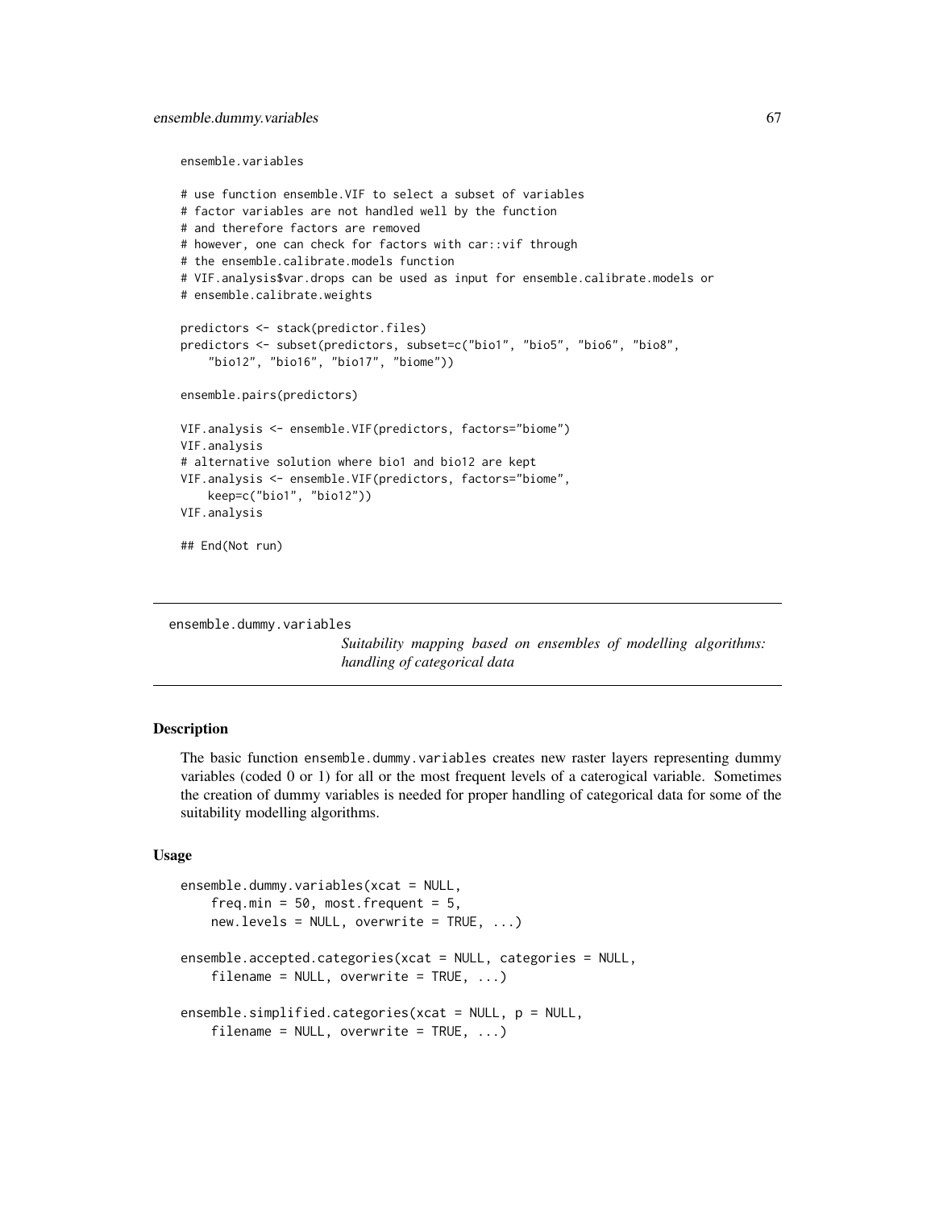```
ensemble.variables

# use function ensemble.VIF to select a subset of variables
# factor variables are not handled well by the function
# and therefore factors are removed
# however, one can check for factors with car::vif through
# the ensemble.calibrate.models function
# VIF.analysis$var.drops can be used as input for ensemble.calibrate.models or
# ensemble.calibrate.weights

predictors <- stack(predictor.files)
predictors <- subset(predictors, subset=c("bio1", "bio5", "bio6", "bio8",
    "bio12", "bio16", "bio17", "biome"))

ensemble.pairs(predictors)

VIF.analysis <- ensemble.VIF(predictors, factors="biome")
VIF.analysis
# alternative solution where bio1 and bio12 are kept
VIF.analysis <- ensemble.VIF(predictors, factors="biome",
    keep=c("bio1", "bio12"))
VIF.analysis

## End(Not run)
```

---

`ensemble.dummy.variables`

*Suitability mapping based on ensembles of modelling algorithms: handling of categorical data*

---

## Description

The basic function `ensemble.dummy.variables` creates new raster layers representing dummy variables (coded 0 or 1) for all or the most frequent levels of a caterogical variable. Sometimes the creation of dummy variables is needed for proper handling of categorical data for some of the suitability modelling algorithms.

## Usage

```
ensemble.dummy.variables(xcat = NULL,
    freq.min = 50, most.frequent = 5,
    new.levels = NULL, overwrite = TRUE, ...)

ensemble.accepted.categories(xcat = NULL, categories = NULL,
    filename = NULL, overwrite = TRUE, ...)

ensemble.simplified.categories(xcat = NULL, p = NULL,
    filename = NULL, overwrite = TRUE, ...)
```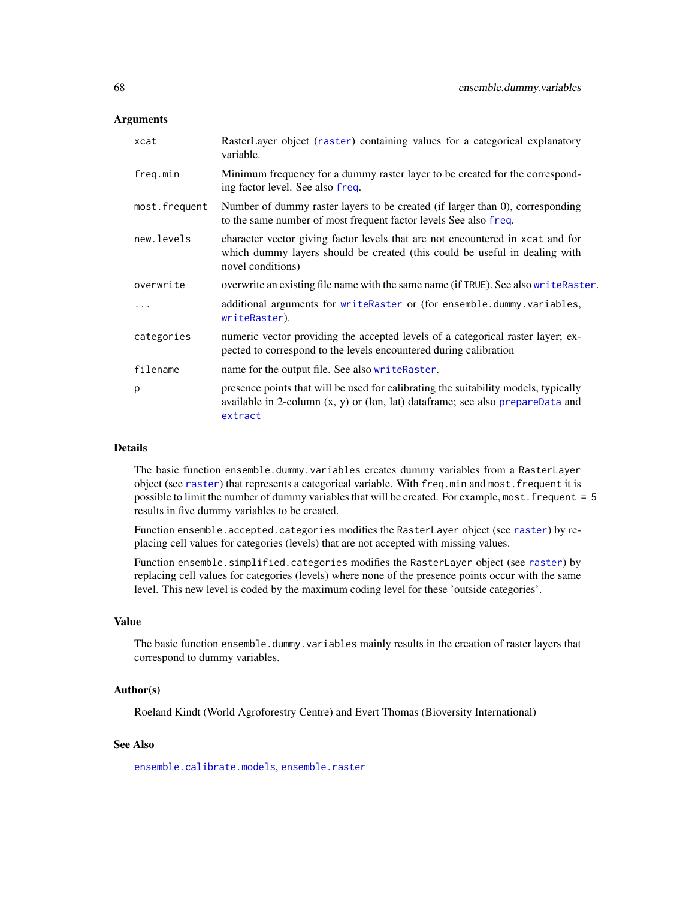## Arguments

| | |
|---|---|
| `xcat` | RasterLayer object (`raster`) containing values for a categorical explanatory variable. |
| `freq.min` | Minimum frequency for a dummy raster layer to be created for the corresponding factor level. See also `freq`. |
| `most.frequent` | Number of dummy raster layers to be created (if larger than 0), corresponding to the same number of most frequent factor levels See also `freq`. |
| `new.levels` | character vector giving factor levels that are not encountered in `xcat` and for which dummy layers should be created (this could be useful in dealing with novel conditions) |
| `overwrite` | overwrite an existing file name with the same name (if `TRUE`). See also `writeRaster`. |
| `...` | additional arguments for `writeRaster` or (for `ensemble.dummy.variables`, `writeRaster`). |
| `categories` | numeric vector providing the accepted levels of a categorical raster layer; expected to correspond to the levels encountered during calibration |
| `filename` | name for the output file. See also `writeRaster`. |
| `p` | presence points that will be used for calibrating the suitability models, typically available in 2-column (x, y) or (lon, lat) dataframe; see also `prepareData` and `extract` |

## Details

The basic function `ensemble.dummy.variables` creates dummy variables from a `RasterLayer` object (see `raster`) that represents a categorical variable. With `freq.min` and `most.frequent` it is possible to limit the number of dummy variables that will be created. For example, `most.frequent = 5` results in five dummy variables to be created.

Function `ensemble.accepted.categories` modifies the `RasterLayer` object (see `raster`) by replacing cell values for categories (levels) that are not accepted with missing values.

Function `ensemble.simplified.categories` modifies the `RasterLayer` object (see `raster`) by replacing cell values for categories (levels) where none of the presence points occur with the same level. This new level is coded by the maximum coding level for these 'outside categories'.

## Value

The basic function `ensemble.dummy.variables` mainly results in the creation of raster layers that correspond to dummy variables.

## Author(s)

Roeland Kindt (World Agroforestry Centre) and Evert Thomas (Bioversity International)

## See Also

`ensemble.calibrate.models`, `ensemble.raster`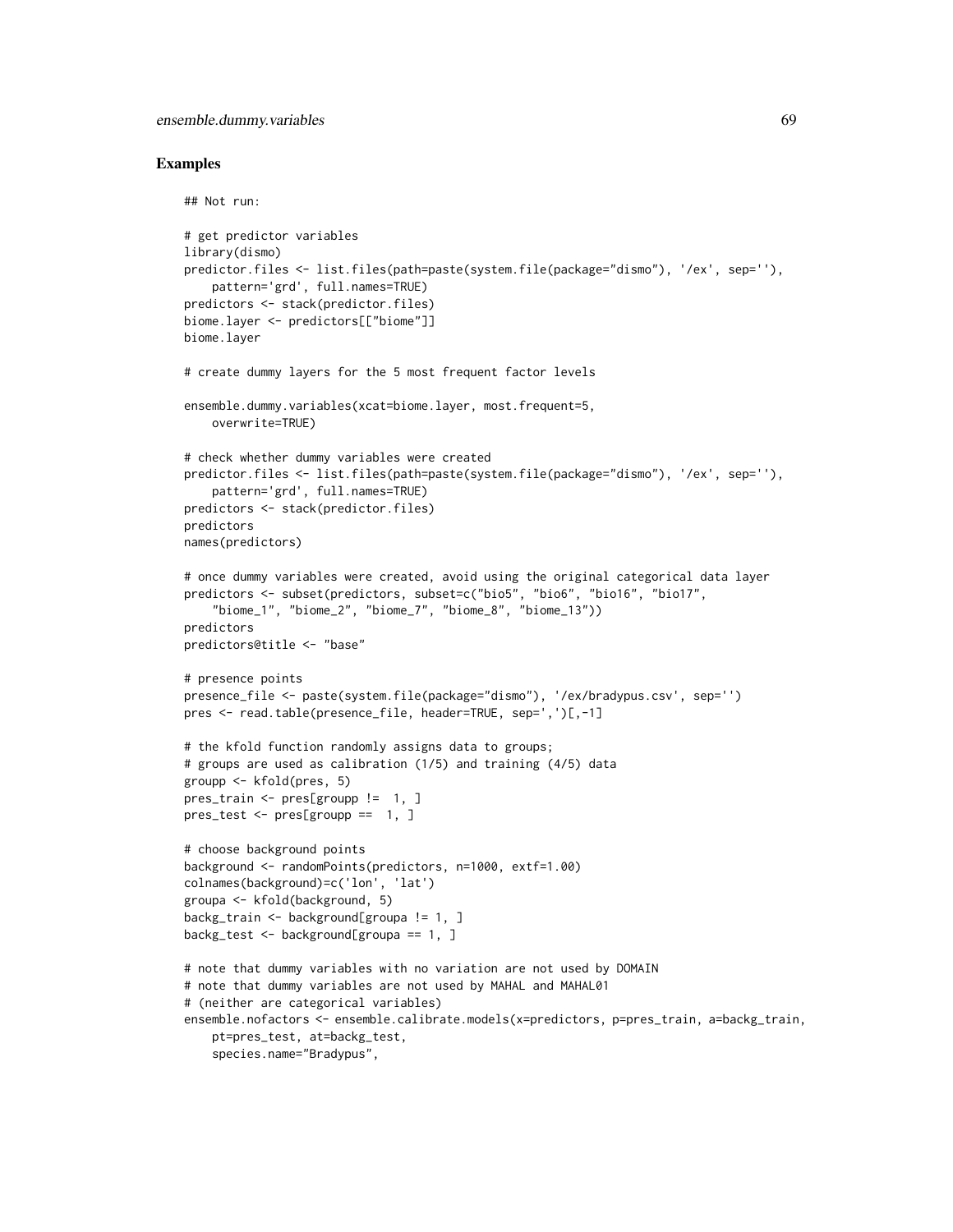## Examples

```
## Not run:

# get predictor variables
library(dismo)
predictor.files <- list.files(path=paste(system.file(package="dismo"), '/ex', sep=''),
    pattern='grd', full.names=TRUE)
predictors <- stack(predictor.files)
biome.layer <- predictors[["biome"]]
biome.layer

# create dummy layers for the 5 most frequent factor levels

ensemble.dummy.variables(xcat=biome.layer, most.frequent=5,
    overwrite=TRUE)

# check whether dummy variables were created
predictor.files <- list.files(path=paste(system.file(package="dismo"), '/ex', sep=''),
    pattern='grd', full.names=TRUE)
predictors <- stack(predictor.files)
predictors
names(predictors)

# once dummy variables were created, avoid using the original categorical data layer
predictors <- subset(predictors, subset=c("bio5", "bio6", "bio16", "bio17",
    "biome_1", "biome_2", "biome_7", "biome_8", "biome_13"))
predictors
predictors@title <- "base"

# presence points
presence_file <- paste(system.file(package="dismo"), '/ex/bradypus.csv', sep='')
pres <- read.table(presence_file, header=TRUE, sep=',')[,-1]

# the kfold function randomly assigns data to groups;
# groups are used as calibration (1/5) and training (4/5) data
groupp <- kfold(pres, 5)
pres_train <- pres[groupp !=  1, ]
pres_test <- pres[groupp ==  1, ]

# choose background points
background <- randomPoints(predictors, n=1000, extf=1.00)
colnames(background)=c('lon', 'lat')
groupa <- kfold(background, 5)
backg_train <- background[groupa != 1, ]
backg_test <- background[groupa == 1, ]

# note that dummy variables with no variation are not used by DOMAIN
# note that dummy variables are not used by MAHAL and MAHAL01
# (neither are categorical variables)
ensemble.nofactors <- ensemble.calibrate.models(x=predictors, p=pres_train, a=backg_train,
    pt=pres_test, at=backg_test,
    species.name="Bradypus",
```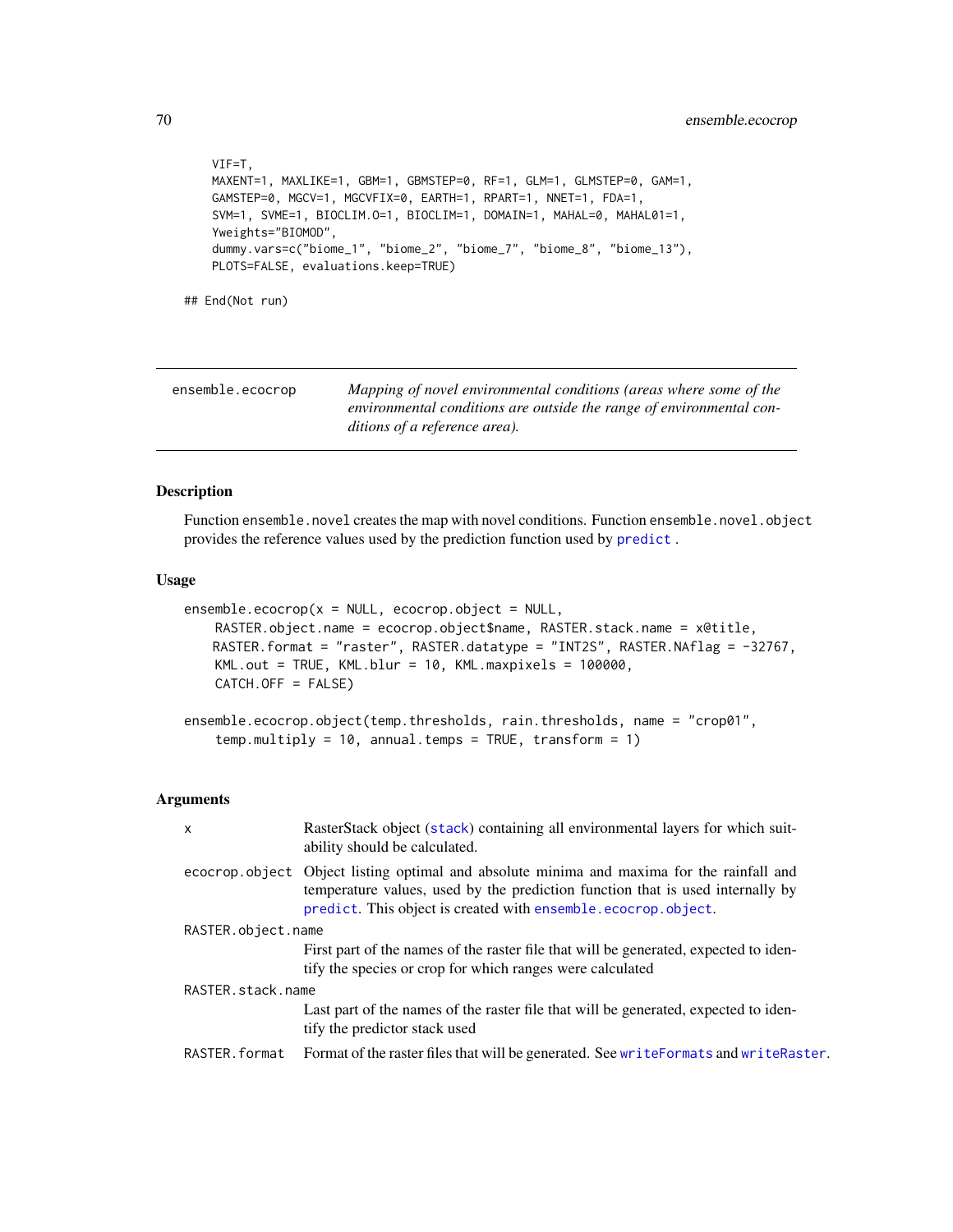```
    VIF=T,
    MAXENT=1, MAXLIKE=1, GBM=1, GBMSTEP=0, RF=1, GLM=1, GLMSTEP=0, GAM=1,
    GAMSTEP=0, MGCV=1, MGCVFIX=0, EARTH=1, RPART=1, NNET=1, FDA=1,
    SVM=1, SVME=1, BIOCLIM.O=1, BIOCLIM=1, DOMAIN=1, MAHAL=0, MAHAL01=1,
    Yweights="BIOMOD",
    dummy.vars=c("biome_1", "biome_2", "biome_7", "biome_8", "biome_13"),
    PLOTS=FALSE, evaluations.keep=TRUE)

## End(Not run)
```

---

`ensemble.ecocrop` *Mapping of novel environmental conditions (areas where some of the environmental conditions are outside the range of environmental conditions of a reference area).*

---

## Description

Function `ensemble.novel` creates the map with novel conditions. Function `ensemble.novel.object` provides the reference values used by the prediction function used by `predict` .

## Usage

```
ensemble.ecocrop(x = NULL, ecocrop.object = NULL,
    RASTER.object.name = ecocrop.object$name, RASTER.stack.name = x@title,
    RASTER.format = "raster", RASTER.datatype = "INT2S", RASTER.NAflag = -32767,
    KML.out = TRUE, KML.blur = 10, KML.maxpixels = 100000,
    CATCH.OFF = FALSE)

ensemble.ecocrop.object(temp.thresholds, rain.thresholds, name = "crop01",
    temp.multiply = 10, annual.temps = TRUE, transform = 1)
```

## Arguments

`x` RasterStack object (`stack`) containing all environmental layers for which suitability should be calculated.

`ecocrop.object` Object listing optimal and absolute minima and maxima for the rainfall and temperature values, used by the prediction function that is used internally by `predict`. This object is created with `ensemble.ecocrop.object`.

`RASTER.object.name`
First part of the names of the raster file that will be generated, expected to identify the species or crop for which ranges were calculated

`RASTER.stack.name`
Last part of the names of the raster file that will be generated, expected to identify the predictor stack used

`RASTER.format` Format of the raster files that will be generated. See `writeFormats` and `writeRaster`.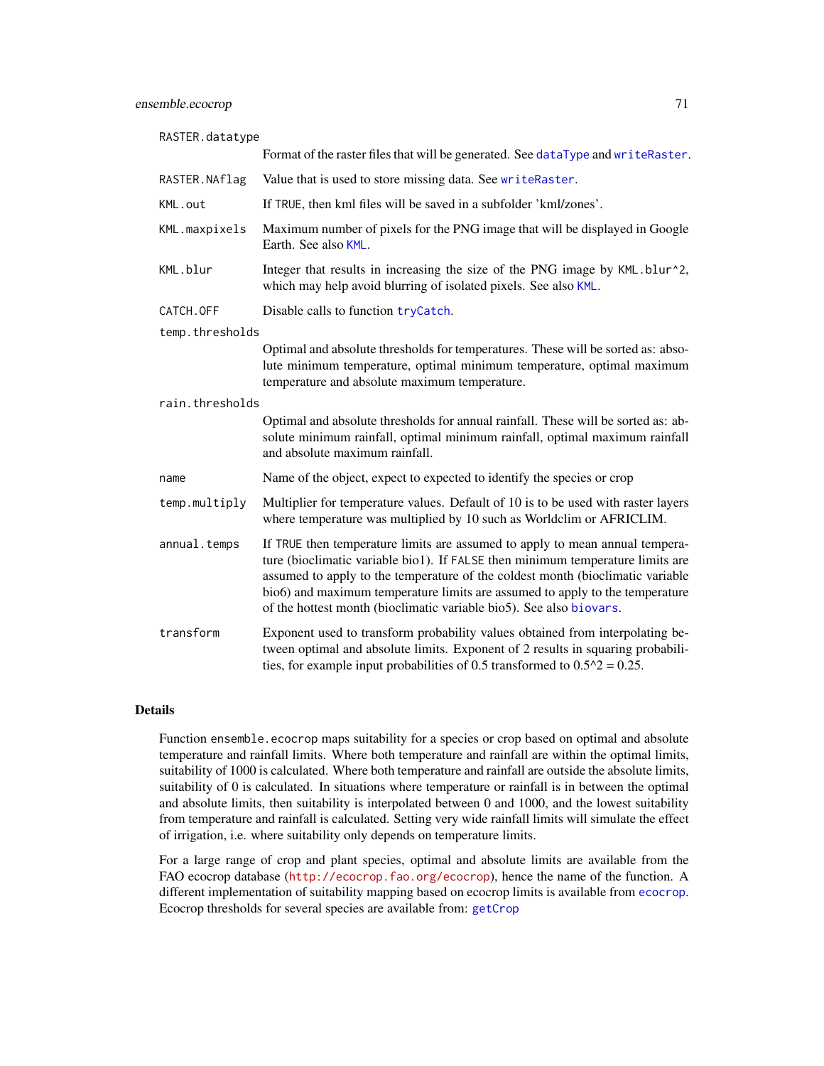`RASTER.datatype`
: Format of the raster files that will be generated. See `dataType` and `writeRaster`.

`RASTER.NAflag`
: Value that is used to store missing data. See `writeRaster`.

`KML.out`
: If `TRUE`, then kml files will be saved in a subfolder 'kml/zones'.

`KML.maxpixels`
: Maximum number of pixels for the PNG image that will be displayed in Google Earth. See also `KML`.

`KML.blur`
: Integer that results in increasing the size of the PNG image by `KML.blur^2`, which may help avoid blurring of isolated pixels. See also `KML`.

`CATCH.OFF`
: Disable calls to function `tryCatch`.

`temp.thresholds`
: Optimal and absolute thresholds for temperatures. These will be sorted as: absolute minimum temperature, optimal minimum temperature, optimal maximum temperature and absolute maximum temperature.

`rain.thresholds`
: Optimal and absolute thresholds for annual rainfall. These will be sorted as: absolute minimum rainfall, optimal minimum rainfall, optimal maximum rainfall and absolute maximum rainfall.

`name`
: Name of the object, expect to expected to identify the species or crop

`temp.multiply`
: Multiplier for temperature values. Default of 10 is to be used with raster layers where temperature was multiplied by 10 such as Worldclim or AFRICLIM.

`annual.temps`
: If `TRUE` then temperature limits are assumed to apply to mean annual temperature (bioclimatic variable bio1). If `FALSE` then minimum temperature limits are assumed to apply to the temperature of the coldest month (bioclimatic variable bio6) and maximum temperature limits are assumed to apply to the temperature of the hottest month (bioclimatic variable bio5). See also `biovars`.

`transform`
: Exponent used to transform probability values obtained from interpolating between optimal and absolute limits. Exponent of 2 results in squaring probabilities, for example input probabilities of 0.5 transformed to $0.5^2 = 0.25$.

## Details

Function `ensemble.ecocrop` maps suitability for a species or crop based on optimal and absolute temperature and rainfall limits. Where both temperature and rainfall are within the optimal limits, suitability of 1000 is calculated. Where both temperature and rainfall are outside the absolute limits, suitability of 0 is calculated. In situations where temperature or rainfall is in between the optimal and absolute limits, then suitability is interpolated between 0 and 1000, and the lowest suitability from temperature and rainfall is calculated. Setting very wide rainfall limits will simulate the effect of irrigation, i.e. where suitability only depends on temperature limits.

For a large range of crop and plant species, optimal and absolute limits are available from the FAO ecocrop database (http://ecocrop.fao.org/ecocrop), hence the name of the function. A different implementation of suitability mapping based on ecocrop limits is available from `ecocrop`. Ecocrop thresholds for several species are available from: `getCrop`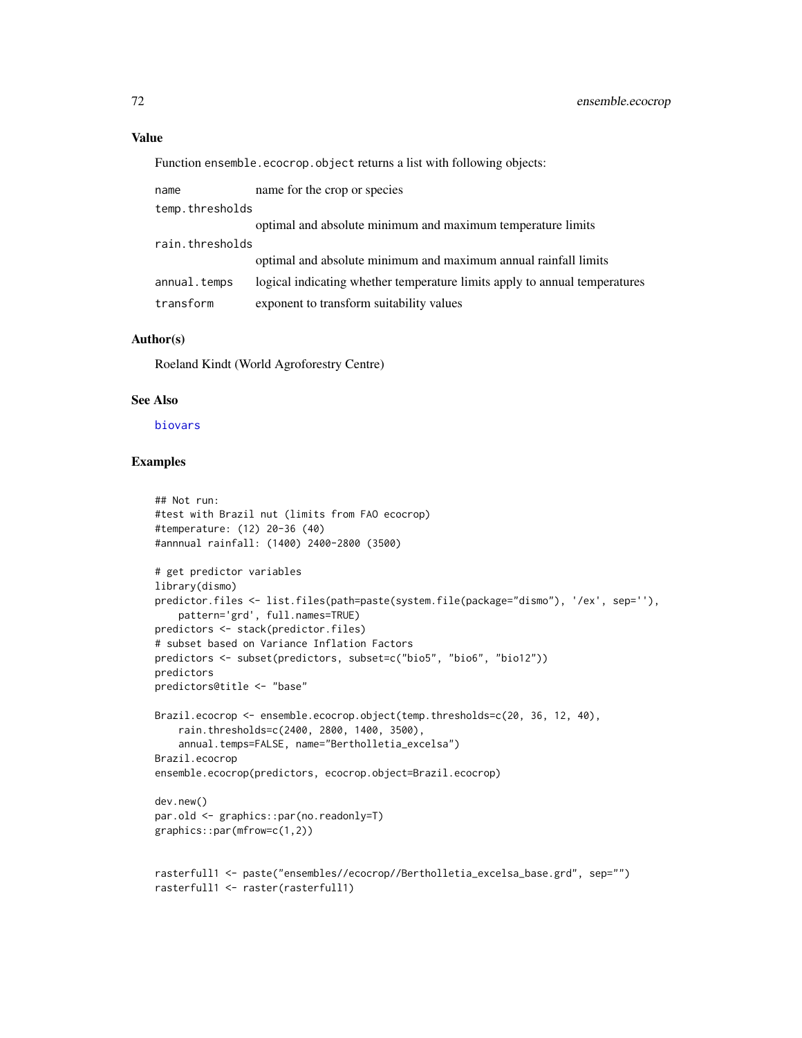### Value

Function `ensemble.ecocrop.object` returns a list with following objects:

| | |
|---|---|
| `name` | name for the crop or species |
| `temp.thresholds` | optimal and absolute minimum and maximum temperature limits |
| `rain.thresholds` | optimal and absolute minimum and maximum annual rainfall limits |
| `annual.temps` | logical indicating whether temperature limits apply to annual temperatures |
| `transform` | exponent to transform suitability values |

### Author(s)

Roeland Kindt (World Agroforestry Centre)

### See Also

biovars

### Examples

```
## Not run:
#test with Brazil nut (limits from FAO ecocrop)
#temperature: (12) 20-36 (40)
#annnual rainfall: (1400) 2400-2800 (3500)

# get predictor variables
library(dismo)
predictor.files <- list.files(path=paste(system.file(package="dismo"), '/ex', sep=''),
    pattern='grd', full.names=TRUE)
predictors <- stack(predictor.files)
# subset based on Variance Inflation Factors
predictors <- subset(predictors, subset=c("bio5", "bio6", "bio12"))
predictors
predictors@title <- "base"

Brazil.ecocrop <- ensemble.ecocrop.object(temp.thresholds=c(20, 36, 12, 40),
    rain.thresholds=c(2400, 2800, 1400, 3500),
    annual.temps=FALSE, name="Bertholletia_excelsa")
Brazil.ecocrop
ensemble.ecocrop(predictors, ecocrop.object=Brazil.ecocrop)

dev.new()
par.old <- graphics::par(no.readonly=T)
graphics::par(mfrow=c(1,2))


rasterfull1 <- paste("ensembles//ecocrop//Bertholletia_excelsa_base.grd", sep="")
rasterfull1 <- raster(rasterfull1)
```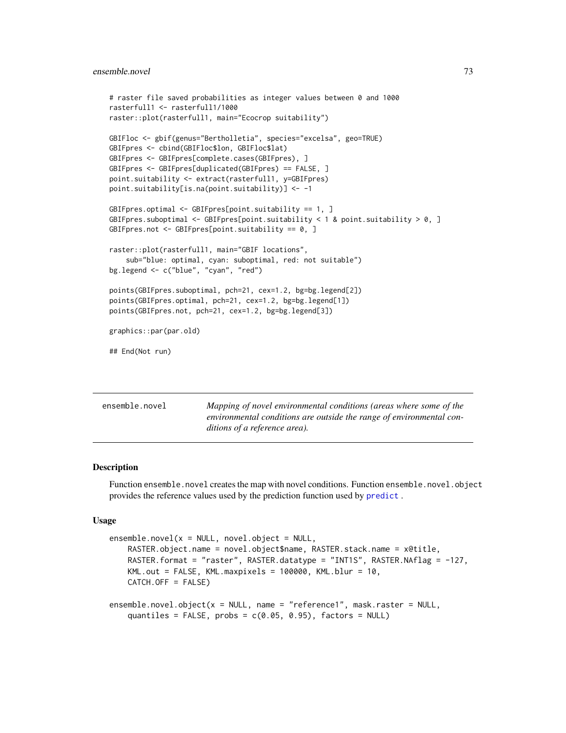```
# raster file saved probabilities as integer values between 0 and 1000
rasterfull1 <- rasterfull1/1000
raster::plot(rasterfull1, main="Ecocrop suitability")

GBIFloc <- gbif(genus="Bertholletia", species="excelsa", geo=TRUE)
GBIFpres <- cbind(GBIFloc$lon, GBIFloc$lat)
GBIFpres <- GBIFpres[complete.cases(GBIFpres), ]
GBIFpres <- GBIFpres[duplicated(GBIFpres) == FALSE, ]
point.suitability <- extract(rasterfull1, y=GBIFpres)
point.suitability[is.na(point.suitability)] <- -1

GBIFpres.optimal <- GBIFpres[point.suitability == 1, ]
GBIFpres.suboptimal <- GBIFpres[point.suitability < 1 & point.suitability > 0, ]
GBIFpres.not <- GBIFpres[point.suitability == 0, ]

raster::plot(rasterfull1, main="GBIF locations",
    sub="blue: optimal, cyan: suboptimal, red: not suitable")
bg.legend <- c("blue", "cyan", "red")

points(GBIFpres.suboptimal, pch=21, cex=1.2, bg=bg.legend[2])
points(GBIFpres.optimal, pch=21, cex=1.2, bg=bg.legend[1])
points(GBIFpres.not, pch=21, cex=1.2, bg=bg.legend[3])

graphics::par(par.old)

## End(Not run)
```

---

## ensemble.novel

*Mapping of novel environmental conditions (areas where some of the environmental conditions are outside the range of environmental conditions of a reference area).*

---

### Description

Function `ensemble.novel` creates the map with novel conditions. Function `ensemble.novel.object` provides the reference values used by the prediction function used by `predict` .

### Usage

```
ensemble.novel(x = NULL, novel.object = NULL,
    RASTER.object.name = novel.object$name, RASTER.stack.name = x@title,
    RASTER.format = "raster", RASTER.datatype = "INT1S", RASTER.NAflag = -127,
    KML.out = FALSE, KML.maxpixels = 100000, KML.blur = 10,
    CATCH.OFF = FALSE)

ensemble.novel.object(x = NULL, name = "reference1", mask.raster = NULL,
    quantiles = FALSE, probs = c(0.05, 0.95), factors = NULL)
```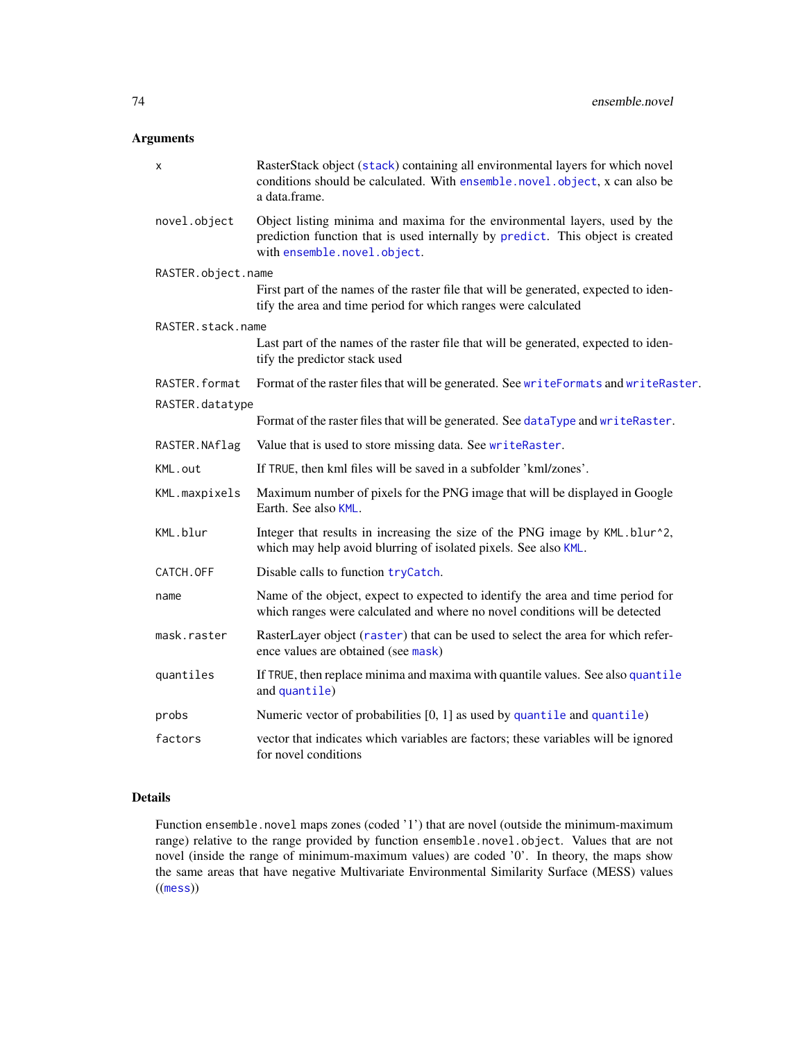## Arguments

| | |
|---|---|
| `x` | RasterStack object (`stack`) containing all environmental layers for which novel conditions should be calculated. With `ensemble.novel.object`, x can also be a data.frame. |
| `novel.object` | Object listing minima and maxima for the environmental layers, used by the prediction function that is used internally by `predict`. This object is created with `ensemble.novel.object`. |
| `RASTER.object.name` | First part of the names of the raster file that will be generated, expected to identify the area and time period for which ranges were calculated |
| `RASTER.stack.name` | Last part of the names of the raster file that will be generated, expected to identify the predictor stack used |
| `RASTER.format` | Format of the raster files that will be generated. See `writeFormats` and `writeRaster`. |
| `RASTER.datatype` | Format of the raster files that will be generated. See `dataType` and `writeRaster`. |
| `RASTER.NAflag` | Value that is used to store missing data. See `writeRaster`. |
| `KML.out` | If `TRUE`, then kml files will be saved in a subfolder 'kml/zones'. |
| `KML.maxpixels` | Maximum number of pixels for the PNG image that will be displayed in Google Earth. See also `KML`. |
| `KML.blur` | Integer that results in increasing the size of the PNG image by `KML.blur^2`, which may help avoid blurring of isolated pixels. See also `KML`. |
| `CATCH.OFF` | Disable calls to function `tryCatch`. |
| `name` | Name of the object, expect to expected to identify the area and time period for which ranges were calculated and where no novel conditions will be detected |
| `mask.raster` | RasterLayer object (`raster`) that can be used to select the area for which reference values are obtained (see `mask`) |
| `quantiles` | If `TRUE`, then replace minima and maxima with quantile values. See also `quantile` and `quantile`) |
| `probs` | Numeric vector of probabilities [0, 1] as used by `quantile` and `quantile`) |
| `factors` | vector that indicates which variables are factors; these variables will be ignored for novel conditions |

## Details

Function `ensemble.novel` maps zones (coded '1') that are novel (outside the minimum-maximum range) relative to the range provided by function `ensemble.novel.object`. Values that are not novel (inside the range of minimum-maximum values) are coded '0'. In theory, the maps show the same areas that have negative Multivariate Environmental Similarity Surface (MESS) values ((`mess`))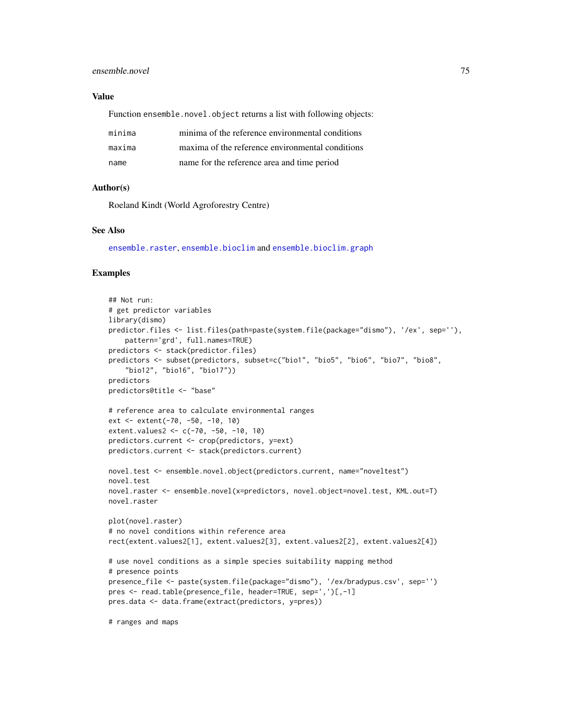## Value

Function `ensemble.novel.object` returns a list with following objects:

| | |
|---|---|
| minima | minima of the reference environmental conditions |
| maxima | maxima of the reference environmental conditions |
| name | name for the reference area and time period |

## Author(s)

Roeland Kindt (World Agroforestry Centre)

## See Also

`ensemble.raster`, `ensemble.bioclim` and `ensemble.bioclim.graph`

## Examples

```
## Not run:
# get predictor variables
library(dismo)
predictor.files <- list.files(path=paste(system.file(package="dismo"), '/ex', sep=''),
    pattern='grd', full.names=TRUE)
predictors <- stack(predictor.files)
predictors <- subset(predictors, subset=c("bio1", "bio5", "bio6", "bio7", "bio8",
    "bio12", "bio16", "bio17"))
predictors
predictors@title <- "base"

# reference area to calculate environmental ranges
ext <- extent(-70, -50, -10, 10)
extent.values2 <- c(-70, -50, -10, 10)
predictors.current <- crop(predictors, y=ext)
predictors.current <- stack(predictors.current)

novel.test <- ensemble.novel.object(predictors.current, name="noveltest")
novel.test
novel.raster <- ensemble.novel(x=predictors, novel.object=novel.test, KML.out=T)
novel.raster

plot(novel.raster)
# no novel conditions within reference area
rect(extent.values2[1], extent.values2[3], extent.values2[2], extent.values2[4])

# use novel conditions as a simple species suitability mapping method
# presence points
presence_file <- paste(system.file(package="dismo"), '/ex/bradypus.csv', sep='')
pres <- read.table(presence_file, header=TRUE, sep=',')[,-1]
pres.data <- data.frame(extract(predictors, y=pres))

# ranges and maps
```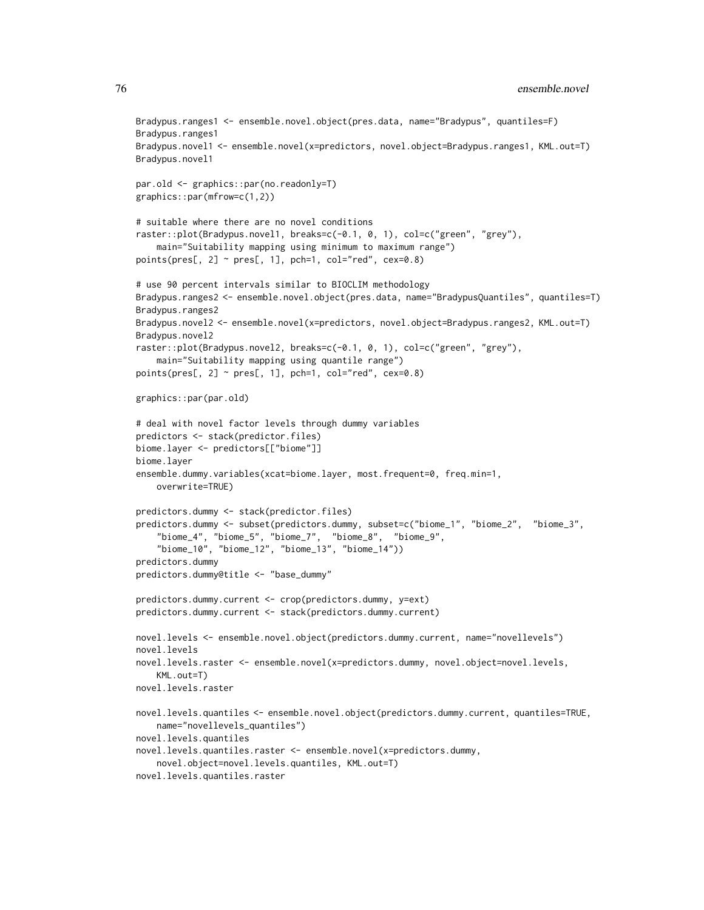```
Bradypus.ranges1 <- ensemble.novel.object(pres.data, name="Bradypus", quantiles=F)
Bradypus.ranges1
Bradypus.novel1 <- ensemble.novel(x=predictors, novel.object=Bradypus.ranges1, KML.out=T)
Bradypus.novel1

par.old <- graphics::par(no.readonly=T)
graphics::par(mfrow=c(1,2))

# suitable where there are no novel conditions
raster::plot(Bradypus.novel1, breaks=c(-0.1, 0, 1), col=c("green", "grey"),
    main="Suitability mapping using minimum to maximum range")
points(pres[, 2] ~ pres[, 1], pch=1, col="red", cex=0.8)

# use 90 percent intervals similar to BIOCLIM methodology
Bradypus.ranges2 <- ensemble.novel.object(pres.data, name="BradypusQuantiles", quantiles=T)
Bradypus.ranges2
Bradypus.novel2 <- ensemble.novel(x=predictors, novel.object=Bradypus.ranges2, KML.out=T)
Bradypus.novel2
raster::plot(Bradypus.novel2, breaks=c(-0.1, 0, 1), col=c("green", "grey"),
    main="Suitability mapping using quantile range")
points(pres[, 2] ~ pres[, 1], pch=1, col="red", cex=0.8)

graphics::par(par.old)

# deal with novel factor levels through dummy variables
predictors <- stack(predictor.files)
biome.layer <- predictors[["biome"]]
biome.layer
ensemble.dummy.variables(xcat=biome.layer, most.frequent=0, freq.min=1,
    overwrite=TRUE)

predictors.dummy <- stack(predictor.files)
predictors.dummy <- subset(predictors.dummy, subset=c("biome_1", "biome_2",  "biome_3",
    "biome_4", "biome_5", "biome_7",  "biome_8",  "biome_9",
    "biome_10", "biome_12", "biome_13", "biome_14"))
predictors.dummy
predictors.dummy@title <- "base_dummy"

predictors.dummy.current <- crop(predictors.dummy, y=ext)
predictors.dummy.current <- stack(predictors.dummy.current)

novel.levels <- ensemble.novel.object(predictors.dummy.current, name="novellevels")
novel.levels
novel.levels.raster <- ensemble.novel(x=predictors.dummy, novel.object=novel.levels,
    KML.out=T)
novel.levels.raster

novel.levels.quantiles <- ensemble.novel.object(predictors.dummy.current, quantiles=TRUE,
    name="novellevels_quantiles")
novel.levels.quantiles
novel.levels.quantiles.raster <- ensemble.novel(x=predictors.dummy,
    novel.object=novel.levels.quantiles, KML.out=T)
novel.levels.quantiles.raster
```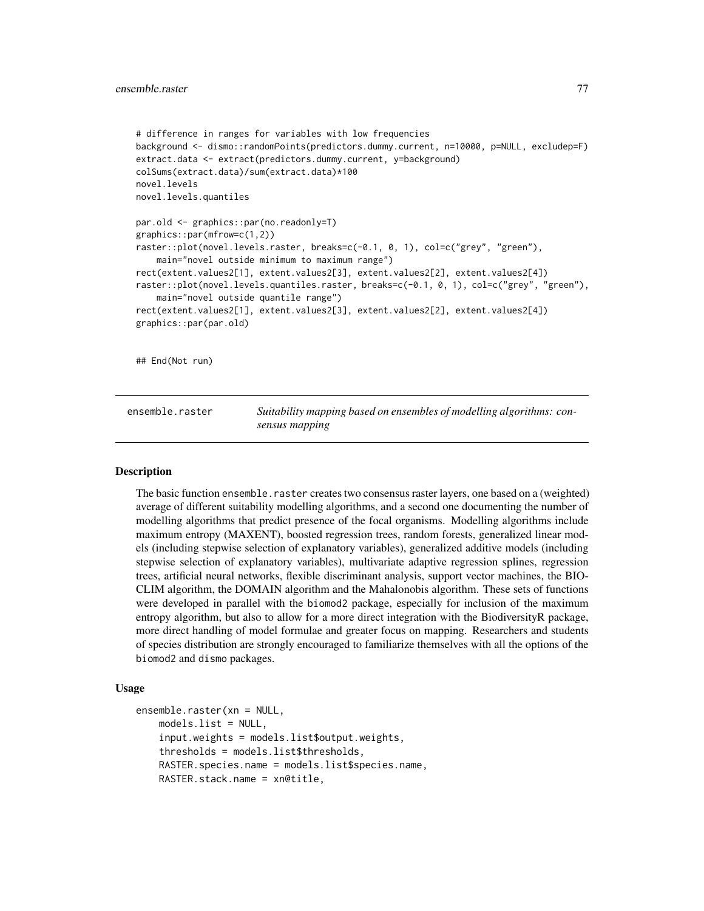```
# difference in ranges for variables with low frequencies
background <- dismo::randomPoints(predictors.dummy.current, n=10000, p=NULL, excludep=F)
extract.data <- extract(predictors.dummy.current, y=background)
colSums(extract.data)/sum(extract.data)*100
novel.levels
novel.levels.quantiles

par.old <- graphics::par(no.readonly=T)
graphics::par(mfrow=c(1,2))
raster::plot(novel.levels.raster, breaks=c(-0.1, 0, 1), col=c("grey", "green"),
    main="novel outside minimum to maximum range")
rect(extent.values2[1], extent.values2[3], extent.values2[2], extent.values2[4])
raster::plot(novel.levels.quantiles.raster, breaks=c(-0.1, 0, 1), col=c("grey", "green"),
    main="novel outside quantile range")
rect(extent.values2[1], extent.values2[3], extent.values2[2], extent.values2[4])
graphics::par(par.old)


## End(Not run)
```

---

## ensemble.raster — *Suitability mapping based on ensembles of modelling algorithms: consensus mapping*

---

### Description

The basic function `ensemble.raster` creates two consensus raster layers, one based on a (weighted) average of different suitability modelling algorithms, and a second one documenting the number of modelling algorithms that predict presence of the focal organisms. Modelling algorithms include maximum entropy (MAXENT), boosted regression trees, random forests, generalized linear models (including stepwise selection of explanatory variables), generalized additive models (including stepwise selection of explanatory variables), multivariate adaptive regression splines, regression trees, artificial neural networks, flexible discriminant analysis, support vector machines, the BIOCLIM algorithm, the DOMAIN algorithm and the Mahalonobis algorithm. These sets of functions were developed in parallel with the `biomod2` package, especially for inclusion of the maximum entropy algorithm, but also to allow for a more direct integration with the BiodiversityR package, more direct handling of model formulae and greater focus on mapping. Researchers and students of species distribution are strongly encouraged to familiarize themselves with all the options of the `biomod2` and `dismo` packages.

### Usage

```
ensemble.raster(xn = NULL,
    models.list = NULL,
    input.weights = models.list$output.weights,
    thresholds = models.list$thresholds,
    RASTER.species.name = models.list$species.name,
    RASTER.stack.name = xn@title,
```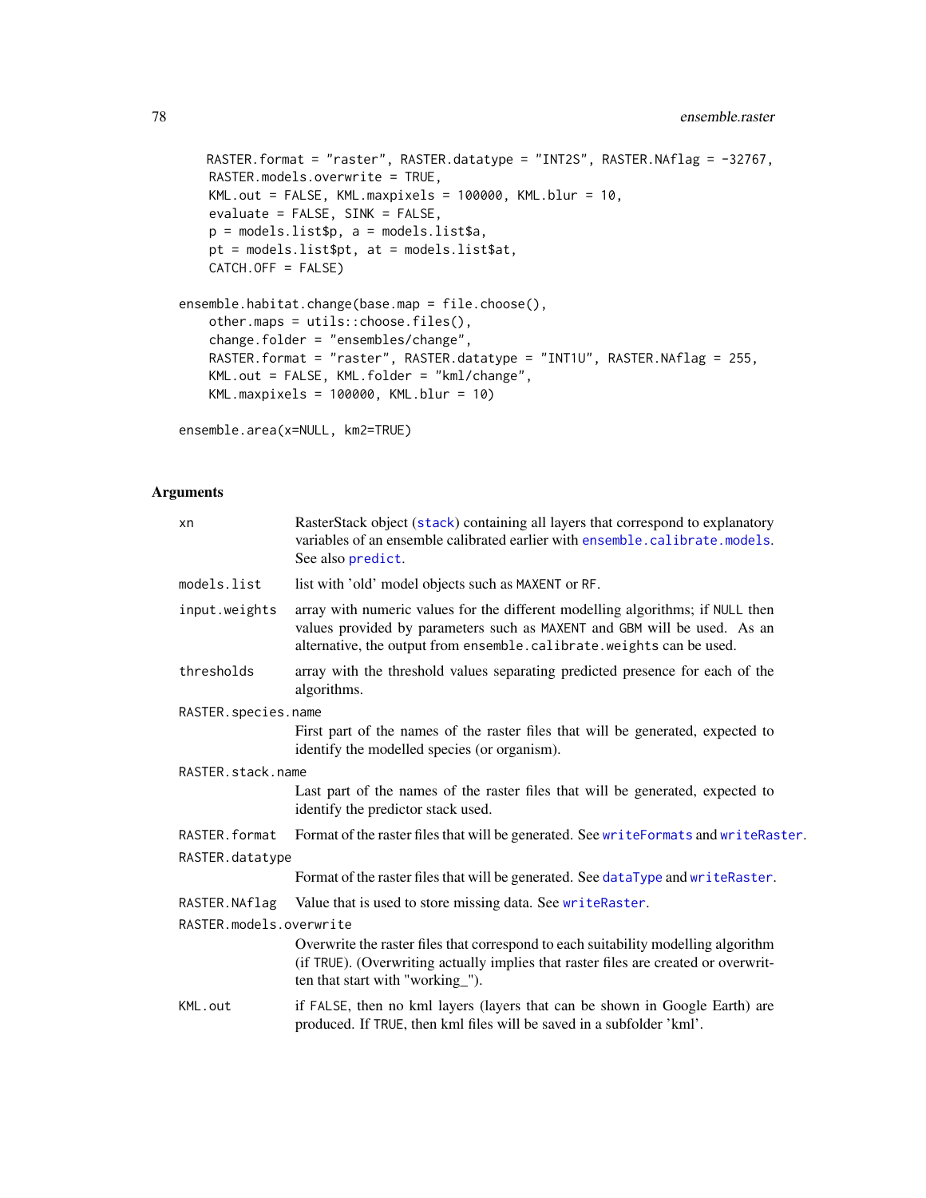```
    RASTER.format = "raster", RASTER.datatype = "INT2S", RASTER.NAflag = -32767,
    RASTER.models.overwrite = TRUE,
    KML.out = FALSE, KML.maxpixels = 100000, KML.blur = 10,
    evaluate = FALSE, SINK = FALSE,
    p = models.list$p, a = models.list$a,
    pt = models.list$pt, at = models.list$at,
    CATCH.OFF = FALSE)

ensemble.habitat.change(base.map = file.choose(),
    other.maps = utils::choose.files(),
    change.folder = "ensembles/change",
    RASTER.format = "raster", RASTER.datatype = "INT1U", RASTER.NAflag = 255,
    KML.out = FALSE, KML.folder = "kml/change",
    KML.maxpixels = 100000, KML.blur = 10)

ensemble.area(x=NULL, km2=TRUE)
```

## Arguments

| | |
|---|---|
| `xn` | RasterStack object (`stack`) containing all layers that correspond to explanatory variables of an ensemble calibrated earlier with `ensemble.calibrate.models`. See also `predict`. |
| `models.list` | list with 'old' model objects such as `MAXENT` or `RF`. |
| `input.weights` | array with numeric values for the different modelling algorithms; if `NULL` then values provided by parameters such as `MAXENT` and `GBM` will be used. As an alternative, the output from `ensemble.calibrate.weights` can be used. |
| `thresholds` | array with the threshold values separating predicted presence for each of the algorithms. |
| `RASTER.species.name` | First part of the names of the raster files that will be generated, expected to identify the modelled species (or organism). |
| `RASTER.stack.name` | Last part of the names of the raster files that will be generated, expected to identify the predictor stack used. |
| `RASTER.format` | Format of the raster files that will be generated. See `writeFormats` and `writeRaster`. |
| `RASTER.datatype` | Format of the raster files that will be generated. See `dataType` and `writeRaster`. |
| `RASTER.NAflag` | Value that is used to store missing data. See `writeRaster`. |
| `RASTER.models.overwrite` | Overwrite the raster files that correspond to each suitability modelling algorithm (if `TRUE`). (Overwriting actually implies that raster files are created or overwritten that start with "working_"). |
| `KML.out` | if `FALSE`, then no kml layers (layers that can be shown in Google Earth) are produced. If `TRUE`, then kml files will be saved in a subfolder 'kml'. |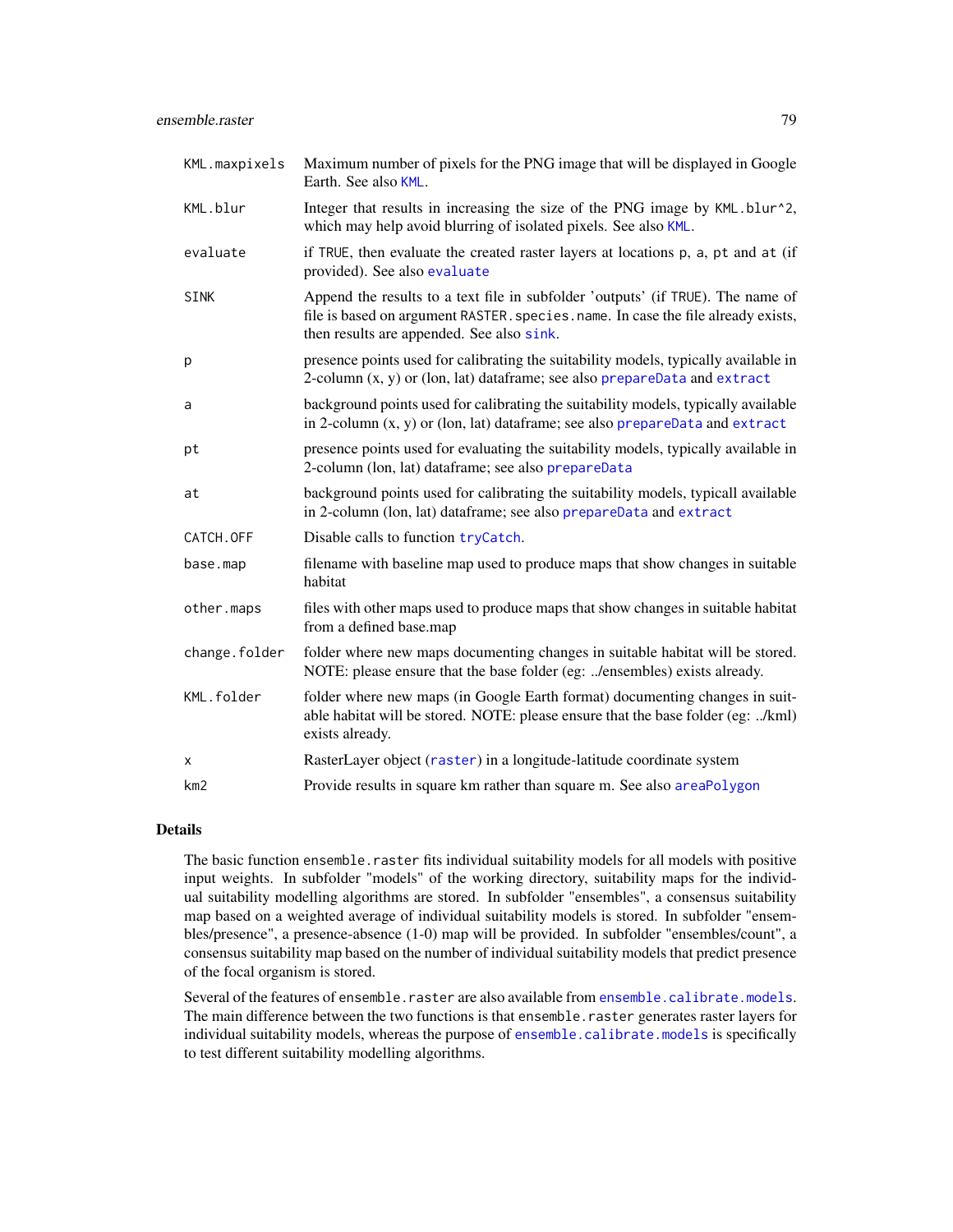| | |
|---|---|
| `KML.maxpixels` | Maximum number of pixels for the PNG image that will be displayed in Google Earth. See also `KML`. |
| `KML.blur` | Integer that results in increasing the size of the PNG image by `KML.blur^2`, which may help avoid blurring of isolated pixels. See also `KML`. |
| `evaluate` | if `TRUE`, then evaluate the created raster layers at locations `p`, `a`, `pt` and `at` (if provided). See also `evaluate` |
| `SINK` | Append the results to a text file in subfolder 'outputs' (if `TRUE`). The name of file is based on argument `RASTER.species.name`. In case the file already exists, then results are appended. See also `sink`. |
| `p` | presence points used for calibrating the suitability models, typically available in 2-column (x, y) or (lon, lat) dataframe; see also `prepareData` and `extract` |
| `a` | background points used for calibrating the suitability models, typically available in 2-column (x, y) or (lon, lat) dataframe; see also `prepareData` and `extract` |
| `pt` | presence points used for evaluating the suitability models, typically available in 2-column (lon, lat) dataframe; see also `prepareData` |
| `at` | background points used for calibrating the suitability models, typicall available in 2-column (lon, lat) dataframe; see also `prepareData` and `extract` |
| `CATCH.OFF` | Disable calls to function `tryCatch`. |
| `base.map` | filename with baseline map used to produce maps that show changes in suitable habitat |
| `other.maps` | files with other maps used to produce maps that show changes in suitable habitat from a defined base.map |
| `change.folder` | folder where new maps documenting changes in suitable habitat will be stored. NOTE: please ensure that the base folder (eg: ../ensembles) exists already. |
| `KML.folder` | folder where new maps (in Google Earth format) documenting changes in suitable habitat will be stored. NOTE: please ensure that the base folder (eg: ../kml) exists already. |
| `x` | RasterLayer object (`raster`) in a longitude-latitude coordinate system |
| `km2` | Provide results in square km rather than square m. See also `areaPolygon` |

## Details

The basic function `ensemble.raster` fits individual suitability models for all models with positive input weights. In subfolder "models" of the working directory, suitability maps for the individual suitability modelling algorithms are stored. In subfolder "ensembles", a consensus suitability map based on a weighted average of individual suitability models is stored. In subfolder "ensembles/presence", a presence-absence (1-0) map will be provided. In subfolder "ensembles/count", a consensus suitability map based on the number of individual suitability models that predict presence of the focal organism is stored.

Several of the features of `ensemble.raster` are also available from `ensemble.calibrate.models`. The main difference between the two functions is that `ensemble.raster` generates raster layers for individual suitability models, whereas the purpose of `ensemble.calibrate.models` is specifically to test different suitability modelling algorithms.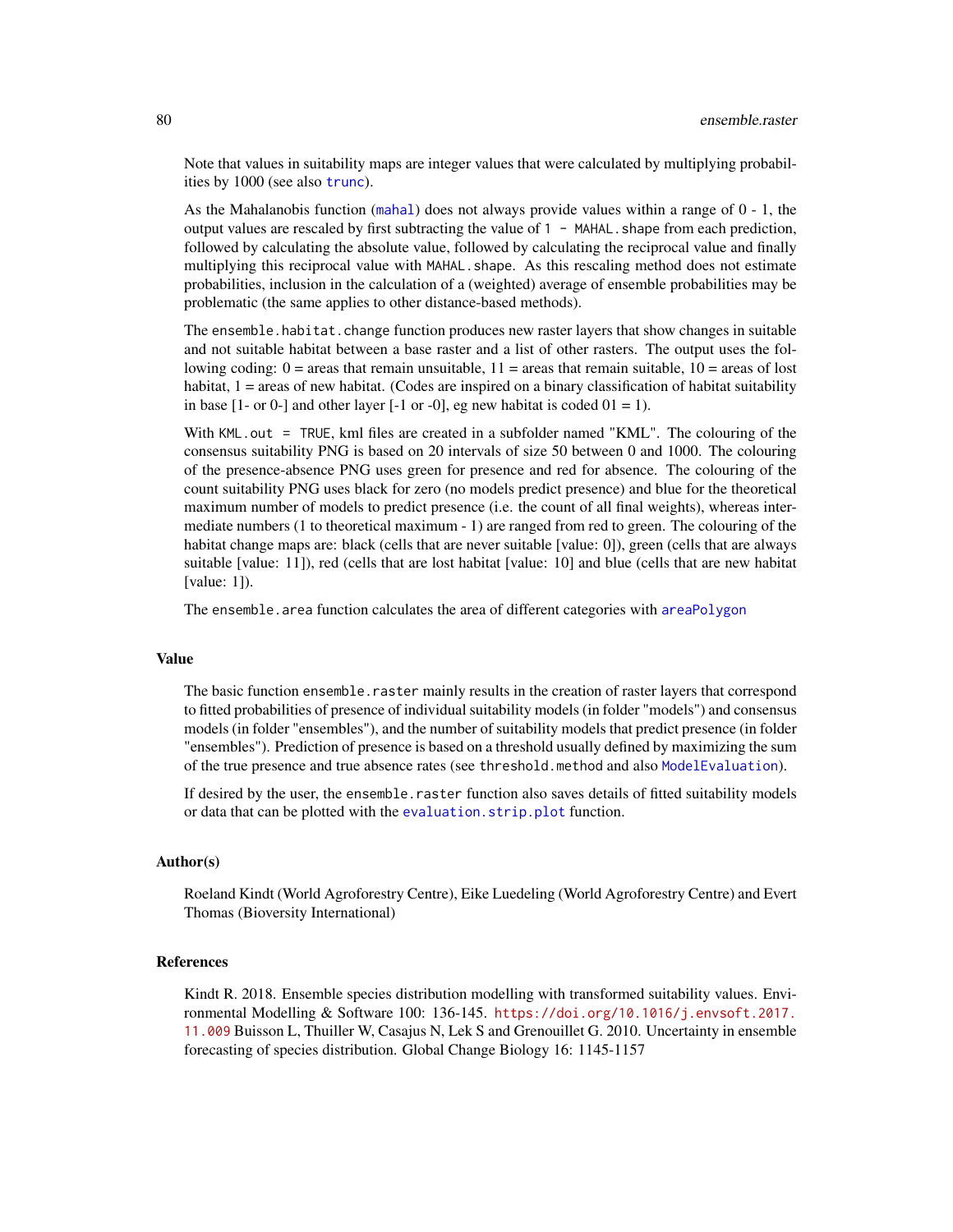Note that values in suitability maps are integer values that were calculated by multiplying probabilities by 1000 (see also `trunc`).

As the Mahalanobis function (`mahal`) does not always provide values within a range of 0 - 1, the output values are rescaled by first subtracting the value of `1 - MAHAL.shape` from each prediction, followed by calculating the absolute value, followed by calculating the reciprocal value and finally multiplying this reciprocal value with `MAHAL.shape`. As this rescaling method does not estimate probabilities, inclusion in the calculation of a (weighted) average of ensemble probabilities may be problematic (the same applies to other distance-based methods).

The `ensemble.habitat.change` function produces new raster layers that show changes in suitable and not suitable habitat between a base raster and a list of other rasters. The output uses the following coding: 0 = areas that remain unsuitable, 11 = areas that remain suitable, 10 = areas of lost habitat, 1 = areas of new habitat. (Codes are inspired on a binary classification of habitat suitability in base [1- or 0-] and other layer [-1 or -0], eg new habitat is coded 01 = 1).

With `KML.out = TRUE`, kml files are created in a subfolder named "KML". The colouring of the consensus suitability PNG is based on 20 intervals of size 50 between 0 and 1000. The colouring of the presence-absence PNG uses green for presence and red for absence. The colouring of the count suitability PNG uses black for zero (no models predict presence) and blue for the theoretical maximum number of models to predict presence (i.e. the count of all final weights), whereas intermediate numbers (1 to theoretical maximum - 1) are ranged from red to green. The colouring of the habitat change maps are: black (cells that are never suitable [value: 0]), green (cells that are always suitable [value: 11]), red (cells that are lost habitat [value: 10] and blue (cells that are new habitat [value: 1]).

The `ensemble.area` function calculates the area of different categories with `areaPolygon`

## Value

The basic function `ensemble.raster` mainly results in the creation of raster layers that correspond to fitted probabilities of presence of individual suitability models (in folder "models") and consensus models (in folder "ensembles"), and the number of suitability models that predict presence (in folder "ensembles"). Prediction of presence is based on a threshold usually defined by maximizing the sum of the true presence and true absence rates (see `threshold.method` and also `ModelEvaluation`).

If desired by the user, the `ensemble.raster` function also saves details of fitted suitability models or data that can be plotted with the `evaluation.strip.plot` function.

## Author(s)

Roeland Kindt (World Agroforestry Centre), Eike Luedeling (World Agroforestry Centre) and Evert Thomas (Bioversity International)

## References

Kindt R. 2018. Ensemble species distribution modelling with transformed suitability values. Environmental Modelling & Software 100: 136-145. https://doi.org/10.1016/j.envsoft.2017.11.009 Buisson L, Thuiller W, Casajus N, Lek S and Grenouillet G. 2010. Uncertainty in ensemble forecasting of species distribution. Global Change Biology 16: 1145-1157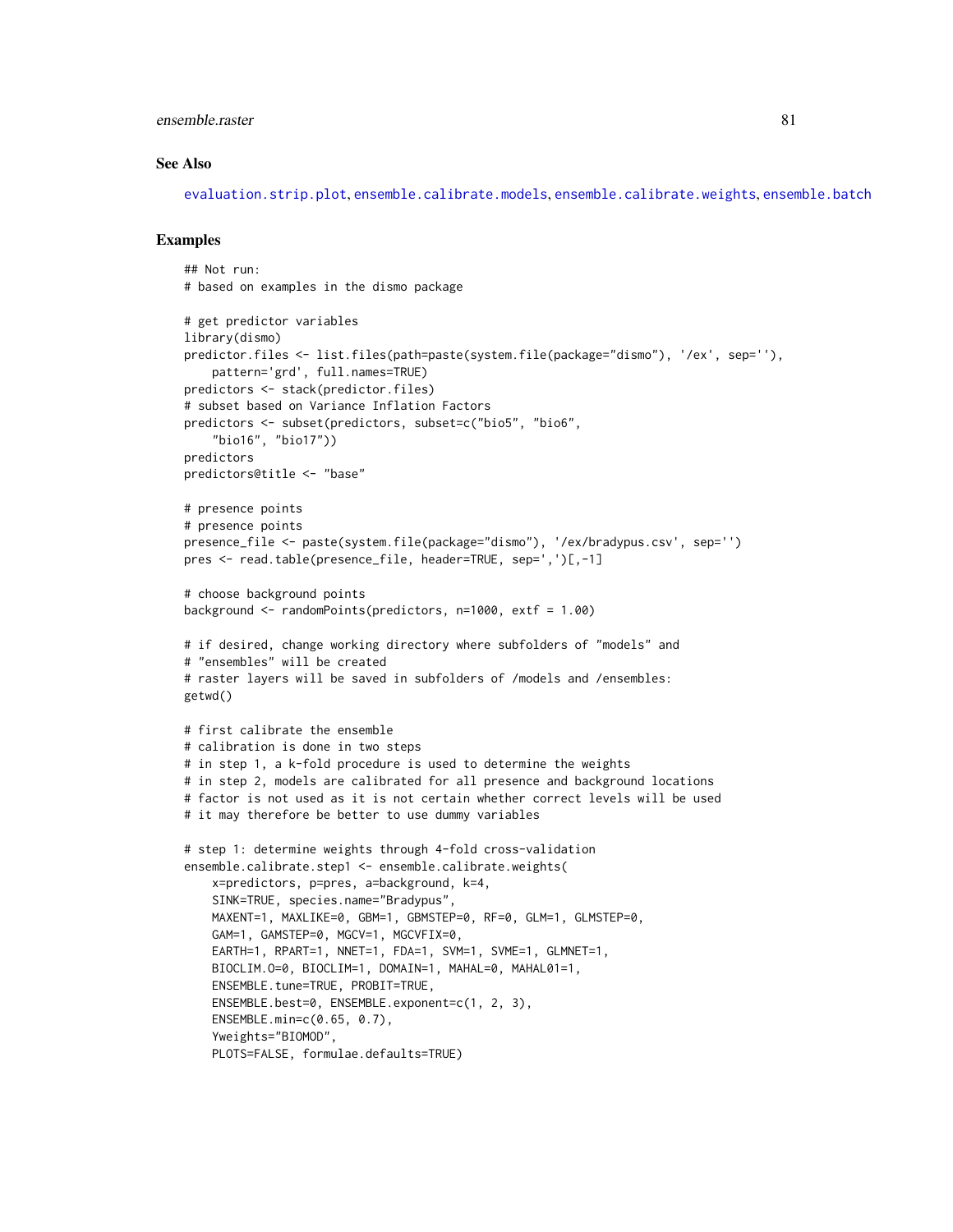### See Also

evaluation.strip.plot, ensemble.calibrate.models, ensemble.calibrate.weights, ensemble.batch

### Examples

```
## Not run:
# based on examples in the dismo package

# get predictor variables
library(dismo)
predictor.files <- list.files(path=paste(system.file(package="dismo"), '/ex', sep=''),
    pattern='grd', full.names=TRUE)
predictors <- stack(predictor.files)
# subset based on Variance Inflation Factors
predictors <- subset(predictors, subset=c("bio5", "bio6",
    "bio16", "bio17"))
predictors
predictors@title <- "base"

# presence points
# presence points
presence_file <- paste(system.file(package="dismo"), '/ex/bradypus.csv', sep='')
pres <- read.table(presence_file, header=TRUE, sep=',')[,-1]

# choose background points
background <- randomPoints(predictors, n=1000, extf = 1.00)

# if desired, change working directory where subfolders of "models" and
# "ensembles" will be created
# raster layers will be saved in subfolders of /models and /ensembles:
getwd()

# first calibrate the ensemble
# calibration is done in two steps
# in step 1, a k-fold procedure is used to determine the weights
# in step 2, models are calibrated for all presence and background locations
# factor is not used as it is not certain whether correct levels will be used
# it may therefore be better to use dummy variables

# step 1: determine weights through 4-fold cross-validation
ensemble.calibrate.step1 <- ensemble.calibrate.weights(
    x=predictors, p=pres, a=background, k=4,
    SINK=TRUE, species.name="Bradypus",
    MAXENT=1, MAXLIKE=0, GBM=1, GBMSTEP=0, RF=0, GLM=1, GLMSTEP=0,
    GAM=1, GAMSTEP=0, MGCV=1, MGCVFIX=0,
    EARTH=1, RPART=1, NNET=1, FDA=1, SVM=1, SVME=1, GLMNET=1,
    BIOCLIM.O=0, BIOCLIM=1, DOMAIN=1, MAHAL=0, MAHAL01=1,
    ENSEMBLE.tune=TRUE, PROBIT=TRUE,
    ENSEMBLE.best=0, ENSEMBLE.exponent=c(1, 2, 3),
    ENSEMBLE.min=c(0.65, 0.7),
    Yweights="BIOMOD",
    PLOTS=FALSE, formulae.defaults=TRUE)
```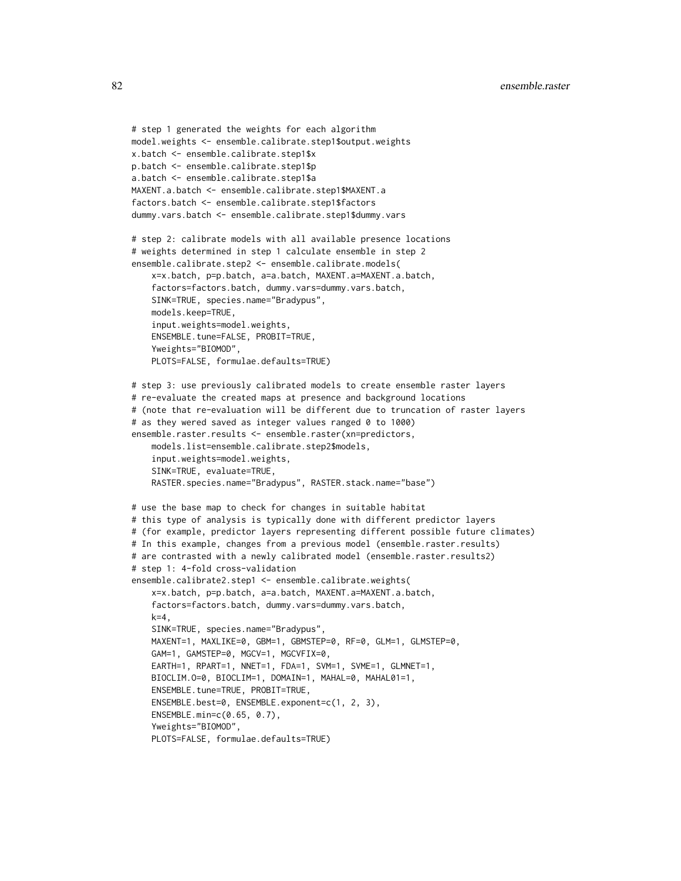```
# step 1 generated the weights for each algorithm
model.weights <- ensemble.calibrate.step1$output.weights
x.batch <- ensemble.calibrate.step1$x
p.batch <- ensemble.calibrate.step1$p
a.batch <- ensemble.calibrate.step1$a
MAXENT.a.batch <- ensemble.calibrate.step1$MAXENT.a
factors.batch <- ensemble.calibrate.step1$factors
dummy.vars.batch <- ensemble.calibrate.step1$dummy.vars

# step 2: calibrate models with all available presence locations
# weights determined in step 1 calculate ensemble in step 2
ensemble.calibrate.step2 <- ensemble.calibrate.models(
    x=x.batch, p=p.batch, a=a.batch, MAXENT.a=MAXENT.a.batch,
    factors=factors.batch, dummy.vars=dummy.vars.batch,
    SINK=TRUE, species.name="Bradypus",
    models.keep=TRUE,
    input.weights=model.weights,
    ENSEMBLE.tune=FALSE, PROBIT=TRUE,
    Yweights="BIOMOD",
    PLOTS=FALSE, formulae.defaults=TRUE)

# step 3: use previously calibrated models to create ensemble raster layers
# re-evaluate the created maps at presence and background locations
# (note that re-evaluation will be different due to truncation of raster layers
# as they wered saved as integer values ranged 0 to 1000)
ensemble.raster.results <- ensemble.raster(xn=predictors,
    models.list=ensemble.calibrate.step2$models,
    input.weights=model.weights,
    SINK=TRUE, evaluate=TRUE,
    RASTER.species.name="Bradypus", RASTER.stack.name="base")

# use the base map to check for changes in suitable habitat
# this type of analysis is typically done with different predictor layers
# (for example, predictor layers representing different possible future climates)
# In this example, changes from a previous model (ensemble.raster.results)
# are contrasted with a newly calibrated model (ensemble.raster.results2)
# step 1: 4-fold cross-validation
ensemble.calibrate2.step1 <- ensemble.calibrate.weights(
    x=x.batch, p=p.batch, a=a.batch, MAXENT.a=MAXENT.a.batch,
    factors=factors.batch, dummy.vars=dummy.vars.batch,
    k=4,
    SINK=TRUE, species.name="Bradypus",
    MAXENT=1, MAXLIKE=0, GBM=1, GBMSTEP=0, RF=0, GLM=1, GLMSTEP=0,
    GAM=1, GAMSTEP=0, MGCV=1, MGCVFIX=0,
    EARTH=1, RPART=1, NNET=1, FDA=1, SVM=1, SVME=1, GLMNET=1,
    BIOCLIM.O=0, BIOCLIM=1, DOMAIN=1, MAHAL=0, MAHAL01=1,
    ENSEMBLE.tune=TRUE, PROBIT=TRUE,
    ENSEMBLE.best=0, ENSEMBLE.exponent=c(1, 2, 3),
    ENSEMBLE.min=c(0.65, 0.7),
    Yweights="BIOMOD",
    PLOTS=FALSE, formulae.defaults=TRUE)
```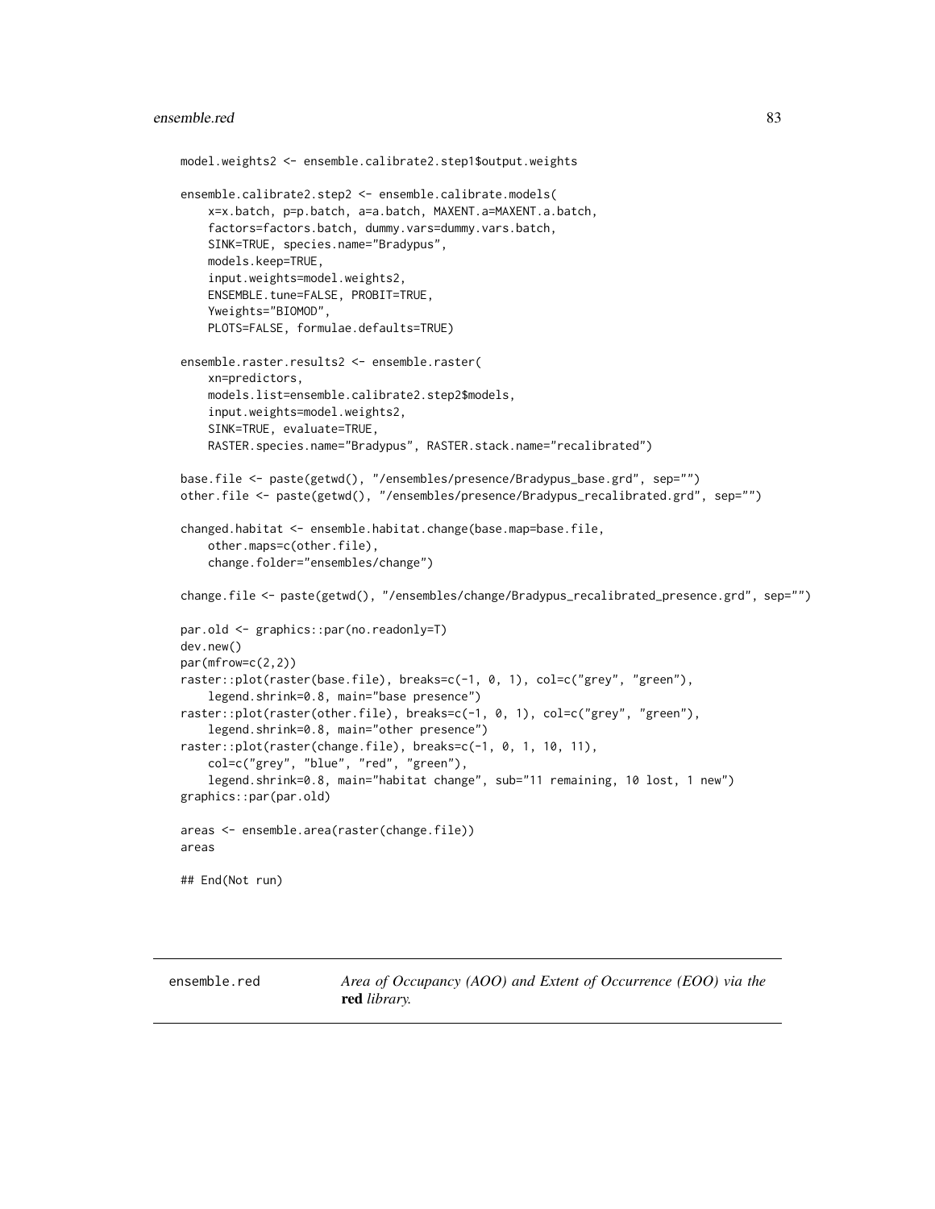```
model.weights2 <- ensemble.calibrate2.step1$output.weights

ensemble.calibrate2.step2 <- ensemble.calibrate.models(
    x=x.batch, p=p.batch, a=a.batch, MAXENT.a=MAXENT.a.batch,
    factors=factors.batch, dummy.vars=dummy.vars.batch,
    SINK=TRUE, species.name="Bradypus",
    models.keep=TRUE,
    input.weights=model.weights2,
    ENSEMBLE.tune=FALSE, PROBIT=TRUE,
    Yweights="BIOMOD",
    PLOTS=FALSE, formulae.defaults=TRUE)

ensemble.raster.results2 <- ensemble.raster(
    xn=predictors,
    models.list=ensemble.calibrate2.step2$models,
    input.weights=model.weights2,
    SINK=TRUE, evaluate=TRUE,
    RASTER.species.name="Bradypus", RASTER.stack.name="recalibrated")

base.file <- paste(getwd(), "/ensembles/presence/Bradypus_base.grd", sep="")
other.file <- paste(getwd(), "/ensembles/presence/Bradypus_recalibrated.grd", sep="")

changed.habitat <- ensemble.habitat.change(base.map=base.file,
    other.maps=c(other.file),
    change.folder="ensembles/change")

change.file <- paste(getwd(), "/ensembles/change/Bradypus_recalibrated_presence.grd", sep="")

par.old <- graphics::par(no.readonly=T)
dev.new()
par(mfrow=c(2,2))
raster::plot(raster(base.file), breaks=c(-1, 0, 1), col=c("grey", "green"),
    legend.shrink=0.8, main="base presence")
raster::plot(raster(other.file), breaks=c(-1, 0, 1), col=c("grey", "green"),
    legend.shrink=0.8, main="other presence")
raster::plot(raster(change.file), breaks=c(-1, 0, 1, 10, 11),
    col=c("grey", "blue", "red", "green"),
    legend.shrink=0.8, main="habitat change", sub="11 remaining, 10 lost, 1 new")
graphics::par(par.old)

areas <- ensemble.area(raster(change.file))
areas

## End(Not run)
```

---

## ensemble.red    *Area of Occupancy (AOO) and Extent of Occurrence (EOO) via the* **red** *library.*

---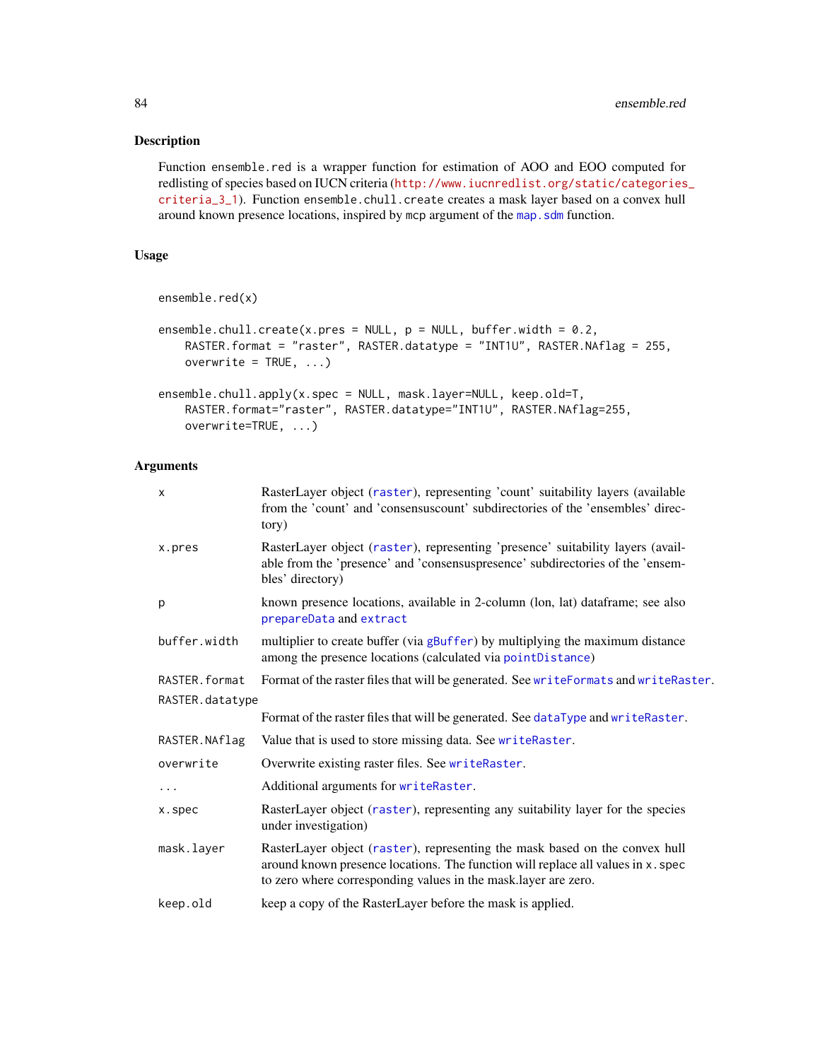## Description

Function `ensemble.red` is a wrapper function for estimation of AOO and EOO computed for redlisting of species based on IUCN criteria (http://www.iucnredlist.org/static/categories_criteria_3_1). Function `ensemble.chull.create` creates a mask layer based on a convex hull around known presence locations, inspired by `mcp` argument of the `map.sdm` function.

## Usage

```
ensemble.red(x)

ensemble.chull.create(x.pres = NULL, p = NULL, buffer.width = 0.2,
    RASTER.format = "raster", RASTER.datatype = "INT1U", RASTER.NAflag = 255,
    overwrite = TRUE, ...)

ensemble.chull.apply(x.spec = NULL, mask.layer=NULL, keep.old=T,
    RASTER.format="raster", RASTER.datatype="INT1U", RASTER.NAflag=255,
    overwrite=TRUE, ...)
```

## Arguments

| Argument | Description |
|---|---|
| `x` | RasterLayer object (`raster`), representing 'count' suitability layers (available from the 'count' and 'consensuscount' subdirectories of the 'ensembles' directory) |
| `x.pres` | RasterLayer object (`raster`), representing 'presence' suitability layers (available from the 'presence' and 'consensuspresence' subdirectories of the 'ensembles' directory) |
| `p` | known presence locations, available in 2-column (lon, lat) dataframe; see also `prepareData` and `extract` |
| `buffer.width` | multiplier to create buffer (via `gBuffer`) by multiplying the maximum distance among the presence locations (calculated via `pointDistance`) |
| `RASTER.format` | Format of the raster files that will be generated. See `writeFormats` and `writeRaster`. |
| `RASTER.datatype` | Format of the raster files that will be generated. See `dataType` and `writeRaster`. |
| `RASTER.NAflag` | Value that is used to store missing data. See `writeRaster`. |
| `overwrite` | Overwrite existing raster files. See `writeRaster`. |
| `...` | Additional arguments for `writeRaster`. |
| `x.spec` | RasterLayer object (`raster`), representing any suitability layer for the species under investigation) |
| `mask.layer` | RasterLayer object (`raster`), representing the mask based on the convex hull around known presence locations. The function will replace all values in `x.spec` to zero where corresponding values in the mask.layer are zero. |
| `keep.old` | keep a copy of the RasterLayer before the mask is applied. |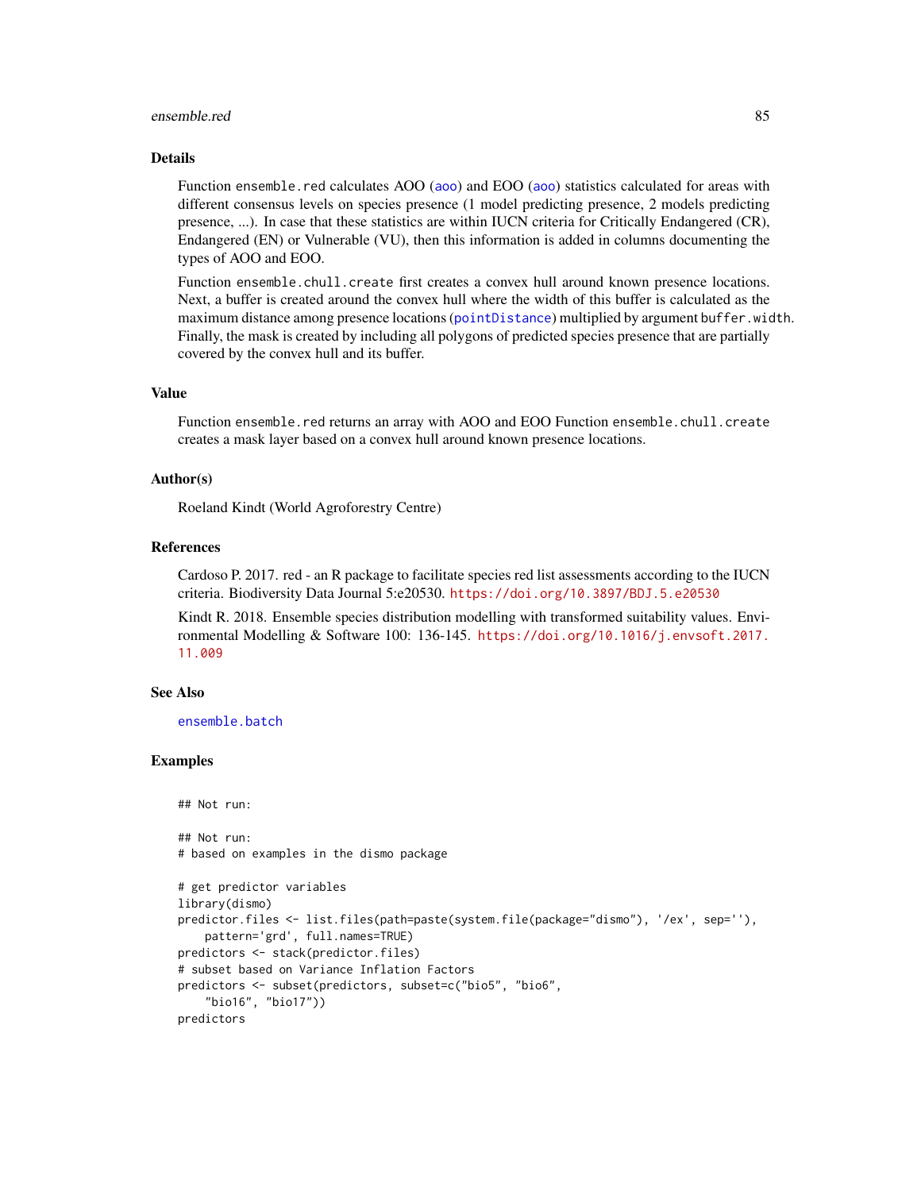## Details

Function `ensemble.red` calculates AOO (`aoo`) and EOO (`aoo`) statistics calculated for areas with different consensus levels on species presence (1 model predicting presence, 2 models predicting presence, ...). In case that these statistics are within IUCN criteria for Critically Endangered (CR), Endangered (EN) or Vulnerable (VU), then this information is added in columns documenting the types of AOO and EOO.

Function `ensemble.chull.create` first creates a convex hull around known presence locations. Next, a buffer is created around the convex hull where the width of this buffer is calculated as the maximum distance among presence locations (`pointDistance`) multiplied by argument `buffer.width`. Finally, the mask is created by including all polygons of predicted species presence that are partially covered by the convex hull and its buffer.

## Value

Function `ensemble.red` returns an array with AOO and EOO Function `ensemble.chull.create` creates a mask layer based on a convex hull around known presence locations.

## Author(s)

Roeland Kindt (World Agroforestry Centre)

## References

Cardoso P. 2017. red - an R package to facilitate species red list assessments according to the IUCN criteria. Biodiversity Data Journal 5:e20530. https://doi.org/10.3897/BDJ.5.e20530

Kindt R. 2018. Ensemble species distribution modelling with transformed suitability values. Environmental Modelling & Software 100: 136-145. https://doi.org/10.1016/j.envsoft.2017.11.009

## See Also

`ensemble.batch`

## Examples

```
## Not run:

## Not run:
# based on examples in the dismo package

# get predictor variables
library(dismo)
predictor.files <- list.files(path=paste(system.file(package="dismo"), '/ex', sep=''),
    pattern='grd', full.names=TRUE)
predictors <- stack(predictor.files)
# subset based on Variance Inflation Factors
predictors <- subset(predictors, subset=c("bio5", "bio6",
    "bio16", "bio17"))
predictors
```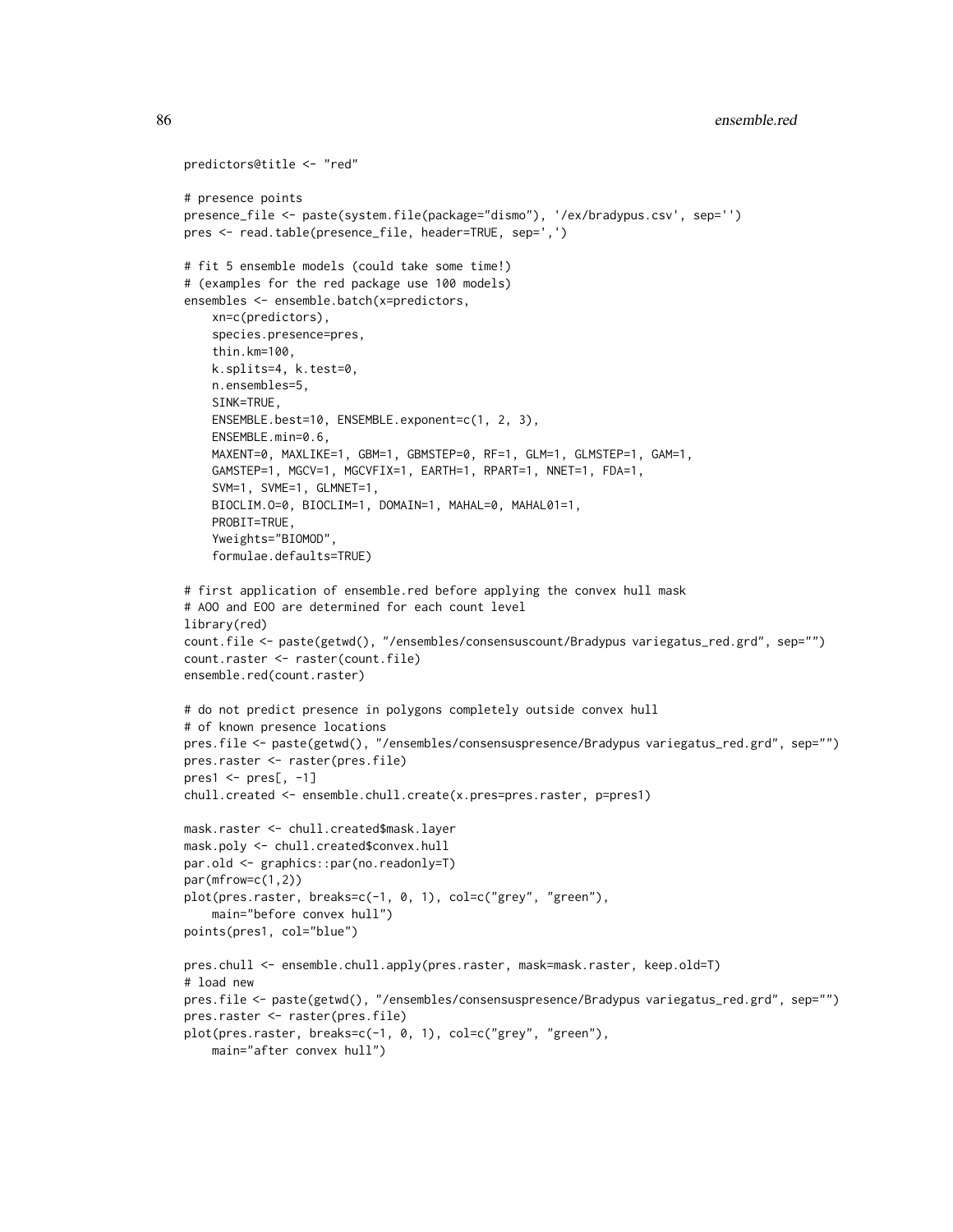```
predictors@title <- "red"

# presence points
presence_file <- paste(system.file(package="dismo"), '/ex/bradypus.csv', sep='')
pres <- read.table(presence_file, header=TRUE, sep=',')

# fit 5 ensemble models (could take some time!)
# (examples for the red package use 100 models)
ensembles <- ensemble.batch(x=predictors,
    xn=c(predictors),
    species.presence=pres,
    thin.km=100,
    k.splits=4, k.test=0,
    n.ensembles=5,
    SINK=TRUE,
    ENSEMBLE.best=10, ENSEMBLE.exponent=c(1, 2, 3),
    ENSEMBLE.min=0.6,
    MAXENT=0, MAXLIKE=1, GBM=1, GBMSTEP=0, RF=1, GLM=1, GLMSTEP=1, GAM=1,
    GAMSTEP=1, MGCV=1, MGCVFIX=1, EARTH=1, RPART=1, NNET=1, FDA=1,
    SVM=1, SVME=1, GLMNET=1,
    BIOCLIM.O=0, BIOCLIM=1, DOMAIN=1, MAHAL=0, MAHAL01=1,
    PROBIT=TRUE,
    Yweights="BIOMOD",
    formulae.defaults=TRUE)

# first application of ensemble.red before applying the convex hull mask
# AOO and EOO are determined for each count level
library(red)
count.file <- paste(getwd(), "/ensembles/consensuscount/Bradypus variegatus_red.grd", sep="")
count.raster <- raster(count.file)
ensemble.red(count.raster)

# do not predict presence in polygons completely outside convex hull
# of known presence locations
pres.file <- paste(getwd(), "/ensembles/consensuspresence/Bradypus variegatus_red.grd", sep="")
pres.raster <- raster(pres.file)
pres1 <- pres[, -1]
chull.created <- ensemble.chull.create(x.pres=pres.raster, p=pres1)

mask.raster <- chull.created$mask.layer
mask.poly <- chull.created$convex.hull
par.old <- graphics::par(no.readonly=T)
par(mfrow=c(1,2))
plot(pres.raster, breaks=c(-1, 0, 1), col=c("grey", "green"),
    main="before convex hull")
points(pres1, col="blue")

pres.chull <- ensemble.chull.apply(pres.raster, mask=mask.raster, keep.old=T)
# load new
pres.file <- paste(getwd(), "/ensembles/consensuspresence/Bradypus variegatus_red.grd", sep="")
pres.raster <- raster(pres.file)
plot(pres.raster, breaks=c(-1, 0, 1), col=c("grey", "green"),
    main="after convex hull")
```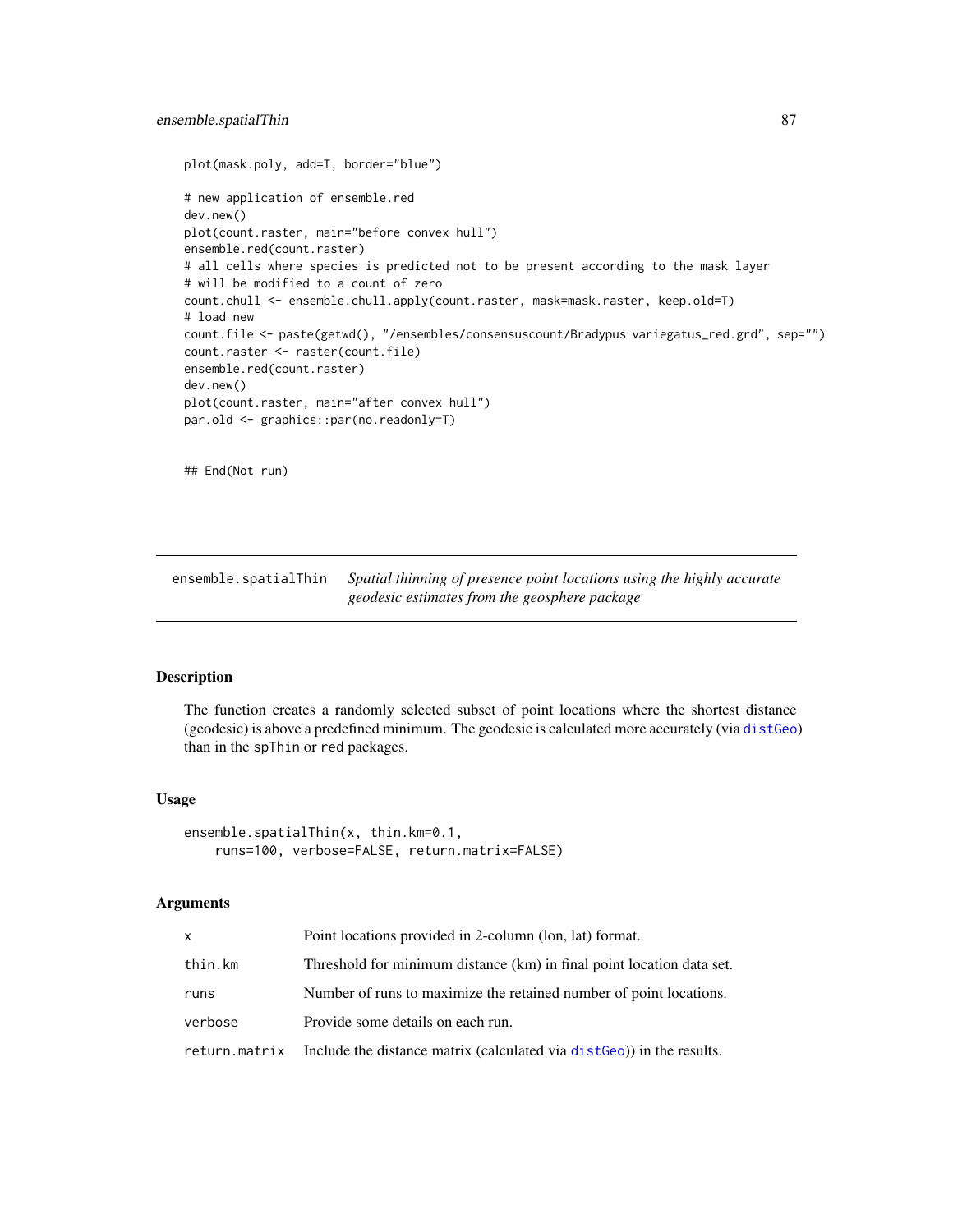```
plot(mask.poly, add=T, border="blue")

# new application of ensemble.red
dev.new()
plot(count.raster, main="before convex hull")
ensemble.red(count.raster)
# all cells where species is predicted not to be present according to the mask layer
# will be modified to a count of zero
count.chull <- ensemble.chull.apply(count.raster, mask=mask.raster, keep.old=T)
# load new
count.file <- paste(getwd(), "/ensembles/consensuscount/Bradypus variegatus_red.grd", sep="")
count.raster <- raster(count.file)
ensemble.red(count.raster)
dev.new()
plot(count.raster, main="after convex hull")
par.old <- graphics::par(no.readonly=T)


## End(Not run)
```

---

`ensemble.spatialThin` *Spatial thinning of presence point locations using the highly accurate geodesic estimates from the geosphere package*

---

## Description

The function creates a randomly selected subset of point locations where the shortest distance (geodesic) is above a predefined minimum. The geodesic is calculated more accurately (via `distGeo`) than in the `spThin` or `red` packages.

## Usage

```
ensemble.spatialThin(x, thin.km=0.1,
    runs=100, verbose=FALSE, return.matrix=FALSE)
```

## Arguments

| | |
|---|---|
| `x` | Point locations provided in 2-column (lon, lat) format. |
| `thin.km` | Threshold for minimum distance (km) in final point location data set. |
| `runs` | Number of runs to maximize the retained number of point locations. |
| `verbose` | Provide some details on each run. |
| `return.matrix` | Include the distance matrix (calculated via `distGeo`)) in the results. |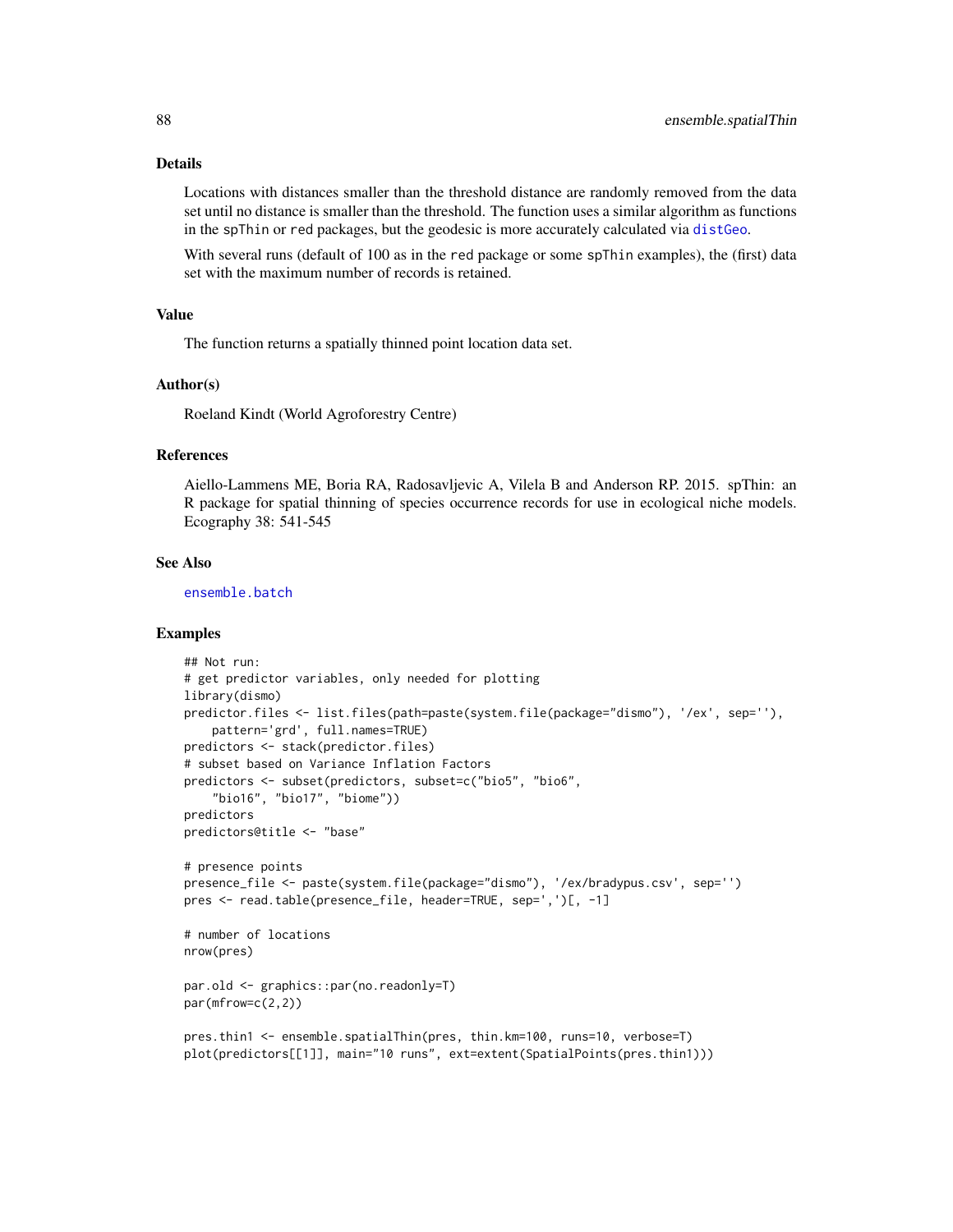### Details

Locations with distances smaller than the threshold distance are randomly removed from the data set until no distance is smaller than the threshold. The function uses a similar algorithm as functions in the spThin or red packages, but the geodesic is more accurately calculated via distGeo.

With several runs (default of 100 as in the red package or some spThin examples), the (first) data set with the maximum number of records is retained.

### Value

The function returns a spatially thinned point location data set.

### Author(s)

Roeland Kindt (World Agroforestry Centre)

### References

Aiello-Lammens ME, Boria RA, Radosavljevic A, Vilela B and Anderson RP. 2015. spThin: an R package for spatial thinning of species occurrence records for use in ecological niche models. Ecography 38: 541-545

### See Also

ensemble.batch

### Examples

```
## Not run:
# get predictor variables, only needed for plotting
library(dismo)
predictor.files <- list.files(path=paste(system.file(package="dismo"), '/ex', sep=''),
    pattern='grd', full.names=TRUE)
predictors <- stack(predictor.files)
# subset based on Variance Inflation Factors
predictors <- subset(predictors, subset=c("bio5", "bio6",
    "bio16", "bio17", "biome"))
predictors
predictors@title <- "base"

# presence points
presence_file <- paste(system.file(package="dismo"), '/ex/bradypus.csv', sep='')
pres <- read.table(presence_file, header=TRUE, sep=',')[, -1]

# number of locations
nrow(pres)

par.old <- graphics::par(no.readonly=T)
par(mfrow=c(2,2))

pres.thin1 <- ensemble.spatialThin(pres, thin.km=100, runs=10, verbose=T)
plot(predictors[[1]], main="10 runs", ext=extent(SpatialPoints(pres.thin1)))
```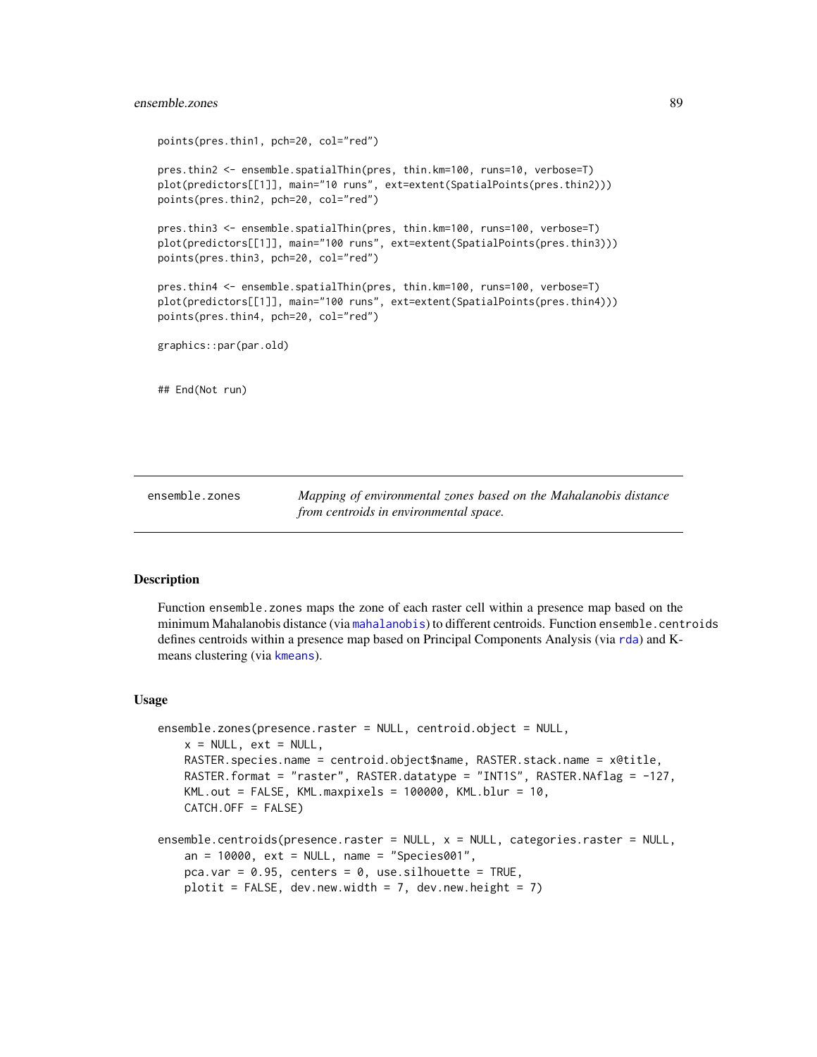```
points(pres.thin1, pch=20, col="red")

pres.thin2 <- ensemble.spatialThin(pres, thin.km=100, runs=10, verbose=T)
plot(predictors[[1]], main="10 runs", ext=extent(SpatialPoints(pres.thin2)))
points(pres.thin2, pch=20, col="red")

pres.thin3 <- ensemble.spatialThin(pres, thin.km=100, runs=100, verbose=T)
plot(predictors[[1]], main="100 runs", ext=extent(SpatialPoints(pres.thin3)))
points(pres.thin3, pch=20, col="red")

pres.thin4 <- ensemble.spatialThin(pres, thin.km=100, runs=100, verbose=T)
plot(predictors[[1]], main="100 runs", ext=extent(SpatialPoints(pres.thin4)))
points(pres.thin4, pch=20, col="red")

graphics::par(par.old)


## End(Not run)
```

---

## ensemble.zones

*Mapping of environmental zones based on the Mahalanobis distance from centroids in environmental space.*

---

### Description

Function `ensemble.zones` maps the zone of each raster cell within a presence map based on the minimum Mahalanobis distance (via `mahalanobis`) to different centroids. Function `ensemble.centroids` defines centroids within a presence map based on Principal Components Analysis (via `rda`) and K-means clustering (via `kmeans`).

### Usage

```
ensemble.zones(presence.raster = NULL, centroid.object = NULL,
    x = NULL, ext = NULL,
    RASTER.species.name = centroid.object$name, RASTER.stack.name = x@title,
    RASTER.format = "raster", RASTER.datatype = "INT1S", RASTER.NAflag = -127,
    KML.out = FALSE, KML.maxpixels = 100000, KML.blur = 10,
    CATCH.OFF = FALSE)

ensemble.centroids(presence.raster = NULL, x = NULL, categories.raster = NULL,
    an = 10000, ext = NULL, name = "Species001",
    pca.var = 0.95, centers = 0, use.silhouette = TRUE,
    plotit = FALSE, dev.new.width = 7, dev.new.height = 7)
```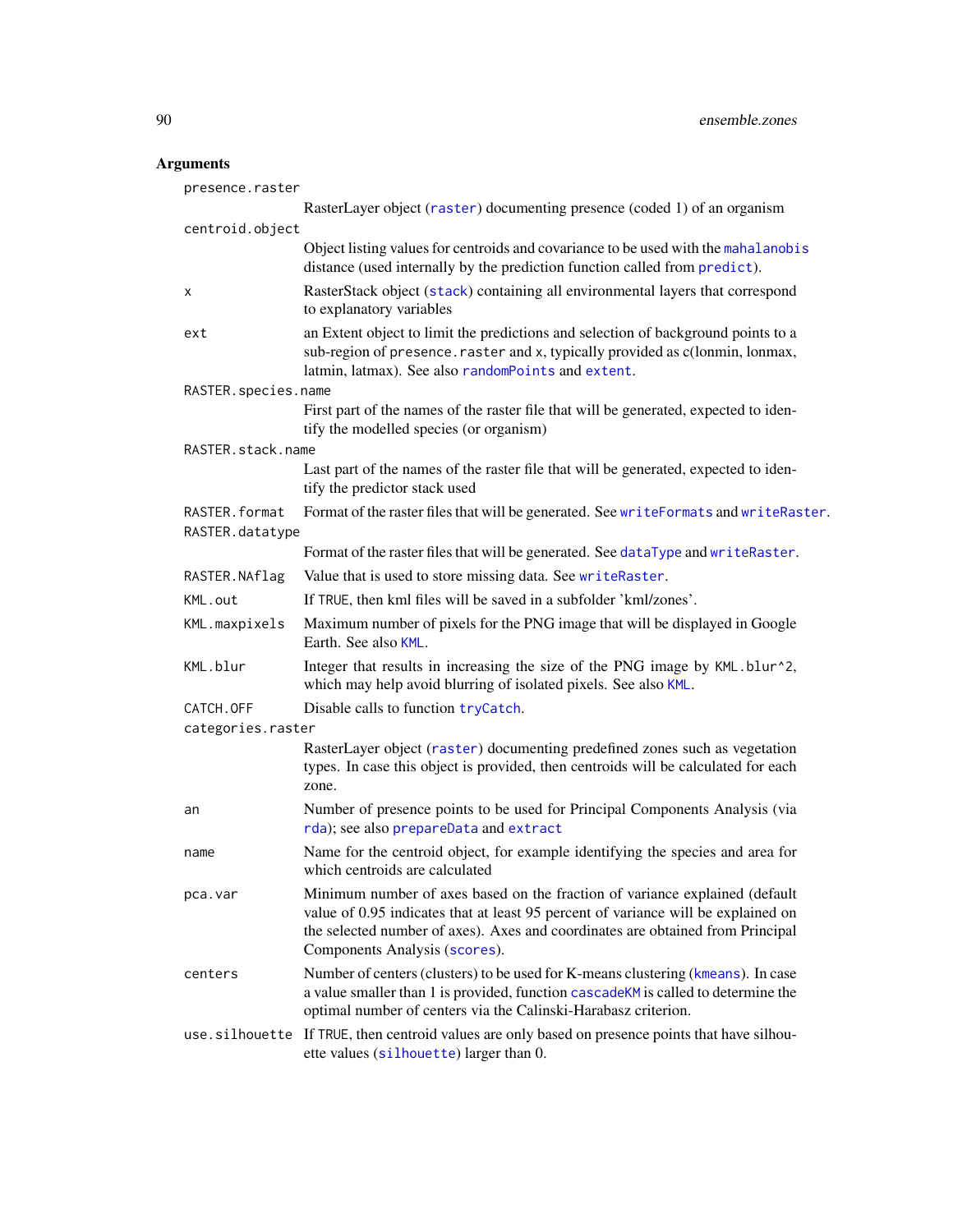## Arguments

**presence.raster**
: RasterLayer object (raster) documenting presence (coded 1) of an organism

**centroid.object**
: Object listing values for centroids and covariance to be used with the mahalanobis distance (used internally by the prediction function called from predict).

**x**
: RasterStack object (stack) containing all environmental layers that correspond to explanatory variables

**ext**
: an Extent object to limit the predictions and selection of background points to a sub-region of `presence.raster` and `x`, typically provided as c(lonmin, lonmax, latmin, latmax). See also randomPoints and extent.

**RASTER.species.name**
: First part of the names of the raster file that will be generated, expected to identify the modelled species (or organism)

**RASTER.stack.name**
: Last part of the names of the raster file that will be generated, expected to identify the predictor stack used

**RASTER.format**
: Format of the raster files that will be generated. See writeFormats and writeRaster.

**RASTER.datatype**
: Format of the raster files that will be generated. See dataType and writeRaster.

**RASTER.NAflag**
: Value that is used to store missing data. See writeRaster.

**KML.out**
: If `TRUE`, then kml files will be saved in a subfolder 'kml/zones'.

**KML.maxpixels**
: Maximum number of pixels for the PNG image that will be displayed in Google Earth. See also KML.

**KML.blur**
: Integer that results in increasing the size of the PNG image by `KML.blur^2`, which may help avoid blurring of isolated pixels. See also KML.

**CATCH.OFF**
: Disable calls to function tryCatch.

**categories.raster**
: RasterLayer object (raster) documenting predefined zones such as vegetation types. In case this object is provided, then centroids will be calculated for each zone.

**an**
: Number of presence points to be used for Principal Components Analysis (via rda); see also prepareData and extract

**name**
: Name for the centroid object, for example identifying the species and area for which centroids are calculated

**pca.var**
: Minimum number of axes based on the fraction of variance explained (default value of 0.95 indicates that at least 95 percent of variance will be explained on the selected number of axes). Axes and coordinates are obtained from Principal Components Analysis (scores).

**centers**
: Number of centers (clusters) to be used for K-means clustering (kmeans). In case a value smaller than 1 is provided, function cascadeKM is called to determine the optimal number of centers via the Calinski-Harabasz criterion.

**use.silhouette**
: If `TRUE`, then centroid values are only based on presence points that have silhouette values (silhouette) larger than 0.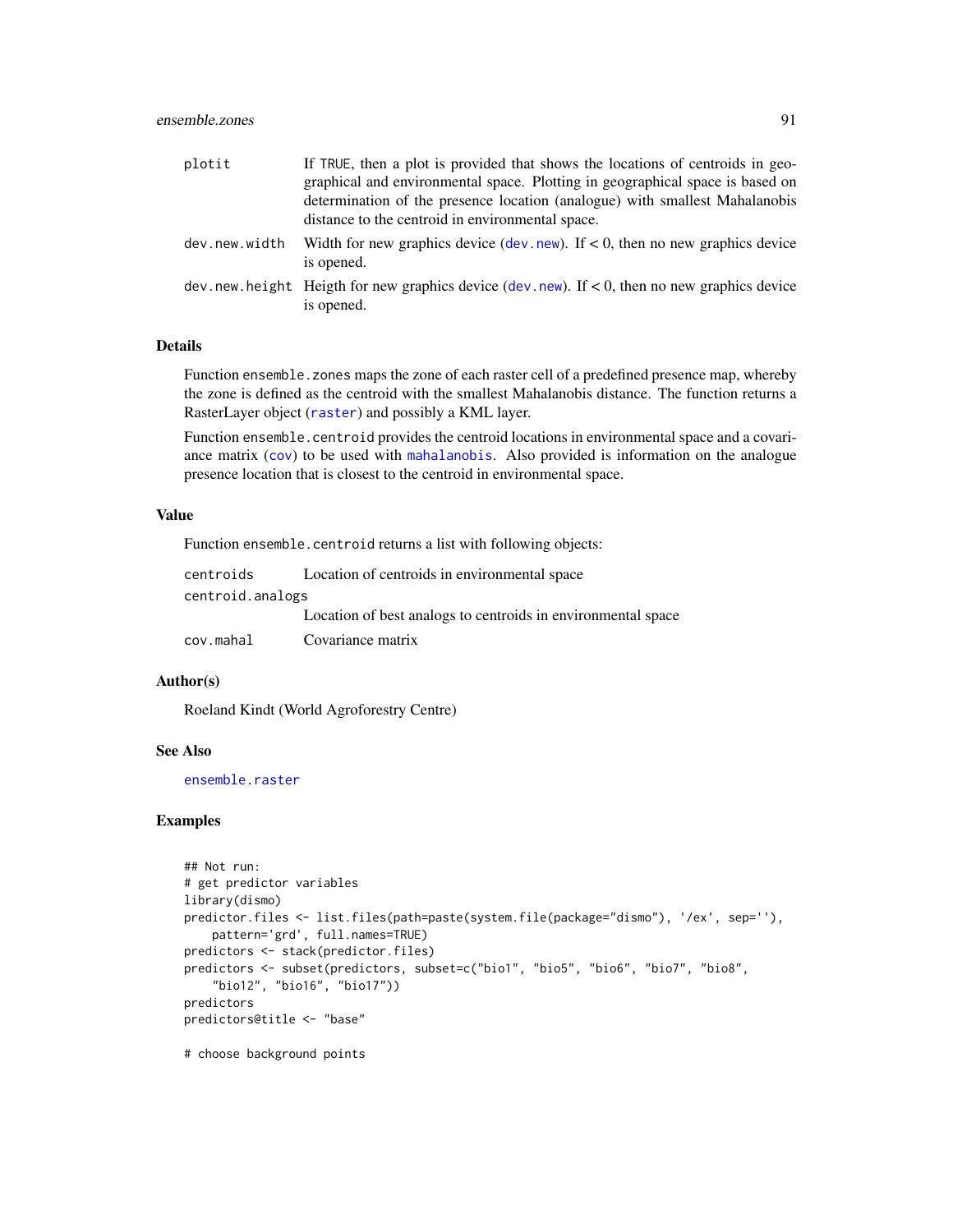| | |
|---|---|
| plotit | If TRUE, then a plot is provided that shows the locations of centroids in geographical and environmental space. Plotting in geographical space is based on determination of the presence location (analogue) with smallest Mahalanobis distance to the centroid in environmental space. |
| dev.new.width | Width for new graphics device (dev.new). If < 0, then no new graphics device is opened. |
| dev.new.height | Heigth for new graphics device (dev.new). If < 0, then no new graphics device is opened. |

## Details

Function ensemble.zones maps the zone of each raster cell of a predefined presence map, whereby the zone is defined as the centroid with the smallest Mahalanobis distance. The function returns a RasterLayer object (raster) and possibly a KML layer.

Function ensemble.centroid provides the centroid locations in environmental space and a covariance matrix (cov) to be used with mahalanobis. Also provided is information on the analogue presence location that is closest to the centroid in environmental space.

## Value

Function ensemble.centroid returns a list with following objects:

| | |
|---|---|
| centroids | Location of centroids in environmental space |
| centroid.analogs | Location of best analogs to centroids in environmental space |
| cov.mahal | Covariance matrix |

## Author(s)

Roeland Kindt (World Agroforestry Centre)

## See Also

ensemble.raster

## Examples

```
## Not run:
# get predictor variables
library(dismo)
predictor.files <- list.files(path=paste(system.file(package="dismo"), '/ex', sep=''),
    pattern='grd', full.names=TRUE)
predictors <- stack(predictor.files)
predictors <- subset(predictors, subset=c("bio1", "bio5", "bio6", "bio7", "bio8",
    "bio12", "bio16", "bio17"))
predictors
predictors@title <- "base"

# choose background points
```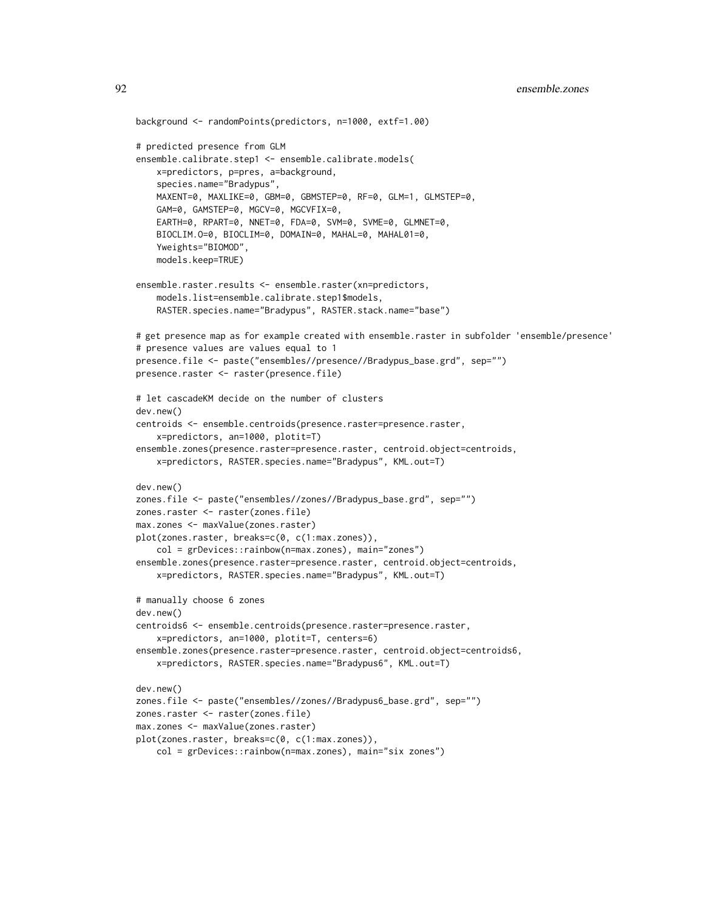```
background <- randomPoints(predictors, n=1000, extf=1.00)

# predicted presence from GLM
ensemble.calibrate.step1 <- ensemble.calibrate.models(
    x=predictors, p=pres, a=background,
    species.name="Bradypus",
    MAXENT=0, MAXLIKE=0, GBM=0, GBMSTEP=0, RF=0, GLM=1, GLMSTEP=0,
    GAM=0, GAMSTEP=0, MGCV=0, MGCVFIX=0,
    EARTH=0, RPART=0, NNET=0, FDA=0, SVM=0, SVME=0, GLMNET=0,
    BIOCLIM.O=0, BIOCLIM=0, DOMAIN=0, MAHAL=0, MAHAL01=0,
    Yweights="BIOMOD",
    models.keep=TRUE)

ensemble.raster.results <- ensemble.raster(xn=predictors,
    models.list=ensemble.calibrate.step1$models,
    RASTER.species.name="Bradypus", RASTER.stack.name="base")

# get presence map as for example created with ensemble.raster in subfolder 'ensemble/presence'
# presence values are values equal to 1
presence.file <- paste("ensembles//presence//Bradypus_base.grd", sep="")
presence.raster <- raster(presence.file)

# let cascadeKM decide on the number of clusters
dev.new()
centroids <- ensemble.centroids(presence.raster=presence.raster,
    x=predictors, an=1000, plotit=T)
ensemble.zones(presence.raster=presence.raster, centroid.object=centroids,
    x=predictors, RASTER.species.name="Bradypus", KML.out=T)

dev.new()
zones.file <- paste("ensembles//zones//Bradypus_base.grd", sep="")
zones.raster <- raster(zones.file)
max.zones <- maxValue(zones.raster)
plot(zones.raster, breaks=c(0, c(1:max.zones)),
    col = grDevices::rainbow(n=max.zones), main="zones")
ensemble.zones(presence.raster=presence.raster, centroid.object=centroids,
    x=predictors, RASTER.species.name="Bradypus", KML.out=T)

# manually choose 6 zones
dev.new()
centroids6 <- ensemble.centroids(presence.raster=presence.raster,
    x=predictors, an=1000, plotit=T, centers=6)
ensemble.zones(presence.raster=presence.raster, centroid.object=centroids6,
    x=predictors, RASTER.species.name="Bradypus6", KML.out=T)

dev.new()
zones.file <- paste("ensembles//zones//Bradypus6_base.grd", sep="")
zones.raster <- raster(zones.file)
max.zones <- maxValue(zones.raster)
plot(zones.raster, breaks=c(0, c(1:max.zones)),
    col = grDevices::rainbow(n=max.zones), main="six zones")
```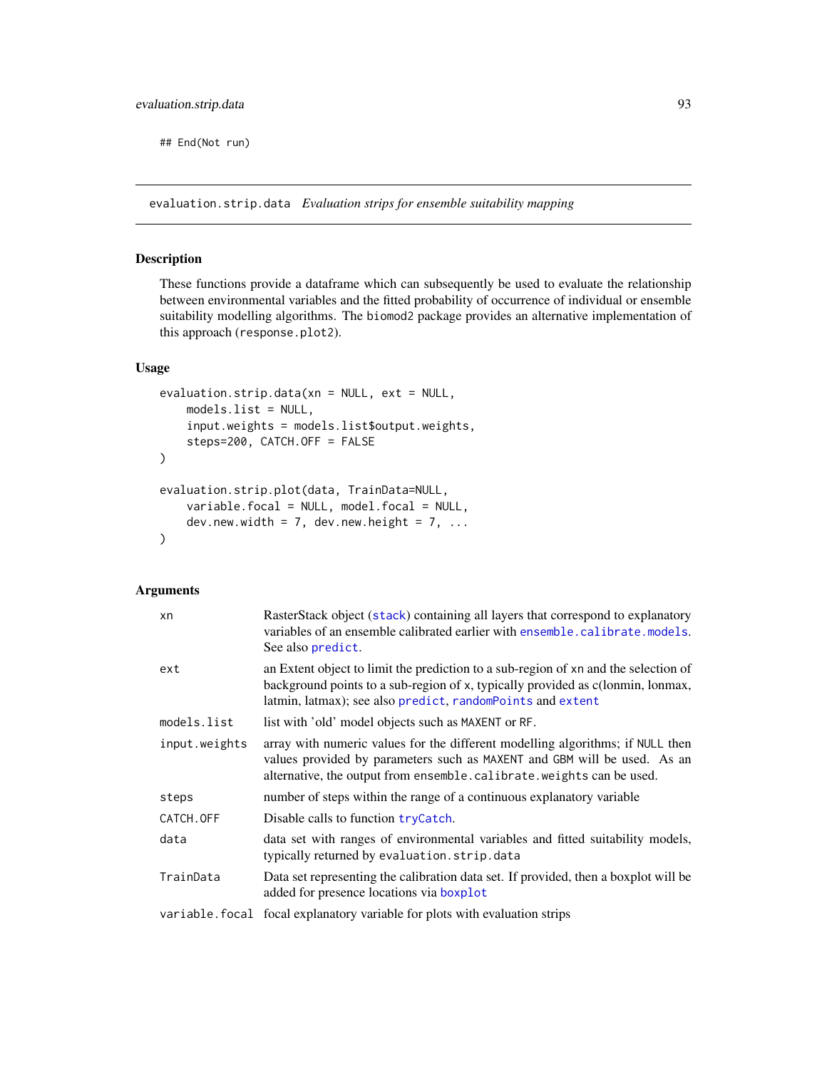```
## End(Not run)
```

---

`evaluation.strip.data` *Evaluation strips for ensemble suitability mapping*

---

## Description

These functions provide a dataframe which can subsequently be used to evaluate the relationship between environmental variables and the fitted probability of occurrence of individual or ensemble suitability modelling algorithms. The `biomod2` package provides an alternative implementation of this approach (`response.plot2`).

## Usage

```
evaluation.strip.data(xn = NULL, ext = NULL,
    models.list = NULL,
    input.weights = models.list$output.weights,
    steps=200, CATCH.OFF = FALSE
)

evaluation.strip.plot(data, TrainData=NULL,
    variable.focal = NULL, model.focal = NULL,
    dev.new.width = 7, dev.new.height = 7, ...
)
```

## Arguments

| | |
|---|---|
| `xn` | RasterStack object (`stack`) containing all layers that correspond to explanatory variables of an ensemble calibrated earlier with `ensemble.calibrate.models`. See also `predict`. |
| `ext` | an Extent object to limit the prediction to a sub-region of `xn` and the selection of background points to a sub-region of `x`, typically provided as c(lonmin, lonmax, latmin, latmax); see also `predict`, `randomPoints` and `extent` |
| `models.list` | list with 'old' model objects such as `MAXENT` or `RF`. |
| `input.weights` | array with numeric values for the different modelling algorithms; if `NULL` then values provided by parameters such as `MAXENT` and `GBM` will be used. As an alternative, the output from `ensemble.calibrate.weights` can be used. |
| `steps` | number of steps within the range of a continuous explanatory variable |
| `CATCH.OFF` | Disable calls to function `tryCatch`. |
| `data` | data set with ranges of environmental variables and fitted suitability models, typically returned by `evaluation.strip.data` |
| `TrainData` | Data set representing the calibration data set. If provided, then a boxplot will be added for presence locations via `boxplot` |
| `variable.focal` | focal explanatory variable for plots with evaluation strips |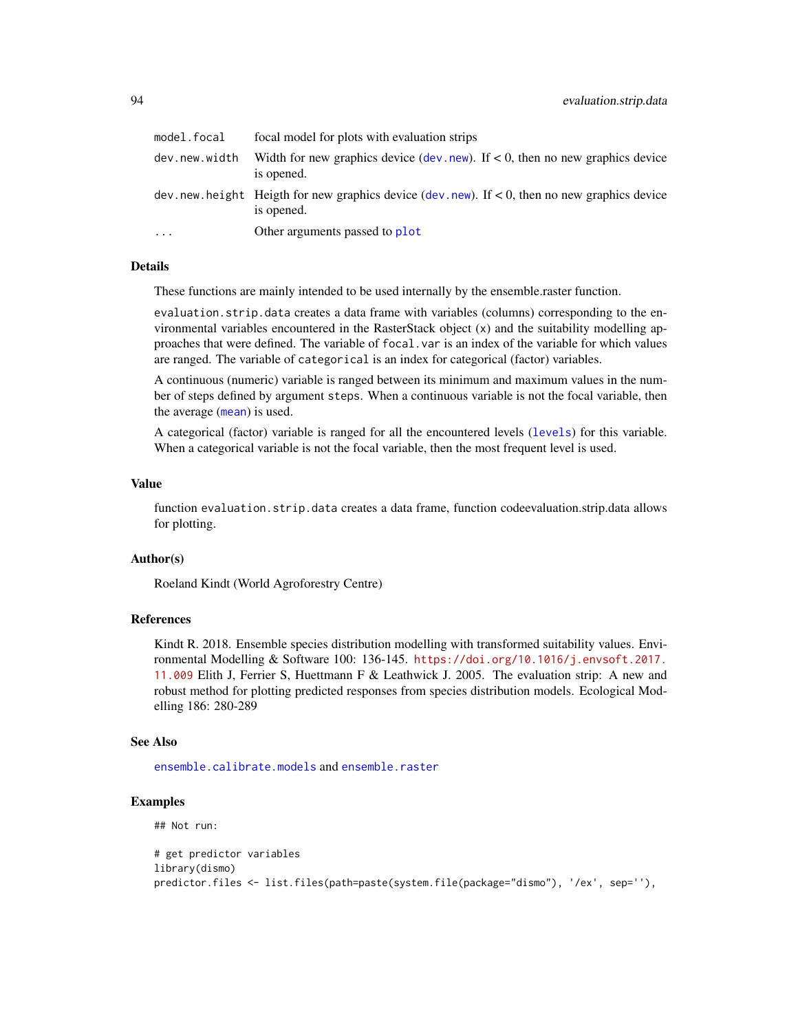| | |
|---|---|
| model.focal | focal model for plots with evaluation strips |
| dev.new.width | Width for new graphics device (dev.new). If < 0, then no new graphics device is opened. |
| dev.new.height | Heigth for new graphics device (dev.new). If < 0, then no new graphics device is opened. |
| ... | Other arguments passed to plot |

## Details

These functions are mainly intended to be used internally by the ensemble.raster function.

evaluation.strip.data creates a data frame with variables (columns) corresponding to the environmental variables encountered in the RasterStack object (x) and the suitability modelling approaches that were defined. The variable of focal.var is an index of the variable for which values are ranged. The variable of categorical is an index for categorical (factor) variables.

A continuous (numeric) variable is ranged between its minimum and maximum values in the number of steps defined by argument steps. When a continuous variable is not the focal variable, then the average (mean) is used.

A categorical (factor) variable is ranged for all the encountered levels (levels) for this variable. When a categorical variable is not the focal variable, then the most frequent level is used.

## Value

function evaluation.strip.data creates a data frame, function codeevaluation.strip.data allows for plotting.

## Author(s)

Roeland Kindt (World Agroforestry Centre)

## References

Kindt R. 2018. Ensemble species distribution modelling with transformed suitability values. Environmental Modelling & Software 100: 136-145. https://doi.org/10.1016/j.envsoft.2017.11.009 Elith J, Ferrier S, Huettmann F & Leathwick J. 2005. The evaluation strip: A new and robust method for plotting predicted responses from species distribution models. Ecological Modelling 186: 280-289

## See Also

ensemble.calibrate.models and ensemble.raster

## Examples

```
## Not run:

# get predictor variables
library(dismo)
predictor.files <- list.files(path=paste(system.file(package="dismo"), '/ex', sep=''),
```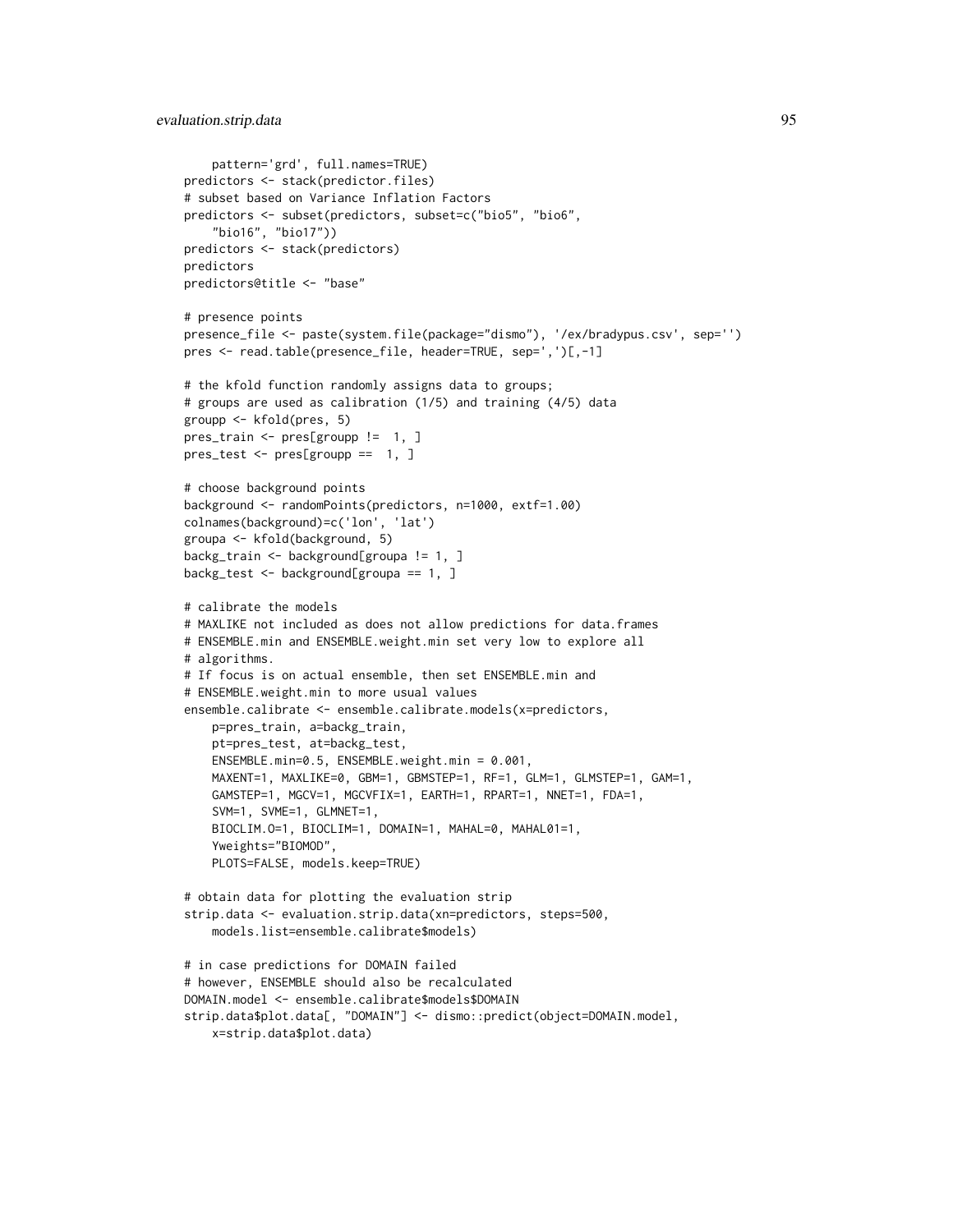```
    pattern='grd', full.names=TRUE)
predictors <- stack(predictor.files)
# subset based on Variance Inflation Factors
predictors <- subset(predictors, subset=c("bio5", "bio6",
    "bio16", "bio17"))
predictors <- stack(predictors)
predictors
predictors@title <- "base"

# presence points
presence_file <- paste(system.file(package="dismo"), '/ex/bradypus.csv', sep='')
pres <- read.table(presence_file, header=TRUE, sep=',')[,-1]

# the kfold function randomly assigns data to groups;
# groups are used as calibration (1/5) and training (4/5) data
groupp <- kfold(pres, 5)
pres_train <- pres[groupp !=  1, ]
pres_test <- pres[groupp ==  1, ]

# choose background points
background <- randomPoints(predictors, n=1000, extf=1.00)
colnames(background)=c('lon', 'lat')
groupa <- kfold(background, 5)
backg_train <- background[groupa != 1, ]
backg_test <- background[groupa == 1, ]

# calibrate the models
# MAXLIKE not included as does not allow predictions for data.frames
# ENSEMBLE.min and ENSEMBLE.weight.min set very low to explore all
# algorithms.
# If focus is on actual ensemble, then set ENSEMBLE.min and
# ENSEMBLE.weight.min to more usual values
ensemble.calibrate <- ensemble.calibrate.models(x=predictors,
    p=pres_train, a=backg_train,
    pt=pres_test, at=backg_test,
    ENSEMBLE.min=0.5, ENSEMBLE.weight.min = 0.001,
    MAXENT=1, MAXLIKE=0, GBM=1, GBMSTEP=1, RF=1, GLM=1, GLMSTEP=1, GAM=1,
    GAMSTEP=1, MGCV=1, MGCVFIX=1, EARTH=1, RPART=1, NNET=1, FDA=1,
    SVM=1, SVME=1, GLMNET=1,
    BIOCLIM.O=1, BIOCLIM=1, DOMAIN=1, MAHAL=0, MAHAL01=1,
    Yweights="BIOMOD",
    PLOTS=FALSE, models.keep=TRUE)

# obtain data for plotting the evaluation strip
strip.data <- evaluation.strip.data(xn=predictors, steps=500,
    models.list=ensemble.calibrate$models)

# in case predictions for DOMAIN failed
# however, ENSEMBLE should also be recalculated
DOMAIN.model <- ensemble.calibrate$models$DOMAIN
strip.data$plot.data[, "DOMAIN"] <- dismo::predict(object=DOMAIN.model,
    x=strip.data$plot.data)
```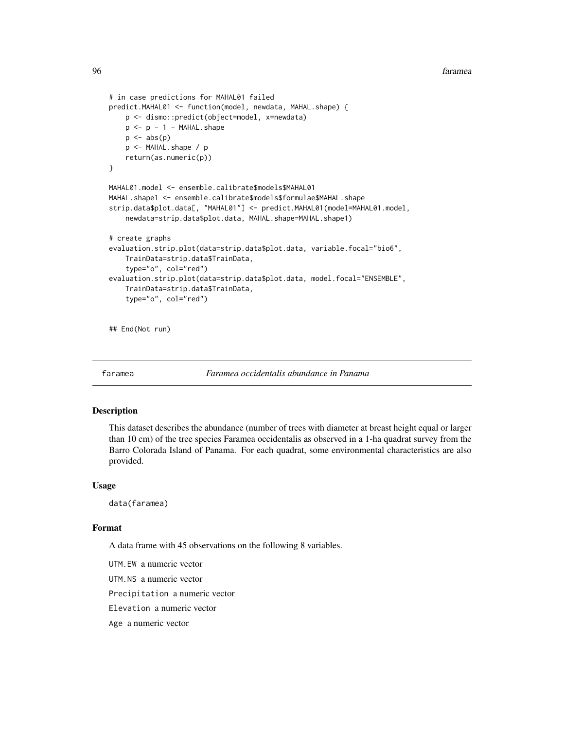```
# in case predictions for MAHAL01 failed
predict.MAHAL01 <- function(model, newdata, MAHAL.shape) {
    p <- dismo::predict(object=model, x=newdata)
    p <- p - 1 - MAHAL.shape
    p <- abs(p)
    p <- MAHAL.shape / p
    return(as.numeric(p))
}

MAHAL01.model <- ensemble.calibrate$models$MAHAL01
MAHAL.shape1 <- ensemble.calibrate$models$formulae$MAHAL.shape
strip.data$plot.data[, "MAHAL01"] <- predict.MAHAL01(model=MAHAL01.model,
    newdata=strip.data$plot.data, MAHAL.shape=MAHAL.shape1)

# create graphs
evaluation.strip.plot(data=strip.data$plot.data, variable.focal="bio6",
    TrainData=strip.data$TrainData,
    type="o", col="red")
evaluation.strip.plot(data=strip.data$plot.data, model.focal="ENSEMBLE",
    TrainData=strip.data$TrainData,
    type="o", col="red")


## End(Not run)
```

---

faramea *Faramea occidentalis abundance in Panama*

---

### Description

This dataset describes the abundance (number of trees with diameter at breast height equal or larger than 10 cm) of the tree species Faramea occidentalis as observed in a 1-ha quadrat survey from the Barro Colorada Island of Panama. For each quadrat, some environmental characteristics are also provided.

### Usage

```
data(faramea)
```

### Format

A data frame with 45 observations on the following 8 variables.

`UTM.EW` a numeric vector

`UTM.NS` a numeric vector

`Precipitation` a numeric vector

`Elevation` a numeric vector

`Age` a numeric vector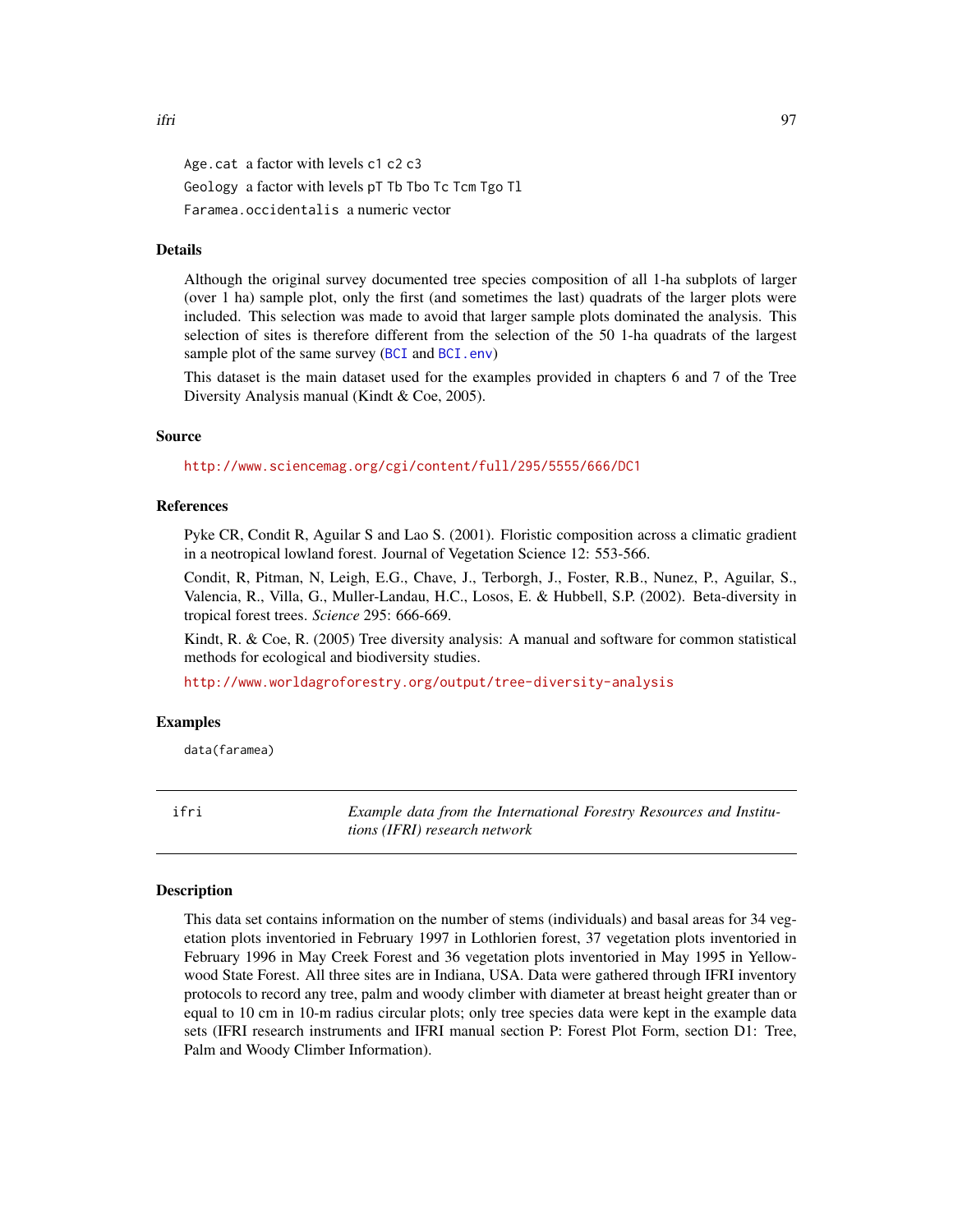Age.cat a factor with levels c1 c2 c3

Geology a factor with levels pT Tb Tbo Tc Tcm Tgo Tl

Faramea.occidentalis a numeric vector

### Details

Although the original survey documented tree species composition of all 1-ha subplots of larger (over 1 ha) sample plot, only the first (and sometimes the last) quadrats of the larger plots were included. This selection was made to avoid that larger sample plots dominated the analysis. This selection of sites is therefore different from the selection of the 50 1-ha quadrats of the largest sample plot of the same survey (BCI and BCI.env)

This dataset is the main dataset used for the examples provided in chapters 6 and 7 of the Tree Diversity Analysis manual (Kindt & Coe, 2005).

### Source

http://www.sciencemag.org/cgi/content/full/295/5555/666/DC1

### References

Pyke CR, Condit R, Aguilar S and Lao S. (2001). Floristic composition across a climatic gradient in a neotropical lowland forest. Journal of Vegetation Science 12: 553-566.

Condit, R, Pitman, N, Leigh, E.G., Chave, J., Terborgh, J., Foster, R.B., Nunez, P., Aguilar, S., Valencia, R., Villa, G., Muller-Landau, H.C., Losos, E. & Hubbell, S.P. (2002). Beta-diversity in tropical forest trees. *Science* 295: 666-669.

Kindt, R. & Coe, R. (2005) Tree diversity analysis: A manual and software for common statistical methods for ecological and biodiversity studies.

http://www.worldagroforestry.org/output/tree-diversity-analysis

### Examples

```
data(faramea)
```

---

## ifri — *Example data from the International Forestry Resources and Institutions (IFRI) research network*

### Description

This data set contains information on the number of stems (individuals) and basal areas for 34 vegetation plots inventoried in February 1997 in Lothlorien forest, 37 vegetation plots inventoried in February 1996 in May Creek Forest and 36 vegetation plots inventoried in May 1995 in Yellowwood State Forest. All three sites are in Indiana, USA. Data were gathered through IFRI inventory protocols to record any tree, palm and woody climber with diameter at breast height greater than or equal to 10 cm in 10-m radius circular plots; only tree species data were kept in the example data sets (IFRI research instruments and IFRI manual section P: Forest Plot Form, section D1: Tree, Palm and Woody Climber Information).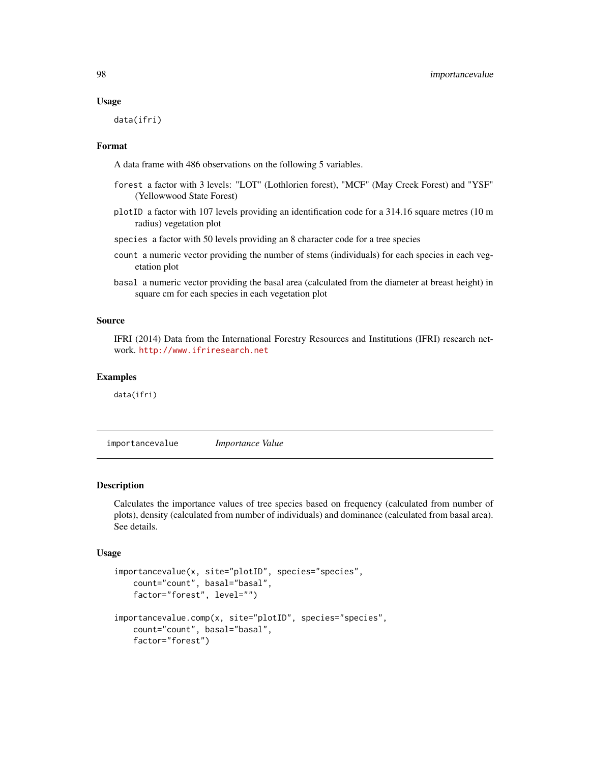### Usage

```
data(ifri)
```

### Format

A data frame with 486 observations on the following 5 variables.

`forest` a factor with 3 levels: "LOT" (Lothlorien forest), "MCF" (May Creek Forest) and "YSF" (Yellowwood State Forest)

`plotID` a factor with 107 levels providing an identification code for a 314.16 square metres (10 m radius) vegetation plot

`species` a factor with 50 levels providing an 8 character code for a tree species

`count` a numeric vector providing the number of stems (individuals) for each species in each vegetation plot

`basal` a numeric vector providing the basal area (calculated from the diameter at breast height) in square cm for each species in each vegetation plot

### Source

IFRI (2014) Data from the International Forestry Resources and Institutions (IFRI) research network. http://www.ifriresearch.net

### Examples

```
data(ifri)
```

---

## importancevalue    *Importance Value*

### Description

Calculates the importance values of tree species based on frequency (calculated from number of plots), density (calculated from number of individuals) and dominance (calculated from basal area). See details.

### Usage

```
importancevalue(x, site="plotID", species="species",
    count="count", basal="basal",
    factor="forest", level="")

importancevalue.comp(x, site="plotID", species="species",
    count="count", basal="basal",
    factor="forest")
```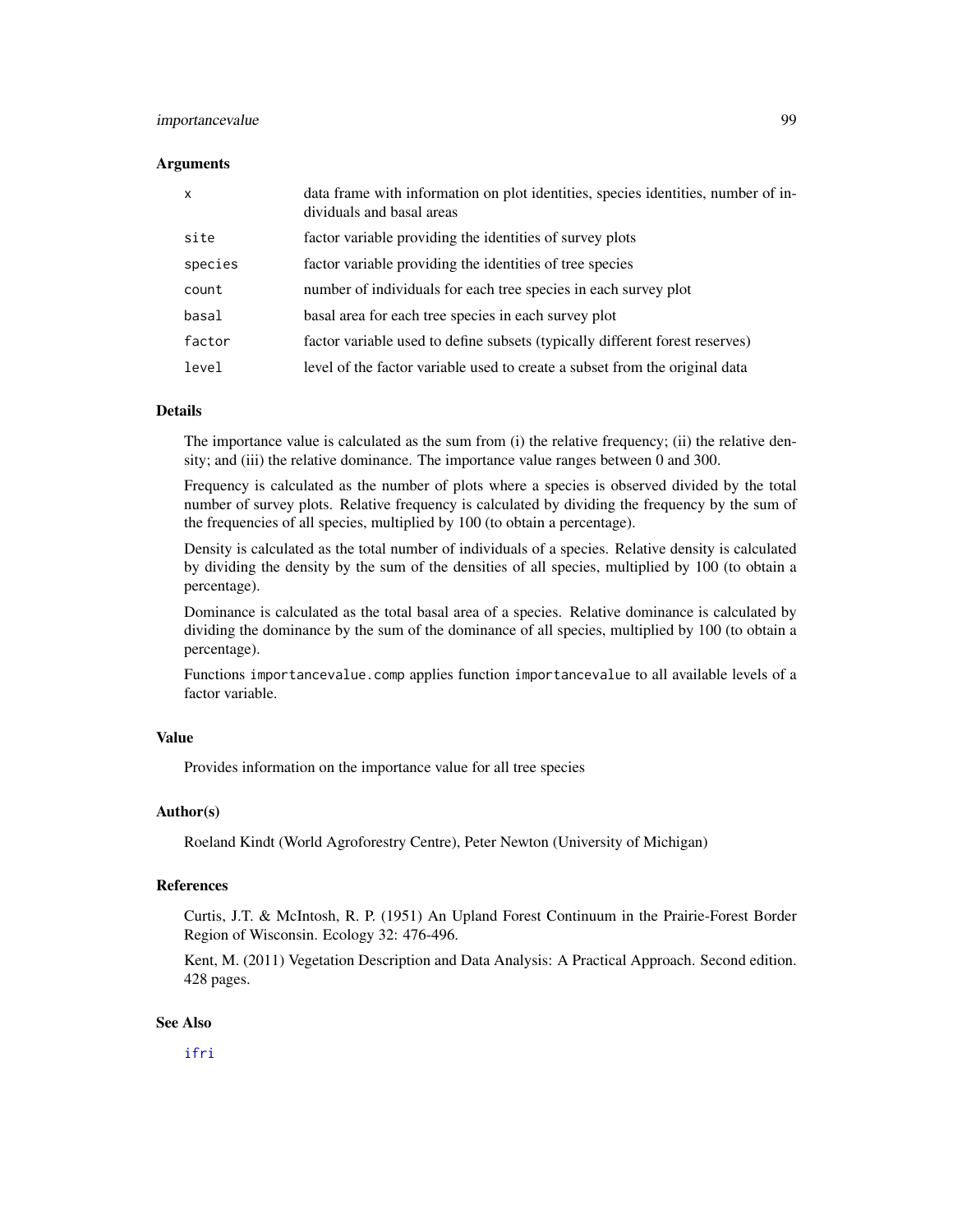### Arguments

| | |
|---|---|
| `x` | data frame with information on plot identities, species identities, number of individuals and basal areas |
| `site` | factor variable providing the identities of survey plots |
| `species` | factor variable providing the identities of tree species |
| `count` | number of individuals for each tree species in each survey plot |
| `basal` | basal area for each tree species in each survey plot |
| `factor` | factor variable used to define subsets (typically different forest reserves) |
| `level` | level of the factor variable used to create a subset from the original data |

### Details

The importance value is calculated as the sum from (i) the relative frequency; (ii) the relative density; and (iii) the relative dominance. The importance value ranges between 0 and 300.

Frequency is calculated as the number of plots where a species is observed divided by the total number of survey plots. Relative frequency is calculated by dividing the frequency by the sum of the frequencies of all species, multiplied by 100 (to obtain a percentage).

Density is calculated as the total number of individuals of a species. Relative density is calculated by dividing the density by the sum of the densities of all species, multiplied by 100 (to obtain a percentage).

Dominance is calculated as the total basal area of a species. Relative dominance is calculated by dividing the dominance by the sum of the dominance of all species, multiplied by 100 (to obtain a percentage).

Functions `importancevalue.comp` applies function `importancevalue` to all available levels of a factor variable.

### Value

Provides information on the importance value for all tree species

### Author(s)

Roeland Kindt (World Agroforestry Centre), Peter Newton (University of Michigan)

### References

Curtis, J.T. & McIntosh, R. P. (1951) An Upland Forest Continuum in the Prairie-Forest Border Region of Wisconsin. Ecology 32: 476-496.

Kent, M. (2011) Vegetation Description and Data Analysis: A Practical Approach. Second edition. 428 pages.

### See Also

`ifri`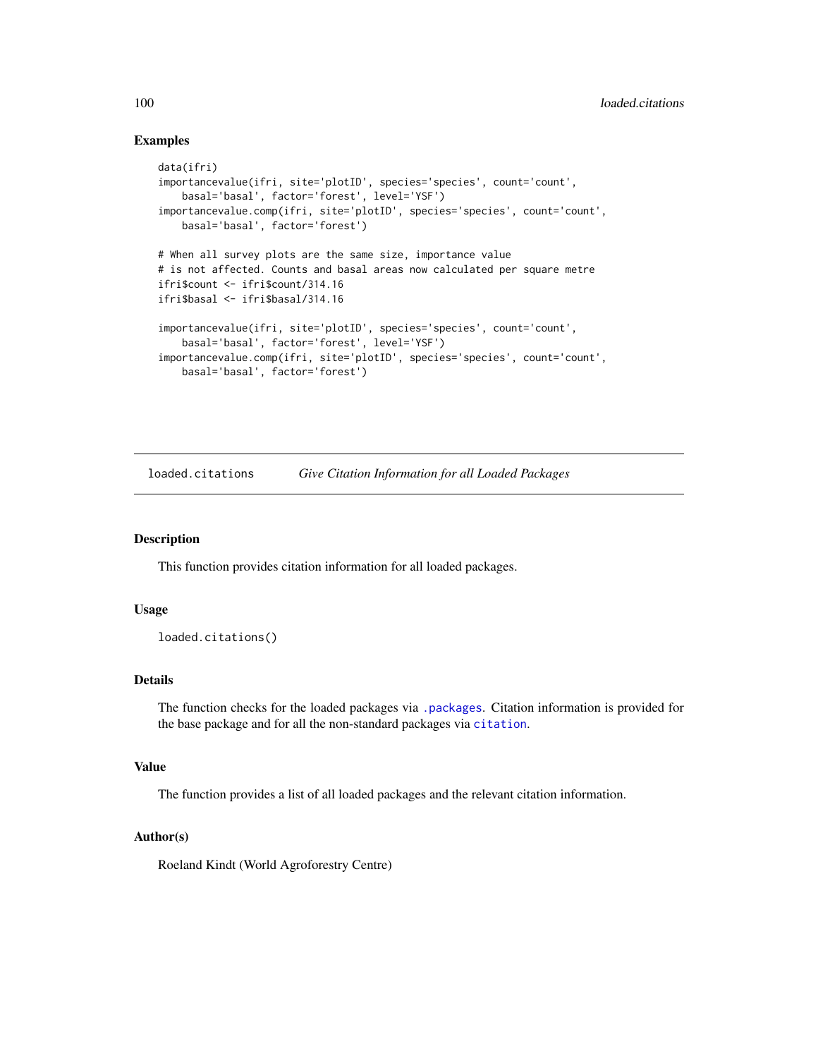## Examples

```
data(ifri)
importancevalue(ifri, site='plotID', species='species', count='count',
    basal='basal', factor='forest', level='YSF')
importancevalue.comp(ifri, site='plotID', species='species', count='count',
    basal='basal', factor='forest')

# When all survey plots are the same size, importance value
# is not affected. Counts and basal areas now calculated per square metre
ifri$count <- ifri$count/314.16
ifri$basal <- ifri$basal/314.16

importancevalue(ifri, site='plotID', species='species', count='count',
    basal='basal', factor='forest', level='YSF')
importancevalue.comp(ifri, site='plotID', species='species', count='count',
    basal='basal', factor='forest')
```

---

# loaded.citations *Give Citation Information for all Loaded Packages*

## Description

This function provides citation information for all loaded packages.

## Usage

```
loaded.citations()
```

## Details

The function checks for the loaded packages via `.packages`. Citation information is provided for the base package and for all the non-standard packages via `citation`.

## Value

The function provides a list of all loaded packages and the relevant citation information.

## Author(s)

Roeland Kindt (World Agroforestry Centre)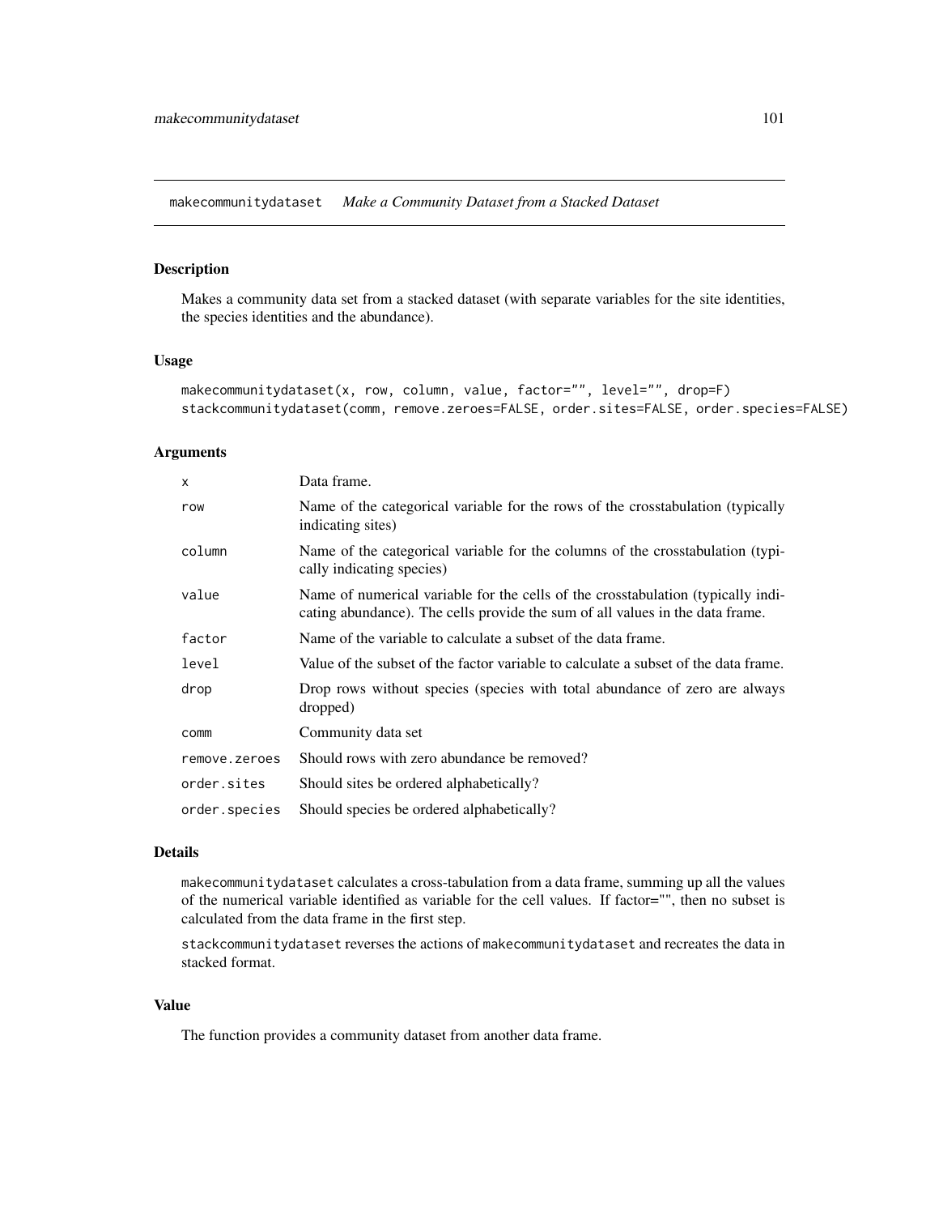## makecommunitydataset *Make a Community Dataset from a Stacked Dataset*

### Description

Makes a community data set from a stacked dataset (with separate variables for the site identities, the species identities and the abundance).

### Usage

```
makecommunitydataset(x, row, column, value, factor="", level="", drop=F)
stackcommunitydataset(comm, remove.zeroes=FALSE, order.sites=FALSE, order.species=FALSE)
```

### Arguments

| | |
|---|---|
| `x` | Data frame. |
| `row` | Name of the categorical variable for the rows of the crosstabulation (typically indicating sites) |
| `column` | Name of the categorical variable for the columns of the crosstabulation (typically indicating species) |
| `value` | Name of numerical variable for the cells of the crosstabulation (typically indicating abundance). The cells provide the sum of all values in the data frame. |
| `factor` | Name of the variable to calculate a subset of the data frame. |
| `level` | Value of the subset of the factor variable to calculate a subset of the data frame. |
| `drop` | Drop rows without species (species with total abundance of zero are always dropped) |
| `comm` | Community data set |
| `remove.zeroes` | Should rows with zero abundance be removed? |
| `order.sites` | Should sites be ordered alphabetically? |
| `order.species` | Should species be ordered alphabetically? |

### Details

`makecommunitydataset` calculates a cross-tabulation from a data frame, summing up all the values of the numerical variable identified as variable for the cell values. If factor="", then no subset is calculated from the data frame in the first step.

`stackcommunitydataset` reverses the actions of `makecommunitydataset` and recreates the data in stacked format.

### Value

The function provides a community dataset from another data frame.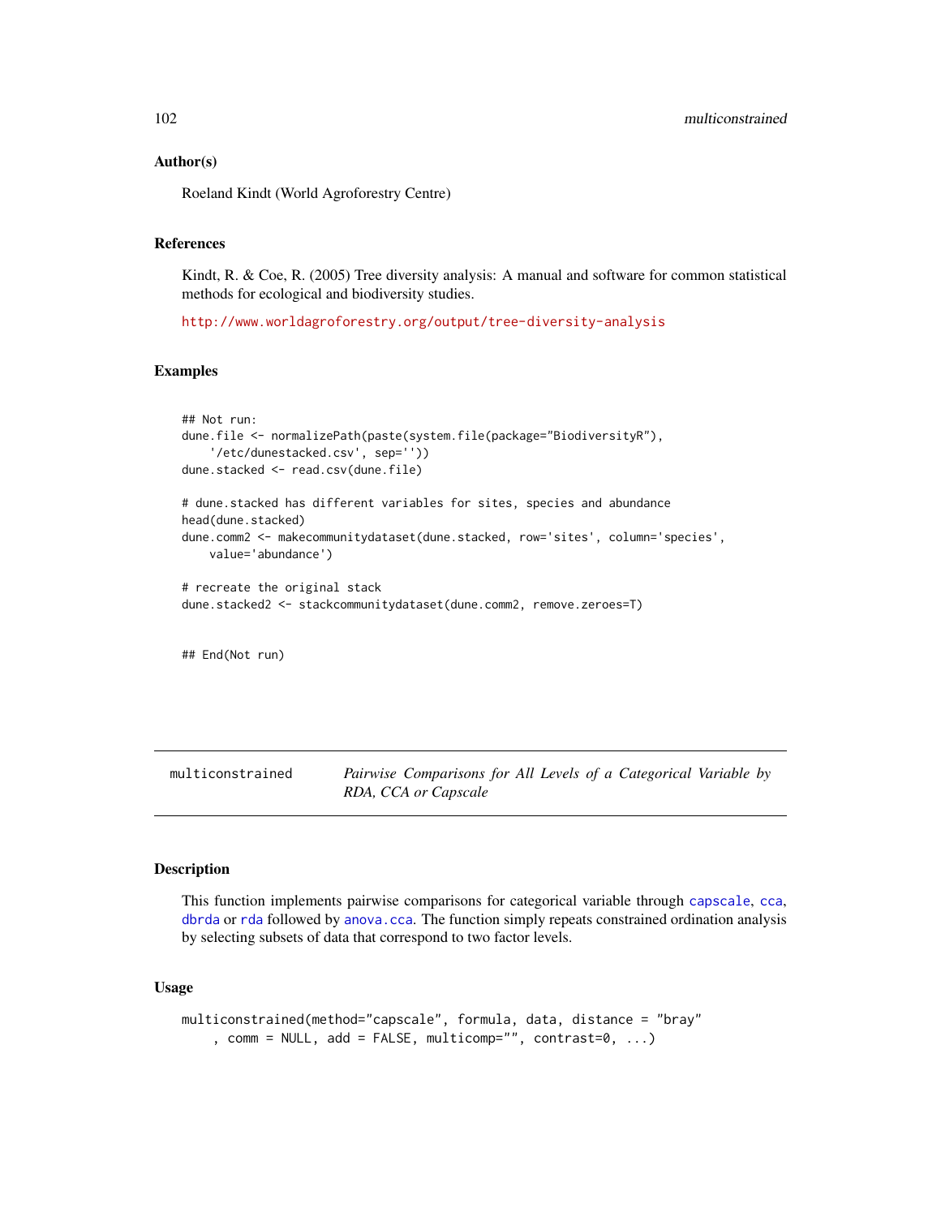## Author(s)

Roeland Kindt (World Agroforestry Centre)

## References

Kindt, R. & Coe, R. (2005) Tree diversity analysis: A manual and software for common statistical methods for ecological and biodiversity studies.

http://www.worldagroforestry.org/output/tree-diversity-analysis

## Examples

```
## Not run:
dune.file <- normalizePath(paste(system.file(package="BiodiversityR"),
    '/etc/dunestacked.csv', sep=''))
dune.stacked <- read.csv(dune.file)

# dune.stacked has different variables for sites, species and abundance
head(dune.stacked)
dune.comm2 <- makecommunitydataset(dune.stacked, row='sites', column='species',
    value='abundance')

# recreate the original stack
dune.stacked2 <- stackcommunitydataset(dune.comm2, remove.zeroes=T)


## End(Not run)
```

---

# multiconstrained — *Pairwise Comparisons for All Levels of a Categorical Variable by RDA, CCA or Capscale*

## Description

This function implements pairwise comparisons for categorical variable through capscale, cca, dbrda or rda followed by anova.cca. The function simply repeats constrained ordination analysis by selecting subsets of data that correspond to two factor levels.

## Usage

```
multiconstrained(method="capscale", formula, data, distance = "bray"
    , comm = NULL, add = FALSE, multicomp="", contrast=0, ...)
```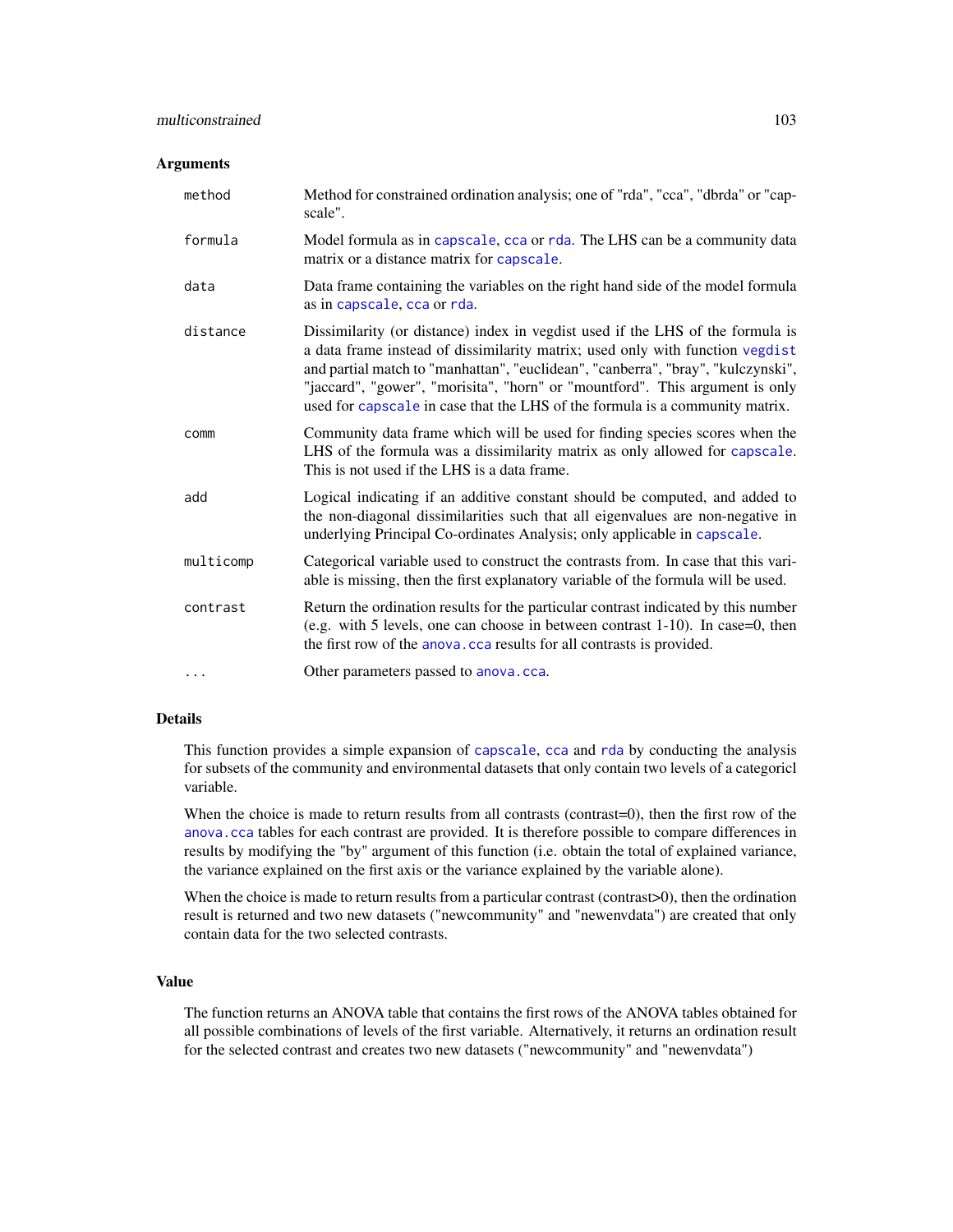## Arguments

| | |
|---|---|
| `method` | Method for constrained ordination analysis; one of "rda", "cca", "dbrda" or "capscale". |
| `formula` | Model formula as in `capscale`, `cca` or `rda`. The LHS can be a community data matrix or a distance matrix for `capscale`. |
| `data` | Data frame containing the variables on the right hand side of the model formula as in `capscale`, `cca` or `rda`. |
| `distance` | Dissimilarity (or distance) index in vegdist used if the LHS of the formula is a data frame instead of dissimilarity matrix; used only with function `vegdist` and partial match to "manhattan", "euclidean", "canberra", "bray", "kulczynski", "jaccard", "gower", "morisita", "horn" or "mountford". This argument is only used for `capscale` in case that the LHS of the formula is a community matrix. |
| `comm` | Community data frame which will be used for finding species scores when the LHS of the formula was a dissimilarity matrix as only allowed for `capscale`. This is not used if the LHS is a data frame. |
| `add` | Logical indicating if an additive constant should be computed, and added to the non-diagonal dissimilarities such that all eigenvalues are non-negative in underlying Principal Co-ordinates Analysis; only applicable in `capscale`. |
| `multicomp` | Categorical variable used to construct the contrasts from. In case that this variable is missing, then the first explanatory variable of the formula will be used. |
| `contrast` | Return the ordination results for the particular contrast indicated by this number (e.g. with 5 levels, one can choose in between contrast 1-10). In case=0, then the first row of the `anova.cca` results for all contrasts is provided. |
| `...` | Other parameters passed to `anova.cca`. |

## Details

This function provides a simple expansion of `capscale`, `cca` and `rda` by conducting the analysis for subsets of the community and environmental datasets that only contain two levels of a categoricl variable.

When the choice is made to return results from all contrasts (contrast=0), then the first row of the `anova.cca` tables for each contrast are provided. It is therefore possible to compare differences in results by modifying the "by" argument of this function (i.e. obtain the total of explained variance, the variance explained on the first axis or the variance explained by the variable alone).

When the choice is made to return results from a particular contrast (contrast>0), then the ordination result is returned and two new datasets ("newcommunity" and "newenvdata") are created that only contain data for the two selected contrasts.

## Value

The function returns an ANOVA table that contains the first rows of the ANOVA tables obtained for all possible combinations of levels of the first variable. Alternatively, it returns an ordination result for the selected contrast and creates two new datasets ("newcommunity" and "newenvdata")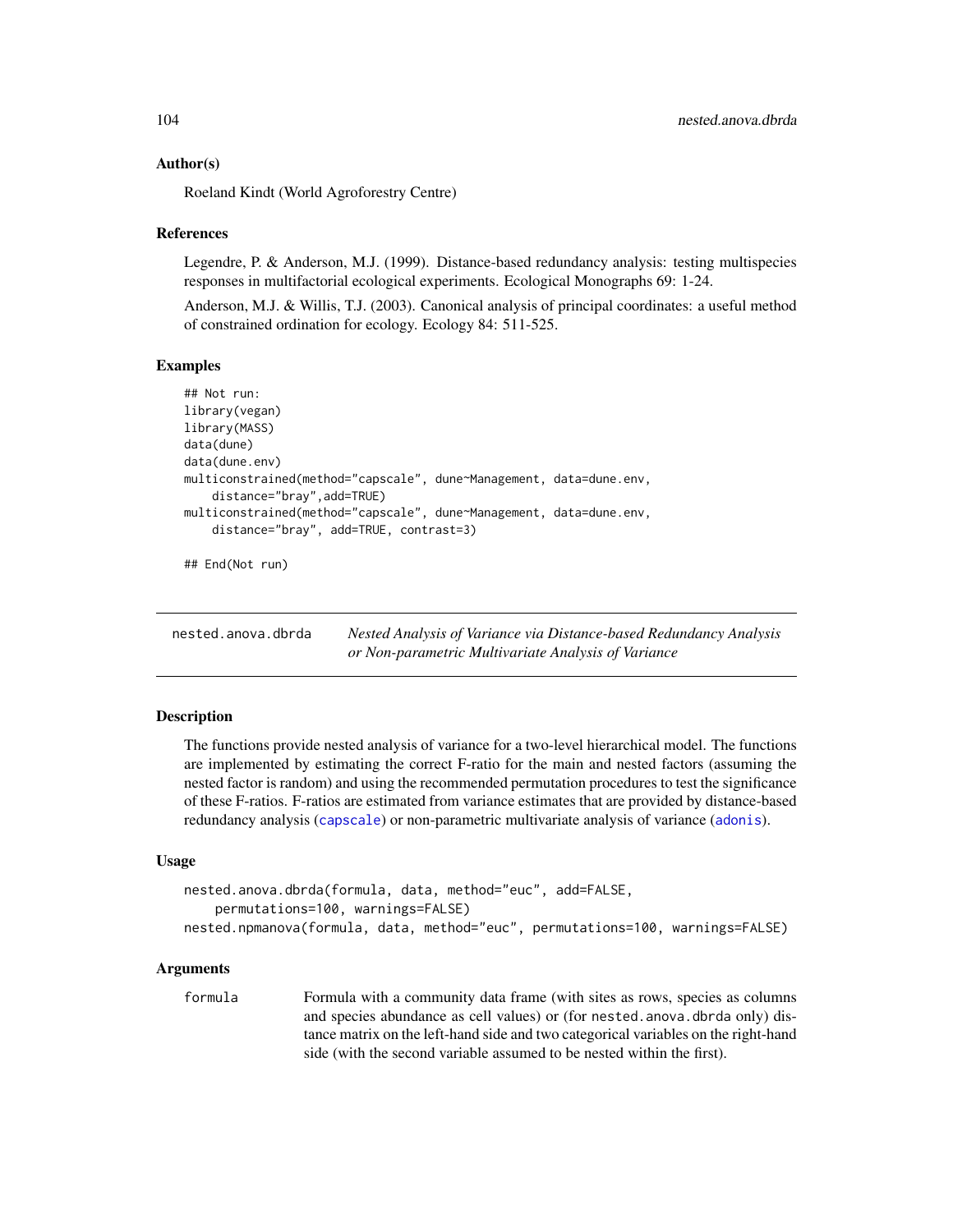### Author(s)

Roeland Kindt (World Agroforestry Centre)

### References

Legendre, P. & Anderson, M.J. (1999). Distance-based redundancy analysis: testing multispecies responses in multifactorial ecological experiments. Ecological Monographs 69: 1-24.

Anderson, M.J. & Willis, T.J. (2003). Canonical analysis of principal coordinates: a useful method of constrained ordination for ecology. Ecology 84: 511-525.

### Examples

```
## Not run:
library(vegan)
library(MASS)
data(dune)
data(dune.env)
multiconstrained(method="capscale", dune~Management, data=dune.env,
    distance="bray",add=TRUE)
multiconstrained(method="capscale", dune~Management, data=dune.env,
    distance="bray", add=TRUE, contrast=3)

## End(Not run)
```

---

## nested.anova.dbrda — *Nested Analysis of Variance via Distance-based Redundancy Analysis or Non-parametric Multivariate Analysis of Variance*

---

### Description

The functions provide nested analysis of variance for a two-level hierarchical model. The functions are implemented by estimating the correct F-ratio for the main and nested factors (assuming the nested factor is random) and using the recommended permutation procedures to test the significance of these F-ratios. F-ratios are estimated from variance estimates that are provided by distance-based redundancy analysis (capscale) or non-parametric multivariate analysis of variance (adonis).

### Usage

```
nested.anova.dbrda(formula, data, method="euc", add=FALSE,
    permutations=100, warnings=FALSE)
nested.npmanova(formula, data, method="euc", permutations=100, warnings=FALSE)
```

### Arguments

`formula` — Formula with a community data frame (with sites as rows, species as columns and species abundance as cell values) or (for `nested.anova.dbrda` only) distance matrix on the left-hand side and two categorical variables on the right-hand side (with the second variable assumed to be nested within the first).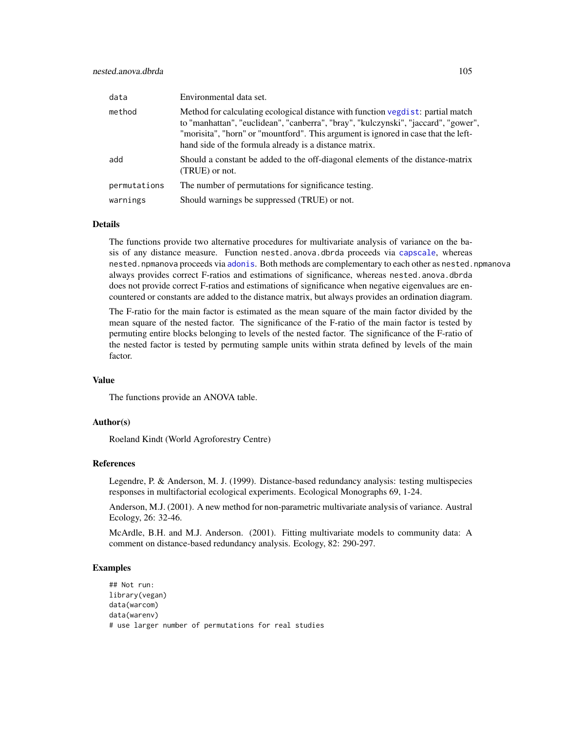| | |
|---|---|
| data | Environmental data set. |
| method | Method for calculating ecological distance with function vegdist: partial match to "manhattan", "euclidean", "canberra", "bray", "kulczynski", "jaccard", "gower", "morisita", "horn" or "mountford". This argument is ignored in case that the left-hand side of the formula already is a distance matrix. |
| add | Should a constant be added to the off-diagonal elements of the distance-matrix (TRUE) or not. |
| permutations | The number of permutations for significance testing. |
| warnings | Should warnings be suppressed (TRUE) or not. |

## Details

The functions provide two alternative procedures for multivariate analysis of variance on the basis of any distance measure. Function nested.anova.dbrda proceeds via capscale, whereas nested.npmanova proceeds via adonis. Both methods are complementary to each other as nested.npmanova always provides correct F-ratios and estimations of significance, whereas nested.anova.dbrda does not provide correct F-ratios and estimations of significance when negative eigenvalues are encountered or constants are added to the distance matrix, but always provides an ordination diagram.

The F-ratio for the main factor is estimated as the mean square of the main factor divided by the mean square of the nested factor. The significance of the F-ratio of the main factor is tested by permuting entire blocks belonging to levels of the nested factor. The significance of the F-ratio of the nested factor is tested by permuting sample units within strata defined by levels of the main factor.

## Value

The functions provide an ANOVA table.

## Author(s)

Roeland Kindt (World Agroforestry Centre)

## References

Legendre, P. & Anderson, M. J. (1999). Distance-based redundancy analysis: testing multispecies responses in multifactorial ecological experiments. Ecological Monographs 69, 1-24.

Anderson, M.J. (2001). A new method for non-parametric multivariate analysis of variance. Austral Ecology, 26: 32-46.

McArdle, B.H. and M.J. Anderson. (2001). Fitting multivariate models to community data: A comment on distance-based redundancy analysis. Ecology, 82: 290-297.

## Examples

```
## Not run:
library(vegan)
data(warcom)
data(warenv)
# use larger number of permutations for real studies
```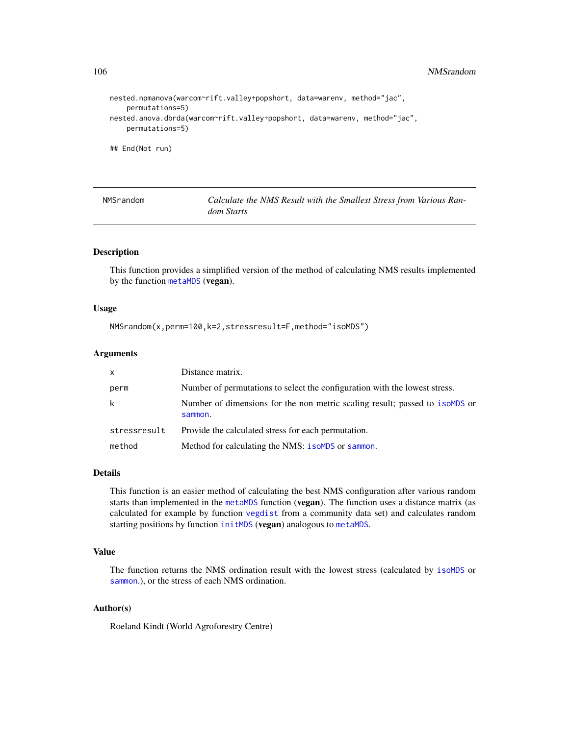```
nested.npmanova(warcom~rift.valley+popshort, data=warenv, method="jac",
    permutations=5)
nested.anova.dbrda(warcom~rift.valley+popshort, data=warenv, method="jac",
    permutations=5)

## End(Not run)
```

---

NMSrandom — *Calculate the NMS Result with the Smallest Stress from Various Random Starts*

---

### Description

This function provides a simplified version of the method of calculating NMS results implemented by the function metaMDS (**vegan**).

### Usage

```
NMSrandom(x,perm=100,k=2,stressresult=F,method="isoMDS")
```

### Arguments

| | |
|---|---|
| x | Distance matrix. |
| perm | Number of permutations to select the configuration with the lowest stress. |
| k | Number of dimensions for the non metric scaling result; passed to isoMDS or sammon. |
| stressresult | Provide the calculated stress for each permutation. |
| method | Method for calculating the NMS: isoMDS or sammon. |

### Details

This function is an easier method of calculating the best NMS configuration after various random starts than implemented in the metaMDS function (**vegan**). The function uses a distance matrix (as calculated for example by function vegdist from a community data set) and calculates random starting positions by function initMDS (**vegan**) analogous to metaMDS.

### Value

The function returns the NMS ordination result with the lowest stress (calculated by isoMDS or sammon.), or the stress of each NMS ordination.

### Author(s)

Roeland Kindt (World Agroforestry Centre)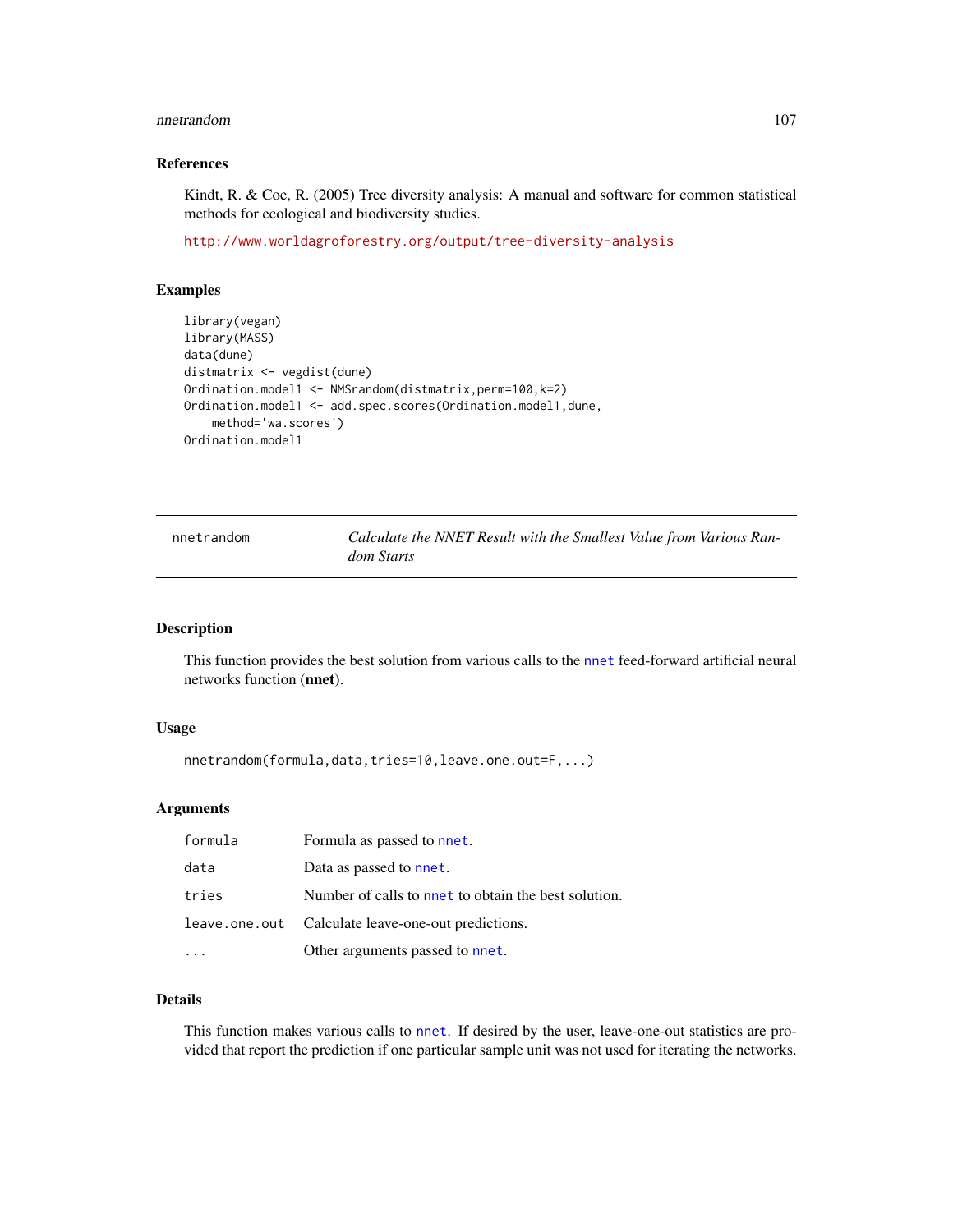## References

Kindt, R. & Coe, R. (2005) Tree diversity analysis: A manual and software for common statistical methods for ecological and biodiversity studies.

http://www.worldagroforestry.org/output/tree-diversity-analysis

## Examples

```
library(vegan)
library(MASS)
data(dune)
distmatrix <- vegdist(dune)
Ordination.model1 <- NMSrandom(distmatrix,perm=100,k=2)
Ordination.model1 <- add.spec.scores(Ordination.model1,dune,
    method='wa.scores')
Ordination.model1
```

---

# nnetrandom — *Calculate the NNET Result with the Smallest Value from Various Random Starts*

## Description

This function provides the best solution from various calls to the `nnet` feed-forward artificial neural networks function (**nnet**).

## Usage

```
nnetrandom(formula,data,tries=10,leave.one.out=F,...)
```

## Arguments

| | |
|---|---|
| `formula` | Formula as passed to `nnet`. |
| `data` | Data as passed to `nnet`. |
| `tries` | Number of calls to `nnet` to obtain the best solution. |
| `leave.one.out` | Calculate leave-one-out predictions. |
| `...` | Other arguments passed to `nnet`. |

## Details

This function makes various calls to `nnet`. If desired by the user, leave-one-out statistics are provided that report the prediction if one particular sample unit was not used for iterating the networks.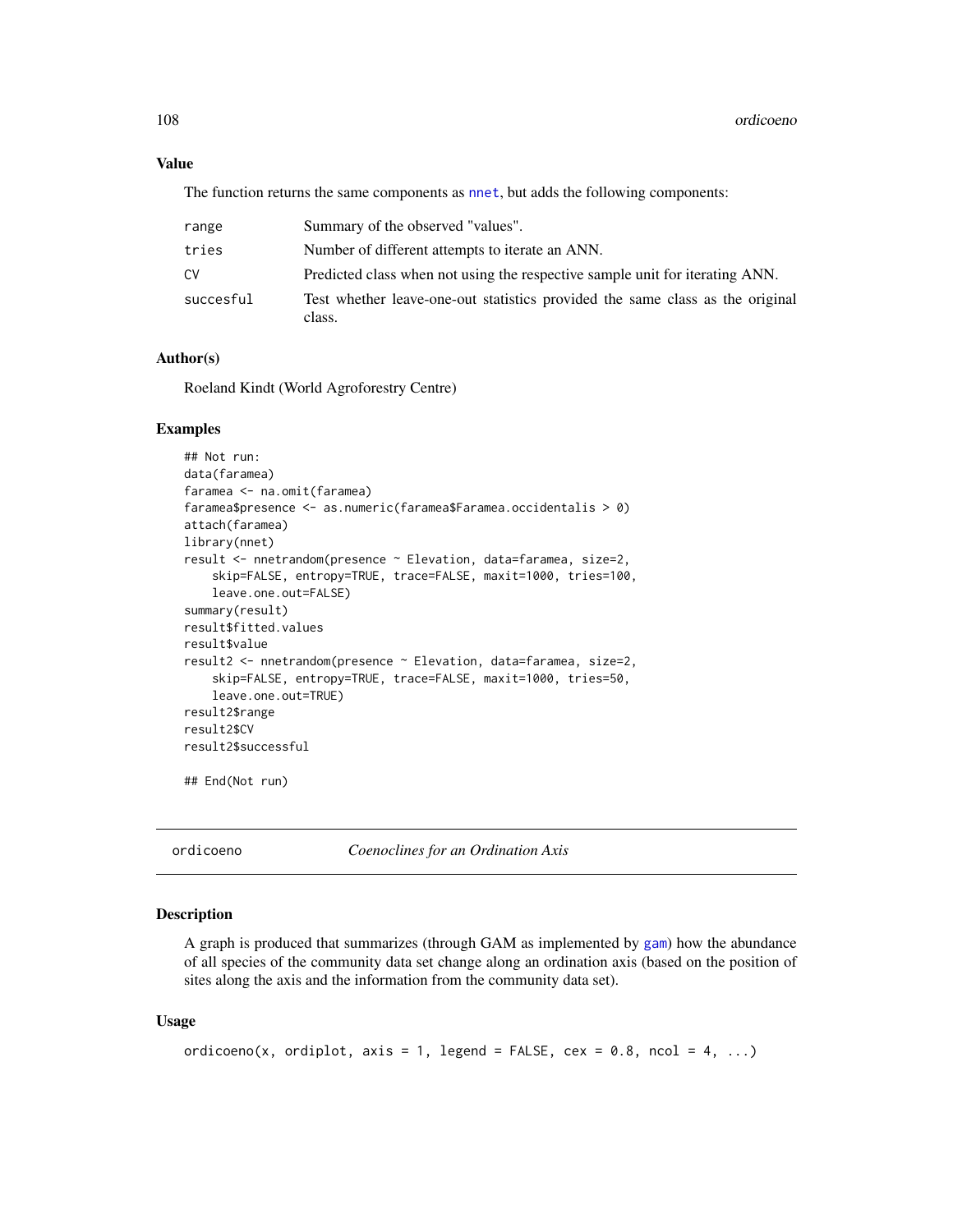### Value

The function returns the same components as nnet, but adds the following components:

| | |
|---|---|
| range | Summary of the observed "values". |
| tries | Number of different attempts to iterate an ANN. |
| CV | Predicted class when not using the respective sample unit for iterating ANN. |
| succesful | Test whether leave-one-out statistics provided the same class as the original class. |

### Author(s)

Roeland Kindt (World Agroforestry Centre)

### Examples

```
## Not run:
data(faramea)
faramea <- na.omit(faramea)
faramea$presence <- as.numeric(faramea$Faramea.occidentalis > 0)
attach(faramea)
library(nnet)
result <- nnetrandom(presence ~ Elevation, data=faramea, size=2,
    skip=FALSE, entropy=TRUE, trace=FALSE, maxit=1000, tries=100,
    leave.one.out=FALSE)
summary(result)
result$fitted.values
result$value
result2 <- nnetrandom(presence ~ Elevation, data=faramea, size=2,
    skip=FALSE, entropy=TRUE, trace=FALSE, maxit=1000, tries=50,
    leave.one.out=TRUE)
result2$range
result2$CV
result2$successful

## End(Not run)
```

---

## ordicoeno *Coenoclines for an Ordination Axis*

---

### Description

A graph is produced that summarizes (through GAM as implemented by gam) how the abundance of all species of the community data set change along an ordination axis (based on the position of sites along the axis and the information from the community data set).

### Usage

```
ordicoeno(x, ordiplot, axis = 1, legend = FALSE, cex = 0.8, ncol = 4, ...)
```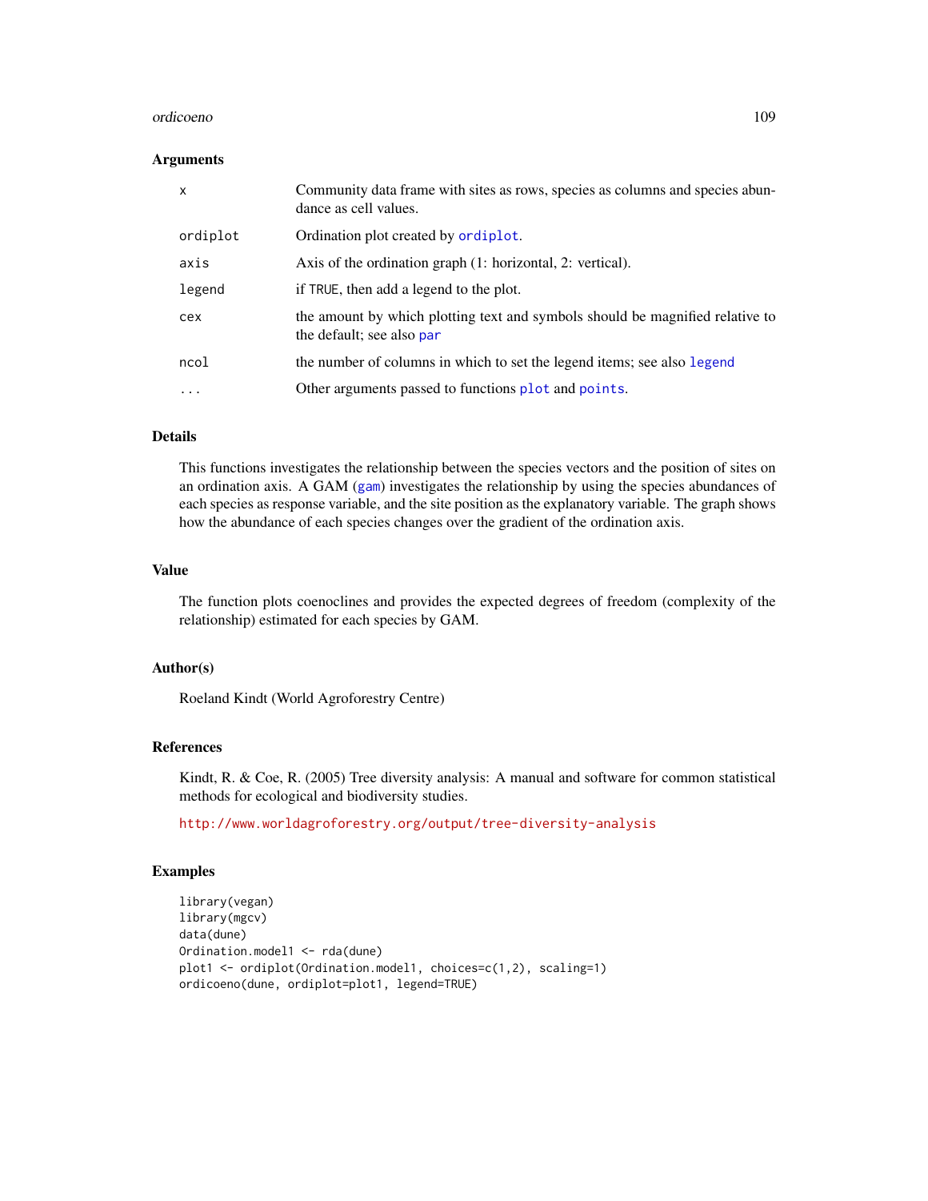### Arguments

| | |
|---|---|
| `x` | Community data frame with sites as rows, species as columns and species abundance as cell values. |
| `ordiplot` | Ordination plot created by `ordiplot`. |
| `axis` | Axis of the ordination graph (1: horizontal, 2: vertical). |
| `legend` | if `TRUE`, then add a legend to the plot. |
| `cex` | the amount by which plotting text and symbols should be magnified relative to the default; see also `par` |
| `ncol` | the number of columns in which to set the legend items; see also `legend` |
| `...` | Other arguments passed to functions `plot` and `points`. |

### Details

This functions investigates the relationship between the species vectors and the position of sites on an ordination axis. A GAM (`gam`) investigates the relationship by using the species abundances of each species as response variable, and the site position as the explanatory variable. The graph shows how the abundance of each species changes over the gradient of the ordination axis.

### Value

The function plots coenoclines and provides the expected degrees of freedom (complexity of the relationship) estimated for each species by GAM.

### Author(s)

Roeland Kindt (World Agroforestry Centre)

### References

Kindt, R. & Coe, R. (2005) Tree diversity analysis: A manual and software for common statistical methods for ecological and biodiversity studies.

http://www.worldagroforestry.org/output/tree-diversity-analysis

### Examples

```
library(vegan)
library(mgcv)
data(dune)
Ordination.model1 <- rda(dune)
plot1 <- ordiplot(Ordination.model1, choices=c(1,2), scaling=1)
ordicoeno(dune, ordiplot=plot1, legend=TRUE)
```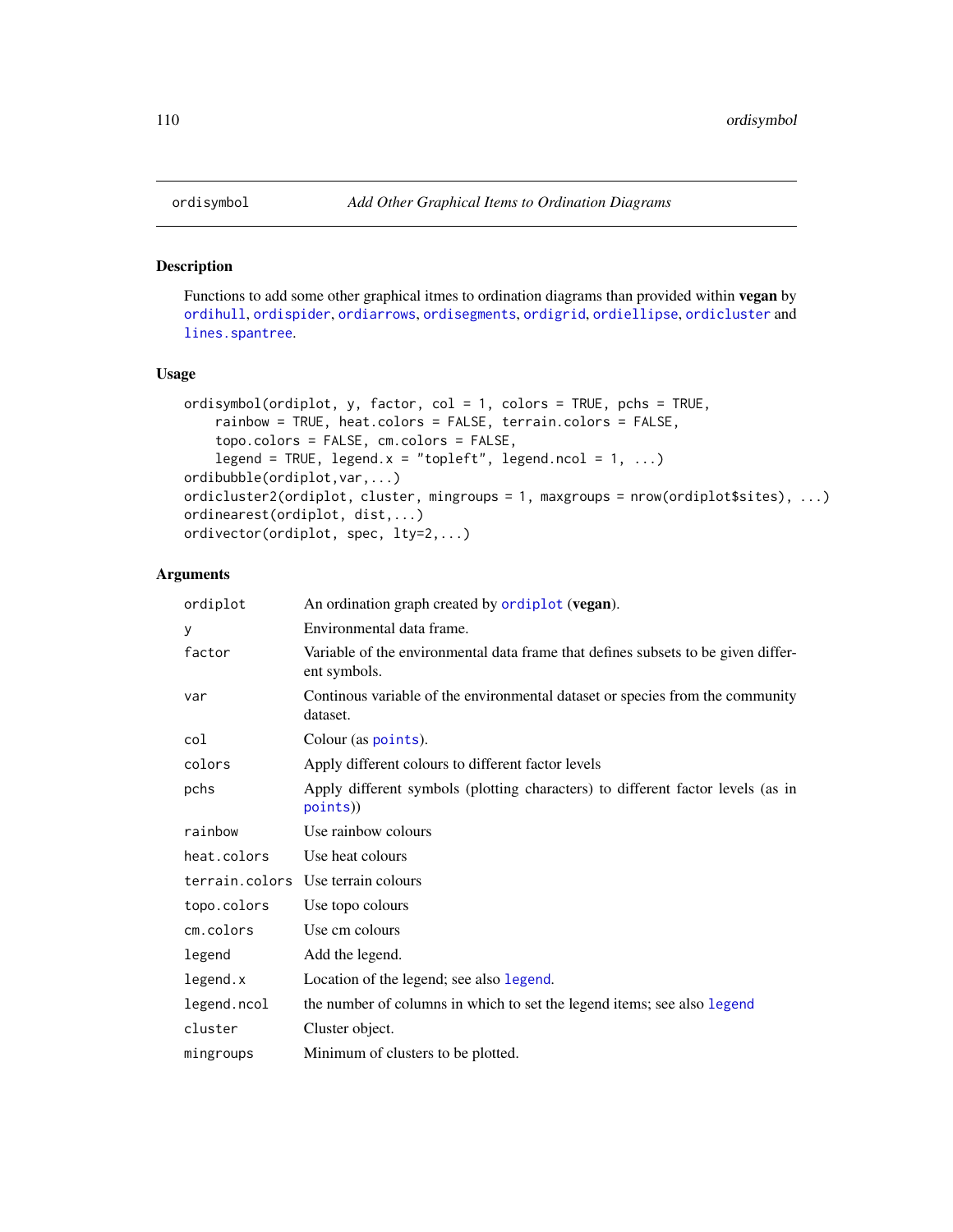# ordisymbol — *Add Other Graphical Items to Ordination Diagrams*

## Description

Functions to add some other graphical itmes to ordination diagrams than provided within **vegan** by `ordihull`, `ordispider`, `ordiarrows`, `ordisegments`, `ordigrid`, `ordiellipse`, `ordicluster` and `lines.spantree`.

## Usage

```
ordisymbol(ordiplot, y, factor, col = 1, colors = TRUE, pchs = TRUE,
    rainbow = TRUE, heat.colors = FALSE, terrain.colors = FALSE,
    topo.colors = FALSE, cm.colors = FALSE,
    legend = TRUE, legend.x = "topleft", legend.ncol = 1, ...)
ordibubble(ordiplot,var,...)
ordicluster2(ordiplot, cluster, mingroups = 1, maxgroups = nrow(ordiplot$sites), ...)
ordinearest(ordiplot, dist,...)
ordivector(ordiplot, spec, lty=2,...)
```

## Arguments

| | |
|---|---|
| `ordiplot` | An ordination graph created by `ordiplot` (**vegan**). |
| `y` | Environmental data frame. |
| `factor` | Variable of the environmental data frame that defines subsets to be given different symbols. |
| `var` | Continous variable of the environmental dataset or species from the community dataset. |
| `col` | Colour (as `points`). |
| `colors` | Apply different colours to different factor levels |
| `pchs` | Apply different symbols (plotting characters) to different factor levels (as in `points`)) |
| `rainbow` | Use rainbow colours |
| `heat.colors` | Use heat colours |
| `terrain.colors` | Use terrain colours |
| `topo.colors` | Use topo colours |
| `cm.colors` | Use cm colours |
| `legend` | Add the legend. |
| `legend.x` | Location of the legend; see also `legend`. |
| `legend.ncol` | the number of columns in which to set the legend items; see also `legend` |
| `cluster` | Cluster object. |
| `mingroups` | Minimum of clusters to be plotted. |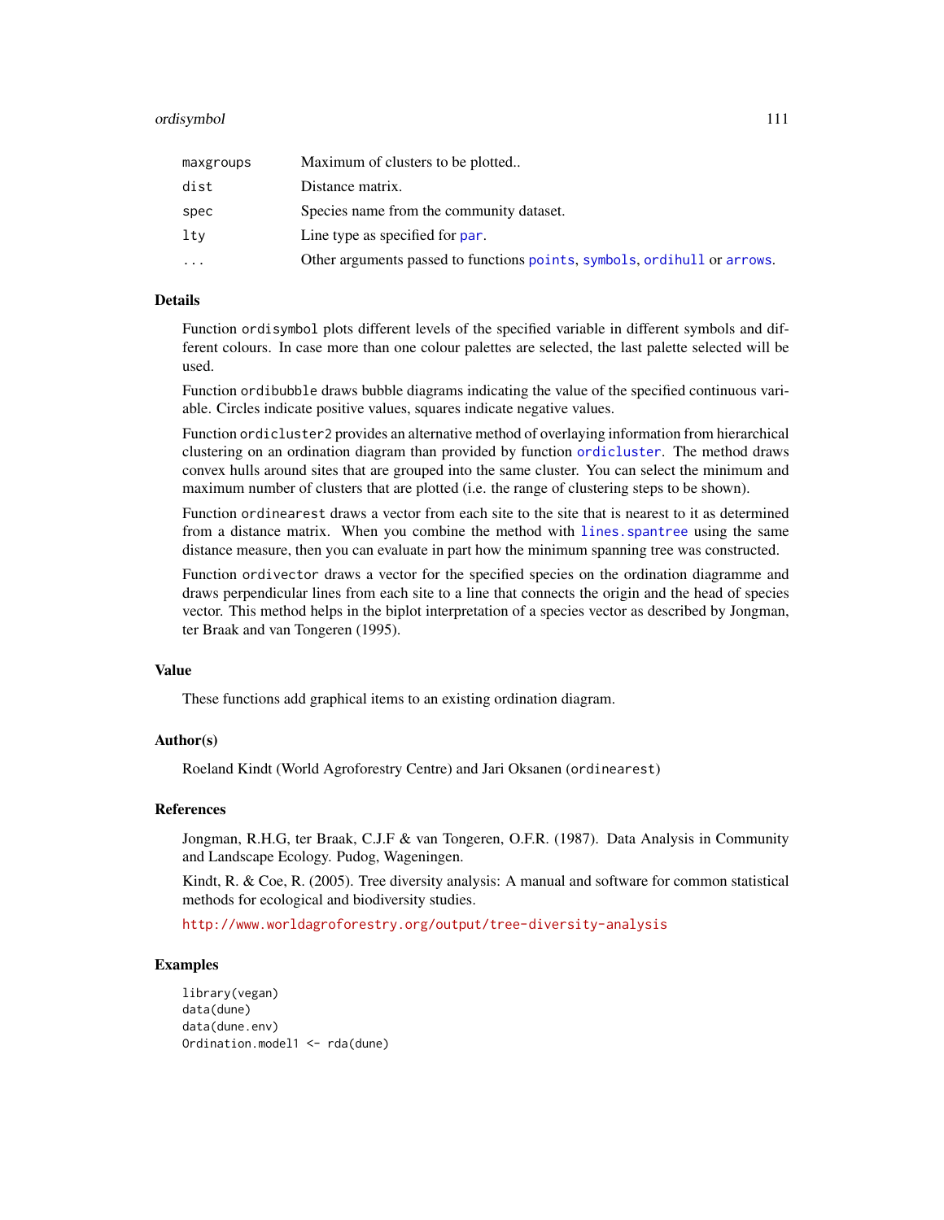| | |
|---|---|
| maxgroups | Maximum of clusters to be plotted.. |
| dist | Distance matrix. |
| spec | Species name from the community dataset. |
| lty | Line type as specified for par. |
| ... | Other arguments passed to functions points, symbols, ordihull or arrows. |

## Details

Function ordisymbol plots different levels of the specified variable in different symbols and different colours. In case more than one colour palettes are selected, the last palette selected will be used.

Function ordibubble draws bubble diagrams indicating the value of the specified continuous variable. Circles indicate positive values, squares indicate negative values.

Function ordicluster2 provides an alternative method of overlaying information from hierarchical clustering on an ordination diagram than provided by function ordicluster. The method draws convex hulls around sites that are grouped into the same cluster. You can select the minimum and maximum number of clusters that are plotted (i.e. the range of clustering steps to be shown).

Function ordinearest draws a vector from each site to the site that is nearest to it as determined from a distance matrix. When you combine the method with lines.spantree using the same distance measure, then you can evaluate in part how the minimum spanning tree was constructed.

Function ordivector draws a vector for the specified species on the ordination diagramme and draws perpendicular lines from each site to a line that connects the origin and the head of species vector. This method helps in the biplot interpretation of a species vector as described by Jongman, ter Braak and van Tongeren (1995).

## Value

These functions add graphical items to an existing ordination diagram.

## Author(s)

Roeland Kindt (World Agroforestry Centre) and Jari Oksanen (ordinearest)

## References

Jongman, R.H.G, ter Braak, C.J.F & van Tongeren, O.F.R. (1987). Data Analysis in Community and Landscape Ecology. Pudog, Wageningen.

Kindt, R. & Coe, R. (2005). Tree diversity analysis: A manual and software for common statistical methods for ecological and biodiversity studies.

http://www.worldagroforestry.org/output/tree-diversity-analysis

## Examples

```
library(vegan)
data(dune)
data(dune.env)
Ordination.model1 <- rda(dune)
```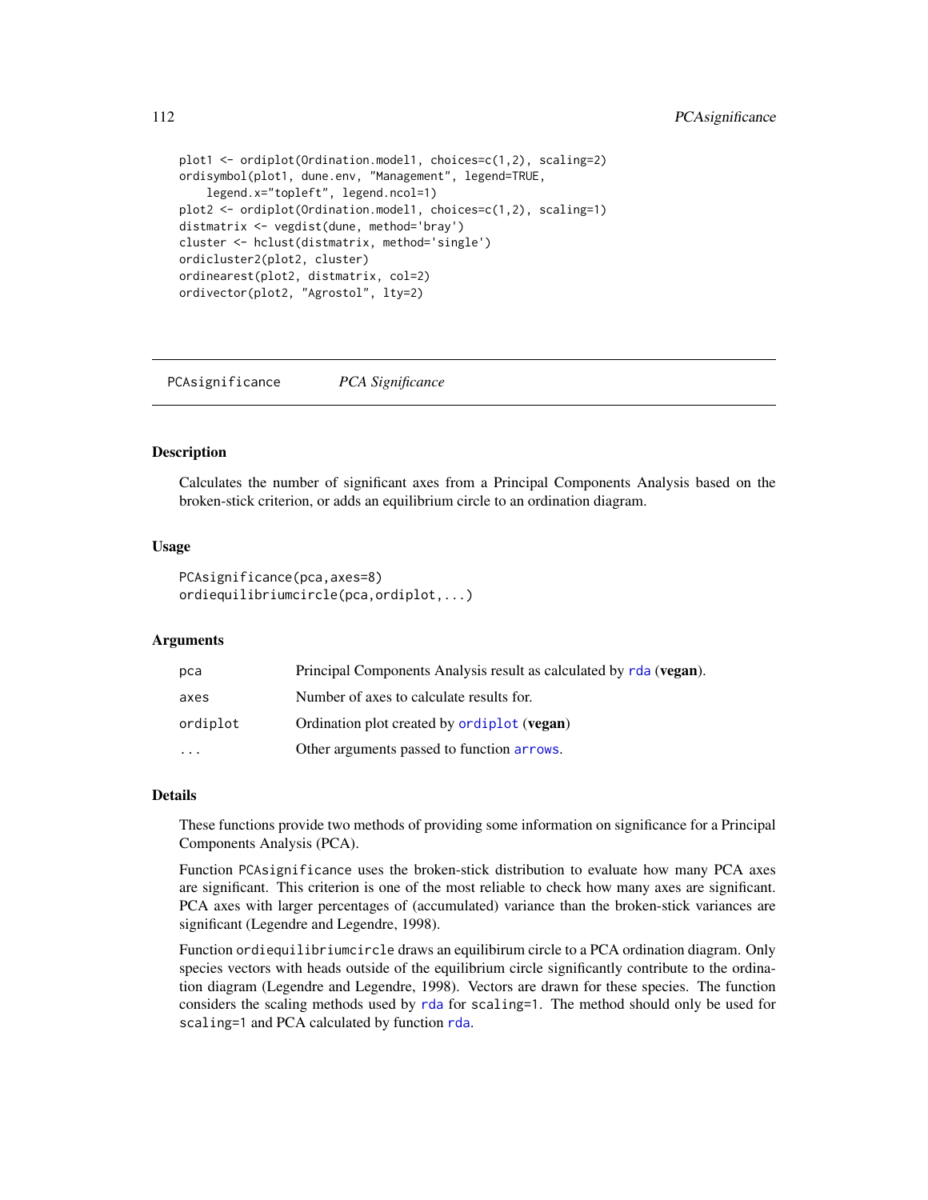```
plot1 <- ordiplot(Ordination.model1, choices=c(1,2), scaling=2)
ordisymbol(plot1, dune.env, "Management", legend=TRUE,
    legend.x="topleft", legend.ncol=1)
plot2 <- ordiplot(Ordination.model1, choices=c(1,2), scaling=1)
distmatrix <- vegdist(dune, method='bray')
cluster <- hclust(distmatrix, method='single')
ordicluster2(plot2, cluster)
ordinearest(plot2, distmatrix, col=2)
ordivector(plot2, "Agrostol", lty=2)
```

---

## PCAsignificance *PCA Significance*

---

### Description

Calculates the number of significant axes from a Principal Components Analysis based on the broken-stick criterion, or adds an equilibrium circle to an ordination diagram.

### Usage

```
PCAsignificance(pca,axes=8)
ordiequilibriumcircle(pca,ordiplot,...)
```

### Arguments

| | |
|---|---|
| `pca` | Principal Components Analysis result as calculated by `rda` (**vegan**). |
| `axes` | Number of axes to calculate results for. |
| `ordiplot` | Ordination plot created by `ordiplot` (**vegan**) |
| `...` | Other arguments passed to function `arrows`. |

### Details

These functions provide two methods of providing some information on significance for a Principal Components Analysis (PCA).

Function `PCAsignificance` uses the broken-stick distribution to evaluate how many PCA axes are significant. This criterion is one of the most reliable to check how many axes are significant. PCA axes with larger percentages of (accumulated) variance than the broken-stick variances are significant (Legendre and Legendre, 1998).

Function `ordiequilibriumcircle` draws an equilibirum circle to a PCA ordination diagram. Only species vectors with heads outside of the equilibrium circle significantly contribute to the ordination diagram (Legendre and Legendre, 1998). Vectors are drawn for these species. The function considers the scaling methods used by `rda` for `scaling=1`. The method should only be used for `scaling=1` and PCA calculated by function `rda`.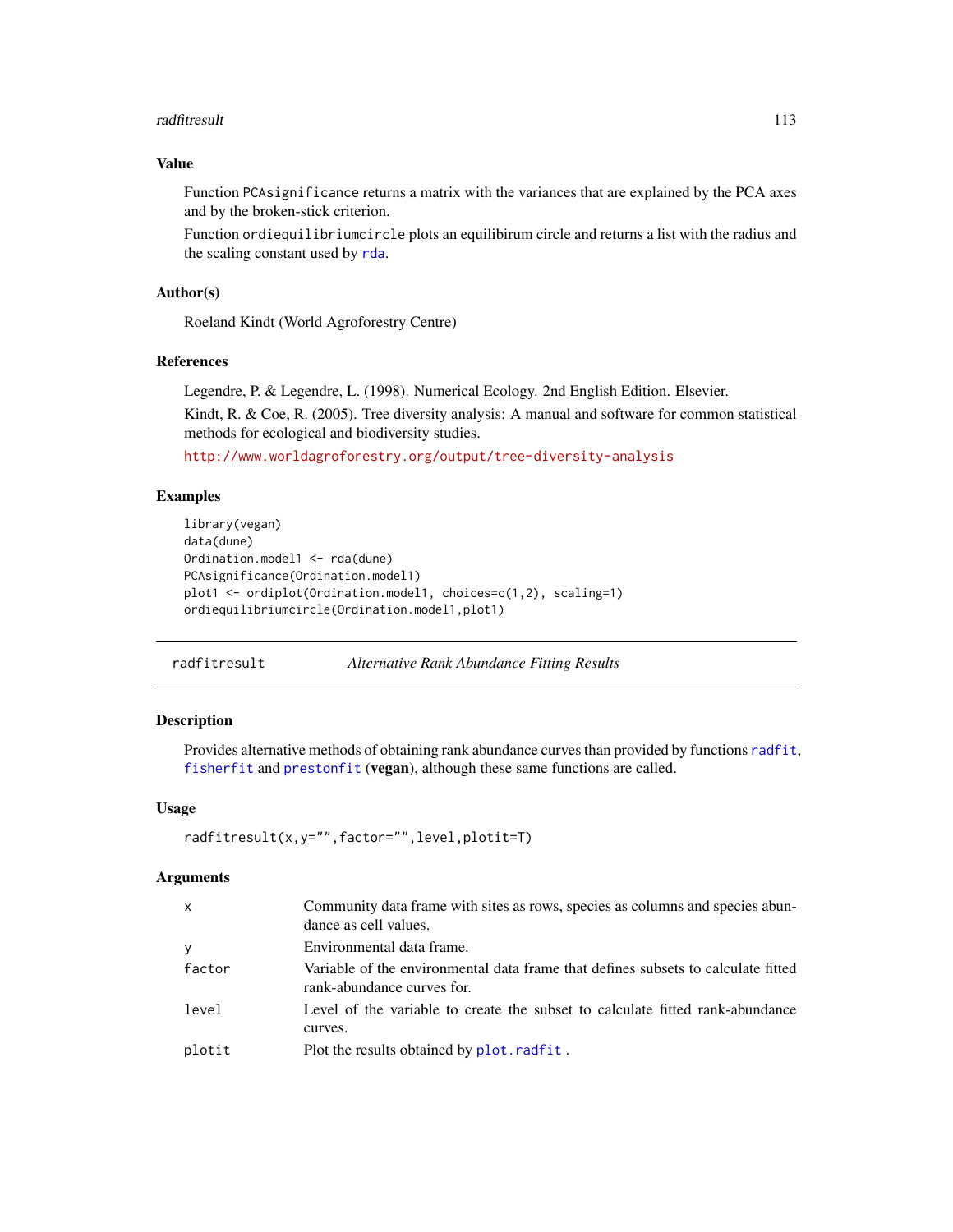## Value

Function PCAsignificance returns a matrix with the variances that are explained by the PCA axes and by the broken-stick criterion.

Function ordiequilibriumcircle plots an equilibirum circle and returns a list with the radius and the scaling constant used by rda.

## Author(s)

Roeland Kindt (World Agroforestry Centre)

## References

Legendre, P. & Legendre, L. (1998). Numerical Ecology. 2nd English Edition. Elsevier.

Kindt, R. & Coe, R. (2005). Tree diversity analysis: A manual and software for common statistical methods for ecological and biodiversity studies.

http://www.worldagroforestry.org/output/tree-diversity-analysis

## Examples

```
library(vegan)
data(dune)
Ordination.model1 <- rda(dune)
PCAsignificance(Ordination.model1)
plot1 <- ordiplot(Ordination.model1, choices=c(1,2), scaling=1)
ordiequilibriumcircle(Ordination.model1,plot1)
```

---

# radfitresult — *Alternative Rank Abundance Fitting Results*

## Description

Provides alternative methods of obtaining rank abundance curves than provided by functions radfit, fisherfit and prestonfit (**vegan**), although these same functions are called.

## Usage

```
radfitresult(x,y="",factor="",level,plotit=T)
```

## Arguments

| | |
|---|---|
| x | Community data frame with sites as rows, species as columns and species abundance as cell values. |
| y | Environmental data frame. |
| factor | Variable of the environmental data frame that defines subsets to calculate fitted rank-abundance curves for. |
| level | Level of the variable to create the subset to calculate fitted rank-abundance curves. |
| plotit | Plot the results obtained by plot.radfit . |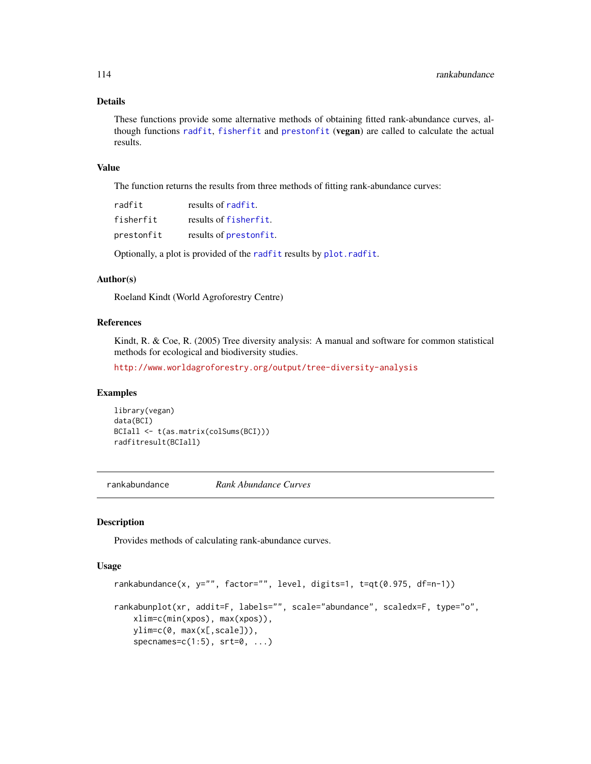## Details

These functions provide some alternative methods of obtaining fitted rank-abundance curves, although functions `radfit`, `fisherfit` and `prestonfit` (**vegan**) are called to calculate the actual results.

## Value

The function returns the results from three methods of fitting rank-abundance curves:

| | |
|---|---|
| `radfit` | results of `radfit`. |
| `fisherfit` | results of `fisherfit`. |
| `prestonfit` | results of `prestonfit`. |

Optionally, a plot is provided of the `radfit` results by `plot.radfit`.

## Author(s)

Roeland Kindt (World Agroforestry Centre)

## References

Kindt, R. & Coe, R. (2005) Tree diversity analysis: A manual and software for common statistical methods for ecological and biodiversity studies.

http://www.worldagroforestry.org/output/tree-diversity-analysis

## Examples

```
library(vegan)
data(BCI)
BCIall <- t(as.matrix(colSums(BCI)))
radfitresult(BCIall)
```

---

# rankabundance    *Rank Abundance Curves*

---

## Description

Provides methods of calculating rank-abundance curves.

## Usage

```
rankabundance(x, y="", factor="", level, digits=1, t=qt(0.975, df=n-1))

rankabunplot(xr, addit=F, labels="", scale="abundance", scaledx=F, type="o",
    xlim=c(min(xpos), max(xpos)),
    ylim=c(0, max(x[,scale])),
    specnames=c(1:5), srt=0, ...)
```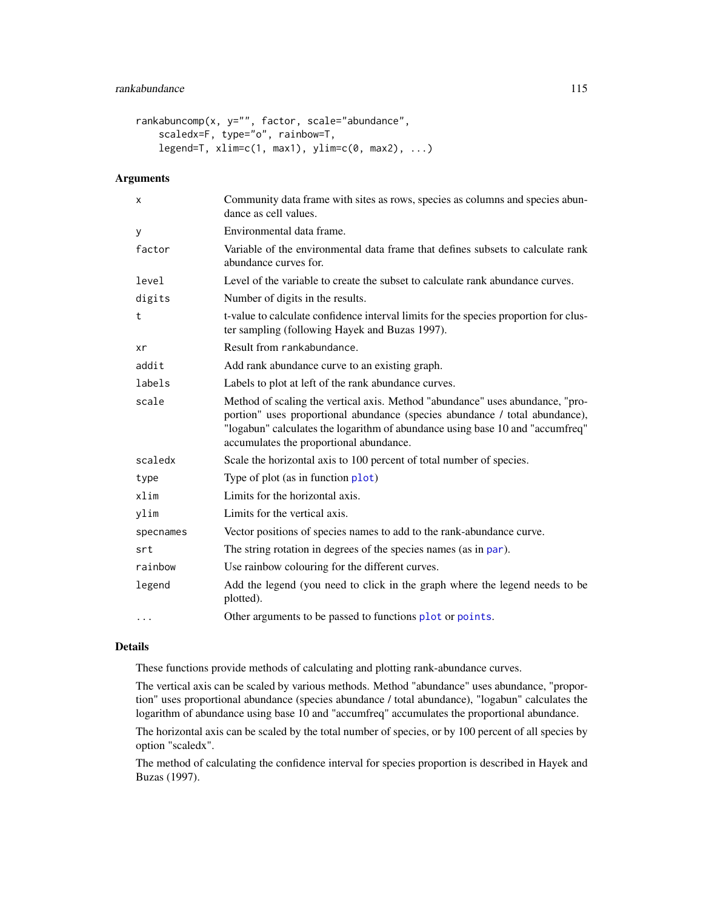```
rankabuncomp(x, y="", factor, scale="abundance",
    scaledx=F, type="o", rainbow=T,
    legend=T, xlim=c(1, max1), ylim=c(0, max2), ...)
```

## Arguments

| | |
|---|---|
| `x` | Community data frame with sites as rows, species as columns and species abundance as cell values. |
| `y` | Environmental data frame. |
| `factor` | Variable of the environmental data frame that defines subsets to calculate rank abundance curves for. |
| `level` | Level of the variable to create the subset to calculate rank abundance curves. |
| `digits` | Number of digits in the results. |
| `t` | t-value to calculate confidence interval limits for the species proportion for cluster sampling (following Hayek and Buzas 1997). |
| `xr` | Result from `rankabundance`. |
| `addit` | Add rank abundance curve to an existing graph. |
| `labels` | Labels to plot at left of the rank abundance curves. |
| `scale` | Method of scaling the vertical axis. Method "abundance" uses abundance, "proportion" uses proportional abundance (species abundance / total abundance), "logabun" calculates the logarithm of abundance using base 10 and "accumfreq" accumulates the proportional abundance. |
| `scaledx` | Scale the horizontal axis to 100 percent of total number of species. |
| `type` | Type of plot (as in function `plot`) |
| `xlim` | Limits for the horizontal axis. |
| `ylim` | Limits for the vertical axis. |
| `specnames` | Vector positions of species names to add to the rank-abundance curve. |
| `srt` | The string rotation in degrees of the species names (as in `par`). |
| `rainbow` | Use rainbow colouring for the different curves. |
| `legend` | Add the legend (you need to click in the graph where the legend needs to be plotted). |
| `...` | Other arguments to be passed to functions `plot` or `points`. |

## Details

These functions provide methods of calculating and plotting rank-abundance curves.

The vertical axis can be scaled by various methods. Method "abundance" uses abundance, "proportion" uses proportional abundance (species abundance / total abundance), "logabun" calculates the logarithm of abundance using base 10 and "accumfreq" accumulates the proportional abundance.

The horizontal axis can be scaled by the total number of species, or by 100 percent of all species by option "scaledx".

The method of calculating the confidence interval for species proportion is described in Hayek and Buzas (1997).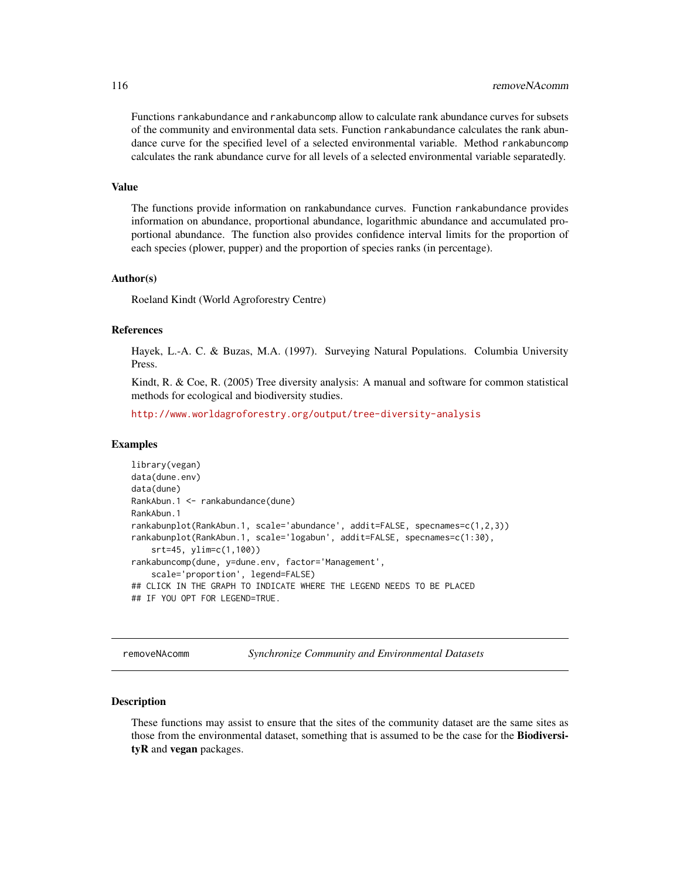Functions `rankabundance` and `rankabuncomp` allow to calculate rank abundance curves for subsets of the community and environmental data sets. Function `rankabundance` calculates the rank abundance curve for the specified level of a selected environmental variable. Method `rankabuncomp` calculates the rank abundance curve for all levels of a selected environmental variable separatedly.

### Value

The functions provide information on rankabundance curves. Function `rankabundance` provides information on abundance, proportional abundance, logarithmic abundance and accumulated proportional abundance. The function also provides confidence interval limits for the proportion of each species (plower, pupper) and the proportion of species ranks (in percentage).

### Author(s)

Roeland Kindt (World Agroforestry Centre)

### References

Hayek, L.-A. C. & Buzas, M.A. (1997). Surveying Natural Populations. Columbia University Press.

Kindt, R. & Coe, R. (2005) Tree diversity analysis: A manual and software for common statistical methods for ecological and biodiversity studies.

http://www.worldagroforestry.org/output/tree-diversity-analysis

### Examples

```
library(vegan)
data(dune.env)
data(dune)
RankAbun.1 <- rankabundance(dune)
RankAbun.1
rankabunplot(RankAbun.1, scale='abundance', addit=FALSE, specnames=c(1,2,3))
rankabunplot(RankAbun.1, scale='logabun', addit=FALSE, specnames=c(1:30),
    srt=45, ylim=c(1,100))
rankabuncomp(dune, y=dune.env, factor='Management',
    scale='proportion', legend=FALSE)
## CLICK IN THE GRAPH TO INDICATE WHERE THE LEGEND NEEDS TO BE PLACED
## IF YOU OPT FOR LEGEND=TRUE.
```

---

## removeNAcomm — *Synchronize Community and Environmental Datasets*

### Description

These functions may assist to ensure that the sites of the community dataset are the same sites as those from the environmental dataset, something that is assumed to be the case for the **BiodiversityR** and **vegan** packages.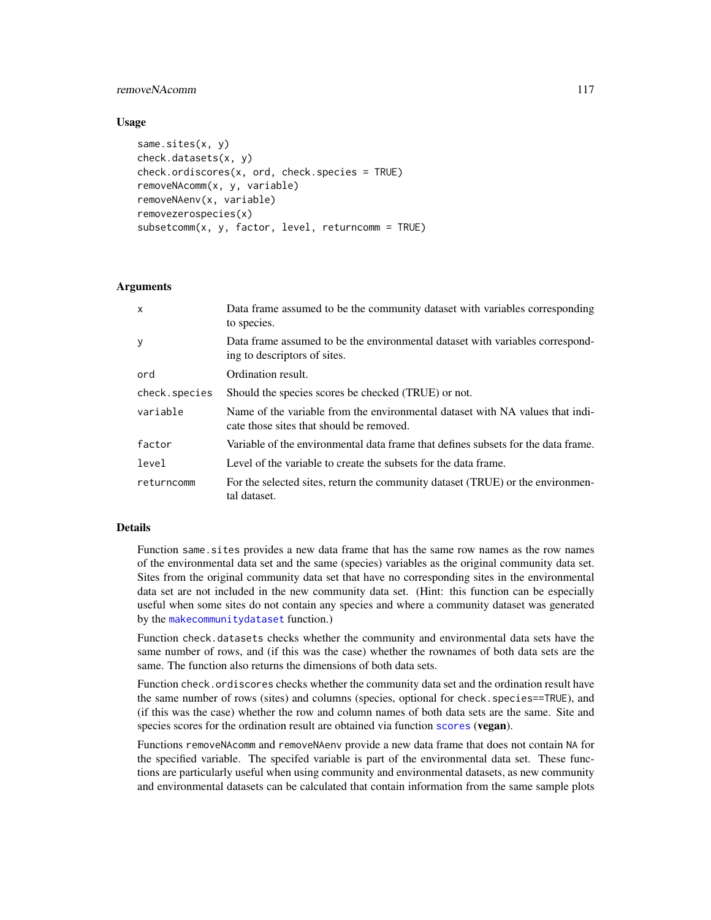## Usage

```
same.sites(x, y)
check.datasets(x, y)
check.ordiscores(x, ord, check.species = TRUE)
removeNAcomm(x, y, variable)
removeNAenv(x, variable)
removezerospecies(x)
subsetcomm(x, y, factor, level, returncomm = TRUE)
```

## Arguments

| | |
|---|---|
| x | Data frame assumed to be the community dataset with variables corresponding to species. |
| y | Data frame assumed to be the environmental dataset with variables corresponding to descriptors of sites. |
| ord | Ordination result. |
| check.species | Should the species scores be checked (TRUE) or not. |
| variable | Name of the variable from the environmental dataset with NA values that indicate those sites that should be removed. |
| factor | Variable of the environmental data frame that defines subsets for the data frame. |
| level | Level of the variable to create the subsets for the data frame. |
| returncomm | For the selected sites, return the community dataset (TRUE) or the environmental dataset. |

## Details

Function `same.sites` provides a new data frame that has the same row names as the row names of the environmental data set and the same (species) variables as the original community data set. Sites from the original community data set that have no corresponding sites in the environmental data set are not included in the new community data set. (Hint: this function can be especially useful when some sites do not contain any species and where a community dataset was generated by the `makecommunitydataset` function.)

Function `check.datasets` checks whether the community and environmental data sets have the same number of rows, and (if this was the case) whether the rownames of both data sets are the same. The function also returns the dimensions of both data sets.

Function `check.ordiscores` checks whether the community data set and the ordination result have the same number of rows (sites) and columns (species, optional for `check.species==TRUE`), and (if this was the case) whether the row and column names of both data sets are the same. Site and species scores for the ordination result are obtained via function `scores` (**vegan**).

Functions `removeNAcomm` and `removeNAenv` provide a new data frame that does not contain `NA` for the specified variable. The specifed variable is part of the environmental data set. These functions are particularly useful when using community and environmental datasets, as new community and environmental datasets can be calculated that contain information from the same sample plots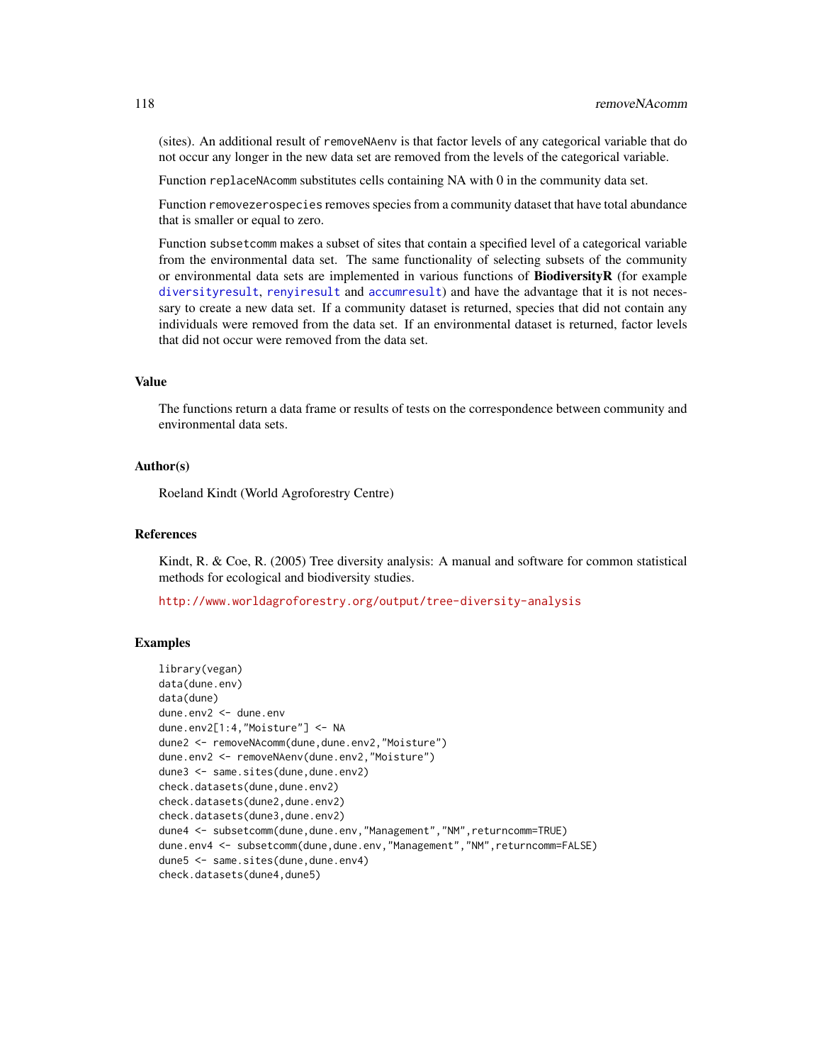(sites). An additional result of removeNAenv is that factor levels of any categorical variable that do not occur any longer in the new data set are removed from the levels of the categorical variable.

Function replaceNAcomm substitutes cells containing NA with 0 in the community data set.

Function removezerospecies removes species from a community dataset that have total abundance that is smaller or equal to zero.

Function subsetcomm makes a subset of sites that contain a specified level of a categorical variable from the environmental data set. The same functionality of selecting subsets of the community or environmental data sets are implemented in various functions of **BiodiversityR** (for example diversityresult, renyiresult and accumresult) and have the advantage that it is not necessary to create a new data set. If a community dataset is returned, species that did not contain any individuals were removed from the data set. If an environmental dataset is returned, factor levels that did not occur were removed from the data set.

## Value

The functions return a data frame or results of tests on the correspondence between community and environmental data sets.

## Author(s)

Roeland Kindt (World Agroforestry Centre)

## References

Kindt, R. & Coe, R. (2005) Tree diversity analysis: A manual and software for common statistical methods for ecological and biodiversity studies.

http://www.worldagroforestry.org/output/tree-diversity-analysis

## Examples

```
library(vegan)
data(dune.env)
data(dune)
dune.env2 <- dune.env
dune.env2[1:4,"Moisture"] <- NA
dune2 <- removeNAcomm(dune,dune.env2,"Moisture")
dune.env2 <- removeNAenv(dune.env2,"Moisture")
dune3 <- same.sites(dune,dune.env2)
check.datasets(dune,dune.env2)
check.datasets(dune2,dune.env2)
check.datasets(dune3,dune.env2)
dune4 <- subsetcomm(dune,dune.env,"Management","NM",returncomm=TRUE)
dune.env4 <- subsetcomm(dune,dune.env,"Management","NM",returncomm=FALSE)
dune5 <- same.sites(dune,dune.env4)
check.datasets(dune4,dune5)
```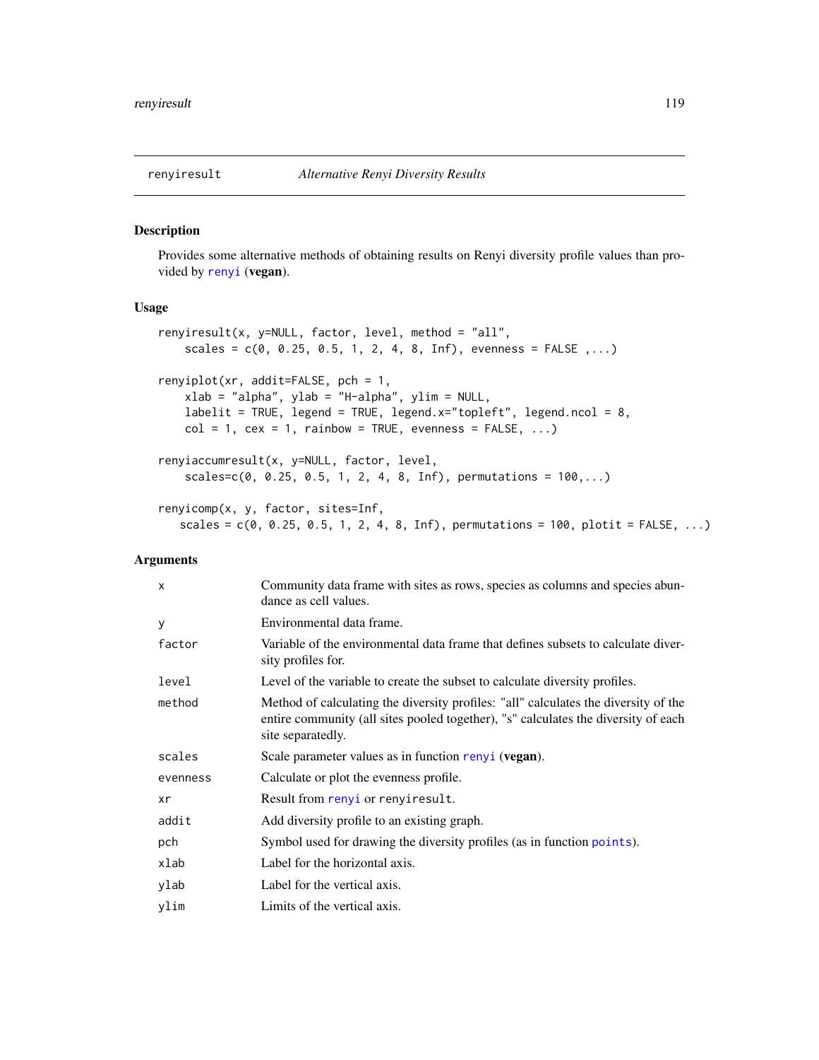renyiresult    *Alternative Renyi Diversity Results*

## Description

Provides some alternative methods of obtaining results on Renyi diversity profile values than provided by renyi (**vegan**).

## Usage

```
renyiresult(x, y=NULL, factor, level, method = "all",
    scales = c(0, 0.25, 0.5, 1, 2, 4, 8, Inf), evenness = FALSE ,...)

renyiplot(xr, addit=FALSE, pch = 1,
    xlab = "alpha", ylab = "H-alpha", ylim = NULL,
    labelit = TRUE, legend = TRUE, legend.x="topleft", legend.ncol = 8,
    col = 1, cex = 1, rainbow = TRUE, evenness = FALSE, ...)

renyiaccumresult(x, y=NULL, factor, level,
    scales=c(0, 0.25, 0.5, 1, 2, 4, 8, Inf), permutations = 100,...)

renyicomp(x, y, factor, sites=Inf,
   scales = c(0, 0.25, 0.5, 1, 2, 4, 8, Inf), permutations = 100, plotit = FALSE, ...)
```

## Arguments

| | |
|---|---|
| x | Community data frame with sites as rows, species as columns and species abundance as cell values. |
| y | Environmental data frame. |
| factor | Variable of the environmental data frame that defines subsets to calculate diversity profiles for. |
| level | Level of the variable to create the subset to calculate diversity profiles. |
| method | Method of calculating the diversity profiles: "all" calculates the diversity of the entire community (all sites pooled together), "s" calculates the diversity of each site separatedly. |
| scales | Scale parameter values as in function renyi (**vegan**). |
| evenness | Calculate or plot the evenness profile. |
| xr | Result from renyi or renyiresult. |
| addit | Add diversity profile to an existing graph. |
| pch | Symbol used for drawing the diversity profiles (as in function points). |
| xlab | Label for the horizontal axis. |
| ylab | Label for the vertical axis. |
| ylim | Limits of the vertical axis. |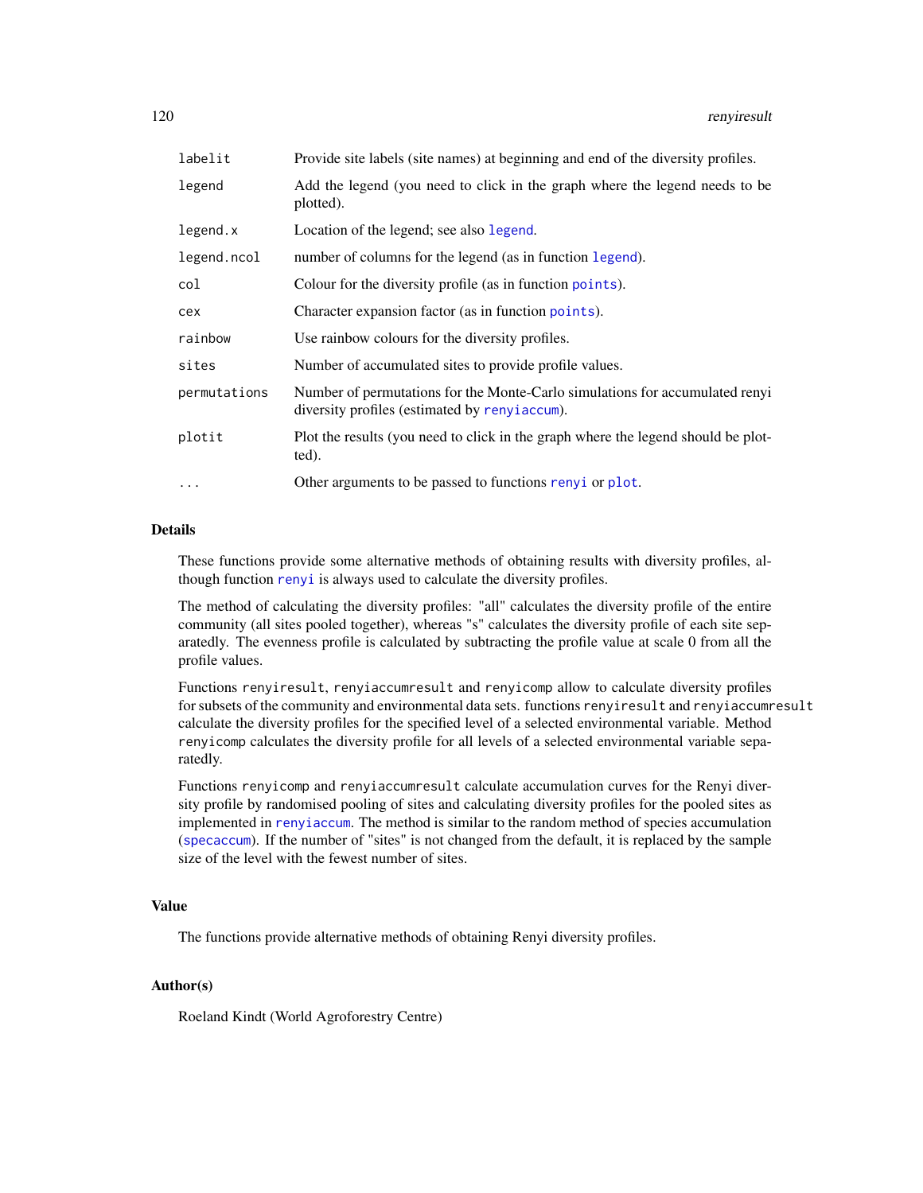| | |
|---|---|
| labelit | Provide site labels (site names) at beginning and end of the diversity profiles. |
| legend | Add the legend (you need to click in the graph where the legend needs to be plotted). |
| legend.x | Location of the legend; see also legend. |
| legend.ncol | number of columns for the legend (as in function legend). |
| col | Colour for the diversity profile (as in function points). |
| cex | Character expansion factor (as in function points). |
| rainbow | Use rainbow colours for the diversity profiles. |
| sites | Number of accumulated sites to provide profile values. |
| permutations | Number of permutations for the Monte-Carlo simulations for accumulated renyi diversity profiles (estimated by renyiaccum). |
| plotit | Plot the results (you need to click in the graph where the legend should be plotted). |
| ... | Other arguments to be passed to functions renyi or plot. |

## Details

These functions provide some alternative methods of obtaining results with diversity profiles, although function renyi is always used to calculate the diversity profiles.

The method of calculating the diversity profiles: "all" calculates the diversity profile of the entire community (all sites pooled together), whereas "s" calculates the diversity profile of each site separatedly. The evenness profile is calculated by subtracting the profile value at scale 0 from all the profile values.

Functions renyiresult, renyiaccumresult and renyicomp allow to calculate diversity profiles for subsets of the community and environmental data sets. functions renyiresult and renyiaccumresult calculate the diversity profiles for the specified level of a selected environmental variable. Method renyicomp calculates the diversity profile for all levels of a selected environmental variable separatedly.

Functions renyicomp and renyiaccumresult calculate accumulation curves for the Renyi diversity profile by randomised pooling of sites and calculating diversity profiles for the pooled sites as implemented in renyiaccum. The method is similar to the random method of species accumulation (specaccum). If the number of "sites" is not changed from the default, it is replaced by the sample size of the level with the fewest number of sites.

## Value

The functions provide alternative methods of obtaining Renyi diversity profiles.

## Author(s)

Roeland Kindt (World Agroforestry Centre)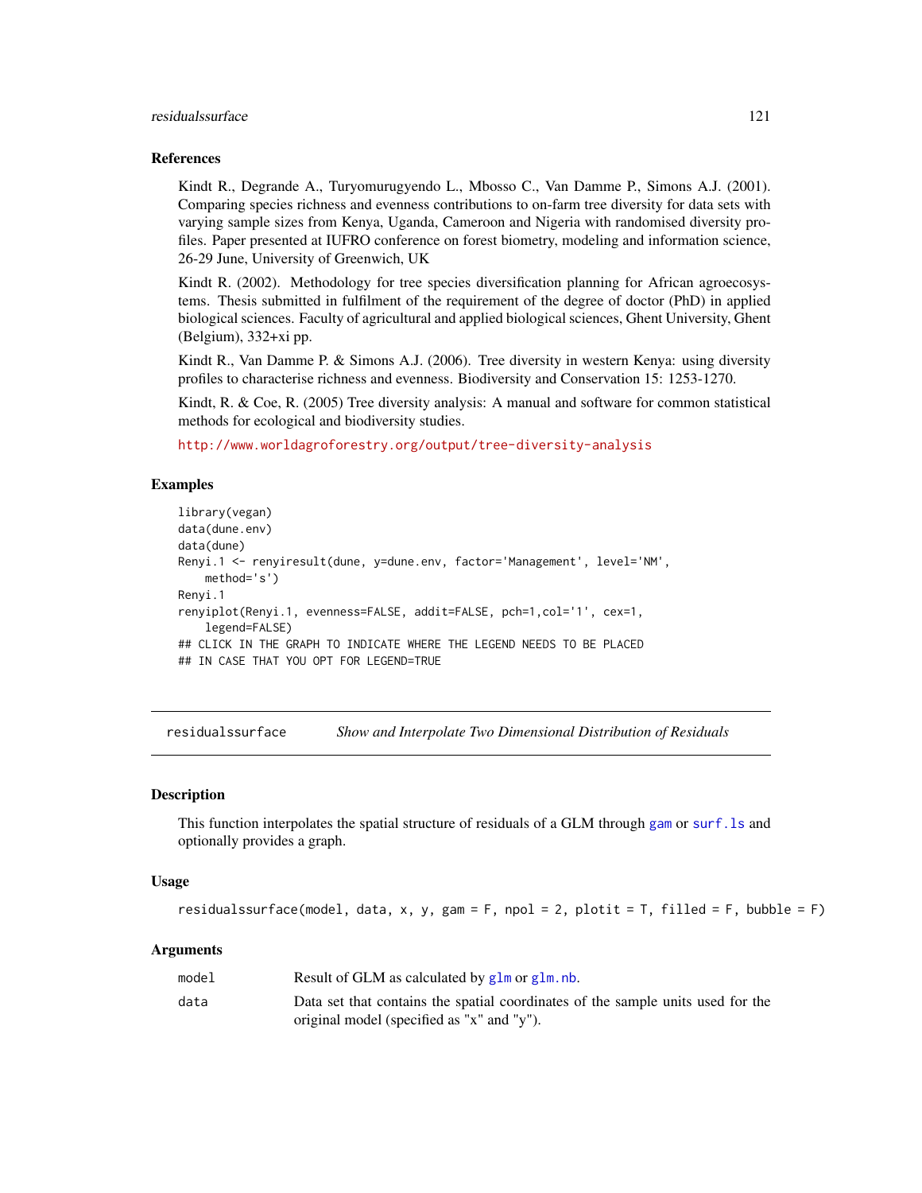### References

Kindt R., Degrande A., Turyomurugyendo L., Mbosso C., Van Damme P., Simons A.J. (2001). Comparing species richness and evenness contributions to on-farm tree diversity for data sets with varying sample sizes from Kenya, Uganda, Cameroon and Nigeria with randomised diversity profiles. Paper presented at IUFRO conference on forest biometry, modeling and information science, 26-29 June, University of Greenwich, UK

Kindt R. (2002). Methodology for tree species diversification planning for African agroecosystems. Thesis submitted in fulfilment of the requirement of the degree of doctor (PhD) in applied biological sciences. Faculty of agricultural and applied biological sciences, Ghent University, Ghent (Belgium), 332+xi pp.

Kindt R., Van Damme P. & Simons A.J. (2006). Tree diversity in western Kenya: using diversity profiles to characterise richness and evenness. Biodiversity and Conservation 15: 1253-1270.

Kindt, R. & Coe, R. (2005) Tree diversity analysis: A manual and software for common statistical methods for ecological and biodiversity studies.

http://www.worldagroforestry.org/output/tree-diversity-analysis

### Examples

```
library(vegan)
data(dune.env)
data(dune)
Renyi.1 <- renyiresult(dune, y=dune.env, factor='Management', level='NM',
    method='s')
Renyi.1
renyiplot(Renyi.1, evenness=FALSE, addit=FALSE, pch=1,col='1', cex=1,
    legend=FALSE)
## CLICK IN THE GRAPH TO INDICATE WHERE THE LEGEND NEEDS TO BE PLACED
## IN CASE THAT YOU OPT FOR LEGEND=TRUE
```

---

## residualssurface *Show and Interpolate Two Dimensional Distribution of Residuals*

### Description

This function interpolates the spatial structure of residuals of a GLM through gam or surf.ls and optionally provides a graph.

### Usage

```
residualssurface(model, data, x, y, gam = F, npol = 2, plotit = T, filled = F, bubble = F)
```

### Arguments

| | |
|---|---|
| model | Result of GLM as calculated by glm or glm.nb. |
| data | Data set that contains the spatial coordinates of the sample units used for the original model (specified as "x" and "y"). |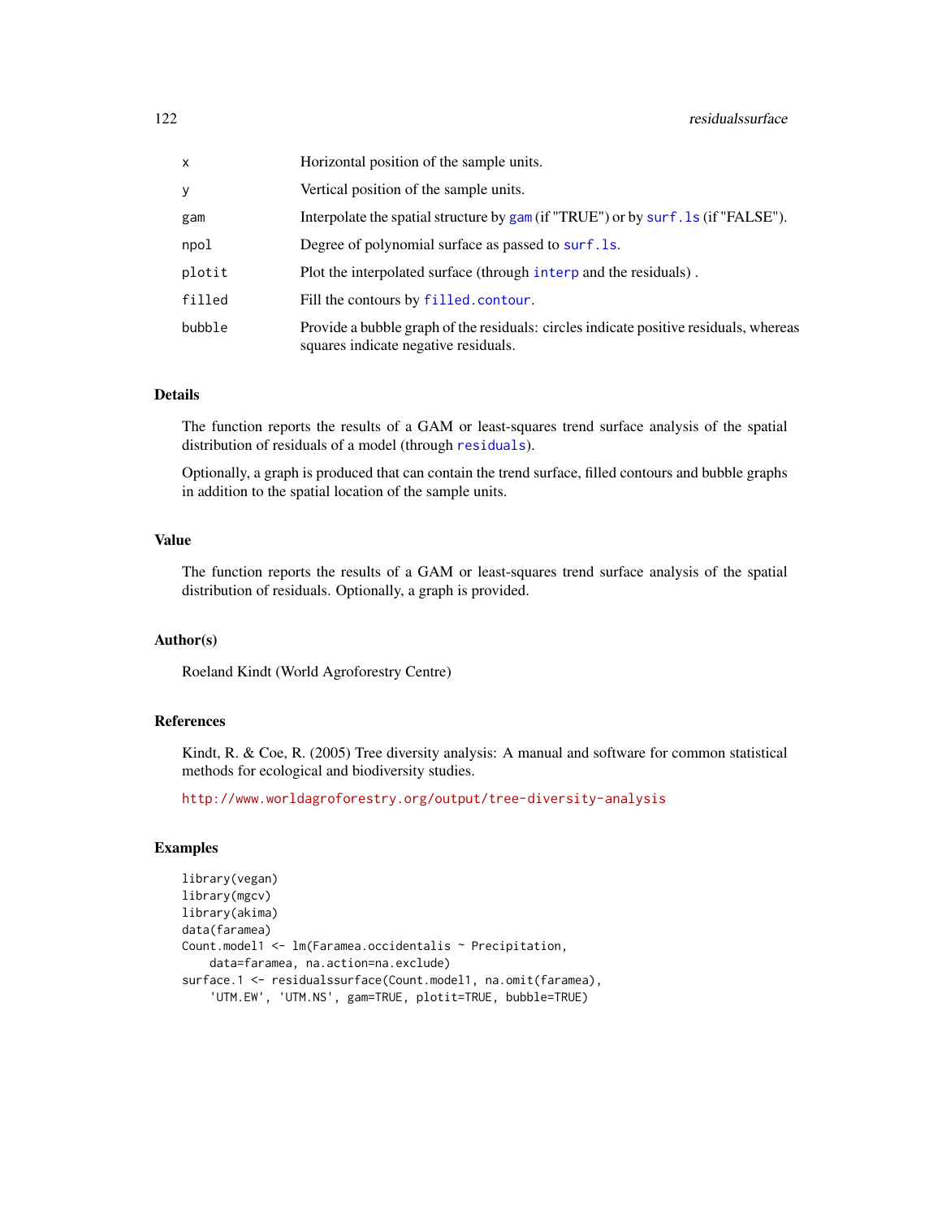| | |
|---|---|
| x | Horizontal position of the sample units. |
| y | Vertical position of the sample units. |
| gam | Interpolate the spatial structure by gam (if "TRUE") or by surf.ls (if "FALSE"). |
| npol | Degree of polynomial surface as passed to surf.ls. |
| plotit | Plot the interpolated surface (through interp and the residuals) . |
| filled | Fill the contours by filled.contour. |
| bubble | Provide a bubble graph of the residuals: circles indicate positive residuals, whereas squares indicate negative residuals. |

## Details

The function reports the results of a GAM or least-squares trend surface analysis of the spatial distribution of residuals of a model (through residuals).

Optionally, a graph is produced that can contain the trend surface, filled contours and bubble graphs in addition to the spatial location of the sample units.

## Value

The function reports the results of a GAM or least-squares trend surface analysis of the spatial distribution of residuals. Optionally, a graph is provided.

## Author(s)

Roeland Kindt (World Agroforestry Centre)

## References

Kindt, R. & Coe, R. (2005) Tree diversity analysis: A manual and software for common statistical methods for ecological and biodiversity studies.

http://www.worldagroforestry.org/output/tree-diversity-analysis

## Examples

```
library(vegan)
library(mgcv)
library(akima)
data(faramea)
Count.model1 <- lm(Faramea.occidentalis ~ Precipitation,
    data=faramea, na.action=na.exclude)
surface.1 <- residualssurface(Count.model1, na.omit(faramea),
    'UTM.EW', 'UTM.NS', gam=TRUE, plotit=TRUE, bubble=TRUE)
```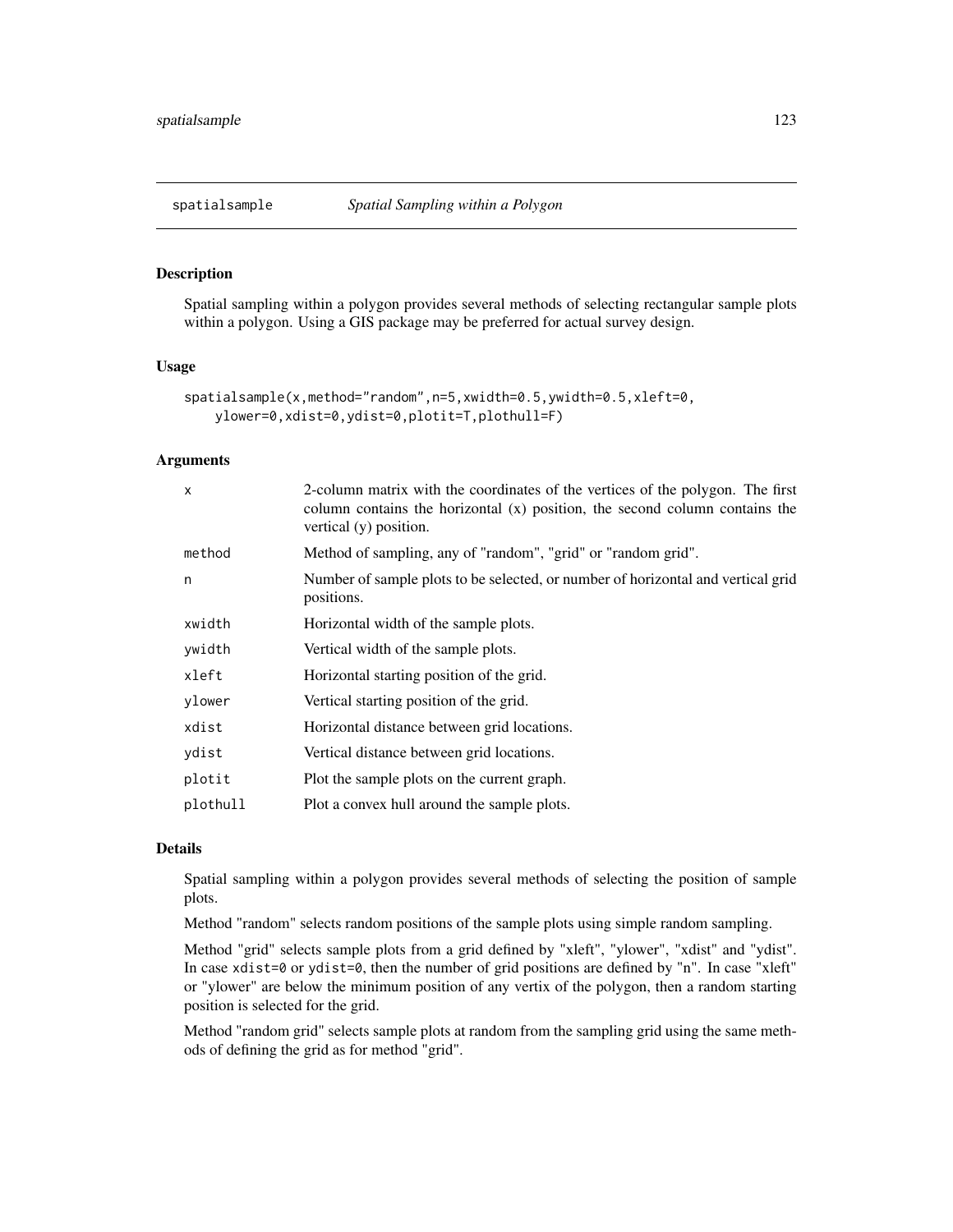## spatialsample — *Spatial Sampling within a Polygon*

### Description

Spatial sampling within a polygon provides several methods of selecting rectangular sample plots within a polygon. Using a GIS package may be preferred for actual survey design.

### Usage

```
spatialsample(x,method="random",n=5,xwidth=0.5,ywidth=0.5,xleft=0,
    ylower=0,xdist=0,ydist=0,plotit=T,plothull=F)
```

### Arguments

| | |
|---|---|
| `x` | 2-column matrix with the coordinates of the vertices of the polygon. The first column contains the horizontal (x) position, the second column contains the vertical (y) position. |
| `method` | Method of sampling, any of "random", "grid" or "random grid". |
| `n` | Number of sample plots to be selected, or number of horizontal and vertical grid positions. |
| `xwidth` | Horizontal width of the sample plots. |
| `ywidth` | Vertical width of the sample plots. |
| `xleft` | Horizontal starting position of the grid. |
| `ylower` | Vertical starting position of the grid. |
| `xdist` | Horizontal distance between grid locations. |
| `ydist` | Vertical distance between grid locations. |
| `plotit` | Plot the sample plots on the current graph. |
| `plothull` | Plot a convex hull around the sample plots. |

### Details

Spatial sampling within a polygon provides several methods of selecting the position of sample plots.

Method "random" selects random positions of the sample plots using simple random sampling.

Method "grid" selects sample plots from a grid defined by "xleft", "ylower", "xdist" and "ydist". In case `xdist=0` or `ydist=0`, then the number of grid positions are defined by "n". In case "xleft" or "ylower" are below the minimum position of any vertix of the polygon, then a random starting position is selected for the grid.

Method "random grid" selects sample plots at random from the sampling grid using the same methods of defining the grid as for method "grid".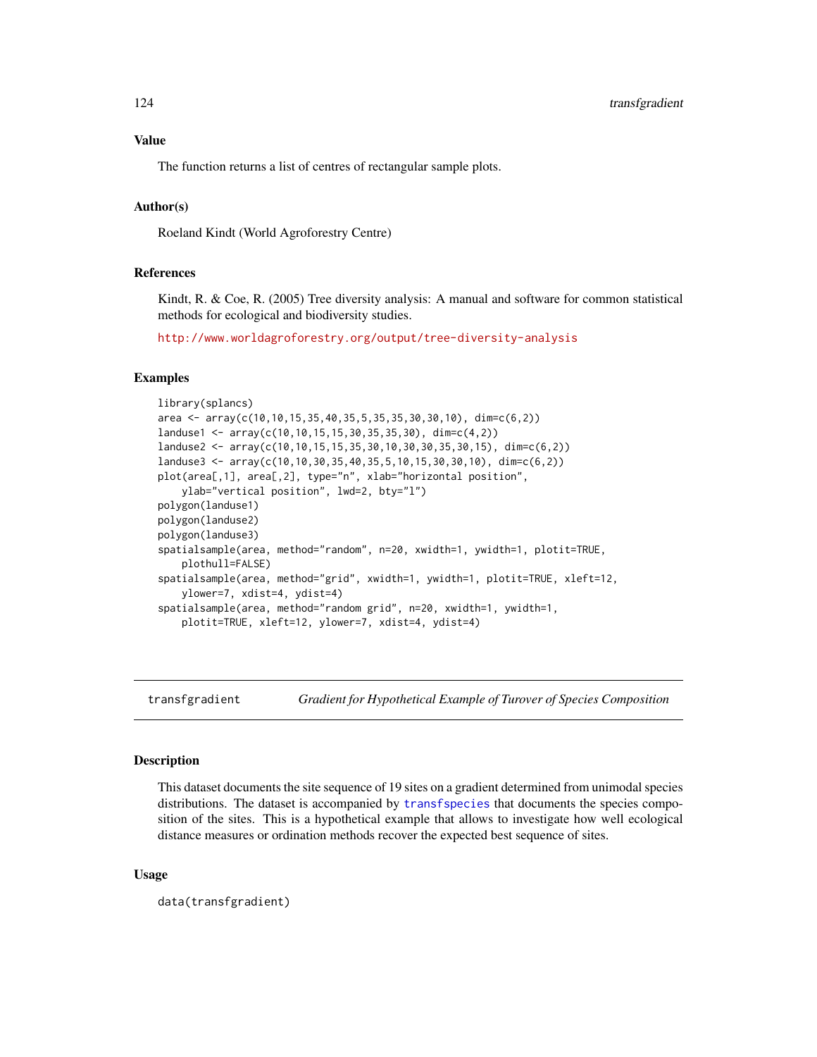### Value

The function returns a list of centres of rectangular sample plots.

### Author(s)

Roeland Kindt (World Agroforestry Centre)

### References

Kindt, R. & Coe, R. (2005) Tree diversity analysis: A manual and software for common statistical methods for ecological and biodiversity studies.

http://www.worldagroforestry.org/output/tree-diversity-analysis

### Examples

```
library(splancs)
area <- array(c(10,10,15,35,40,35,5,35,35,30,30,10), dim=c(6,2))
landuse1 <- array(c(10,10,15,15,30,35,35,30), dim=c(4,2))
landuse2 <- array(c(10,10,15,15,35,30,10,30,30,35,30,15), dim=c(6,2))
landuse3 <- array(c(10,10,30,35,40,35,5,10,15,30,30,10), dim=c(6,2))
plot(area[,1], area[,2], type="n", xlab="horizontal position",
    ylab="vertical position", lwd=2, bty="l")
polygon(landuse1)
polygon(landuse2)
polygon(landuse3)
spatialsample(area, method="random", n=20, xwidth=1, ywidth=1, plotit=TRUE,
    plothull=FALSE)
spatialsample(area, method="grid", xwidth=1, ywidth=1, plotit=TRUE, xleft=12,
    ylower=7, xdist=4, ydist=4)
spatialsample(area, method="random grid", n=20, xwidth=1, ywidth=1,
    plotit=TRUE, xleft=12, ylower=7, xdist=4, ydist=4)
```

---

## transfgradient — *Gradient for Hypothetical Example of Turover of Species Composition*

### Description

This dataset documents the site sequence of 19 sites on a gradient determined from unimodal species distributions. The dataset is accompanied by transfspecies that documents the species composition of the sites. This is a hypothetical example that allows to investigate how well ecological distance measures or ordination methods recover the expected best sequence of sites.

### Usage

```
data(transfgradient)
```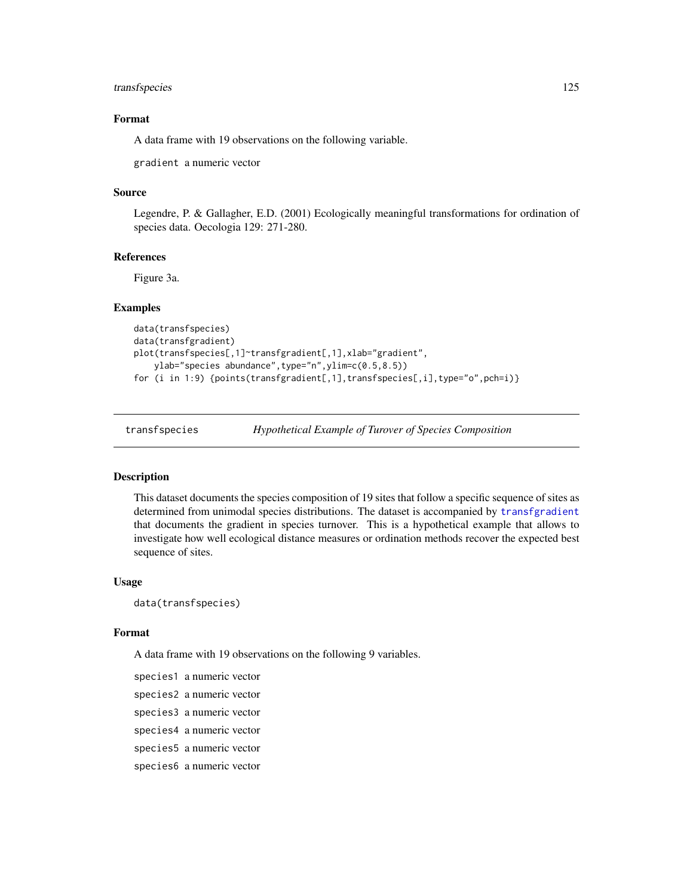### Format

A data frame with 19 observations on the following variable.

`gradient` a numeric vector

### Source

Legendre, P. & Gallagher, E.D. (2001) Ecologically meaningful transformations for ordination of species data. Oecologia 129: 271-280.

### References

Figure 3a.

### Examples

```
data(transfspecies)
data(transfgradient)
plot(transfspecies[,1]~transfgradient[,1],xlab="gradient",
    ylab="species abundance",type="n",ylim=c(0.5,8.5))
for (i in 1:9) {points(transfgradient[,1],transfspecies[,i],type="o",pch=i)}
```

---

## transfspecies *Hypothetical Example of Turover of Species Composition*

### Description

This dataset documents the species composition of 19 sites that follow a specific sequence of sites as determined from unimodal species distributions. The dataset is accompanied by `transfgradient` that documents the gradient in species turnover. This is a hypothetical example that allows to investigate how well ecological distance measures or ordination methods recover the expected best sequence of sites.

### Usage

```
data(transfspecies)
```

### Format

A data frame with 19 observations on the following 9 variables.

`species1` a numeric vector

`species2` a numeric vector

`species3` a numeric vector

`species4` a numeric vector

`species5` a numeric vector

`species6` a numeric vector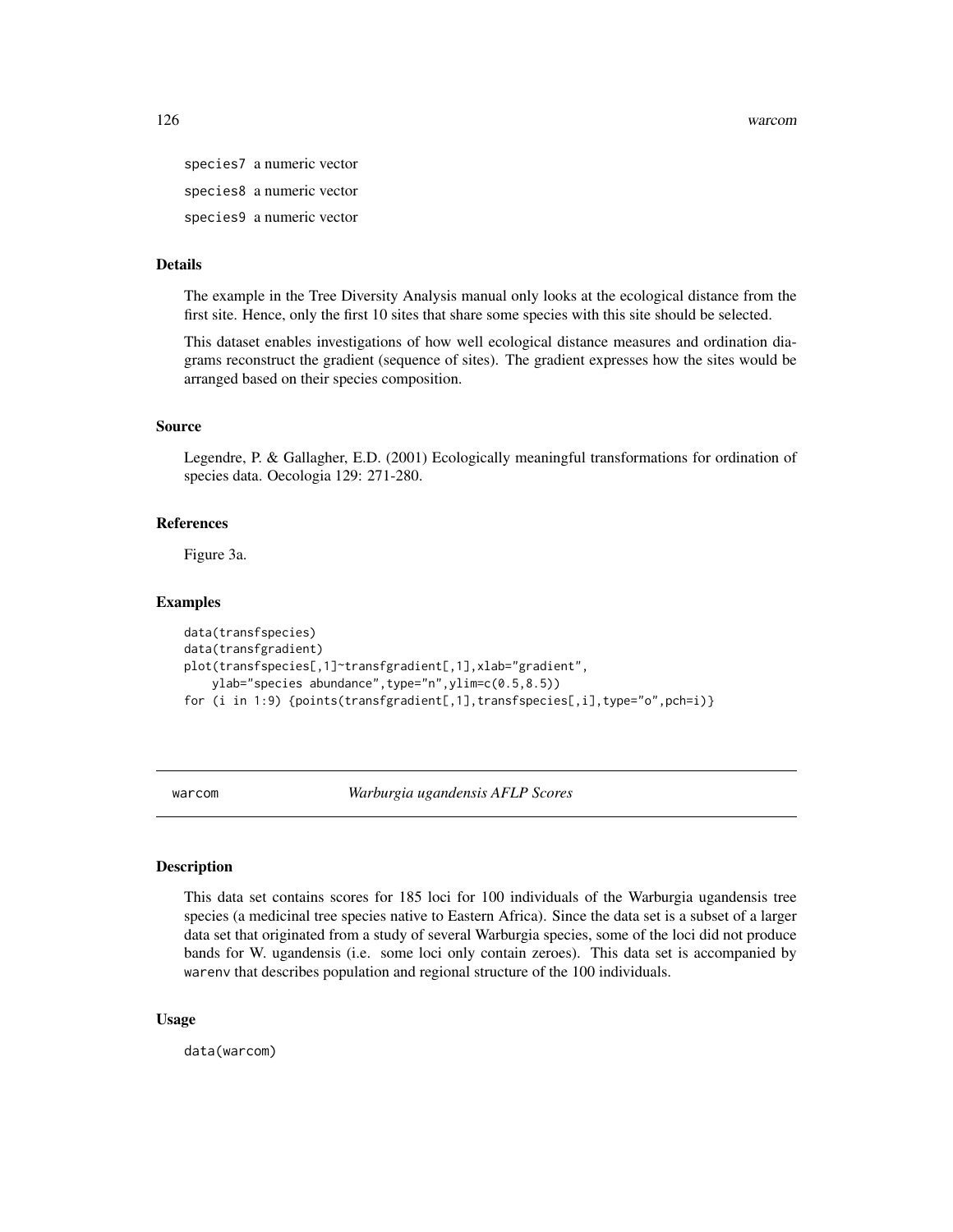species7 a numeric vector

species8 a numeric vector

species9 a numeric vector

### Details

The example in the Tree Diversity Analysis manual only looks at the ecological distance from the first site. Hence, only the first 10 sites that share some species with this site should be selected.

This dataset enables investigations of how well ecological distance measures and ordination diagrams reconstruct the gradient (sequence of sites). The gradient expresses how the sites would be arranged based on their species composition.

### Source

Legendre, P. & Gallagher, E.D. (2001) Ecologically meaningful transformations for ordination of species data. Oecologia 129: 271-280.

### References

Figure 3a.

### Examples

```
data(transfspecies)
data(transfgradient)
plot(transfspecies[,1]~transfgradient[,1],xlab="gradient",
    ylab="species abundance",type="n",ylim=c(0.5,8.5))
for (i in 1:9) {points(transfgradient[,1],transfspecies[,i],type="o",pch=i)}
```

---

## warcom *Warburgia ugandensis AFLP Scores*

### Description

This data set contains scores for 185 loci for 100 individuals of the Warburgia ugandensis tree species (a medicinal tree species native to Eastern Africa). Since the data set is a subset of a larger data set that originated from a study of several Warburgia species, some of the loci did not produce bands for W. ugandensis (i.e. some loci only contain zeroes). This data set is accompanied by warenv that describes population and regional structure of the 100 individuals.

### Usage

```
data(warcom)
```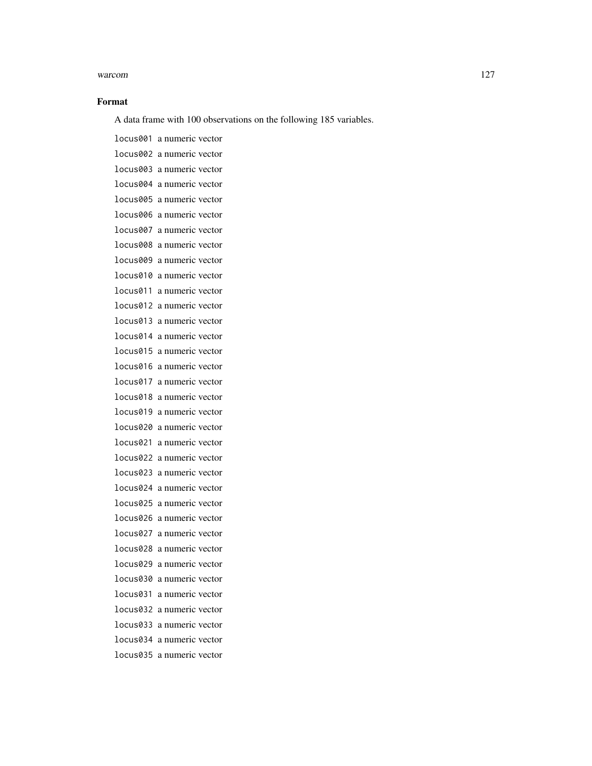### Format

A data frame with 100 observations on the following 185 variables.

- `locus001` a numeric vector
- `locus002` a numeric vector
- `locus003` a numeric vector
- `locus004` a numeric vector
- `locus005` a numeric vector
- `locus006` a numeric vector
- `locus007` a numeric vector
- `locus008` a numeric vector
- `locus009` a numeric vector
- `locus010` a numeric vector
- `locus011` a numeric vector
- `locus012` a numeric vector
- `locus013` a numeric vector
- `locus014` a numeric vector
- `locus015` a numeric vector
- `locus016` a numeric vector
- `locus017` a numeric vector
- `locus018` a numeric vector
- `locus019` a numeric vector
- `locus020` a numeric vector
- `locus021` a numeric vector
- `locus022` a numeric vector
- `locus023` a numeric vector
- `locus024` a numeric vector
- `locus025` a numeric vector
- `locus026` a numeric vector
- `locus027` a numeric vector
- `locus028` a numeric vector
- `locus029` a numeric vector
- `locus030` a numeric vector
- `locus031` a numeric vector
- `locus032` a numeric vector
- `locus033` a numeric vector
- `locus034` a numeric vector
- `locus035` a numeric vector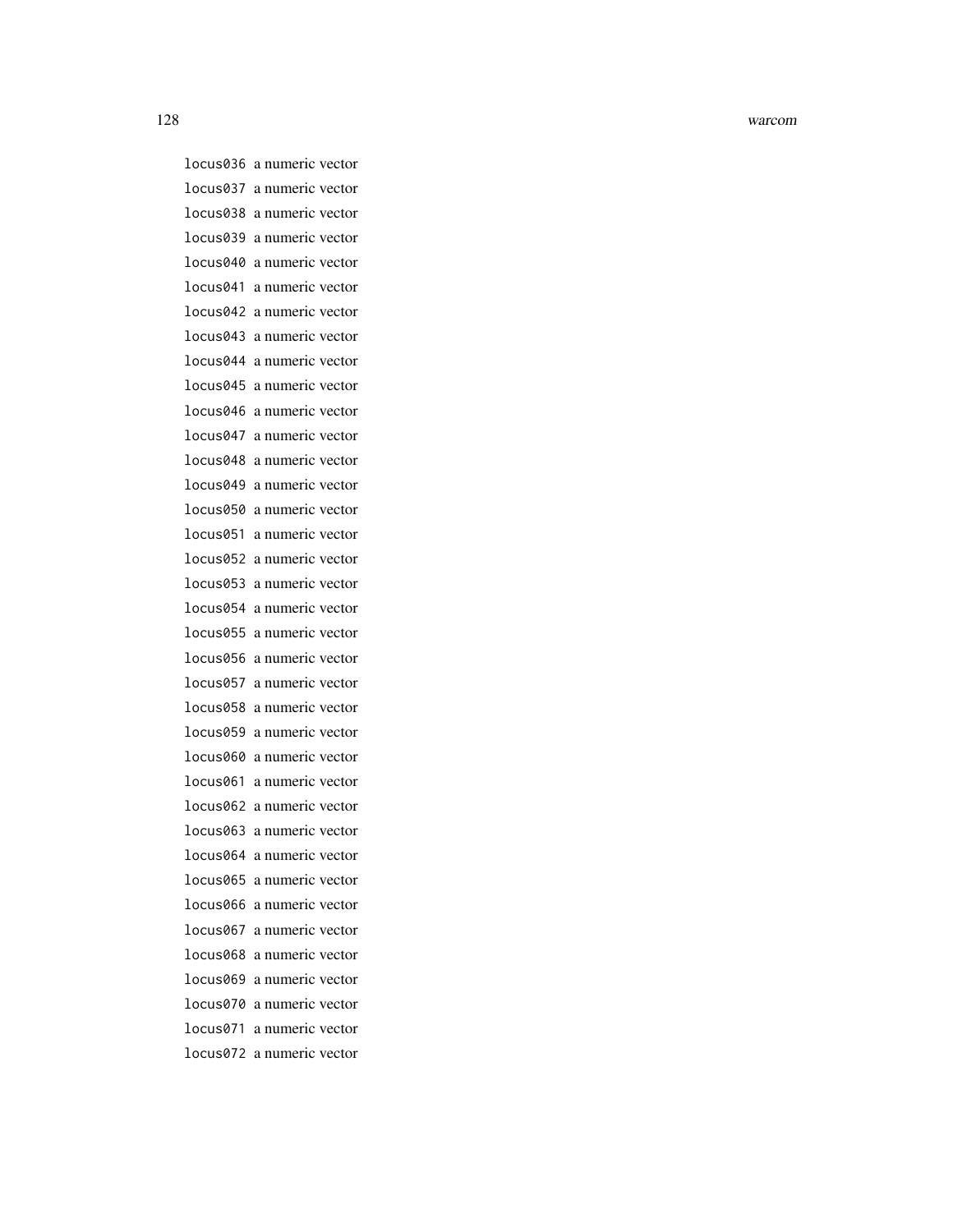locus036 a numeric vector

locus037 a numeric vector

locus038 a numeric vector

locus039 a numeric vector

locus040 a numeric vector

locus041 a numeric vector

locus042 a numeric vector

locus043 a numeric vector

locus044 a numeric vector

locus045 a numeric vector

locus046 a numeric vector

locus047 a numeric vector

locus048 a numeric vector

locus049 a numeric vector

locus050 a numeric vector

locus051 a numeric vector

locus052 a numeric vector

locus053 a numeric vector

locus054 a numeric vector

locus055 a numeric vector

locus056 a numeric vector

locus057 a numeric vector

locus058 a numeric vector

locus059 a numeric vector

locus060 a numeric vector

locus061 a numeric vector

locus062 a numeric vector

locus063 a numeric vector

locus064 a numeric vector

locus065 a numeric vector

locus066 a numeric vector

locus067 a numeric vector

locus068 a numeric vector

locus069 a numeric vector

locus070 a numeric vector

locus071 a numeric vector

locus072 a numeric vector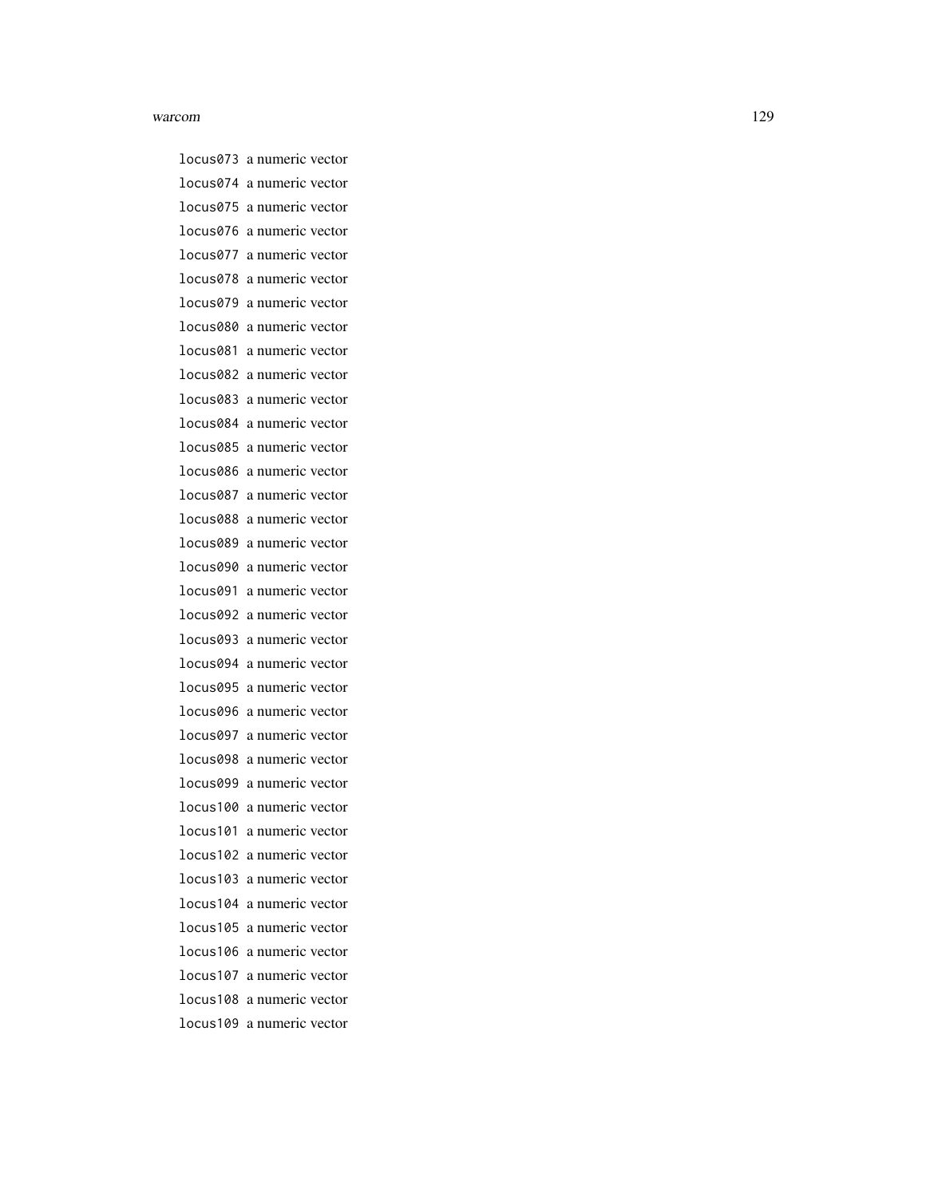locus073 a numeric vector

locus074 a numeric vector

locus075 a numeric vector

locus076 a numeric vector

locus077 a numeric vector

locus078 a numeric vector

locus079 a numeric vector

locus080 a numeric vector

locus081 a numeric vector

locus082 a numeric vector

locus083 a numeric vector

locus084 a numeric vector

locus085 a numeric vector

locus086 a numeric vector

locus087 a numeric vector

locus088 a numeric vector

locus089 a numeric vector

locus090 a numeric vector

locus091 a numeric vector

locus092 a numeric vector

locus093 a numeric vector

locus094 a numeric vector

locus095 a numeric vector

locus096 a numeric vector

locus097 a numeric vector

locus098 a numeric vector

locus099 a numeric vector

locus100 a numeric vector

locus101 a numeric vector

locus102 a numeric vector

locus103 a numeric vector

locus104 a numeric vector

locus105 a numeric vector

locus106 a numeric vector

locus107 a numeric vector

locus108 a numeric vector

locus109 a numeric vector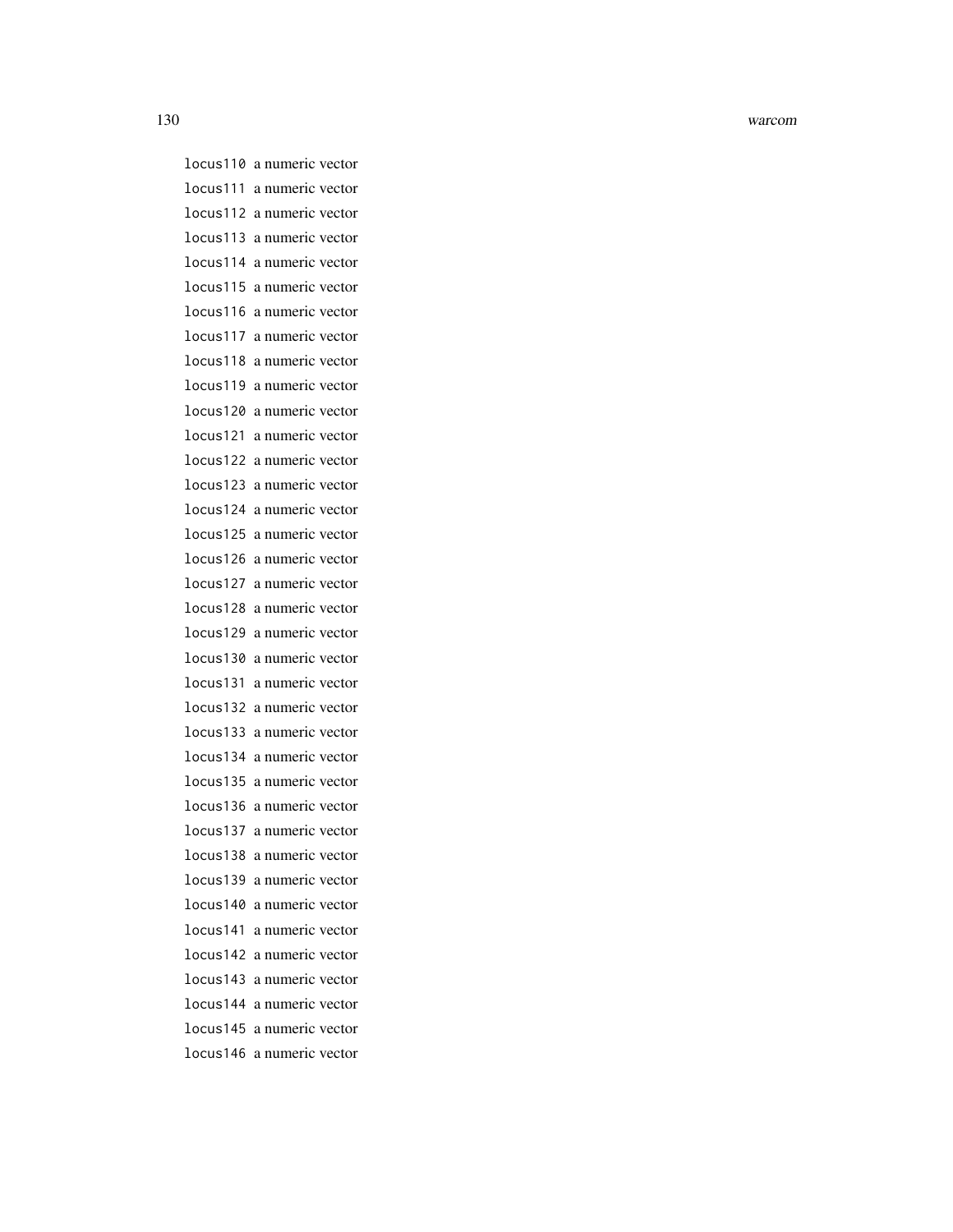locus110 a numeric vector
locus111 a numeric vector
locus112 a numeric vector
locus113 a numeric vector
locus114 a numeric vector
locus115 a numeric vector
locus116 a numeric vector
locus117 a numeric vector
locus118 a numeric vector
locus119 a numeric vector
locus120 a numeric vector
locus121 a numeric vector
locus122 a numeric vector
locus123 a numeric vector
locus124 a numeric vector
locus125 a numeric vector
locus126 a numeric vector
locus127 a numeric vector
locus128 a numeric vector
locus129 a numeric vector
locus130 a numeric vector
locus131 a numeric vector
locus132 a numeric vector
locus133 a numeric vector
locus134 a numeric vector
locus135 a numeric vector
locus136 a numeric vector
locus137 a numeric vector
locus138 a numeric vector
locus139 a numeric vector
locus140 a numeric vector
locus141 a numeric vector
locus142 a numeric vector
locus143 a numeric vector
locus144 a numeric vector
locus145 a numeric vector
locus146 a numeric vector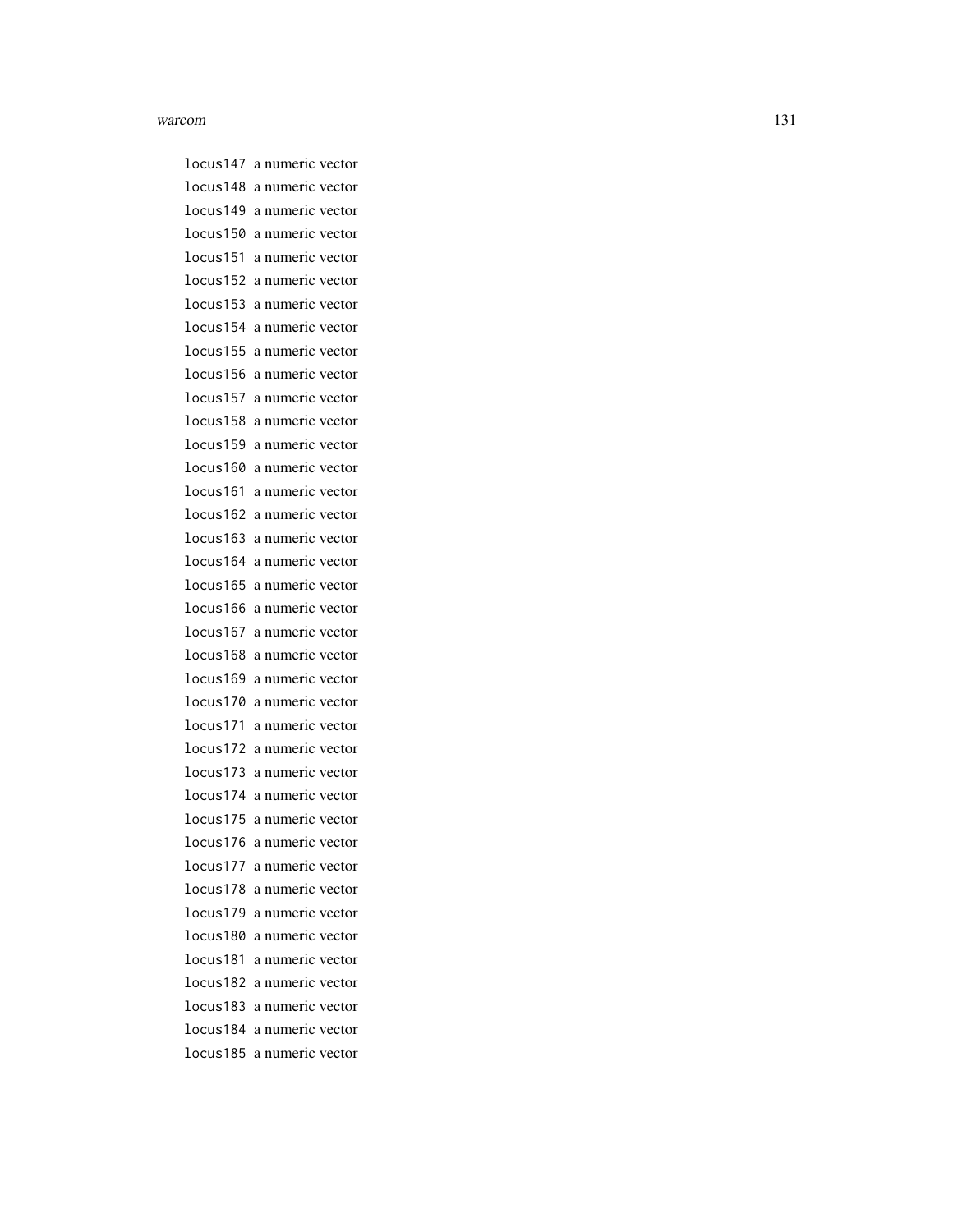locus147 a numeric vector
locus148 a numeric vector
locus149 a numeric vector
locus150 a numeric vector
locus151 a numeric vector
locus152 a numeric vector
locus153 a numeric vector
locus154 a numeric vector
locus155 a numeric vector
locus156 a numeric vector
locus157 a numeric vector
locus158 a numeric vector
locus159 a numeric vector
locus160 a numeric vector
locus161 a numeric vector
locus162 a numeric vector
locus163 a numeric vector
locus164 a numeric vector
locus165 a numeric vector
locus166 a numeric vector
locus167 a numeric vector
locus168 a numeric vector
locus169 a numeric vector
locus170 a numeric vector
locus171 a numeric vector
locus172 a numeric vector
locus173 a numeric vector
locus174 a numeric vector
locus175 a numeric vector
locus176 a numeric vector
locus177 a numeric vector
locus178 a numeric vector
locus179 a numeric vector
locus180 a numeric vector
locus181 a numeric vector
locus182 a numeric vector
locus183 a numeric vector
locus184 a numeric vector
locus185 a numeric vector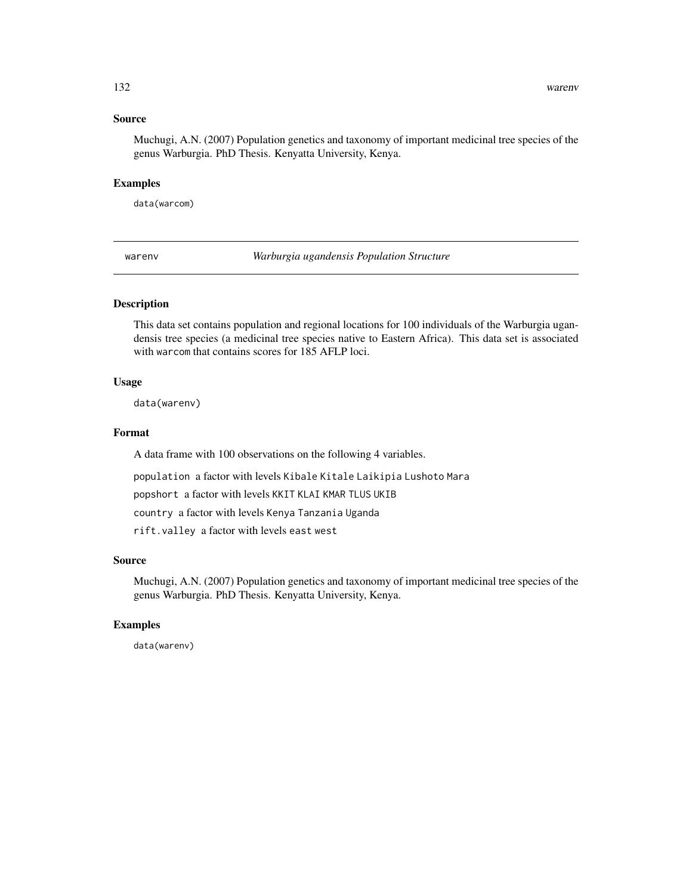## Source

Muchugi, A.N. (2007) Population genetics and taxonomy of important medicinal tree species of the genus Warburgia. PhD Thesis. Kenyatta University, Kenya.

## Examples

```
data(warcom)
```

---

# warenv — *Warburgia ugandensis Population Structure*

## Description

This data set contains population and regional locations for 100 individuals of the Warburgia ugandensis tree species (a medicinal tree species native to Eastern Africa). This data set is associated with `warcom` that contains scores for 185 AFLP loci.

## Usage

```
data(warenv)
```

## Format

A data frame with 100 observations on the following 4 variables.

`population` a factor with levels `Kibale` `Kitale` `Laikipia` `Lushoto` `Mara`

`popshort` a factor with levels `KKIT` `KLAI` `KMAR` `TLUS` `UKIB`

`country` a factor with levels `Kenya` `Tanzania` `Uganda`

`rift.valley` a factor with levels `east` `west`

## Source

Muchugi, A.N. (2007) Population genetics and taxonomy of important medicinal tree species of the genus Warburgia. PhD Thesis. Kenyatta University, Kenya.

## Examples

```
data(warenv)
```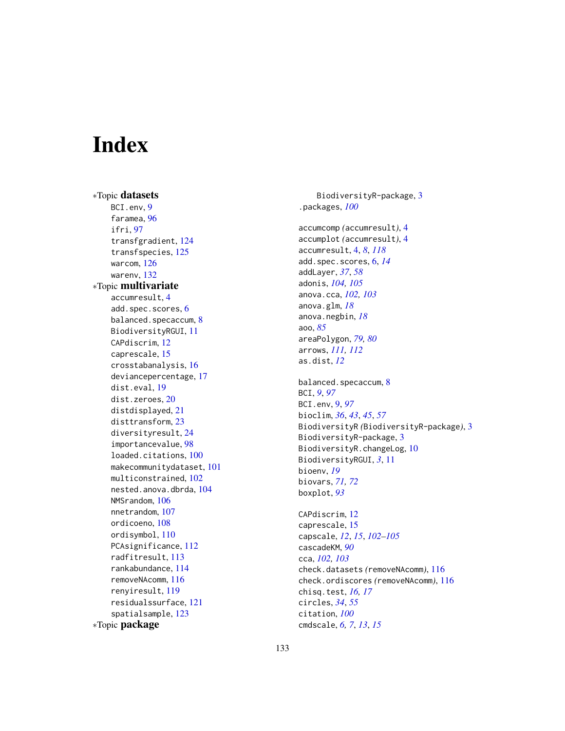# Index

*Topic **datasets**

BCI.env, 9
faramea, 96
ifri, 97
transfgradient, 124
transfspecies, 125
warcom, 126
warenv, 132

*Topic **multivariate**

accumresult, 4
add.spec.scores, 6
balanced.specaccum, 8
BiodiversityRGUI, 11
CAPdiscrim, 12
caprescale, 15
crosstabanalysis, 16
deviancepercentage, 17
dist.eval, 19
dist.zeroes, 20
distdisplayed, 21
disttransform, 23
diversityresult, 24
importancevalue, 98
loaded.citations, 100
makecommunitydataset, 101
multiconstrained, 102
nested.anova.dbrda, 104
NMSrandom, 106
nnetrandom, 107
ordicoeno, 108
ordisymbol, 110
PCAsignificance, 112
radfitresult, 113
rankabundance, 114
removeNAcomm, 116
renyiresult, 119
residualssurface, 121
spatialsample, 123

*Topic **package**

BiodiversityR-package, 3

.packages, *100*

accumcomp *(*accumresult*)*, 4
accumplot *(*accumresult*)*, 4
accumresult, 4, *8*, *118*
add.spec.scores, 6, *14*
addLayer, *37*, *58*
adonis, *104, 105*
anova.cca, *102, 103*
anova.glm, *18*
anova.negbin, *18*
aoo, *85*
areaPolygon, *79, 80*
arrows, *111, 112*
as.dist, *12*

balanced.specaccum, 8
BCI, *9*, *97*
BCI.env, 9, *97*
bioclim, *36*, *43*, *45*, *57*
BiodiversityR *(*BiodiversityR-package*)*, 3
BiodiversityR-package, 3
BiodiversityR.changeLog, 10
BiodiversityRGUI, *3*, 11
bioenv, *19*
biovars, *71, 72*
boxplot, *93*

CAPdiscrim, 12
caprescale, 15
capscale, *12*, *15*, *102–105*
cascadeKM, *90*
cca, *102, 103*
check.datasets *(*removeNAcomm*)*, 116
check.ordiscores *(*removeNAcomm*)*, 116
chisq.test, *16, 17*
circles, *34*, *55*
citation, *100*
cmdscale, *6, 7*, *13*, *15*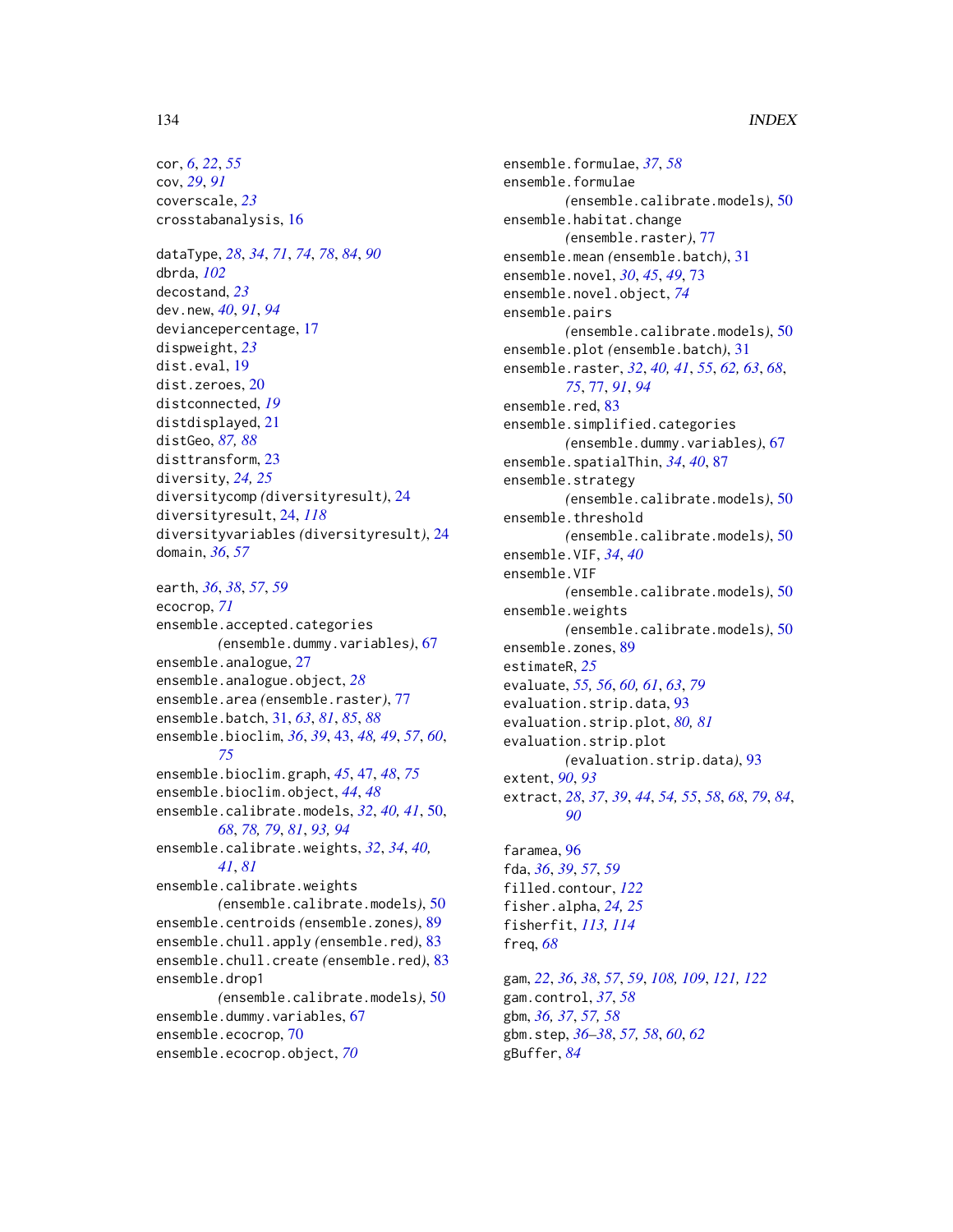cor, *6*, *22*, *55*
cov, *29*, *91*
coverscale, *23*
crosstabanalysis, 16

dataType, *28*, *34*, *71*, *74*, *78*, *84*, *90*
dbrda, *102*
decostand, *23*
dev.new, *40*, *91*, *94*
deviancepercentage, 17
dispweight, *23*
dist.eval, 19
dist.zeroes, 20
distconnected, *19*
distdisplayed, 21
distGeo, *87, 88*
disttransform, 23
diversity, *24, 25*
diversitycomp *(*diversityresult*)*, 24
diversityresult, 24, *118*
diversityvariables *(*diversityresult*)*, 24
domain, *36*, *57*

earth, *36*, *38*, *57*, *59*
ecocrop, *71*
ensemble.accepted.categories *(*ensemble.dummy.variables*)*, 67
ensemble.analogue, 27
ensemble.analogue.object, *28*
ensemble.area *(*ensemble.raster*)*, 77
ensemble.batch, 31, *63*, *81*, *85*, *88*
ensemble.bioclim, *36*, *39*, 43, *48, 49*, *57*, *60*, *75*
ensemble.bioclim.graph, *45*, 47, *48*, *75*
ensemble.bioclim.object, *44*, *48*
ensemble.calibrate.models, *32*, *40, 41*, 50, *68*, *78, 79*, *81*, *93, 94*
ensemble.calibrate.weights, *32*, *34*, *40, 41*, *81*
ensemble.calibrate.weights *(*ensemble.calibrate.models*)*, 50
ensemble.centroids *(*ensemble.zones*)*, 89
ensemble.chull.apply *(*ensemble.red*)*, 83
ensemble.chull.create *(*ensemble.red*)*, 83
ensemble.drop1 *(*ensemble.calibrate.models*)*, 50
ensemble.dummy.variables, 67
ensemble.ecocrop, 70
ensemble.ecocrop.object, *70*
ensemble.formulae, *37*, *58*
ensemble.formulae *(*ensemble.calibrate.models*)*, 50
ensemble.habitat.change *(*ensemble.raster*)*, 77
ensemble.mean *(*ensemble.batch*)*, 31
ensemble.novel, *30*, *45*, *49*, 73
ensemble.novel.object, *74*
ensemble.pairs *(*ensemble.calibrate.models*)*, 50
ensemble.plot *(*ensemble.batch*)*, 31
ensemble.raster, *32*, *40, 41*, *55*, *62, 63*, *68*, *75*, 77, *91*, *94*
ensemble.red, 83
ensemble.simplified.categories *(*ensemble.dummy.variables*)*, 67
ensemble.spatialThin, *34*, *40*, 87
ensemble.strategy *(*ensemble.calibrate.models*)*, 50
ensemble.threshold *(*ensemble.calibrate.models*)*, 50
ensemble.VIF, *34*, *40*
ensemble.VIF *(*ensemble.calibrate.models*)*, 50
ensemble.weights *(*ensemble.calibrate.models*)*, 50
ensemble.zones, 89
estimateR, *25*
evaluate, *55, 56*, *60, 61*, *63*, *79*
evaluation.strip.data, 93
evaluation.strip.plot, *80, 81*
evaluation.strip.plot *(*evaluation.strip.data*)*, 93
extent, *90*, *93*
extract, *28*, *37*, *39*, *44*, *54, 55*, *58*, *68*, *79*, *84*, *90*

faramea, 96
fda, *36*, *39*, *57*, *59*
filled.contour, *122*
fisher.alpha, *24, 25*
fisherfit, *113, 114*
freq, *68*

gam, *22*, *36*, *38*, *57*, *59*, *108, 109*, *121, 122*
gam.control, *37*, *58*
gbm, *36, 37*, *57, 58*
gbm.step, *36–38*, *57, 58*, *60*, *62*
gBuffer, *84*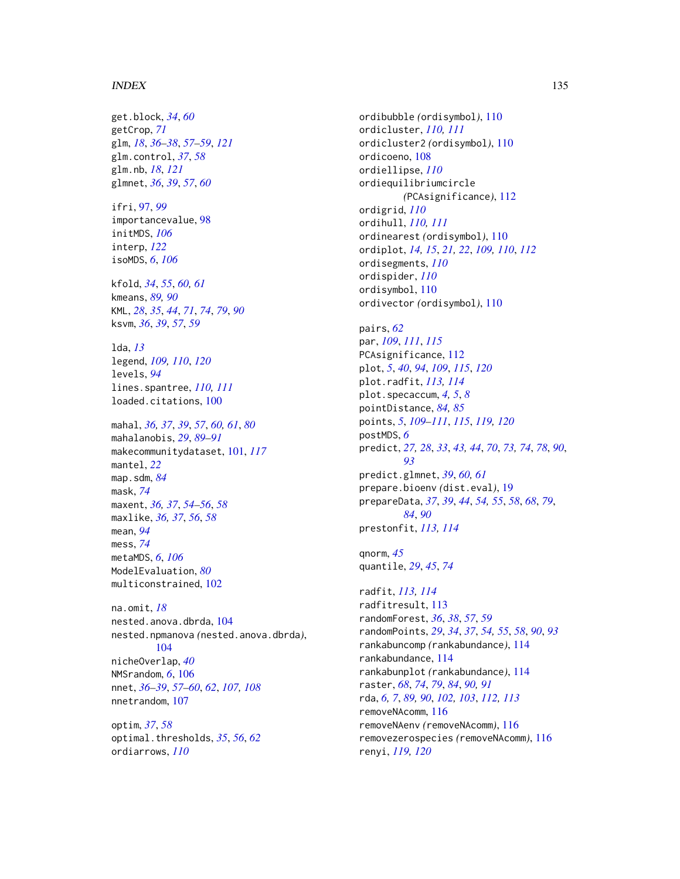get.block, *34*, *60*
getCrop, *71*
glm, *18*, *36–38*, *57–59*, *121*
glm.control, *37*, *58*
glm.nb, *18*, *121*
glmnet, *36*, *39*, *57*, *60*

ifri, 97, *99*
importancevalue, 98
initMDS, *106*
interp, *122*
isoMDS, *6*, *106*

kfold, *34*, *55*, *60, 61*
kmeans, *89, 90*
KML, *28*, *35*, *44*, *71*, *74*, *79*, *90*
ksvm, *36*, *39*, *57*, *59*

lda, *13*
legend, *109, 110*, *120*
levels, *94*
lines.spantree, *110, 111*
loaded.citations, 100

mahal, *36, 37*, *39*, *57*, *60, 61*, *80*
mahalanobis, *29*, *89–91*
makecommunitydataset, 101, *117*
mantel, *22*
map.sdm, *84*
mask, *74*
maxent, *36, 37*, *54–56*, *58*
maxlike, *36, 37*, *56*, *58*
mean, *94*
mess, *74*
metaMDS, *6*, *106*
ModelEvaluation, *80*
multiconstrained, 102

na.omit, *18*
nested.anova.dbrda, 104
nested.npmanova *(*nested.anova.dbrda*)*, 104
nicheOverlap, *40*
NMSrandom, *6*, 106
nnet, *36–39*, *57–60*, *62*, *107, 108*
nnetrandom, 107

optim, *37*, *58*
optimal.thresholds, *35*, *56*, *62*
ordiarrows, *110*
ordibubble *(*ordisymbol*)*, 110
ordicluster, *110, 111*
ordicluster2 *(*ordisymbol*)*, 110
ordicoeno, 108
ordiellipse, *110*
ordiequilibriumcircle *(*PCAsignificance*)*, 112
ordigrid, *110*
ordihull, *110, 111*
ordinearest *(*ordisymbol*)*, 110
ordiplot, *14, 15*, *21, 22*, *109, 110*, *112*
ordisegments, *110*
ordispider, *110*
ordisymbol, 110
ordivector *(*ordisymbol*)*, 110

pairs, *62*
par, *109*, *111*, *115*
PCAsignificance, 112
plot, *5*, *40*, *94*, *109*, *115*, *120*
plot.radfit, *113, 114*
plot.specaccum, *4, 5*, *8*
pointDistance, *84, 85*
points, *5*, *109–111*, *115*, *119, 120*
postMDS, *6*
predict, *27, 28*, *33*, *43, 44*, *70*, *73, 74*, *78*, *90*, *93*
predict.glmnet, *39*, *60, 61*
prepare.bioenv *(*dist.eval*)*, 19
prepareData, *37*, *39*, *44*, *54, 55*, *58*, *68*, *79*, *84*, *90*
prestonfit, *113, 114*

qnorm, *45*
quantile, *29*, *45*, *74*

radfit, *113, 114*
radfitresult, 113
randomForest, *36*, *38*, *57*, *59*
randomPoints, *29*, *34*, *37*, *54, 55*, *58*, *90*, *93*
rankabuncomp *(*rankabundance*)*, 114
rankabundance, 114
rankabunplot *(*rankabundance*)*, 114
raster, *68*, *74*, *79*, *84*, *90, 91*
rda, *6, 7*, *89, 90*, *102, 103*, *112, 113*
removeNAcomm, 116
removeNAenv *(*removeNAcomm*)*, 116
removezerospecies *(*removeNAcomm*)*, 116
renyi, *119, 120*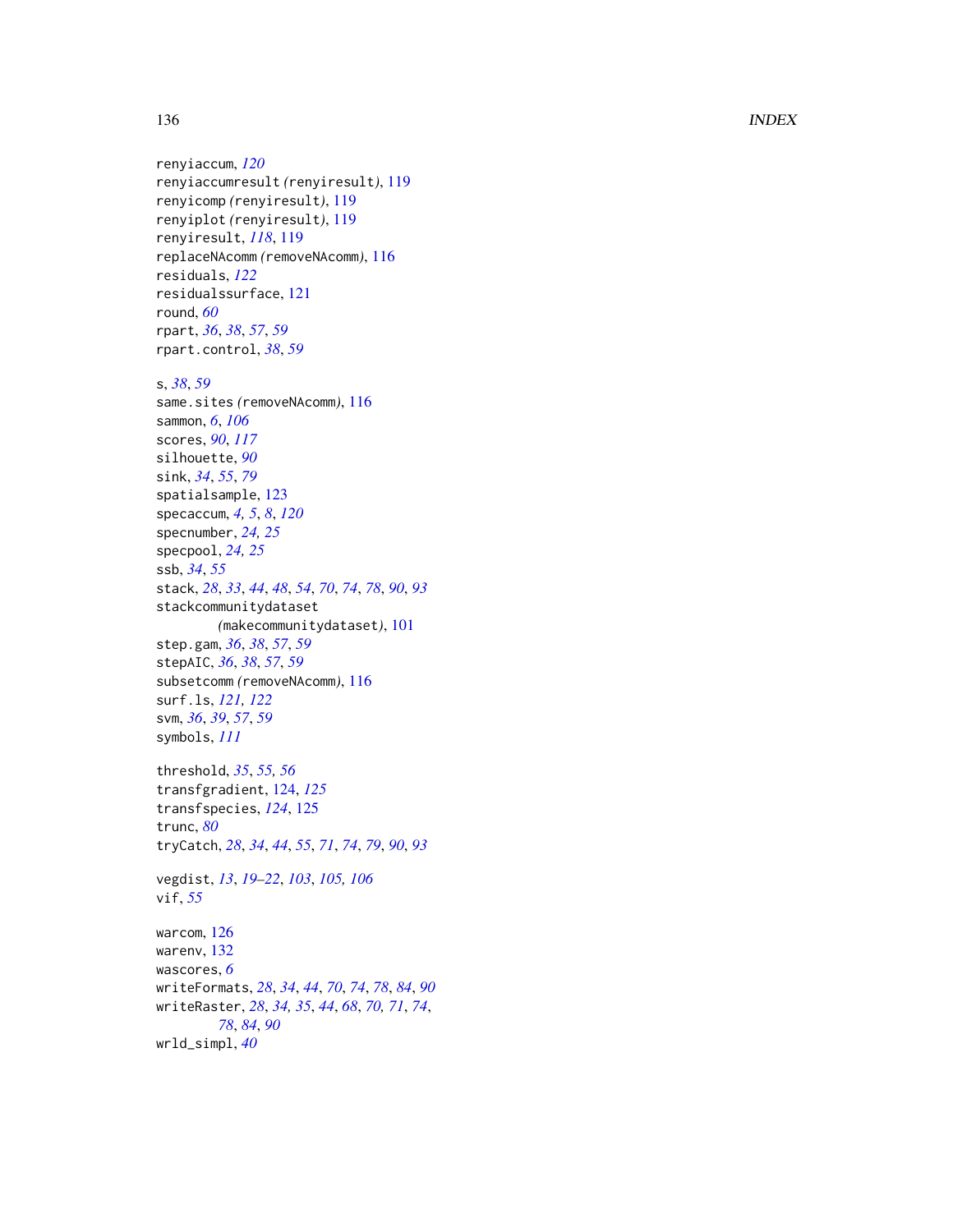renyiaccum, *120*
renyiaccumresult *(*renyiresult*)*, 119
renyicomp *(*renyiresult*)*, 119
renyiplot *(*renyiresult*)*, 119
renyiresult, *118*, 119
replaceNAcomm *(*removeNAcomm*)*, 116
residuals, *122*
residualssurface, 121
round, *60*
rpart, *36*, *38*, *57*, *59*
rpart.control, *38*, *59*

s, *38*, *59*
same.sites *(*removeNAcomm*)*, 116
sammon, *6*, *106*
scores, *90*, *117*
silhouette, *90*
sink, *34*, *55*, *79*
spatialsample, 123
specaccum, *4, 5*, *8*, *120*
specnumber, *24, 25*
specpool, *24, 25*
ssb, *34*, *55*
stack, *28*, *33*, *44*, *48*, *54*, *70*, *74*, *78*, *90*, *93*
stackcommunitydataset
        *(*makecommunitydataset*)*, 101
step.gam, *36*, *38*, *57*, *59*
stepAIC, *36*, *38*, *57*, *59*
subsetcomm *(*removeNAcomm*)*, 116
surf.ls, *121, 122*
svm, *36*, *39*, *57*, *59*
symbols, *111*

threshold, *35*, *55, 56*
transfgradient, 124, *125*
transfspecies, *124*, 125
trunc, *80*
tryCatch, *28*, *34*, *44*, *55*, *71*, *74*, *79*, *90*, *93*

vegdist, *13*, *19–22*, *103*, *105, 106*
vif, *55*

warcom, 126
warenv, 132
wascores, *6*
writeFormats, *28*, *34*, *44*, *70*, *74*, *78*, *84*, *90*
writeRaster, *28*, *34, 35*, *44*, *68*, *70, 71*, *74*,
        *78*, *84*, *90*
wrld_simpl, *40*